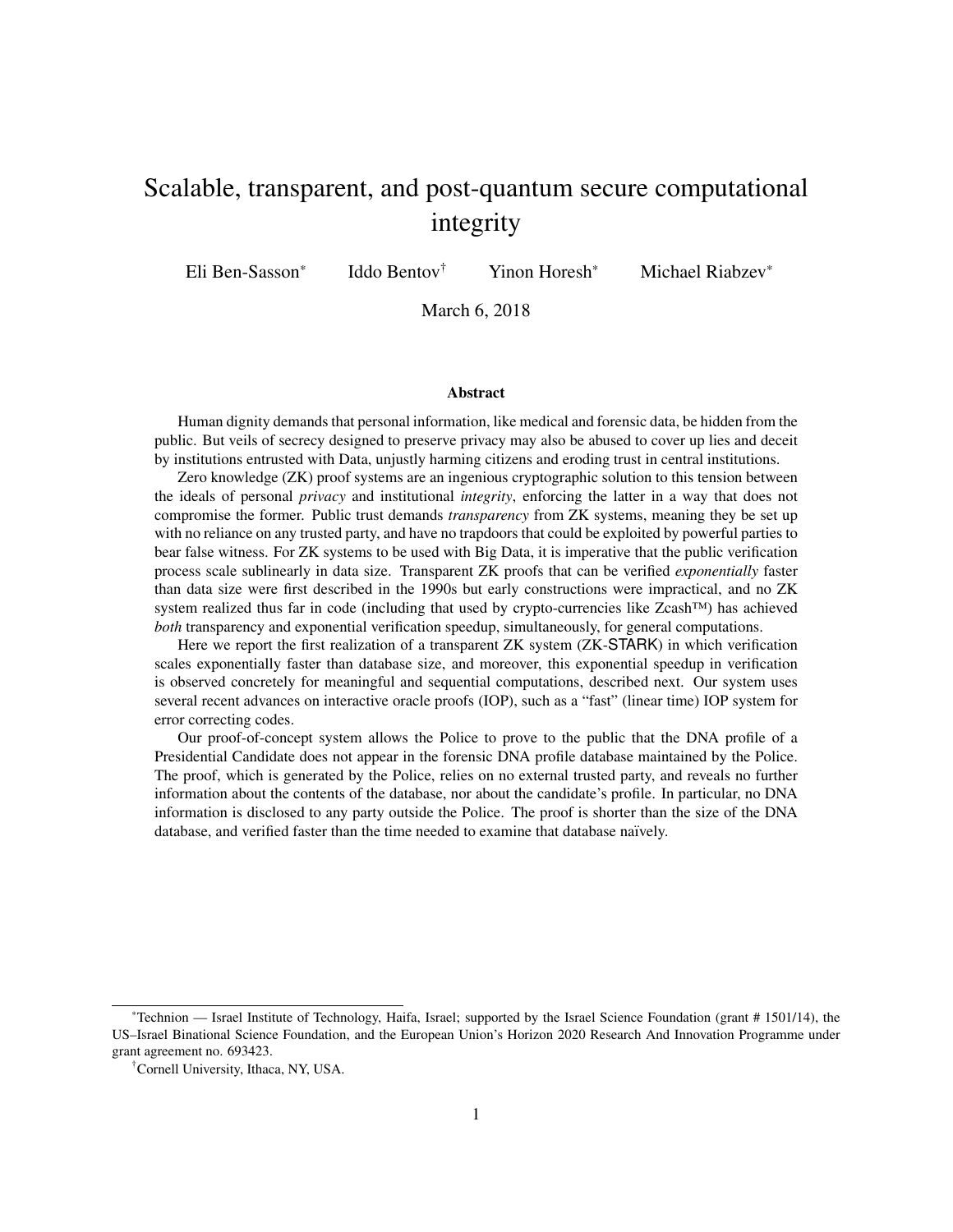# Scalable, transparent, and post-quantum secure computational integrity

Eli Ben-Sasson[*] Iddo Bentov[†] Yinon Horesh[*] Michael Riabzev[*]

March 6, 2018

## Abstract

Human dignity demands that personal information, like medical and forensic data, be hidden from the public. But veils of secrecy designed to preserve privacy may also be abused to cover up lies and deceit by institutions entrusted with Data, unjustly harming citizens and eroding trust in central institutions.

Zero knowledge (ZK) proof systems are an ingenious cryptographic solution to this tension between the ideals of personal *privacy* and institutional *integrity*, enforcing the latter in a way that does not compromise the former. Public trust demands *transparency* from ZK systems, meaning they be set up with no reliance on any trusted party, and have no trapdoors that could be exploited by powerful parties to bear false witness. For ZK systems to be used with Big Data, it is imperative that the public verification process scale sublinearly in data size. Transparent ZK proofs that can be verified *exponentially* faster than data size were first described in the 1990s but early constructions were impractical, and no ZK system realized thus far in code (including that used by crypto-currencies like Zcash™) has achieved *both* transparency and exponential verification speedup, simultaneously, for general computations.

Here we report the first realization of a transparent ZK system (ZK-STARK) in which verification scales exponentially faster than database size, and moreover, this exponential speedup in verification is observed concretely for meaningful and sequential computations, described next. Our system uses several recent advances on interactive oracle proofs (IOP), such as a "fast" (linear time) IOP system for error correcting codes.

Our proof-of-concept system allows the Police to prove to the public that the DNA profile of a Presidential Candidate does not appear in the forensic DNA profile database maintained by the Police. The proof, which is generated by the Police, relies on no external trusted party, and reveals no further information about the contents of the database, nor about the candidate's profile. In particular, no DNA information is disclosed to any party outside the Police. The proof is shorter than the size of the DNA database, and verified faster than the time needed to examine that database naïvely.

---

[*] Technion — Israel Institute of Technology, Haifa, Israel; supported by the Israel Science Foundation (grant # 1501/14), the US–Israel Binational Science Foundation, and the European Union's Horizon 2020 Research And Innovation Programme under grant agreement no. 693423.

[†] Cornell University, Ithaca, NY, USA.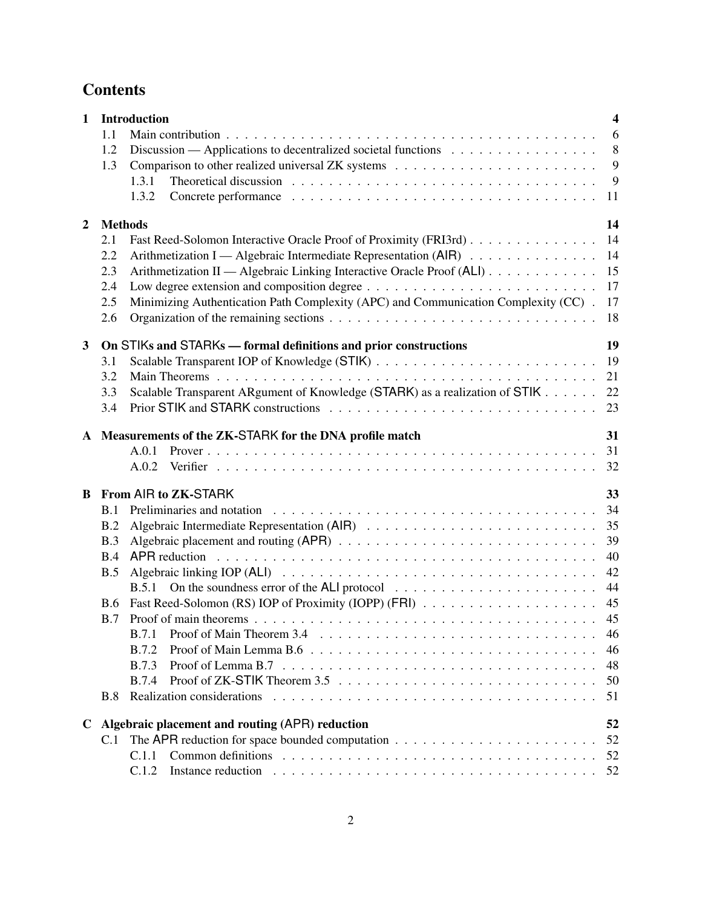# Contents

**1 Introduction** **4**
- 1.1 Main contribution 6
- 1.2 Discussion — Applications to decentralized societal functions 8
- 1.3 Comparison to other realized universal ZK systems 9
  - 1.3.1 Theoretical discussion 9
  - 1.3.2 Concrete performance 11

**2 Methods** **14**
- 2.1 Fast Reed-Solomon Interactive Oracle Proof of Proximity (FRI3rd) 14
- 2.2 Arithmetization I — Algebraic Intermediate Representation (AIR) 14
- 2.3 Arithmetization II — Algebraic Linking Interactive Oracle Proof (ALI) 15
- 2.4 Low degree extension and composition degree 17
- 2.5 Minimizing Authentication Path Complexity (APC) and Communication Complexity (CC) 17
- 2.6 Organization of the remaining sections 18

**3 On STIKs and STARKs — formal definitions and prior constructions** **19**
- 3.1 Scalable Transparent IOP of Knowledge (STIK) 19
- 3.2 Main Theorems 21
- 3.3 Scalable Transparent ARgument of Knowledge (STARK) as a realization of STIK 22
- 3.4 Prior STIK and STARK constructions 23

**A Measurements of the ZK-STARK for the DNA profile match** **31**
- A.0.1 Prover 31
- A.0.2 Verifier 32

**B From AIR to ZK-STARK** **33**
- B.1 Preliminaries and notation 34
- B.2 Algebraic Intermediate Representation (AIR) 35
- B.3 Algebraic placement and routing (APR) 39
- B.4 APR reduction 40
- B.5 Algebraic linking IOP (ALI) 42
  - B.5.1 On the soundness error of the ALI protocol 44
- B.6 Fast Reed-Solomon (RS) IOP of Proximity (IOPP) (FRI) 45
- B.7 Proof of main theorems 45
  - B.7.1 Proof of Main Theorem 3.4 46
  - B.7.2 Proof of Main Lemma B.6 46
  - B.7.3 Proof of Lemma B.7 48
  - B.7.4 Proof of ZK-STIK Theorem 3.5 50
- B.8 Realization considerations 51

**C Algebraic placement and routing (APR) reduction** **52**
- C.1 The APR reduction for space bounded computation 52
  - C.1.1 Common definitions 52
  - C.1.2 Instance reduction 52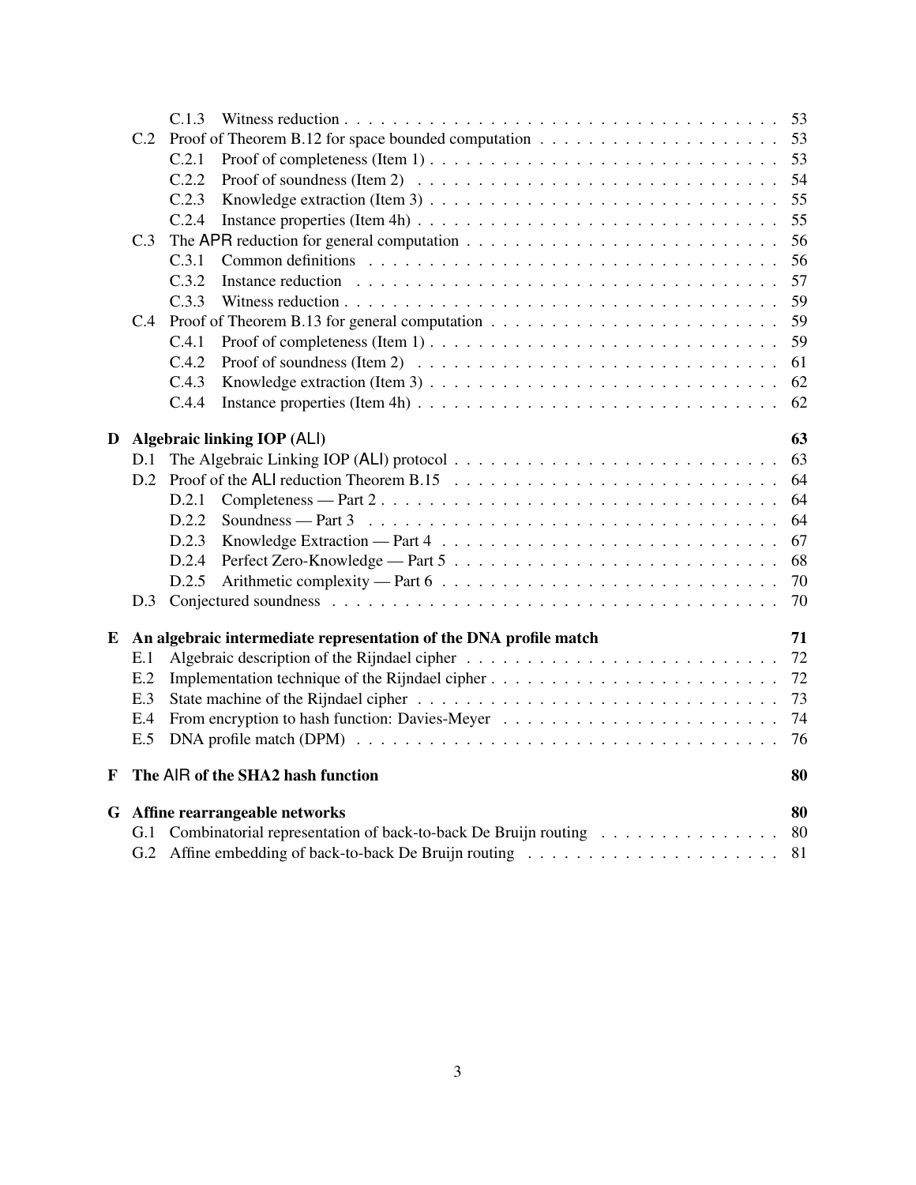- C.1.3 Witness reduction . . . 53
- C.2 Proof of Theorem B.12 for space bounded computation . . . 53
  - C.2.1 Proof of completeness (Item 1) . . . 53
  - C.2.2 Proof of soundness (Item 2) . . . 54
  - C.2.3 Knowledge extraction (Item 3) . . . 55
  - C.2.4 Instance properties (Item 4h) . . . 55
- C.3 The APR reduction for general computation . . . 56
  - C.3.1 Common definitions . . . 56
  - C.3.2 Instance reduction . . . 57
  - C.3.3 Witness reduction . . . 59
- C.4 Proof of Theorem B.13 for general computation . . . 59
  - C.4.1 Proof of completeness (Item 1) . . . 59
  - C.4.2 Proof of soundness (Item 2) . . . 61
  - C.4.3 Knowledge extraction (Item 3) . . . 62
  - C.4.4 Instance properties (Item 4h) . . . 62

**D Algebraic linking IOP (ALI) 63**

- D.1 The Algebraic Linking IOP (ALI) protocol . . . 63
- D.2 Proof of the ALI reduction Theorem B.15 . . . 64
  - D.2.1 Completeness — Part 2 . . . 64
  - D.2.2 Soundness — Part 3 . . . 64
  - D.2.3 Knowledge Extraction — Part 4 . . . 67
  - D.2.4 Perfect Zero-Knowledge — Part 5 . . . 68
  - D.2.5 Arithmetic complexity — Part 6 . . . 70
- D.3 Conjectured soundness . . . 70

**E An algebraic intermediate representation of the DNA profile match 71**

- E.1 Algebraic description of the Rijndael cipher . . . 72
- E.2 Implementation technique of the Rijndael cipher . . . 72
- E.3 State machine of the Rijndael cipher . . . 73
- E.4 From encryption to hash function: Davies-Meyer . . . 74
- E.5 DNA profile match (DPM) . . . 76

**F The AIR of the SHA2 hash function 80**

**G Affine rearrangeable networks 80**

- G.1 Combinatorial representation of back-to-back De Bruijn routing . . . 80
- G.2 Affine embedding of back-to-back De Bruijn routing . . . 81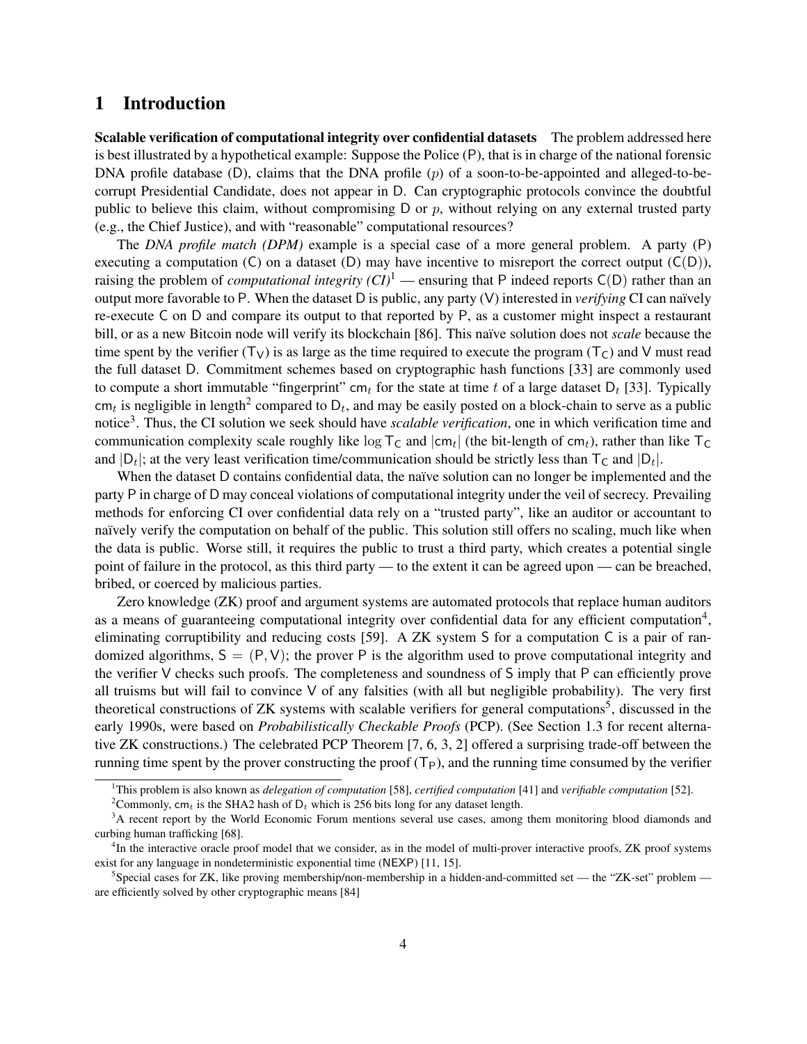# 1 Introduction

**Scalable verification of computational integrity over confidential datasets** The problem addressed here is best illustrated by a hypothetical example: Suppose the Police (P), that is in charge of the national forensic DNA profile database (D), claims that the DNA profile ($p$) of a soon-to-be-appointed and alleged-to-be-corrupt Presidential Candidate, does not appear in D. Can cryptographic protocols convince the doubtful public to believe this claim, without compromising D or $p$, without relying on any external trusted party (e.g., the Chief Justice), and with "reasonable" computational resources?

The *DNA profile match (DPM)* example is a special case of a more general problem. A party (P) executing a computation (C) on a dataset (D) may have incentive to misreport the correct output (C(D)), raising the problem of *computational integrity (CI)*[1] — ensuring that P indeed reports C(D) rather than an output more favorable to P. When the dataset D is public, any party (V) interested in *verifying* CI can naïvely re-execute C on D and compare its output to that reported by P, as a customer might inspect a restaurant bill, or as a new Bitcoin node will verify its blockchain [86]. This naïve solution does not *scale* because the time spent by the verifier ($T_V$) is as large as the time required to execute the program ($T_C$) and V must read the full dataset D. Commitment schemes based on cryptographic hash functions [33] are commonly used to compute a short immutable "fingerprint" $cm_t$ for the state at time $t$ of a large dataset $D_t$ [33]. Typically $cm_t$ is negligible in length[2] compared to $D_t$, and may be easily posted on a block-chain to serve as a public notice[3]. Thus, the CI solution we seek should have *scalable verification*, one in which verification time and communication complexity scale roughly like $\log T_C$ and $|cm_t|$ (the bit-length of $cm_t$), rather than like $T_C$ and $|D_t|$; at the very least verification time/communication should be strictly less than $T_C$ and $|D_t|$.

When the dataset D contains confidential data, the naïve solution can no longer be implemented and the party P in charge of D may conceal violations of computational integrity under the veil of secrecy. Prevailing methods for enforcing CI over confidential data rely on a "trusted party", like an auditor or accountant to naïvely verify the computation on behalf of the public. This solution still offers no scaling, much like when the data is public. Worse still, it requires the public to trust a third party, which creates a potential single point of failure in the protocol, as this third party — to the extent it can be agreed upon — can be breached, bribed, or coerced by malicious parties.

Zero knowledge (ZK) proof and argument systems are automated protocols that replace human auditors as a means of guaranteeing computational integrity over confidential data for any efficient computation[4], eliminating corruptibility and reducing costs [59]. A ZK system S for a computation C is a pair of randomized algorithms, $S = (P, V)$; the prover P is the algorithm used to prove computational integrity and the verifier V checks such proofs. The completeness and soundness of S imply that P can efficiently prove all truisms but will fail to convince V of any falsities (with all but negligible probability). The very first theoretical constructions of ZK systems with scalable verifiers for general computations[5], discussed in the early 1990s, were based on *Probabilistically Checkable Proofs* (PCP). (See Section 1.3 for recent alternative ZK constructions.) The celebrated PCP Theorem [7, 6, 3, 2] offered a surprising trade-off between the running time spent by the prover constructing the proof ($T_P$), and the running time consumed by the verifier

---

[1] This problem is also known as *delegation of computation* [58], *certified computation* [41] and *verifiable computation* [52].

[2] Commonly, $cm_t$ is the SHA2 hash of $D_t$ which is 256 bits long for any dataset length.

[3] A recent report by the World Economic Forum mentions several use cases, among them monitoring blood diamonds and curbing human trafficking [68].

[4] In the interactive oracle proof model that we consider, as in the model of multi-prover interactive proofs, ZK proof systems exist for any language in nondeterministic exponential time (NEXP) [11, 15].

[5] Special cases for ZK, like proving membership/non-membership in a hidden-and-committed set — the "ZK-set" problem — are efficiently solved by other cryptographic means [84]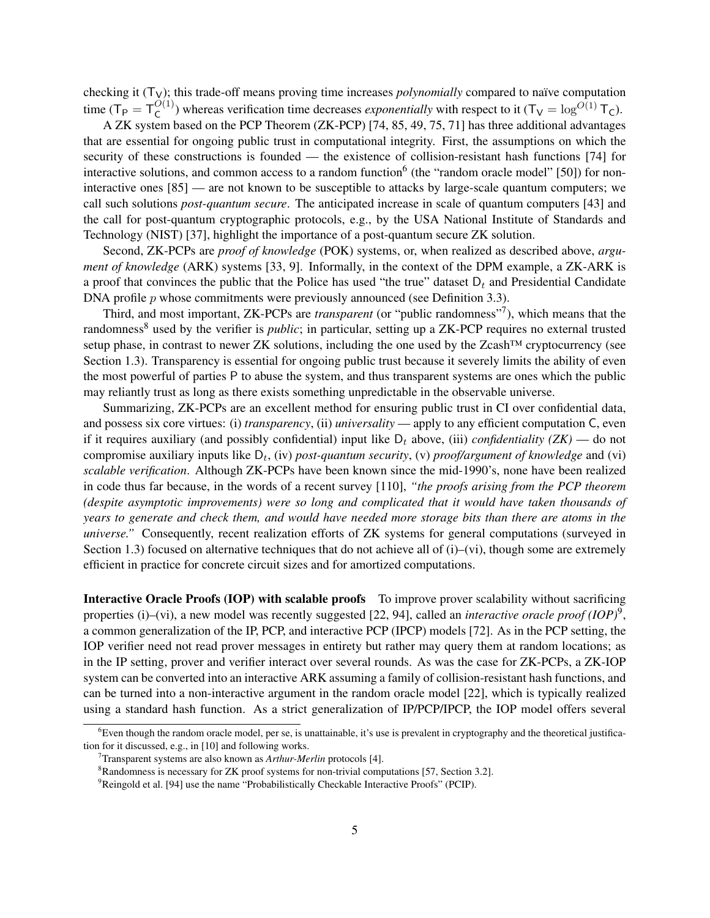checking it ($\mathsf{T}_\mathsf{V}$); this trade-off means proving time increases *polynomially* compared to naïve computation time ($\mathsf{T}_\mathsf{P} = \mathsf{T}_\mathsf{C}^{O(1)}$) whereas verification time decreases *exponentially* with respect to it ($\mathsf{T}_\mathsf{V} = \log^{O(1)} \mathsf{T}_\mathsf{C}$).

A ZK system based on the PCP Theorem (ZK-PCP) [74, 85, 49, 75, 71] has three additional advantages that are essential for ongoing public trust in computational integrity. First, the assumptions on which the security of these constructions is founded — the existence of collision-resistant hash functions [74] for interactive solutions, and common access to a random function[6] (the "random oracle model" [50]) for non-interactive ones [85] — are not known to be susceptible to attacks by large-scale quantum computers; we call such solutions *post-quantum secure*. The anticipated increase in scale of quantum computers [43] and the call for post-quantum cryptographic protocols, e.g., by the USA National Institute of Standards and Technology (NIST) [37], highlight the importance of a post-quantum secure ZK solution.

Second, ZK-PCPs are *proof of knowledge* (POK) systems, or, when realized as described above, *argument of knowledge* (ARK) systems [33, 9]. Informally, in the context of the DPM example, a ZK-ARK is a proof that convinces the public that the Police has used "the true" dataset $\mathsf{D}_t$ and Presidential Candidate DNA profile $p$ whose commitments were previously announced (see Definition 3.3).

Third, and most important, ZK-PCPs are *transparent* (or "public randomness"[7]), which means that the randomness[8] used by the verifier is *public*; in particular, setting up a ZK-PCP requires no external trusted setup phase, in contrast to newer ZK solutions, including the one used by the Zcash™ cryptocurrency (see Section 1.3). Transparency is essential for ongoing public trust because it severely limits the ability of even the most powerful of parties P to abuse the system, and thus transparent systems are ones which the public may reliantly trust as long as there exists something unpredictable in the observable universe.

Summarizing, ZK-PCPs are an excellent method for ensuring public trust in CI over confidential data, and possess six core virtues: (i) *transparency*, (ii) *universality* — apply to any efficient computation C, even if it requires auxiliary (and possibly confidential) input like $\mathsf{D}_t$ above, (iii) *confidentiality (ZK)* — do not compromise auxiliary inputs like $\mathsf{D}_t$, (iv) *post-quantum security*, (v) *proof/argument of knowledge* and (vi) *scalable verification*. Although ZK-PCPs have been known since the mid-1990's, none have been realized in code thus far because, in the words of a recent survey [110], *"the proofs arising from the PCP theorem (despite asymptotic improvements) were so long and complicated that it would have taken thousands of years to generate and check them, and would have needed more storage bits than there are atoms in the universe."* Consequently, recent realization efforts of ZK systems for general computations (surveyed in Section 1.3) focused on alternative techniques that do not achieve all of (i)–(vi), though some are extremely efficient in practice for concrete circuit sizes and for amortized computations.

**Interactive Oracle Proofs (IOP) with scalable proofs** To improve prover scalability without sacrificing properties (i)–(vi), a new model was recently suggested [22, 94], called an *interactive oracle proof (IOP)*[9], a common generalization of the IP, PCP, and interactive PCP (IPCP) models [72]. As in the PCP setting, the IOP verifier need not read prover messages in entirety but rather may query them at random locations; as in the IP setting, prover and verifier interact over several rounds. As was the case for ZK-PCPs, a ZK-IOP system can be converted into an interactive ARK assuming a family of collision-resistant hash functions, and can be turned into a non-interactive argument in the random oracle model [22], which is typically realized using a standard hash function. As a strict generalization of IP/PCP/IPCP, the IOP model offers several

[6] Even though the random oracle model, per se, is unattainable, it's use is prevalent in cryptography and the theoretical justification for it discussed, e.g., in [10] and following works.

[7] Transparent systems are also known as *Arthur-Merlin* protocols [4].

[8] Randomness is necessary for ZK proof systems for non-trivial computations [57, Section 3.2].

[9] Reingold et al. [94] use the name "Probabilistically Checkable Interactive Proofs" (PCIP).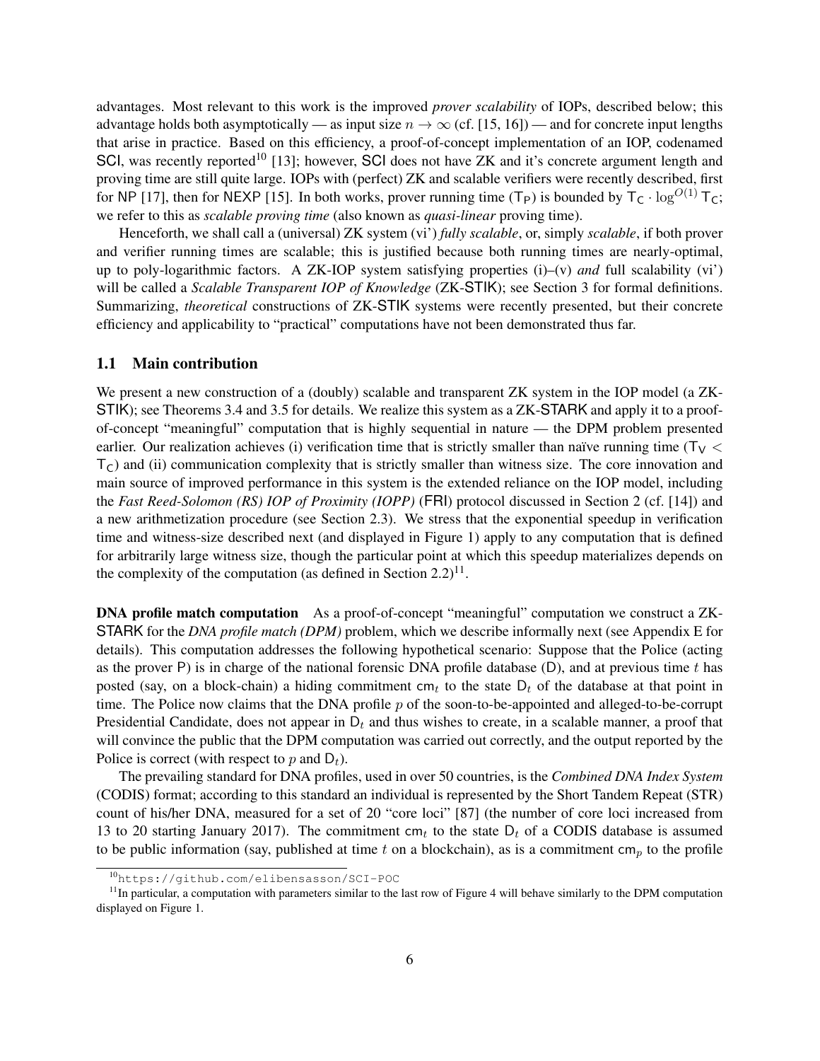advantages. Most relevant to this work is the improved *prover scalability* of IOPs, described below; this advantage holds both asymptotically — as input size $n \to \infty$ (cf. [15, 16]) — and for concrete input lengths that arise in practice. Based on this efficiency, a proof-of-concept implementation of an IOP, codenamed SCI, was recently reported[10] [13]; however, SCI does not have ZK and it's concrete argument length and proving time are still quite large. IOPs with (perfect) ZK and scalable verifiers were recently described, first for NP [17], then for NEXP [15]. In both works, prover running time ($\mathsf{T_P}$) is bounded by $\mathsf{T_C} \cdot \log^{O(1)} \mathsf{T_C}$; we refer to this as *scalable proving time* (also known as *quasi-linear* proving time).

Henceforth, we shall call a (universal) ZK system (vi') *fully scalable*, or, simply *scalable*, if both prover and verifier running times are scalable; this is justified because both running times are nearly-optimal, up to poly-logarithmic factors. A ZK-IOP system satisfying properties (i)–(v) *and* full scalability (vi') will be called a *Scalable Transparent IOP of Knowledge* (ZK-STIK); see Section 3 for formal definitions. Summarizing, *theoretical* constructions of ZK-STIK systems were recently presented, but their concrete efficiency and applicability to "practical" computations have not been demonstrated thus far.

## 1.1 Main contribution

We present a new construction of a (doubly) scalable and transparent ZK system in the IOP model (a ZK-STIK); see Theorems 3.4 and 3.5 for details. We realize this system as a ZK-STARK and apply it to a proof-of-concept "meaningful" computation that is highly sequential in nature — the DPM problem presented earlier. Our realization achieves (i) verification time that is strictly smaller than naïve running time ($\mathsf{T_V} < \mathsf{T_C}$) and (ii) communication complexity that is strictly smaller than witness size. The core innovation and main source of improved performance in this system is the extended reliance on the IOP model, including the *Fast Reed-Solomon (RS) IOP of Proximity (IOPP)* (FRI) protocol discussed in Section 2 (cf. [14]) and a new arithmetization procedure (see Section 2.3). We stress that the exponential speedup in verification time and witness-size described next (and displayed in Figure 1) apply to any computation that is defined for arbitrarily large witness size, though the particular point at which this speedup materializes depends on the complexity of the computation (as defined in Section 2.2)[11].

**DNA profile match computation** As a proof-of-concept "meaningful" computation we construct a ZK-STARK for the *DNA profile match (DPM)* problem, which we describe informally next (see Appendix E for details). This computation addresses the following hypothetical scenario: Suppose that the Police (acting as the prover P) is in charge of the national forensic DNA profile database (D), and at previous time $t$ has posted (say, on a block-chain) a hiding commitment $\mathsf{cm}_t$ to the state $\mathsf{D}_t$ of the database at that point in time. The Police now claims that the DNA profile $p$ of the soon-to-be-appointed and alleged-to-be-corrupt Presidential Candidate, does not appear in $\mathsf{D}_t$ and thus wishes to create, in a scalable manner, a proof that will convince the public that the DPM computation was carried out correctly, and the output reported by the Police is correct (with respect to $p$ and $\mathsf{D}_t$).

The prevailing standard for DNA profiles, used in over 50 countries, is the *Combined DNA Index System* (CODIS) format; according to this standard an individual is represented by the Short Tandem Repeat (STR) count of his/her DNA, measured for a set of 20 "core loci" [87] (the number of core loci increased from 13 to 20 starting January 2017). The commitment $\mathsf{cm}_t$ to the state $\mathsf{D}_t$ of a CODIS database is assumed to be public information (say, published at time $t$ on a blockchain), as is a commitment $\mathsf{cm}_p$ to the profile

[10] https://github.com/elibensasson/SCI-POC

[11] In particular, a computation with parameters similar to the last row of Figure 4 will behave similarly to the DPM computation displayed on Figure 1.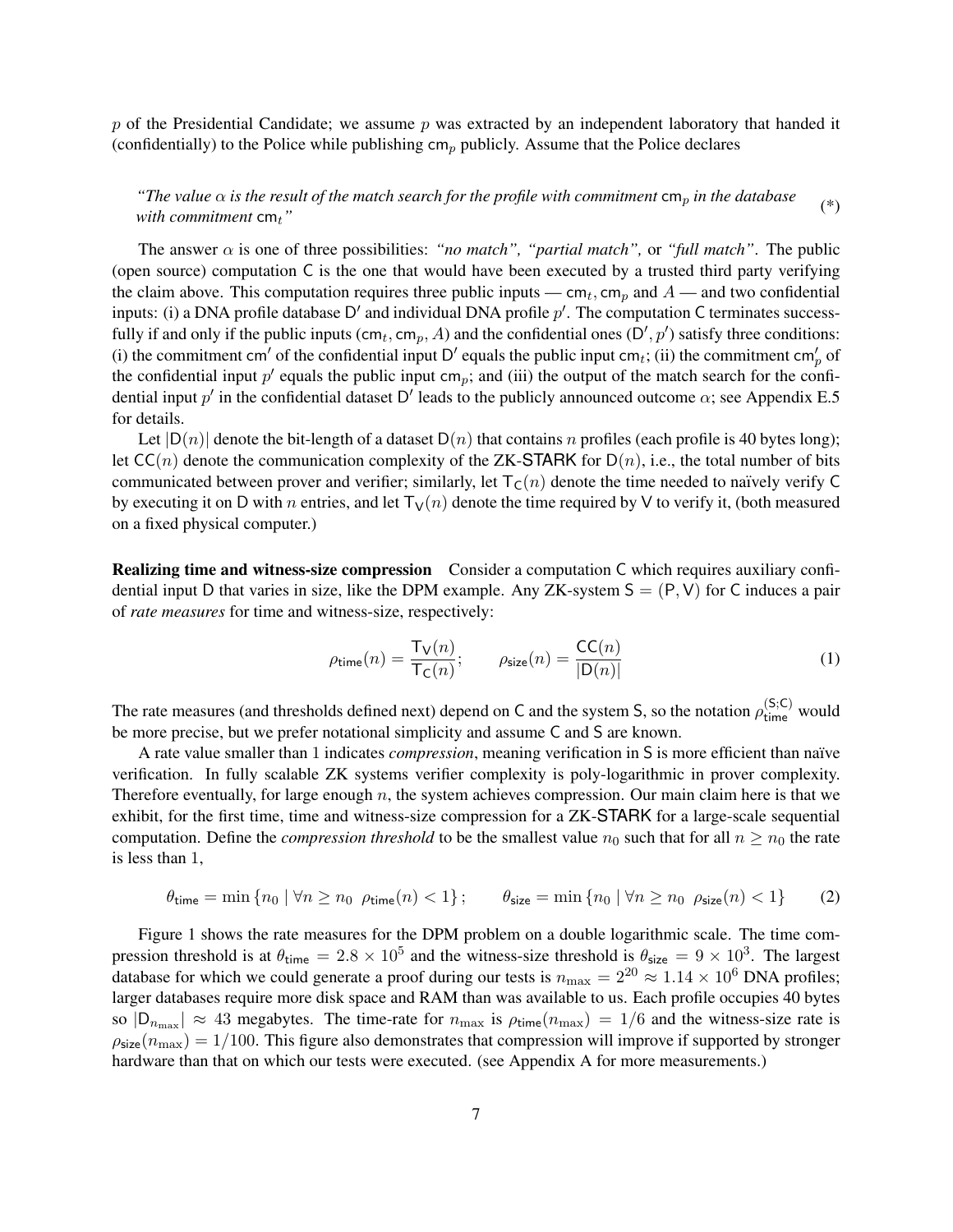$p$ of the Presidential Candidate; we assume $p$ was extracted by an independent laboratory that handed it (confidentially) to the Police while publishing $\mathsf{cm}_p$ publicly. Assume that the Police declares

> *"The value $\alpha$ is the result of the match search for the profile with commitment $\mathsf{cm}_p$ in the database with commitment $\mathsf{cm}_t$"* (*)

The answer $\alpha$ is one of three possibilities: *"no match", "partial match",* or *"full match"*. The public (open source) computation $\mathsf{C}$ is the one that would have been executed by a trusted third party verifying the claim above. This computation requires three public inputs — $\mathsf{cm}_t, \mathsf{cm}_p$ and $A$ — and two confidential inputs: (i) a DNA profile database $\mathsf{D}'$ and individual DNA profile $p'$. The computation $\mathsf{C}$ terminates successfully if and only if the public inputs $(\mathsf{cm}_t, \mathsf{cm}_p, A)$ and the confidential ones $(\mathsf{D}', p')$ satisfy three conditions: (i) the commitment $\mathsf{cm}'$ of the confidential input $\mathsf{D}'$ equals the public input $\mathsf{cm}_t$; (ii) the commitment $\mathsf{cm}'_p$ of the confidential input $p'$ equals the public input $\mathsf{cm}_p$; and (iii) the output of the match search for the confidential input $p'$ in the confidential dataset $\mathsf{D}'$ leads to the publicly announced outcome $\alpha$; see Appendix E.5 for details.

Let $|\mathsf{D}(n)|$ denote the bit-length of a dataset $\mathsf{D}(n)$ that contains $n$ profiles (each profile is 40 bytes long); let $\mathsf{CC}(n)$ denote the communication complexity of the ZK-STARK for $\mathsf{D}(n)$, i.e., the total number of bits communicated between prover and verifier; similarly, let $\mathsf{T}_\mathsf{C}(n)$ denote the time needed to naïvely verify $\mathsf{C}$ by executing it on $\mathsf{D}$ with $n$ entries, and let $\mathsf{T}_\mathsf{V}(n)$ denote the time required by $\mathsf{V}$ to verify it, (both measured on a fixed physical computer.)

**Realizing time and witness-size compression** Consider a computation $\mathsf{C}$ which requires auxiliary confidential input $\mathsf{D}$ that varies in size, like the DPM example. Any ZK-system $\mathsf{S} = (\mathsf{P}, \mathsf{V})$ for $\mathsf{C}$ induces a pair of *rate measures* for time and witness-size, respectively:

$$\rho_{\mathsf{time}}(n) = \frac{\mathsf{T}_\mathsf{V}(n)}{\mathsf{T}_\mathsf{C}(n)}; \qquad \rho_{\mathsf{size}}(n) = \frac{\mathsf{CC}(n)}{|\mathsf{D}(n)|} \tag{1}$$

The rate measures (and thresholds defined next) depend on $\mathsf{C}$ and the system $\mathsf{S}$, so the notation $\rho_{\mathsf{time}}^{(\mathsf{S};\mathsf{C})}$ would be more precise, but we prefer notational simplicity and assume $\mathsf{C}$ and $\mathsf{S}$ are known.

A rate value smaller than 1 indicates *compression*, meaning verification in $\mathsf{S}$ is more efficient than naïve verification. In fully scalable ZK systems verifier complexity is poly-logarithmic in prover complexity. Therefore eventually, for large enough $n$, the system achieves compression. Our main claim here is that we exhibit, for the first time, time and witness-size compression for a ZK-STARK for a large-scale sequential computation. Define the *compression threshold* to be the smallest value $n_0$ such that for all $n \geq n_0$ the rate is less than 1,

$$\theta_{\mathsf{time}} = \min\{n_0 \mid \forall n \geq n_0 \;\; \rho_{\mathsf{time}}(n) < 1\}; \qquad \theta_{\mathsf{size}} = \min\{n_0 \mid \forall n \geq n_0 \;\; \rho_{\mathsf{size}}(n) < 1\} \tag{2}$$

Figure 1 shows the rate measures for the DPM problem on a double logarithmic scale. The time compression threshold is at $\theta_{\mathsf{time}} = 2.8 \times 10^5$ and the witness-size threshold is $\theta_{\mathsf{size}} = 9 \times 10^3$. The largest database for which we could generate a proof during our tests is $n_{\max} = 2^{20} \approx 1.14 \times 10^6$ DNA profiles; larger databases require more disk space and RAM than was available to us. Each profile occupies 40 bytes so $|\mathsf{D}_{n_{\max}}| \approx 43$ megabytes. The time-rate for $n_{\max}$ is $\rho_{\mathsf{time}}(n_{\max}) = 1/6$ and the witness-size rate is $\rho_{\mathsf{size}}(n_{\max}) = 1/100$. This figure also demonstrates that compression will improve if supported by stronger hardware than that on which our tests were executed. (see Appendix A for more measurements.)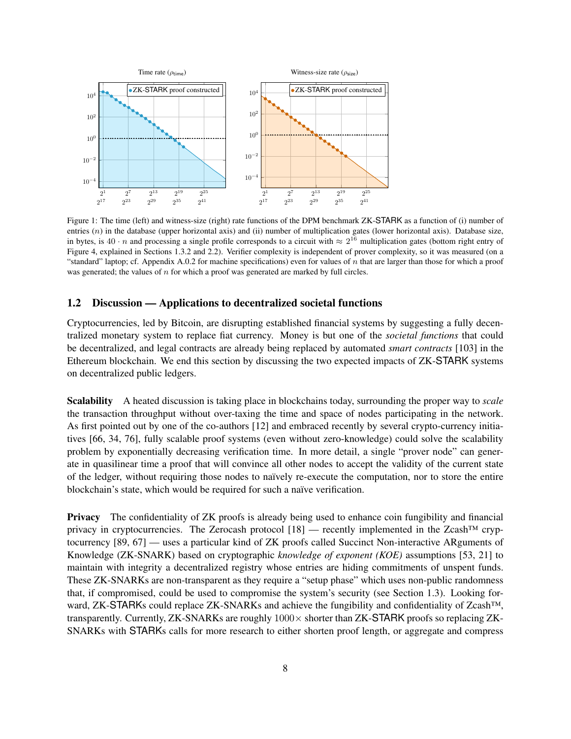Time rate ($\rho_{\mathsf{time}}$)

ZK-STARK proof constructed

$10^4$ $10^2$ $10^0$ $10^{-2}$ $10^{-4}$

$2^1$ $2^7$ $2^{13}$ $2^{19}$ $2^{25}$

$2^{17}$ $2^{23}$ $2^{29}$ $2^{35}$ $2^{41}$

Witness-size rate ($\rho_{\mathsf{size}}$)

ZK-STARK proof constructed

$10^4$ $10^2$ $10^0$ $10^{-2}$ $10^{-4}$

$2^1$ $2^7$ $2^{13}$ $2^{19}$ $2^{25}$

$2^{17}$ $2^{23}$ $2^{29}$ $2^{35}$ $2^{41}$

Figure 1: The time (left) and witness-size (right) rate functions of the DPM benchmark ZK-STARK as a function of (i) number of entries ($n$) in the database (upper horizontal axis) and (ii) number of multiplication gates (lower horizontal axis). Database size, in bytes, is $40 \cdot n$ and processing a single profile corresponds to a circuit with $\approx 2^{16}$ multiplication gates (bottom right entry of Figure 4, explained in Sections 1.3.2 and 2.2). Verifier complexity is independent of prover complexity, so it was measured (on a "standard" laptop; cf. Appendix A.0.2 for machine specifications) even for values of $n$ that are larger than those for which a proof was generated; the values of $n$ for which a proof was generated are marked by full circles.

## 1.2 Discussion — Applications to decentralized societal functions

Cryptocurrencies, led by Bitcoin, are disrupting established financial systems by suggesting a fully decentralized monetary system to replace fiat currency. Money is but one of the *societal functions* that could be decentralized, and legal contracts are already being replaced by automated *smart contracts* [103] in the Ethereum blockchain. We end this section by discussing the two expected impacts of ZK-STARK systems on decentralized public ledgers.

**Scalability** A heated discussion is taking place in blockchains today, surrounding the proper way to *scale* the transaction throughput without over-taxing the time and space of nodes participating in the network. As first pointed out by one of the co-authors [12] and embraced recently by several crypto-currency initiatives [66, 34, 76], fully scalable proof systems (even without zero-knowledge) could solve the scalability problem by exponentially decreasing verification time. In more detail, a single "prover node" can generate in quasilinear time a proof that will convince all other nodes to accept the validity of the current state of the ledger, without requiring those nodes to naïvely re-execute the computation, nor to store the entire blockchain's state, which would be required for such a naïve verification.

**Privacy** The confidentiality of ZK proofs is already being used to enhance coin fungibility and financial privacy in cryptocurrencies. The Zerocash protocol [18] — recently implemented in the Zcash™ cryptocurrency [89, 67] — uses a particular kind of ZK proofs called Succinct Non-interactive ARguments of Knowledge (ZK-SNARK) based on cryptographic *knowledge of exponent (KOE)* assumptions [53, 21] to maintain with integrity a decentralized registry whose entries are hiding commitments of unspent funds. These ZK-SNARKs are non-transparent as they require a "setup phase" which uses non-public randomness that, if compromised, could be used to compromise the system's security (see Section 1.3). Looking forward, ZK-STARKs could replace ZK-SNARKs and achieve the fungibility and confidentiality of Zcash™, transparently. Currently, ZK-SNARKs are roughly $1000\times$ shorter than ZK-STARK proofs so replacing ZK-SNARKs with STARKs calls for more research to either shorten proof length, or aggregate and compress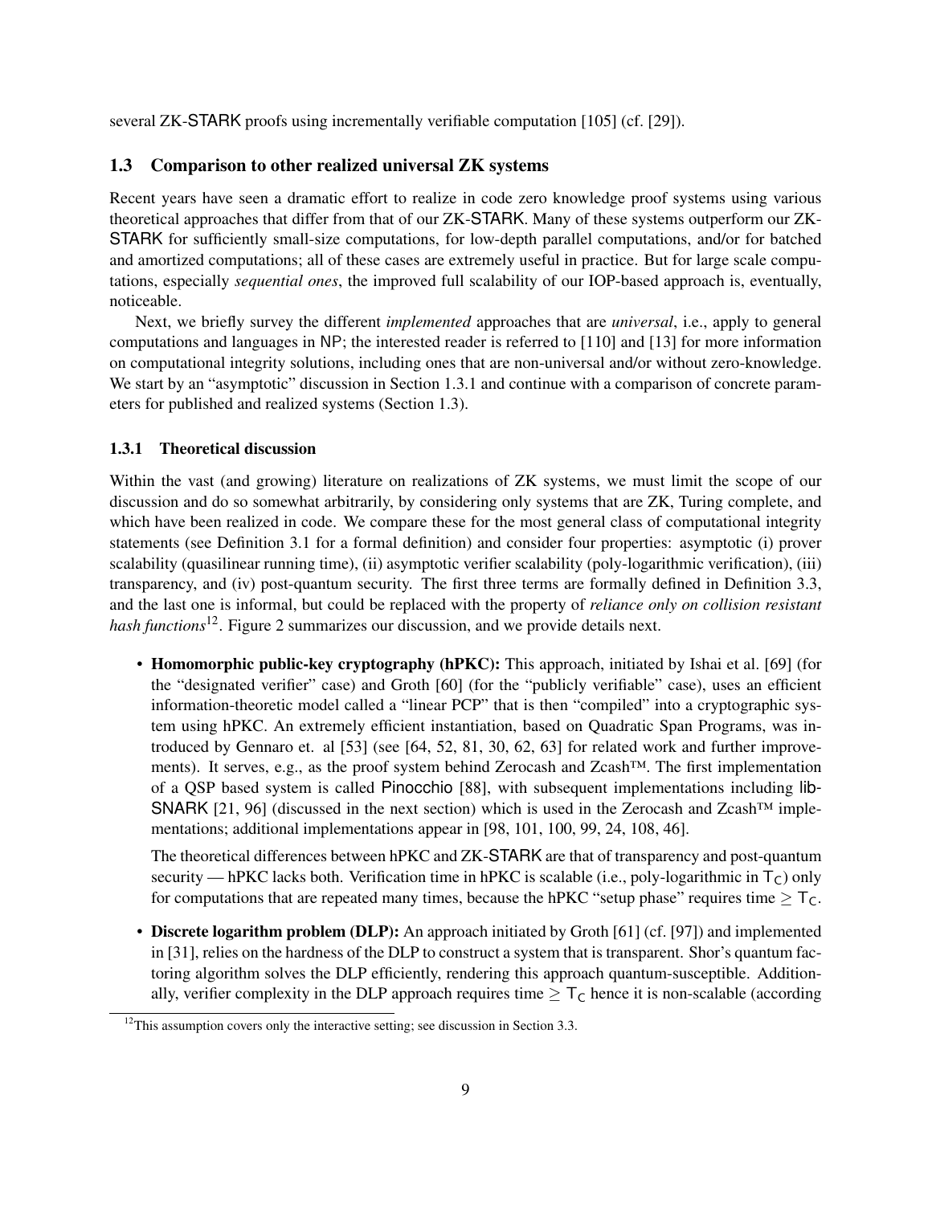several ZK-STARK proofs using incrementally verifiable computation [105] (cf. [29]).

### 1.3 Comparison to other realized universal ZK systems

Recent years have seen a dramatic effort to realize in code zero knowledge proof systems using various theoretical approaches that differ from that of our ZK-STARK. Many of these systems outperform our ZK-STARK for sufficiently small-size computations, for low-depth parallel computations, and/or for batched and amortized computations; all of these cases are extremely useful in practice. But for large scale computations, especially *sequential ones*, the improved full scalability of our IOP-based approach is, eventually, noticeable.

Next, we briefly survey the different *implemented* approaches that are *universal*, i.e., apply to general computations and languages in NP; the interested reader is referred to [110] and [13] for more information on computational integrity solutions, including ones that are non-universal and/or without zero-knowledge. We start by an "asymptotic" discussion in Section 1.3.1 and continue with a comparison of concrete parameters for published and realized systems (Section 1.3).

#### 1.3.1 Theoretical discussion

Within the vast (and growing) literature on realizations of ZK systems, we must limit the scope of our discussion and do so somewhat arbitrarily, by considering only systems that are ZK, Turing complete, and which have been realized in code. We compare these for the most general class of computational integrity statements (see Definition 3.1 for a formal definition) and consider four properties: asymptotic (i) prover scalability (quasilinear running time), (ii) asymptotic verifier scalability (poly-logarithmic verification), (iii) transparency, and (iv) post-quantum security. The first three terms are formally defined in Definition 3.3, and the last one is informal, but could be replaced with the property of *reliance only on collision resistant hash functions*[12]. Figure 2 summarizes our discussion, and we provide details next.

- **Homomorphic public-key cryptography (hPKC):** This approach, initiated by Ishai et al. [69] (for the "designated verifier" case) and Groth [60] (for the "publicly verifiable" case), uses an efficient information-theoretic model called a "linear PCP" that is then "compiled" into a cryptographic system using hPKC. An extremely efficient instantiation, based on Quadratic Span Programs, was introduced by Gennaro et. al [53] (see [64, 52, 81, 30, 62, 63] for related work and further improvements). It serves, e.g., as the proof system behind Zerocash and Zcash™. The first implementation of a QSP based system is called Pinocchio [88], with subsequent implementations including libSNARK [21, 96] (discussed in the next section) which is used in the Zerocash and Zcash™ implementations; additional implementations appear in [98, 101, 100, 99, 24, 108, 46].

  The theoretical differences between hPKC and ZK-STARK are that of transparency and post-quantum security — hPKC lacks both. Verification time in hPKC is scalable (i.e., poly-logarithmic in $\mathsf{T}_\mathsf{C}$) only for computations that are repeated many times, because the hPKC "setup phase" requires time $\geq \mathsf{T}_\mathsf{C}$.

- **Discrete logarithm problem (DLP):** An approach initiated by Groth [61] (cf. [97]) and implemented in [31], relies on the hardness of the DLP to construct a system that is transparent. Shor's quantum factoring algorithm solves the DLP efficiently, rendering this approach quantum-susceptible. Additionally, verifier complexity in the DLP approach requires time $\geq \mathsf{T}_\mathsf{C}$ hence it is non-scalable (according

[12] This assumption covers only the interactive setting; see discussion in Section 3.3.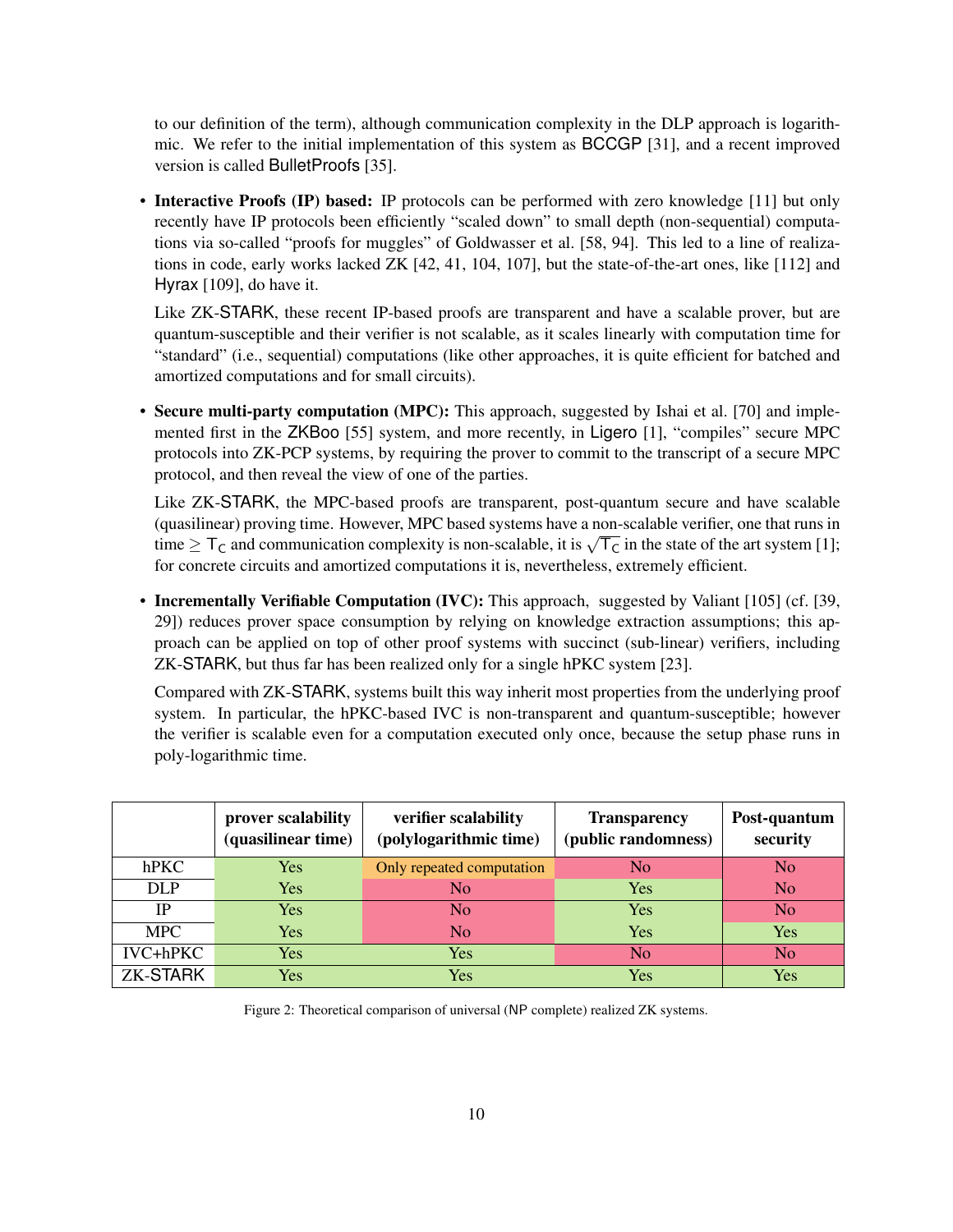to our definition of the term), although communication complexity in the DLP approach is logarithmic. We refer to the initial implementation of this system as BCCGP [31], and a recent improved version is called BulletProofs [35].

- **Interactive Proofs (IP) based:** IP protocols can be performed with zero knowledge [11] but only recently have IP protocols been efficiently "scaled down" to small depth (non-sequential) computations via so-called "proofs for muggles" of Goldwasser et al. [58, 94]. This led to a line of realizations in code, early works lacked ZK [42, 41, 104, 107], but the state-of-the-art ones, like [112] and Hyrax [109], do have it.

  Like ZK-STARK, these recent IP-based proofs are transparent and have a scalable prover, but are quantum-susceptible and their verifier is not scalable, as it scales linearly with computation time for "standard" (i.e., sequential) computations (like other approaches, it is quite efficient for batched and amortized computations and for small circuits).

- **Secure multi-party computation (MPC):** This approach, suggested by Ishai et al. [70] and implemented first in the ZKBoo [55] system, and more recently, in Ligero [1], "compiles" secure MPC protocols into ZK-PCP systems, by requiring the prover to commit to the transcript of a secure MPC protocol, and then reveal the view of one of the parties.

  Like ZK-STARK, the MPC-based proofs are transparent, post-quantum secure and have scalable (quasilinear) proving time. However, MPC based systems have a non-scalable verifier, one that runs in time $\geq \mathsf{T_C}$ and communication complexity is non-scalable, it is $\sqrt{\mathsf{T_C}}$ in the state of the art system [1]; for concrete circuits and amortized computations it is, nevertheless, extremely efficient.

- **Incrementally Verifiable Computation (IVC):** This approach, suggested by Valiant [105] (cf. [39, 29]) reduces prover space consumption by relying on knowledge extraction assumptions; this approach can be applied on top of other proof systems with succinct (sub-linear) verifiers, including ZK-STARK, but thus far has been realized only for a single hPKC system [23].

  Compared with ZK-STARK, systems built this way inherit most properties from the underlying proof system. In particular, the hPKC-based IVC is non-transparent and quantum-susceptible; however the verifier is scalable even for a computation executed only once, because the setup phase runs in poly-logarithmic time.

| | **prover scalability (quasilinear time)** | **verifier scalability (polylogarithmic time)** | **Transparency (public randomness)** | **Post-quantum security** |
|---|---|---|---|---|
| hPKC | Yes | Only repeated computation | No | No |
| DLP | Yes | No | Yes | No |
| IP | Yes | No | Yes | No |
| MPC | Yes | No | Yes | Yes |
| IVC+hPKC | Yes | Yes | No | No |
| ZK-STARK | Yes | Yes | Yes | Yes |

Figure 2: Theoretical comparison of universal (NP complete) realized ZK systems.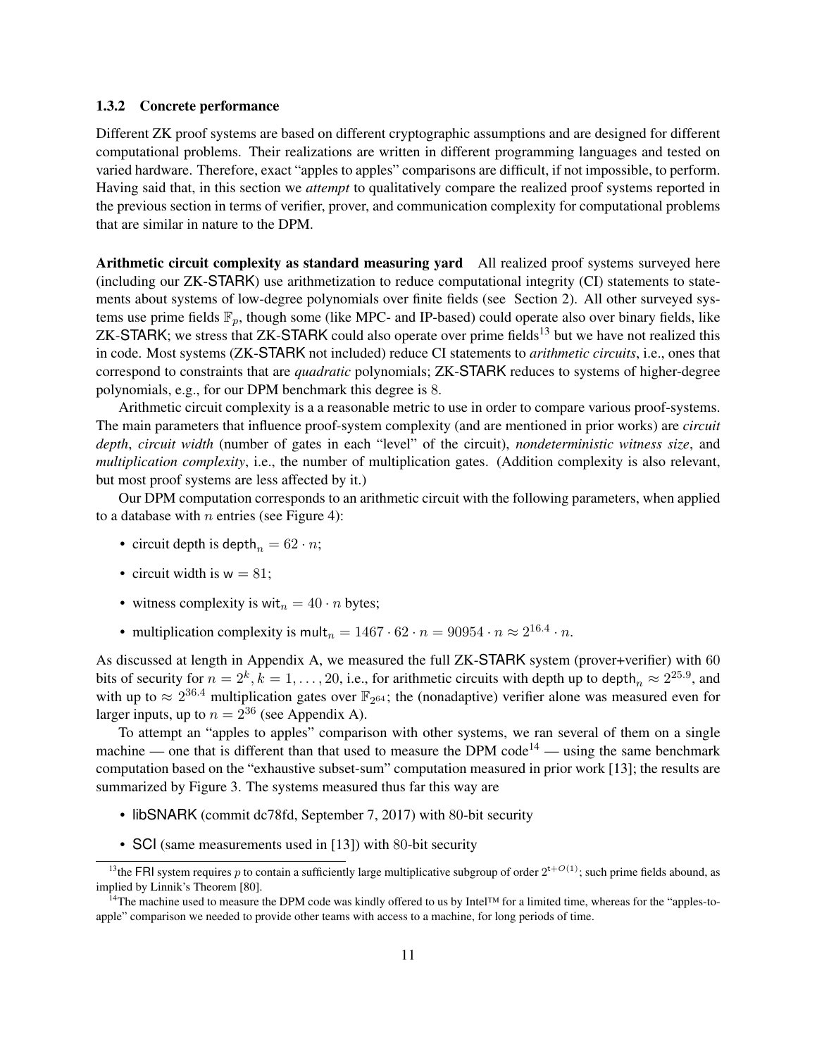### 1.3.2 Concrete performance

Different ZK proof systems are based on different cryptographic assumptions and are designed for different computational problems. Their realizations are written in different programming languages and tested on varied hardware. Therefore, exact "apples to apples" comparisons are difficult, if not impossible, to perform. Having said that, in this section we *attempt* to qualitatively compare the realized proof systems reported in the previous section in terms of verifier, prover, and communication complexity for computational problems that are similar in nature to the DPM.

**Arithmetic circuit complexity as standard measuring yard** All realized proof systems surveyed here (including our ZK-STARK) use arithmetization to reduce computational integrity (CI) statements to statements about systems of low-degree polynomials over finite fields (see Section 2). All other surveyed systems use prime fields $\mathbb{F}_p$, though some (like MPC- and IP-based) could operate also over binary fields, like ZK-STARK; we stress that ZK-STARK could also operate over prime fields[13] but we have not realized this in code. Most systems (ZK-STARK not included) reduce CI statements to *arithmetic circuits*, i.e., ones that correspond to constraints that are *quadratic* polynomials; ZK-STARK reduces to systems of higher-degree polynomials, e.g., for our DPM benchmark this degree is 8.

Arithmetic circuit complexity is a a reasonable metric to use in order to compare various proof-systems. The main parameters that influence proof-system complexity (and are mentioned in prior works) are *circuit depth*, *circuit width* (number of gates in each "level" of the circuit), *nondeterministic witness size*, and *multiplication complexity*, i.e., the number of multiplication gates. (Addition complexity is also relevant, but most proof systems are less affected by it.)

Our DPM computation corresponds to an arithmetic circuit with the following parameters, when applied to a database with $n$ entries (see Figure 4):

- circuit depth is $\mathsf{depth}_n = 62 \cdot n$;
- circuit width is $\mathsf{w} = 81$;
- witness complexity is $\mathsf{wit}_n = 40 \cdot n$ bytes;
- multiplication complexity is $\mathsf{mult}_n = 1467 \cdot 62 \cdot n = 90954 \cdot n \approx 2^{16.4} \cdot n$.

As discussed at length in Appendix A, we measured the full ZK-STARK system (prover+verifier) with 60 bits of security for $n = 2^k, k = 1, \ldots, 20$, i.e., for arithmetic circuits with depth up to $\mathsf{depth}_n \approx 2^{25.9}$, and with up to $\approx 2^{36.4}$ multiplication gates over $\mathbb{F}_{2^{64}}$; the (nonadaptive) verifier alone was measured even for larger inputs, up to $n = 2^{36}$ (see Appendix A).

To attempt an "apples to apples" comparison with other systems, we ran several of them on a single machine — one that is different than that used to measure the DPM code[14] — using the same benchmark computation based on the "exhaustive subset-sum" computation measured in prior work [13]; the results are summarized by Figure 3. The systems measured thus far this way are

- libSNARK (commit dc78fd, September 7, 2017) with 80-bit security
- SCI (same measurements used in [13]) with 80-bit security

[13] the FRI system requires $p$ to contain a sufficiently large multiplicative subgroup of order $2^{\mathrm{t}+O(1)}$; such prime fields abound, as implied by Linnik's Theorem [80].

[14] The machine used to measure the DPM code was kindly offered to us by Intel™ for a limited time, whereas for the "apples-to-apple" comparison we needed to provide other teams with access to a machine, for long periods of time.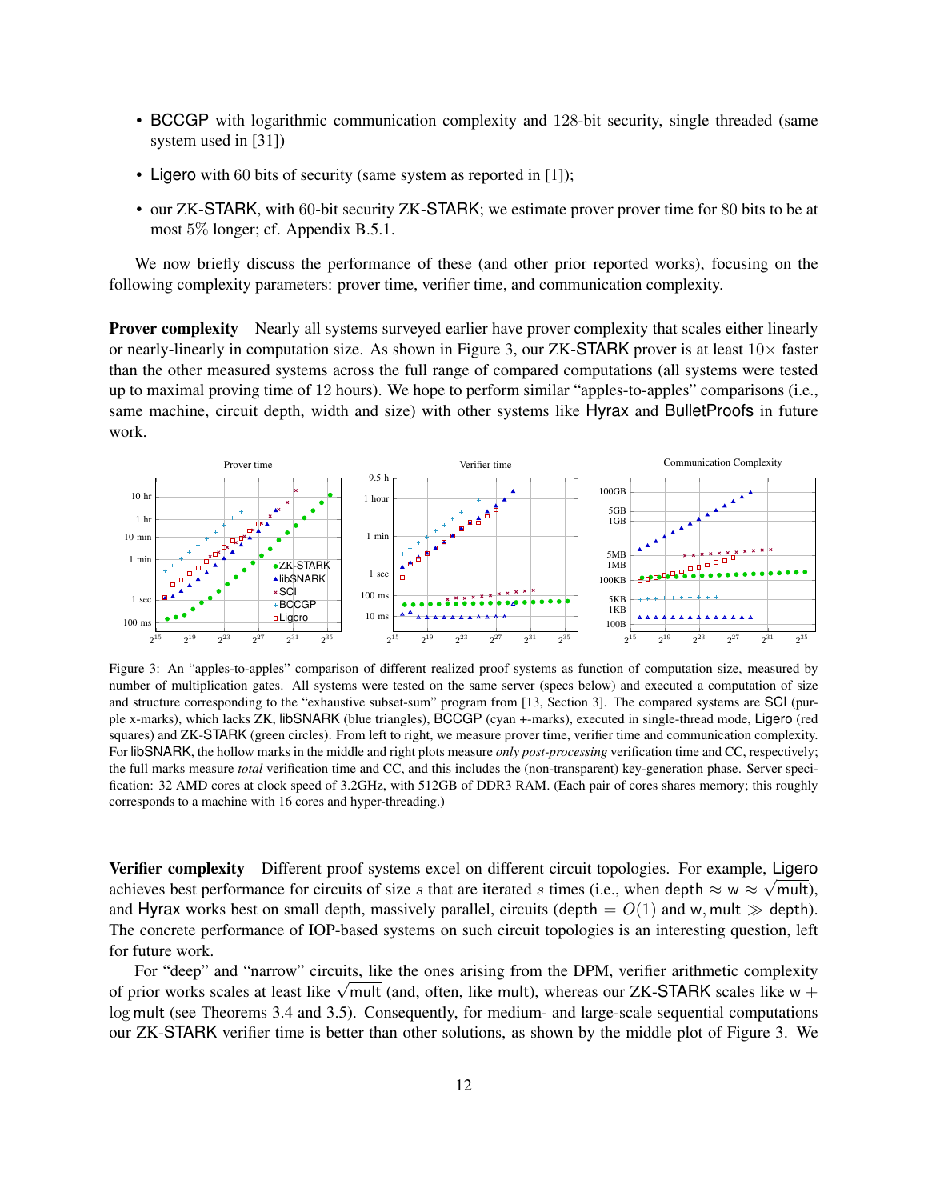- BCCGP with logarithmic communication complexity and 128-bit security, single threaded (same system used in [31])
- Ligero with 60 bits of security (same system as reported in [1]);
- our ZK-STARK, with 60-bit security ZK-STARK; we estimate prover prover time for 80 bits to be at most 5% longer; cf. Appendix B.5.1.

We now briefly discuss the performance of these (and other prior reported works), focusing on the following complexity parameters: prover time, verifier time, and communication complexity.

**Prover complexity** Nearly all systems surveyed earlier have prover complexity that scales either linearly or nearly-linearly in computation size. As shown in Figure 3, our ZK-STARK prover is at least 10× faster than the other measured systems across the full range of compared computations (all systems were tested up to maximal proving time of 12 hours). We hope to perform similar "apples-to-apples" comparisons (i.e., same machine, circuit depth, width and size) with other systems like Hyrax and BulletProofs in future work.

Prover time
10 hr
1 hr
10 min
1 min
1 sec
100 ms
ZK-STARK
libSNARK
SCI
BCCGP
Ligero
$2^{15}$ $2^{19}$ $2^{23}$ $2^{27}$ $2^{31}$ $2^{35}$

Verifier time
9.5 h
1 hour
1 min
1 sec
100 ms
10 ms
$2^{15}$ $2^{19}$ $2^{23}$ $2^{27}$ $2^{31}$ $2^{35}$

Communication Complexity
100GB
5GB
1GB
5MB
1MB
100KB
5KB
1KB
100B
$2^{15}$ $2^{19}$ $2^{23}$ $2^{27}$ $2^{31}$ $2^{35}$

Figure 3: An "apples-to-apples" comparison of different realized proof systems as function of computation size, measured by number of multiplication gates. All systems were tested on the same server (specs below) and executed a computation of size and structure corresponding to the "exhaustive subset-sum" program from [13, Section 3]. The compared systems are SCI (purple x-marks), which lacks ZK, libSNARK (blue triangles), BCCGP (cyan +-marks), executed in single-thread mode, Ligero (red squares) and ZK-STARK (green circles). From left to right, we measure prover time, verifier time and communication complexity. For libSNARK, the hollow marks in the middle and right plots measure *only post-processing* verification time and CC, respectively; the full marks measure *total* verification time and CC, and this includes the (non-transparent) key-generation phase. Server specification: 32 AMD cores at clock speed of 3.2GHz, with 512GB of DDR3 RAM. (Each pair of cores shares memory; this roughly corresponds to a machine with 16 cores and hyper-threading.)

**Verifier complexity** Different proof systems excel on different circuit topologies. For example, Ligero achieves best performance for circuits of size $s$ that are iterated $s$ times (i.e., when depth $\approx$ w $\approx \sqrt{\text{mult}}$), and Hyrax works best on small depth, massively parallel, circuits (depth $= O(1)$ and w, mult $\gg$ depth). The concrete performance of IOP-based systems on such circuit topologies is an interesting question, left for future work.

For "deep" and "narrow" circuits, like the ones arising from the DPM, verifier arithmetic complexity of prior works scales at least like $\sqrt{\text{mult}}$ (and, often, like mult), whereas our ZK-STARK scales like w + $\log$ mult (see Theorems 3.4 and 3.5). Consequently, for medium- and large-scale sequential computations our ZK-STARK verifier time is better than other solutions, as shown by the middle plot of Figure 3. We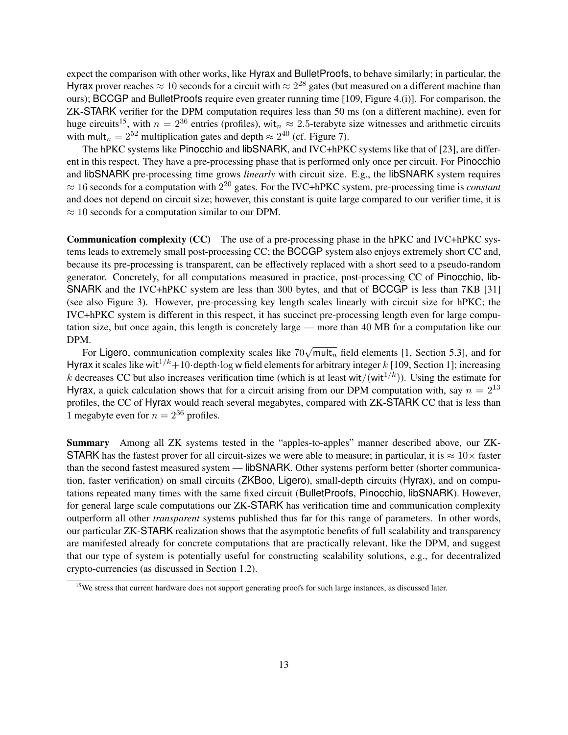expect the comparison with other works, like Hyrax and BulletProofs, to behave similarly; in particular, the Hyrax prover reaches $\approx 10$ seconds for a circuit with $\approx 2^{28}$ gates (but measured on a different machine than ours); BCCGP and BulletProofs require even greater running time [109, Figure 4.(i)]. For comparison, the ZK-STARK verifier for the DPM computation requires less than 50 ms (on a different machine), even for huge circuits[15], with $n = 2^{36}$ entries (profiles), $\mathsf{wit}_n \approx 2.5$-terabyte size witnesses and arithmetic circuits with $\mathsf{mult}_n = 2^{52}$ multiplication gates and depth $\approx 2^{40}$ (cf. Figure 7).

The hPKC systems like Pinocchio and libSNARK, and IVC+hPKC systems like that of [23], are different in this respect. They have a pre-processing phase that is performed only once per circuit. For Pinocchio and libSNARK pre-processing time grows *linearly* with circuit size. E.g., the libSNARK system requires $\approx 16$ seconds for a computation with $2^{20}$ gates. For the IVC+hPKC system, pre-processing time is *constant* and does not depend on circuit size; however, this constant is quite large compared to our verifier time, it is $\approx 10$ seconds for a computation similar to our DPM.

**Communication complexity (CC)** The use of a pre-processing phase in the hPKC and IVC+hPKC systems leads to extremely small post-processing CC; the BCCGP system also enjoys extremely short CC and, because its pre-processing is transparent, can be effectively replaced with a short seed to a pseudo-random generator. Concretely, for all computations measured in practice, post-processing CC of Pinocchio, libSNARK and the IVC+hPKC system are less than 300 bytes, and that of BCCGP is less than 7KB [31] (see also Figure 3). However, pre-processing key length scales linearly with circuit size for hPKC; the IVC+hPKC system is different in this respect, it has succinct pre-processing length even for large computation size, but once again, this length is concretely large — more than 40 MB for a computation like our DPM.

For Ligero, communication complexity scales like $70\sqrt{\mathsf{mult}_n}$ field elements [1, Section 5.3], and for Hyrax it scales like $\mathsf{wit}^{1/k} + 10 \cdot \mathsf{depth} \cdot \log \mathsf{w}$ field elements for arbitrary integer $k$ [109, Section 1]; increasing $k$ decreases CC but also increases verification time (which is at least $\mathsf{wit}/(\mathsf{wit}^{1/k})$). Using the estimate for Hyrax, a quick calculation shows that for a circuit arising from our DPM computation with, say $n = 2^{13}$ profiles, the CC of Hyrax would reach several megabytes, compared with ZK-STARK CC that is less than 1 megabyte even for $n = 2^{36}$ profiles.

**Summary** Among all ZK systems tested in the "apples-to-apples" manner described above, our ZK-STARK has the fastest prover for all circuit-sizes we were able to measure; in particular, it is $\approx 10\times$ faster than the second fastest measured system — libSNARK. Other systems perform better (shorter communication, faster verification) on small circuits (ZKBoo, Ligero), small-depth circuits (Hyrax), and on computations repeated many times with the same fixed circuit (BulletProofs, Pinocchio, libSNARK). However, for general large scale computations our ZK-STARK has verification time and communication complexity outperform all other *transparent* systems published thus far for this range of parameters. In other words, our particular ZK-STARK realization shows that the asymptotic benefits of full scalability and transparency are manifested already for concrete computations that are practically relevant, like the DPM, and suggest that our type of system is potentially useful for constructing scalability solutions, e.g., for decentralized crypto-currencies (as discussed in Section 1.2).

[15] We stress that current hardware does not support generating proofs for such large instances, as discussed later.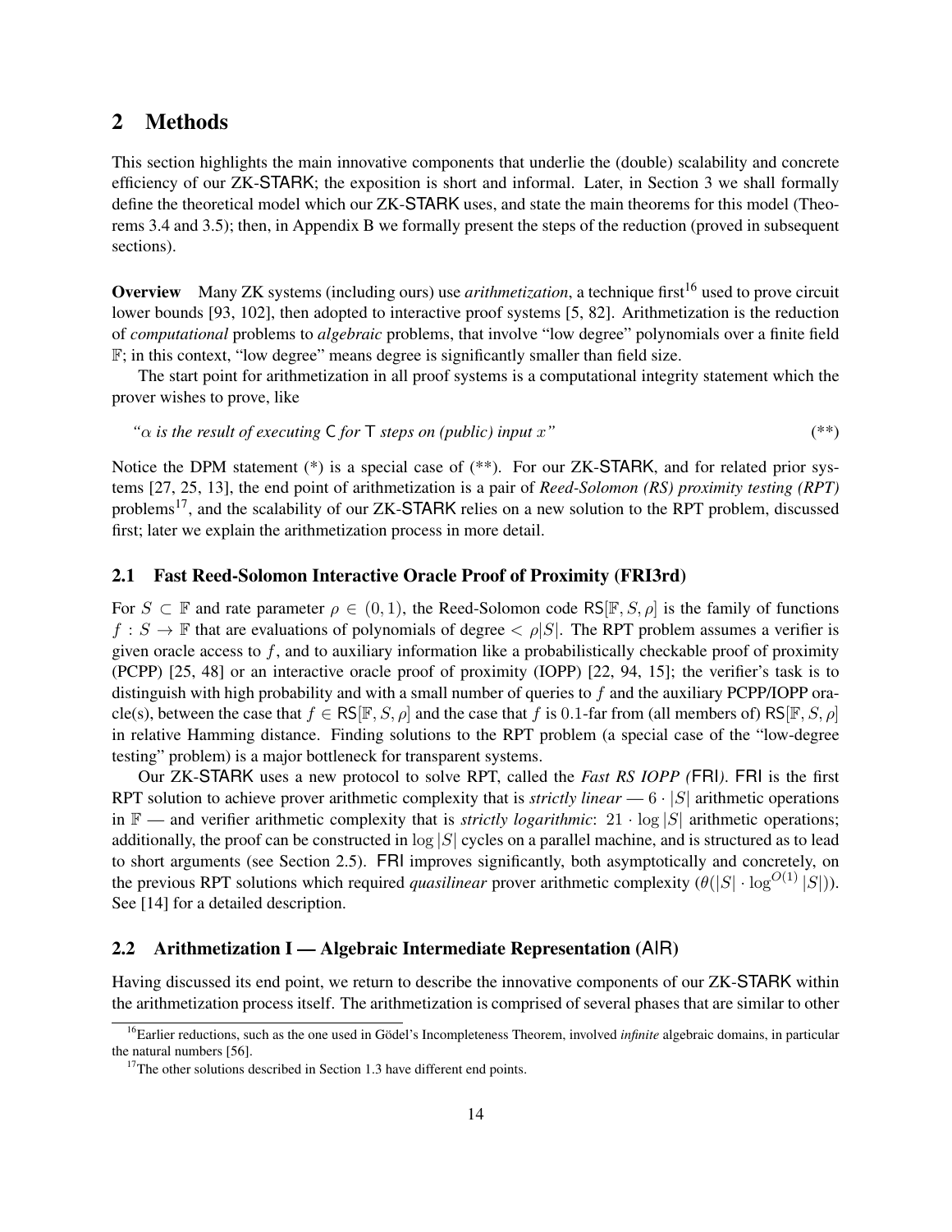# 2 Methods

This section highlights the main innovative components that underlie the (double) scalability and concrete efficiency of our ZK-STARK; the exposition is short and informal. Later, in Section 3 we shall formally define the theoretical model which our ZK-STARK uses, and state the main theorems for this model (Theorems 3.4 and 3.5); then, in Appendix B we formally present the steps of the reduction (proved in subsequent sections).

**Overview** Many ZK systems (including ours) use *arithmetization*, a technique first[16] used to prove circuit lower bounds [93, 102], then adopted to interactive proof systems [5, 82]. Arithmetization is the reduction of *computational* problems to *algebraic* problems, that involve "low degree" polynomials over a finite field $\mathbb{F}$; in this context, "low degree" means degree is significantly smaller than field size.

The start point for arithmetization in all proof systems is a computational integrity statement which the prover wishes to prove, like

$$\text{"}\alpha \textit{ is the result of executing } \mathsf{C} \textit{ for } \mathsf{T} \textit{ steps on (public) input } x\text{"} \qquad (**)$$

Notice the DPM statement (*) is a special case of (**). For our ZK-STARK, and for related prior systems [27, 25, 13], the end point of arithmetization is a pair of *Reed-Solomon (RS) proximity testing (RPT)* problems[17], and the scalability of our ZK-STARK relies on a new solution to the RPT problem, discussed first; later we explain the arithmetization process in more detail.

## 2.1 Fast Reed-Solomon Interactive Oracle Proof of Proximity (FRI3rd)

For $S \subset \mathbb{F}$ and rate parameter $\rho \in (0, 1)$, the Reed-Solomon code $\mathsf{RS}[\mathbb{F}, S, \rho]$ is the family of functions $f : S \to \mathbb{F}$ that are evaluations of polynomials of degree $< \rho|S|$. The RPT problem assumes a verifier is given oracle access to $f$, and to auxiliary information like a probabilistically checkable proof of proximity (PCPP) [25, 48] or an interactive oracle proof of proximity (IOPP) [22, 94, 15]; the verifier's task is to distinguish with high probability and with a small number of queries to $f$ and the auxiliary PCPP/IOPP oracle(s), between the case that $f \in \mathsf{RS}[\mathbb{F}, S, \rho]$ and the case that $f$ is 0.1-far from (all members of) $\mathsf{RS}[\mathbb{F}, S, \rho]$ in relative Hamming distance. Finding solutions to the RPT problem (a special case of the "low-degree testing" problem) is a major bottleneck for transparent systems.

Our ZK-STARK uses a new protocol to solve RPT, called the *Fast RS IOPP (*FRI*)*. FRI is the first RPT solution to achieve prover arithmetic complexity that is *strictly linear* — $6 \cdot |S|$ arithmetic operations in $\mathbb{F}$ — and verifier arithmetic complexity that is *strictly logarithmic*: $21 \cdot \log |S|$ arithmetic operations; additionally, the proof can be constructed in $\log |S|$ cycles on a parallel machine, and is structured as to lead to short arguments (see Section 2.5). FRI improves significantly, both asymptotically and concretely, on the previous RPT solutions which required *quasilinear* prover arithmetic complexity ($\theta(|S| \cdot \log^{O(1)} |S|)$). See [14] for a detailed description.

## 2.2 Arithmetization I — Algebraic Intermediate Representation (AIR)

Having discussed its end point, we return to describe the innovative components of our ZK-STARK within the arithmetization process itself. The arithmetization is comprised of several phases that are similar to other

[16] Earlier reductions, such as the one used in Gödel's Incompleteness Theorem, involved *infinite* algebraic domains, in particular the natural numbers [56].

[17] The other solutions described in Section 1.3 have different end points.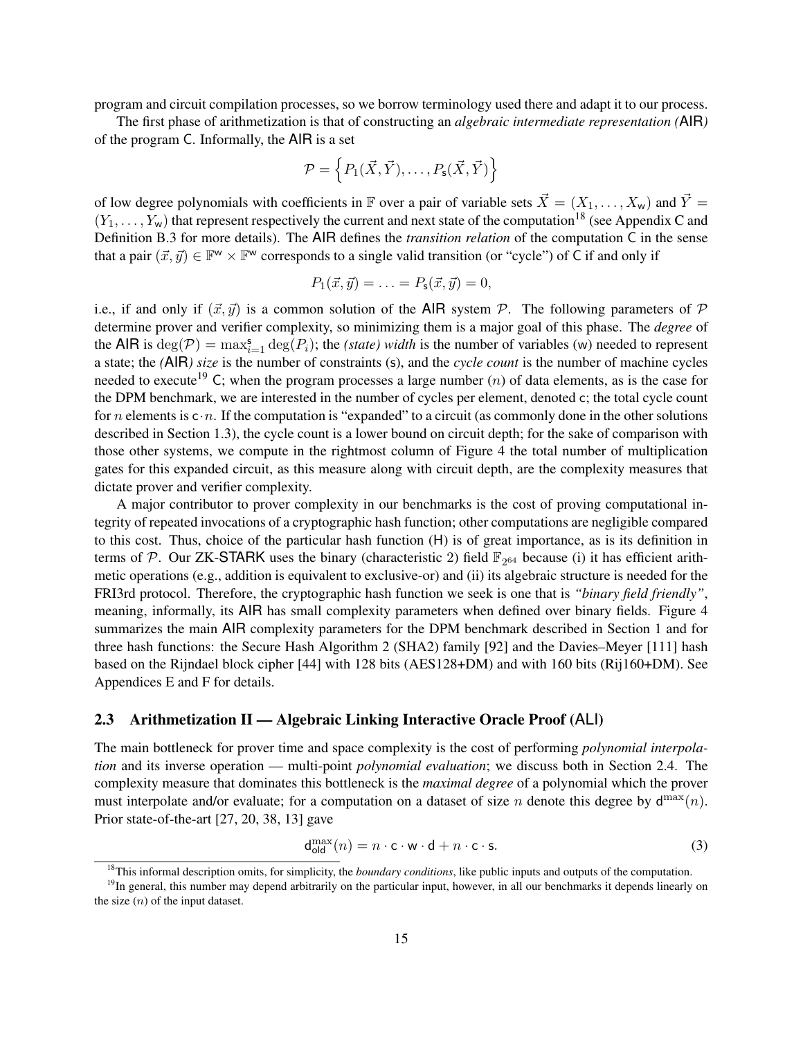program and circuit compilation processes, so we borrow terminology used there and adapt it to our process.

The first phase of arithmetization is that of constructing an *algebraic intermediate representation (*AIR*)* of the program C. Informally, the AIR is a set

$$\mathcal{P} = \left\{ P_1(\vec{X}, \vec{Y}), \ldots, P_{\mathsf{s}}(\vec{X}, \vec{Y}) \right\}$$

of low degree polynomials with coefficients in $\mathbb{F}$ over a pair of variable sets $\vec{X} = (X_1, \ldots, X_{\mathsf{w}})$ and $\vec{Y} = (Y_1, \ldots, Y_{\mathsf{w}})$ that represent respectively the current and next state of the computation[18] (see Appendix C and Definition B.3 for more details). The AIR defines the *transition relation* of the computation C in the sense that a pair $(\vec{x}, \vec{y}) \in \mathbb{F}^{\mathsf{w}} \times \mathbb{F}^{\mathsf{w}}$ corresponds to a single valid transition (or "cycle") of C if and only if

$$P_1(\vec{x}, \vec{y}) = \ldots = P_{\mathsf{s}}(\vec{x}, \vec{y}) = 0,$$

i.e., if and only if $(\vec{x}, \vec{y})$ is a common solution of the AIR system $\mathcal{P}$. The following parameters of $\mathcal{P}$ determine prover and verifier complexity, so minimizing them is a major goal of this phase. The *degree* of the AIR is $\deg(\mathcal{P}) = \max_{i=1}^{\mathsf{s}} \deg(P_i)$; the *(state) width* is the number of variables (w) needed to represent a state; the *(*AIR*) size* is the number of constraints (s), and the *cycle count* is the number of machine cycles needed to execute[19] C; when the program processes a large number ($n$) of data elements, as is the case for the DPM benchmark, we are interested in the number of cycles per element, denoted c; the total cycle count for $n$ elements is $\mathsf{c} \cdot n$. If the computation is "expanded" to a circuit (as commonly done in the other solutions described in Section 1.3), the cycle count is a lower bound on circuit depth; for the sake of comparison with those other systems, we compute in the rightmost column of Figure 4 the total number of multiplication gates for this expanded circuit, as this measure along with circuit depth, are the complexity measures that dictate prover and verifier complexity.

A major contributor to prover complexity in our benchmarks is the cost of proving computational integrity of repeated invocations of a cryptographic hash function; other computations are negligible compared to this cost. Thus, choice of the particular hash function (H) is of great importance, as is its definition in terms of $\mathcal{P}$. Our ZK-STARK uses the binary (characteristic 2) field $\mathbb{F}_{2^{64}}$ because (i) it has efficient arithmetic operations (e.g., addition is equivalent to exclusive-or) and (ii) its algebraic structure is needed for the FRI3rd protocol. Therefore, the cryptographic hash function we seek is one that is *"binary field friendly"*, meaning, informally, its AIR has small complexity parameters when defined over binary fields. Figure 4 summarizes the main AIR complexity parameters for the DPM benchmark described in Section 1 and for three hash functions: the Secure Hash Algorithm 2 (SHA2) family [92] and the Davies–Meyer [111] hash based on the Rijndael block cipher [44] with 128 bits (AES128+DM) and with 160 bits (Rij160+DM). See Appendices E and F for details.

## 2.3 Arithmetization II — Algebraic Linking Interactive Oracle Proof (ALI)

The main bottleneck for prover time and space complexity is the cost of performing *polynomial interpolation* and its inverse operation — multi-point *polynomial evaluation*; we discuss both in Section 2.4. The complexity measure that dominates this bottleneck is the *maximal degree* of a polynomial which the prover must interpolate and/or evaluate; for a computation on a dataset of size $n$ denote this degree by $\mathsf{d}^{\max}(n)$. Prior state-of-the-art [27, 20, 38, 13] gave

$$\mathsf{d}^{\max}_{\mathsf{old}}(n) = n \cdot \mathsf{c} \cdot \mathsf{w} \cdot \mathsf{d} + n \cdot \mathsf{c} \cdot \mathsf{s}. \tag{3}$$

[18] This informal description omits, for simplicity, the *boundary conditions*, like public inputs and outputs of the computation.

[19] In general, this number may depend arbitrarily on the particular input, however, in all our benchmarks it depends linearly on the size ($n$) of the input dataset.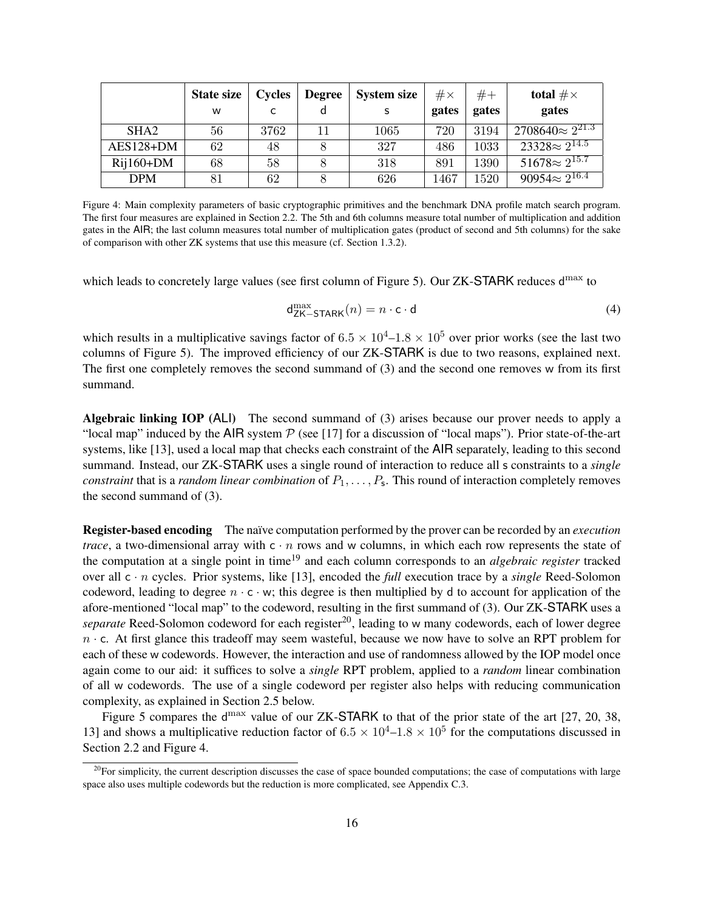| | **State size** w | **Cycles** c | **Degree** d | **System size** s | **$\#\times$ gates** | **$\#+$ gates** | **total $\#\times$ gates** |
|---|---|---|---|---|---|---|---|
| SHA2 | 56 | 3762 | 11 | 1065 | 720 | 3194 | $2708640 \approx 2^{21.3}$ |
| AES128+DM | 62 | 48 | 8 | 327 | 486 | 1033 | $23328 \approx 2^{14.5}$ |
| Rij160+DM | 68 | 58 | 8 | 318 | 891 | 1390 | $51678 \approx 2^{15.7}$ |
| DPM | 81 | 62 | 8 | 626 | 1467 | 1520 | $90954 \approx 2^{16.4}$ |

Figure 4: Main complexity parameters of basic cryptographic primitives and the benchmark DNA profile match search program. The first four measures are explained in Section 2.2. The 5th and 6th columns measure total number of multiplication and addition gates in the AIR; the last column measures total number of multiplication gates (product of second and 5th columns) for the sake of comparison with other ZK systems that use this measure (cf. Section 1.3.2).

which leads to concretely large values (see first column of Figure 5). Our ZK-STARK reduces $\mathsf{d}^{\max}$ to

$$\mathsf{d}^{\max}_{\mathsf{ZK-STARK}}(n) = n \cdot \mathsf{c} \cdot \mathsf{d} \tag{4}$$

which results in a multiplicative savings factor of $6.5 \times 10^4$–$1.8 \times 10^5$ over prior works (see the last two columns of Figure 5). The improved efficiency of our ZK-STARK is due to two reasons, explained next. The first one completely removes the second summand of (3) and the second one removes w from its first summand.

**Algebraic linking IOP (ALI)** The second summand of (3) arises because our prover needs to apply a "local map" induced by the AIR system $\mathcal{P}$ (see [17] for a discussion of "local maps"). Prior state-of-the-art systems, like [13], used a local map that checks each constraint of the AIR separately, leading to this second summand. Instead, our ZK-STARK uses a single round of interaction to reduce all s constraints to a *single constraint* that is a *random linear combination* of $P_1, \ldots, P_{\mathsf{s}}$. This round of interaction completely removes the second summand of (3).

**Register-based encoding** The naïve computation performed by the prover can be recorded by an *execution trace*, a two-dimensional array with $\mathsf{c} \cdot n$ rows and w columns, in which each row represents the state of the computation at a single point in time[19] and each column corresponds to an *algebraic register* tracked over all $\mathsf{c} \cdot n$ cycles. Prior systems, like [13], encoded the *full* execution trace by a *single* Reed-Solomon codeword, leading to degree $n \cdot \mathsf{c} \cdot \mathsf{w}$; this degree is then multiplied by d to account for application of the afore-mentioned "local map" to the codeword, resulting in the first summand of (3). Our ZK-STARK uses a *separate* Reed-Solomon codeword for each register[20], leading to w many codewords, each of lower degree $n \cdot \mathsf{c}$. At first glance this tradeoff may seem wasteful, because we now have to solve an RPT problem for each of these w codewords. However, the interaction and use of randomness allowed by the IOP model once again come to our aid: it suffices to solve a *single* RPT problem, applied to a *random* linear combination of all w codewords. The use of a single codeword per register also helps with reducing communication complexity, as explained in Section 2.5 below.

Figure 5 compares the $\mathsf{d}^{\max}$ value of our ZK-STARK to that of the prior state of the art [27, 20, 38, 13] and shows a multiplicative reduction factor of $6.5 \times 10^4$–$1.8 \times 10^5$ for the computations discussed in Section 2.2 and Figure 4.

[20]For simplicity, the current description discusses the case of space bounded computations; the case of computations with large space also uses multiple codewords but the reduction is more complicated, see Appendix C.3.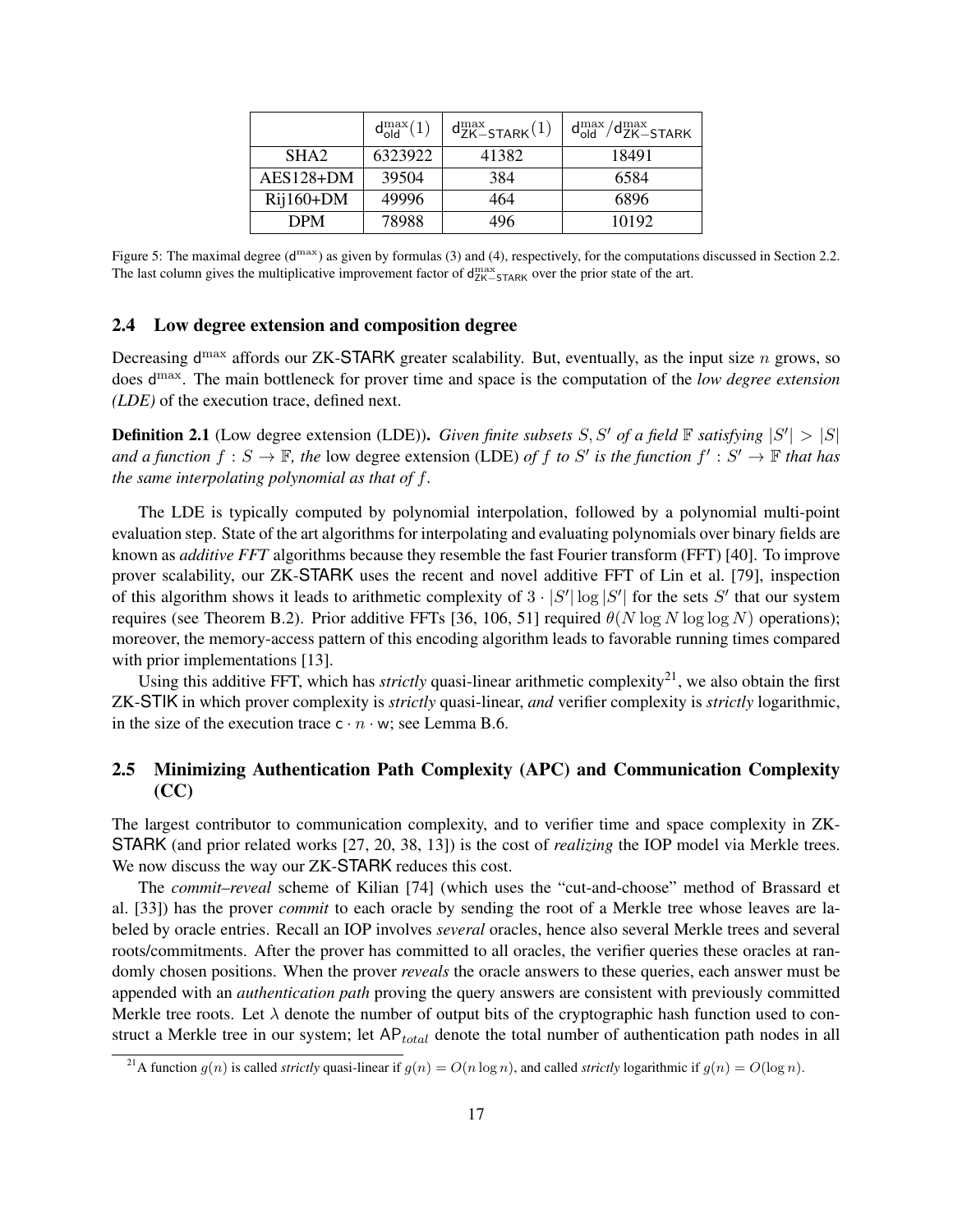|  | $\mathsf{d}^{\max}_{\mathsf{old}}(1)$ | $\mathsf{d}^{\max}_{\mathsf{ZK-STARK}}(1)$ | $\mathsf{d}^{\max}_{\mathsf{old}}/\mathsf{d}^{\max}_{\mathsf{ZK-STARK}}$ |
|---|---|---|---|
| SHA2 | 6323922 | 41382 | 18491 |
| AES128+DM | 39504 | 384 | 6584 |
| Rij160+DM | 49996 | 464 | 6896 |
| DPM | 78988 | 496 | 10192 |

Figure 5: The maximal degree ($\mathsf{d}^{\max}$) as given by formulas (3) and (4), respectively, for the computations discussed in Section 2.2. The last column gives the multiplicative improvement factor of $\mathsf{d}^{\max}_{\mathsf{ZK-STARK}}$ over the prior state of the art.

## 2.4 Low degree extension and composition degree

Decreasing $\mathsf{d}^{\max}$ affords our ZK-STARK greater scalability. But, eventually, as the input size $n$ grows, so does $\mathsf{d}^{\max}$. The main bottleneck for prover time and space is the computation of the *low degree extension (LDE)* of the execution trace, defined next.

**Definition 2.1** (Low degree extension (LDE))**.** *Given finite subsets $S, S'$ of a field $\mathbb{F}$ satisfying $|S'| > |S|$ and a function $f : S \to \mathbb{F}$, the* low degree extension (LDE) *of $f$ to $S'$ is the function $f' : S' \to \mathbb{F}$ that has the same interpolating polynomial as that of $f$.*

The LDE is typically computed by polynomial interpolation, followed by a polynomial multi-point evaluation step. State of the art algorithms for interpolating and evaluating polynomials over binary fields are known as *additive FFT* algorithms because they resemble the fast Fourier transform (FFT) [40]. To improve prover scalability, our ZK-STARK uses the recent and novel additive FFT of Lin et al. [79], inspection of this algorithm shows it leads to arithmetic complexity of $3 \cdot |S'| \log |S'|$ for the sets $S'$ that our system requires (see Theorem B.2). Prior additive FFTs [36, 106, 51] required $\theta(N \log N \log \log N)$ operations); moreover, the memory-access pattern of this encoding algorithm leads to favorable running times compared with prior implementations [13].

Using this additive FFT, which has *strictly* quasi-linear arithmetic complexity[21], we also obtain the first ZK-STIK in which prover complexity is *strictly* quasi-linear, *and* verifier complexity is *strictly* logarithmic, in the size of the execution trace $\mathsf{c} \cdot n \cdot \mathsf{w}$; see Lemma B.6.

## 2.5 Minimizing Authentication Path Complexity (APC) and Communication Complexity (CC)

The largest contributor to communication complexity, and to verifier time and space complexity in ZK-STARK (and prior related works [27, 20, 38, 13]) is the cost of *realizing* the IOP model via Merkle trees. We now discuss the way our ZK-STARK reduces this cost.

The *commit–reveal* scheme of Kilian [74] (which uses the "cut-and-choose" method of Brassard et al. [33]) has the prover *commit* to each oracle by sending the root of a Merkle tree whose leaves are labeled by oracle entries. Recall an IOP involves *several* oracles, hence also several Merkle trees and several roots/commitments. After the prover has committed to all oracles, the verifier queries these oracles at randomly chosen positions. When the prover *reveals* the oracle answers to these queries, each answer must be appended with an *authentication path* proving the query answers are consistent with previously committed Merkle tree roots. Let $\lambda$ denote the number of output bits of the cryptographic hash function used to construct a Merkle tree in our system; let $\mathsf{AP}_{total}$ denote the total number of authentication path nodes in all

[21] A function $g(n)$ is called *strictly* quasi-linear if $g(n) = O(n \log n)$, and called *strictly* logarithmic if $g(n) = O(\log n)$.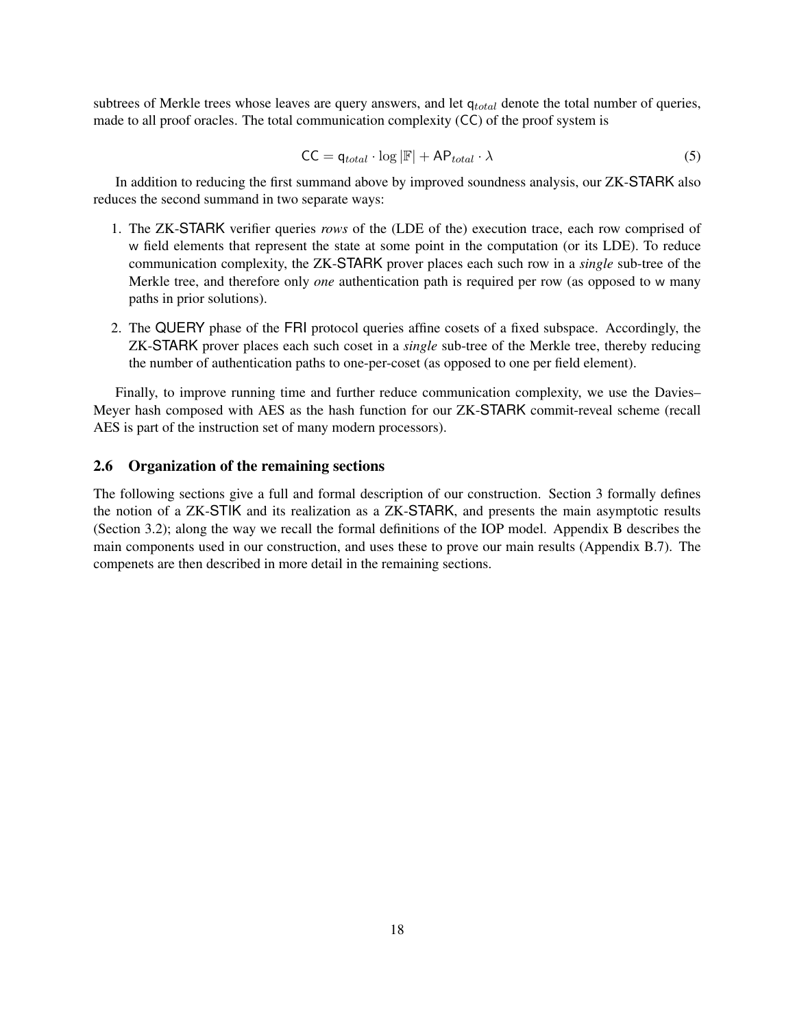subtrees of Merkle trees whose leaves are query answers, and let $\mathsf{q}_{total}$ denote the total number of queries, made to all proof oracles. The total communication complexity (CC) of the proof system is

$$\mathsf{CC} = \mathsf{q}_{total} \cdot \log |\mathbb{F}| + \mathsf{AP}_{total} \cdot \lambda \tag{5}$$

In addition to reducing the first summand above by improved soundness analysis, our ZK-STARK also reduces the second summand in two separate ways:

1. The ZK-STARK verifier queries *rows* of the (LDE of the) execution trace, each row comprised of w field elements that represent the state at some point in the computation (or its LDE). To reduce communication complexity, the ZK-STARK prover places each such row in a *single* sub-tree of the Merkle tree, and therefore only *one* authentication path is required per row (as opposed to w many paths in prior solutions).
2. The QUERY phase of the FRI protocol queries affine cosets of a fixed subspace. Accordingly, the ZK-STARK prover places each such coset in a *single* sub-tree of the Merkle tree, thereby reducing the number of authentication paths to one-per-coset (as opposed to one per field element).

Finally, to improve running time and further reduce communication complexity, we use the Davies–Meyer hash composed with AES as the hash function for our ZK-STARK commit-reveal scheme (recall AES is part of the instruction set of many modern processors).

## 2.6 Organization of the remaining sections

The following sections give a full and formal description of our construction. Section 3 formally defines the notion of a ZK-STIK and its realization as a ZK-STARK, and presents the main asymptotic results (Section 3.2); along the way we recall the formal definitions of the IOP model. Appendix B describes the main components used in our construction, and uses these to prove our main results (Appendix B.7). The compenets are then described in more detail in the remaining sections.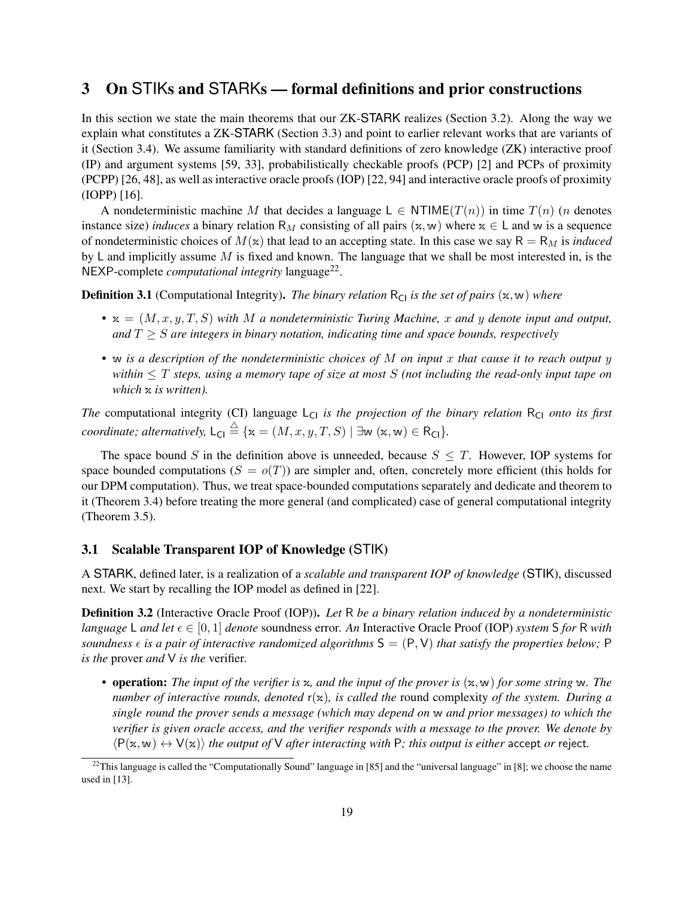# 3 On STIKs and STARKs — formal definitions and prior constructions

In this section we state the main theorems that our ZK-STARK realizes (Section 3.2). Along the way we explain what constitutes a ZK-STARK (Section 3.3) and point to earlier relevant works that are variants of it (Section 3.4). We assume familiarity with standard definitions of zero knowledge (ZK) interactive proof (IP) and argument systems [59, 33], probabilistically checkable proofs (PCP) [2] and PCPs of proximity (PCPP) [26, 48], as well as interactive oracle proofs (IOP) [22, 94] and interactive oracle proofs of proximity (IOPP) [16].

A nondeterministic machine $M$ that decides a language $\mathsf{L} \in \mathsf{NTIME}(T(n))$ in time $T(n)$ ($n$ denotes instance size) *induces* a binary relation $\mathsf{R}_M$ consisting of all pairs $(\mathbb{x}, \mathbb{w})$ where $\mathbb{x} \in \mathsf{L}$ and $\mathbb{w}$ is a sequence of nondeterministic choices of $M(\mathbb{x})$ that lead to an accepting state. In this case we say $\mathsf{R} = \mathsf{R}_M$ is *induced* by $\mathsf{L}$ and implicitly assume $M$ is fixed and known. The language that we shall be most interested in, is the NEXP-complete *computational integrity* language[22].

**Definition 3.1** (Computational Integrity). *The binary relation $\mathsf{R}_{\mathsf{CI}}$ is the set of pairs $(\mathbb{x}, \mathbb{w})$ where*

- $\mathbb{x} = (M, x, y, T, S)$ *with $M$ a nondeterministic Turing Machine, $x$ and $y$ denote input and output, and $T \geq S$ are integers in binary notation, indicating time and space bounds, respectively*
- $\mathbb{w}$ *is a description of the nondeterministic choices of $M$ on input $x$ that cause it to reach output $y$ within $\leq T$ steps, using a memory tape of size at most $S$ (not including the read-only input tape on which $\mathbb{x}$ is written).*

*The* computational integrity (CI) language $\mathsf{L}_{\mathsf{CI}}$ *is the projection of the binary relation $\mathsf{R}_{\mathsf{CI}}$ onto its first coordinate; alternatively,* $\mathsf{L}_{\mathsf{CI}} \stackrel{\triangle}{=} \{\mathbb{x} = (M, x, y, T, S) \mid \exists \mathbb{w}\ (\mathbb{x}, \mathbb{w}) \in \mathsf{R}_{\mathsf{CI}}\}$.

The space bound $S$ in the definition above is unneeded, because $S \leq T$. However, IOP systems for space bounded computations ($S = o(T)$) are simpler and, often, concretely more efficient (this holds for our DPM computation). Thus, we treat space-bounded computations separately and dedicate and theorem to it (Theorem 3.4) before treating the more general (and complicated) case of general computational integrity (Theorem 3.5).

## 3.1 Scalable Transparent IOP of Knowledge (STIK)

A STARK, defined later, is a realization of a *scalable and transparent IOP of knowledge* (STIK), discussed next. We start by recalling the IOP model as defined in [22].

**Definition 3.2** (Interactive Oracle Proof (IOP)). *Let $\mathsf{R}$ be a binary relation induced by a nondeterministic language $\mathsf{L}$ and let $\epsilon \in [0, 1]$ denote* soundness error. *An* Interactive Oracle Proof (IOP) *system $\mathsf{S}$ for $\mathsf{R}$ with soundness $\epsilon$ is a pair of interactive randomized algorithms $\mathsf{S} = (\mathsf{P}, \mathsf{V})$ that satisfy the properties below; $\mathsf{P}$ is the* prover *and $\mathsf{V}$ is the* verifier.

- **operation:** *The input of the verifier is $\mathbb{x}$, and the input of the prover is $(\mathbb{x}, \mathbb{w})$ for some string $\mathbb{w}$. The number of interactive rounds, denoted $\mathsf{r}(\mathbb{x})$, is called the* round complexity *of the system. During a single round the prover sends a message (which may depend on $\mathbb{w}$ and prior messages) to which the verifier is given oracle access, and the verifier responds with a message to the prover. We denote by $\langle \mathsf{P}(\mathbb{x}, \mathbb{w}) \leftrightarrow \mathsf{V}(\mathbb{x}) \rangle$ the output of $\mathsf{V}$ after interacting with $\mathsf{P}$; this output is either* accept *or* reject.

[22] This language is called the "Computationally Sound" language in [85] and the "universal language" in [8]; we choose the name used in [13].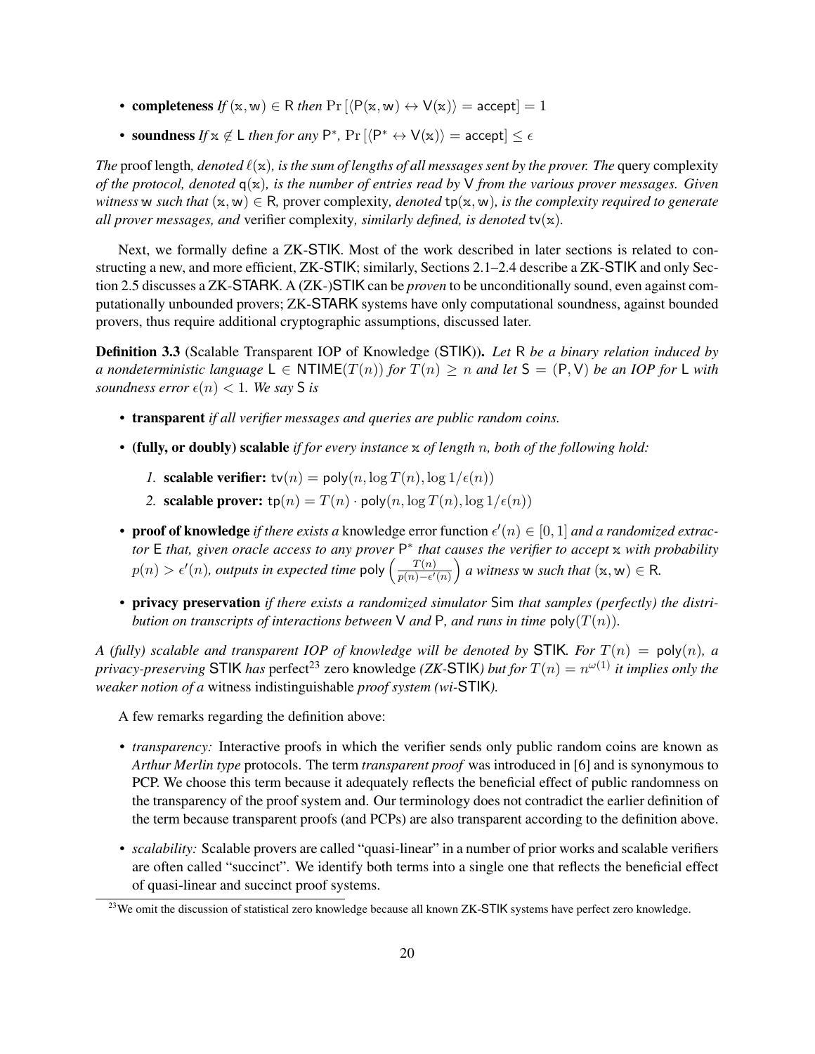- **completeness** *If* $(\mathbb{x}, \mathbb{w}) \in \mathsf{R}$ *then* $\Pr[\langle \mathsf{P}(\mathbb{x}, \mathbb{w}) \leftrightarrow \mathsf{V}(\mathbb{x}) \rangle = \mathsf{accept}] = 1$
- **soundness** *If* $\mathbb{x} \notin \mathsf{L}$ *then for any* $\mathsf{P}^*$, $\Pr[\langle \mathsf{P}^* \leftrightarrow \mathsf{V}(\mathbb{x}) \rangle = \mathsf{accept}] \leq \epsilon$

*The* proof length*, denoted* $\ell(\mathbb{x})$*, is the sum of lengths of all messages sent by the prover. The* query complexity *of the protocol, denoted* $\mathsf{q}(\mathbb{x})$*, is the number of entries read by* $\mathsf{V}$ *from the various prover messages. Given witness* $\mathbb{w}$ *such that* $(\mathbb{x}, \mathbb{w}) \in \mathsf{R}$*,* prover complexity*, denoted* $\mathsf{tp}(\mathbb{x}, \mathbb{w})$*, is the complexity required to generate all prover messages, and* verifier complexity*, similarly defined, is denoted* $\mathsf{tv}(\mathbb{x})$*.*

Next, we formally define a ZK-STIK. Most of the work described in later sections is related to constructing a new, and more efficient, ZK-STIK; similarly, Sections 2.1–2.4 describe a ZK-STIK and only Section 2.5 discusses a ZK-STARK. A (ZK-)STIK can be *proven* to be unconditionally sound, even against computationally unbounded provers; ZK-STARK systems have only computational soundness, against bounded provers, thus require additional cryptographic assumptions, discussed later.

**Definition 3.3** (Scalable Transparent IOP of Knowledge (STIK))**.** *Let* $\mathsf{R}$ *be a binary relation induced by a nondeterministic language* $\mathsf{L} \in \mathsf{NTIME}(T(n))$ *for* $T(n) \geq n$ *and let* $\mathsf{S} = (\mathsf{P}, \mathsf{V})$ *be an IOP for* $\mathsf{L}$ *with soundness error* $\epsilon(n) < 1$*. We say* $\mathsf{S}$ *is*

- **transparent** *if all verifier messages and queries are public random coins.*
- **(fully, or doubly) scalable** *if for every instance* $\mathbb{x}$ *of length* $n$*, both of the following hold:*
  1. **scalable verifier:** $\mathsf{tv}(n) = \mathsf{poly}(n, \log T(n), \log 1/\epsilon(n))$
  2. **scalable prover:** $\mathsf{tp}(n) = T(n) \cdot \mathsf{poly}(n, \log T(n), \log 1/\epsilon(n))$
- **proof of knowledge** *if there exists a* knowledge error function $\epsilon'(n) \in [0, 1]$ *and a randomized extractor* $\mathsf{E}$ *that, given oracle access to any prover* $\mathsf{P}^*$ *that causes the verifier to accept* $\mathbb{x}$ *with probability* $p(n) > \epsilon'(n)$*, outputs in expected time* $\mathsf{poly}\left(\frac{T(n)}{p(n) - \epsilon'(n)}\right)$ *a witness* $\mathbb{w}$ *such that* $(\mathbb{x}, \mathbb{w}) \in \mathsf{R}$*.*
- **privacy preservation** *if there exists a randomized simulator* $\mathsf{Sim}$ *that samples (perfectly) the distribution on transcripts of interactions between* $\mathsf{V}$ *and* $\mathsf{P}$*, and runs in time* $\mathsf{poly}(T(n))$*.*

*A (fully) scalable and transparent IOP of knowledge will be denoted by* STIK*. For* $T(n) = \mathsf{poly}(n)$*, a privacy-preserving* STIK *has* perfect[23] zero knowledge *(ZK-*STIK*) but for* $T(n) = n^{\omega(1)}$ *it implies only the weaker notion of a* witness indistinguishable *proof system (wi-*STIK*).*

A few remarks regarding the definition above:

- *transparency:* Interactive proofs in which the verifier sends only public random coins are known as *Arthur Merlin type* protocols. The term *transparent proof* was introduced in [6] and is synonymous to PCP. We choose this term because it adequately reflects the beneficial effect of public randomness on the transparency of the proof system and. Our terminology does not contradict the earlier definition of the term because transparent proofs (and PCPs) are also transparent according to the definition above.
- *scalability:* Scalable provers are called "quasi-linear" in a number of prior works and scalable verifiers are often called "succinct". We identify both terms into a single one that reflects the beneficial effect of quasi-linear and succinct proof systems.

[23] We omit the discussion of statistical zero knowledge because all known ZK-STIK systems have perfect zero knowledge.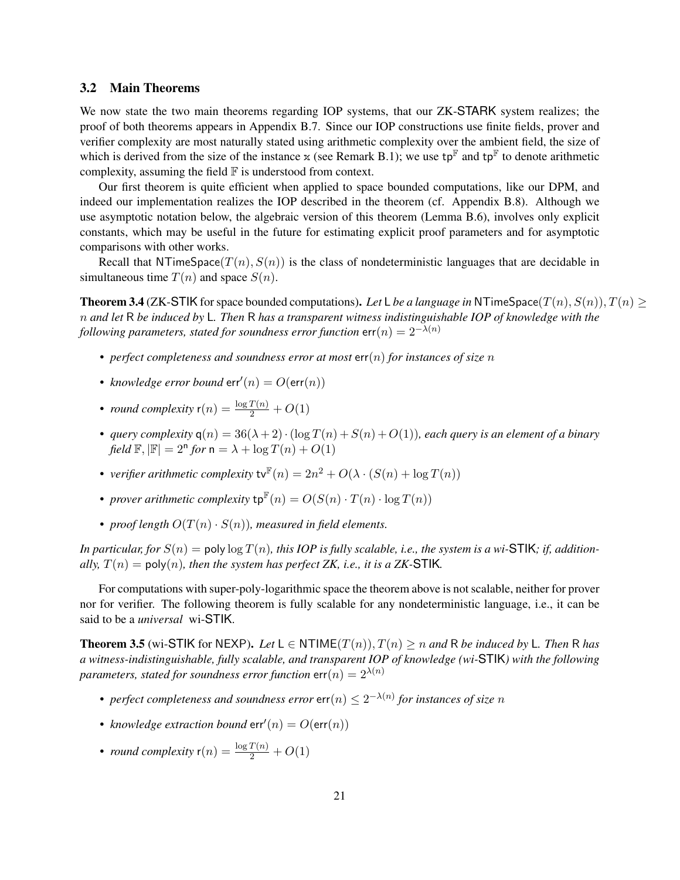### 3.2 Main Theorems

We now state the two main theorems regarding IOP systems, that our ZK-STARK system realizes; the proof of both theorems appears in Appendix B.7. Since our IOP constructions use finite fields, prover and verifier complexity are most naturally stated using arithmetic complexity over the ambient field, the size of which is derived from the size of the instance $\mathtt{x}$ (see Remark B.1); we use $\mathsf{tp}^{\mathbb{F}}$ and $\mathsf{tp}^{\mathbb{F}}$ to denote arithmetic complexity, assuming the field $\mathbb{F}$ is understood from context.

Our first theorem is quite efficient when applied to space bounded computations, like our DPM, and indeed our implementation realizes the IOP described in the theorem (cf. Appendix B.8). Although we use asymptotic notation below, the algebraic version of this theorem (Lemma B.6), involves only explicit constants, which may be useful in the future for estimating explicit proof parameters and for asymptotic comparisons with other works.

Recall that $\mathsf{NTimeSpace}(T(n), S(n))$ is the class of nondeterministic languages that are decidable in simultaneous time $T(n)$ and space $S(n)$.

**Theorem 3.4** (ZK-STIK for space bounded computations)**.** *Let* $\mathsf{L}$ *be a language in* $\mathsf{NTimeSpace}(T(n), S(n)), T(n) \geq n$ *and let* $\mathsf{R}$ *be induced by* $\mathsf{L}$*. Then* $\mathsf{R}$ *has a transparent witness indistinguishable IOP of knowledge with the following parameters, stated for soundness error function* $\mathsf{err}(n) = 2^{-\lambda(n)}$

- *perfect completeness and soundness error at most* $\mathsf{err}(n)$ *for instances of size* $n$
- *knowledge error bound* $\mathsf{err}'(n) = O(\mathsf{err}(n))$
- *round complexity* $\mathsf{r}(n) = \frac{\log T(n)}{2} + O(1)$
- *query complexity* $\mathsf{q}(n) = 36(\lambda + 2) \cdot (\log T(n) + S(n) + O(1))$*, each query is an element of a binary field* $\mathbb{F}, |\mathbb{F}| = 2^{\mathsf{n}}$ *for* $\mathsf{n} = \lambda + \log T(n) + O(1)$
- *verifier arithmetic complexity* $\mathsf{tv}^{\mathbb{F}}(n) = 2n^2 + O(\lambda \cdot (S(n) + \log T(n))$
- *prover arithmetic complexity* $\mathsf{tp}^{\mathbb{F}}(n) = O(S(n) \cdot T(n) \cdot \log T(n))$
- *proof length* $O(T(n) \cdot S(n))$*, measured in field elements.*

*In particular, for* $S(n) = \mathsf{poly}\log T(n)$*, this IOP is fully scalable, i.e., the system is a wi-*STIK*; if, additionally,* $T(n) = \mathsf{poly}(n)$*, then the system has perfect ZK, i.e., it is a ZK-*STIK*.*

For computations with super-poly-logarithmic space the theorem above is not scalable, neither for prover nor for verifier. The following theorem is fully scalable for any nondeterministic language, i.e., it can be said to be a *universal* wi-STIK.

**Theorem 3.5** (wi-STIK for NEXP)**.** *Let* $\mathsf{L} \in \mathsf{NTIME}(T(n)), T(n) \geq n$ *and* $\mathsf{R}$ *be induced by* $\mathsf{L}$*. Then* $\mathsf{R}$ *has a witness-indistinguishable, fully scalable, and transparent IOP of knowledge (wi-*STIK*) with the following parameters, stated for soundness error function* $\mathsf{err}(n) = 2^{\lambda(n)}$

- *perfect completeness and soundness error* $\mathsf{err}(n) \leq 2^{-\lambda(n)}$ *for instances of size* $n$
- *knowledge extraction bound* $\mathsf{err}'(n) = O(\mathsf{err}(n))$
- *round complexity* $\mathsf{r}(n) = \frac{\log T(n)}{2} + O(1)$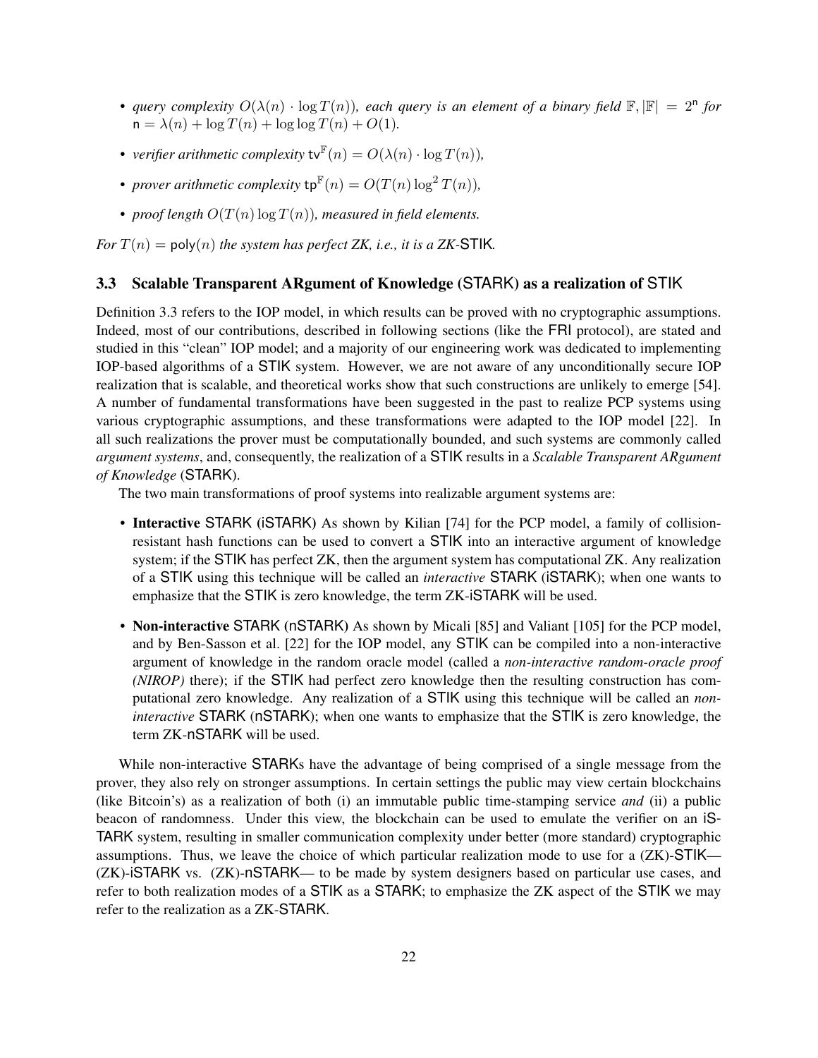- *query complexity* $O(\lambda(n) \cdot \log T(n))$*, each query is an element of a binary field* $\mathbb{F}, |\mathbb{F}| = 2^{\mathsf{n}}$ *for* $\mathsf{n} = \lambda(n) + \log T(n) + \log\log T(n) + O(1)$.
- *verifier arithmetic complexity* $\mathsf{tv}^{\mathbb{F}}(n) = O(\lambda(n) \cdot \log T(n))$*,*
- *prover arithmetic complexity* $\mathsf{tp}^{\mathbb{F}}(n) = O(T(n)\log^2 T(n))$*,*
- *proof length* $O(T(n)\log T(n))$*, measured in field elements.*

*For* $T(n) = \mathsf{poly}(n)$ *the system has perfect ZK, i.e., it is a ZK-*STIK*.*

### 3.3 Scalable Transparent ARgument of Knowledge (STARK) as a realization of STIK

Definition 3.3 refers to the IOP model, in which results can be proved with no cryptographic assumptions. Indeed, most of our contributions, described in following sections (like the FRI protocol), are stated and studied in this "clean" IOP model; and a majority of our engineering work was dedicated to implementing IOP-based algorithms of a STIK system. However, we are not aware of any unconditionally secure IOP realization that is scalable, and theoretical works show that such constructions are unlikely to emerge [54]. A number of fundamental transformations have been suggested in the past to realize PCP systems using various cryptographic assumptions, and these transformations were adapted to the IOP model [22]. In all such realizations the prover must be computationally bounded, and such systems are commonly called *argument systems*, and, consequently, the realization of a STIK results in a *Scalable Transparent ARgument of Knowledge* (STARK).

The two main transformations of proof systems into realizable argument systems are:

- **Interactive STARK (iSTARK)** As shown by Kilian [74] for the PCP model, a family of collision-resistant hash functions can be used to convert a STIK into an interactive argument of knowledge system; if the STIK has perfect ZK, then the argument system has computational ZK. Any realization of a STIK using this technique will be called an *interactive* STARK (iSTARK); when one wants to emphasize that the STIK is zero knowledge, the term ZK-iSTARK will be used.
- **Non-interactive STARK (nSTARK)** As shown by Micali [85] and Valiant [105] for the PCP model, and by Ben-Sasson et al. [22] for the IOP model, any STIK can be compiled into a non-interactive argument of knowledge in the random oracle model (called a *non-interactive random-oracle proof (NIROP)* there); if the STIK had perfect zero knowledge then the resulting construction has computational zero knowledge. Any realization of a STIK using this technique will be called an *non-interactive* STARK (nSTARK); when one wants to emphasize that the STIK is zero knowledge, the term ZK-nSTARK will be used.

While non-interactive STARKs have the advantage of being comprised of a single message from the prover, they also rely on stronger assumptions. In certain settings the public may view certain blockchains (like Bitcoin's) as a realization of both (i) an immutable public time-stamping service *and* (ii) a public beacon of randomness. Under this view, the blockchain can be used to emulate the verifier on an iSTARK system, resulting in smaller communication complexity under better (more standard) cryptographic assumptions. Thus, we leave the choice of which particular realization mode to use for a (ZK)-STIK— (ZK)-iSTARK vs. (ZK)-nSTARK— to be made by system designers based on particular use cases, and refer to both realization modes of a STIK as a STARK; to emphasize the ZK aspect of the STIK we may refer to the realization as a ZK-STARK.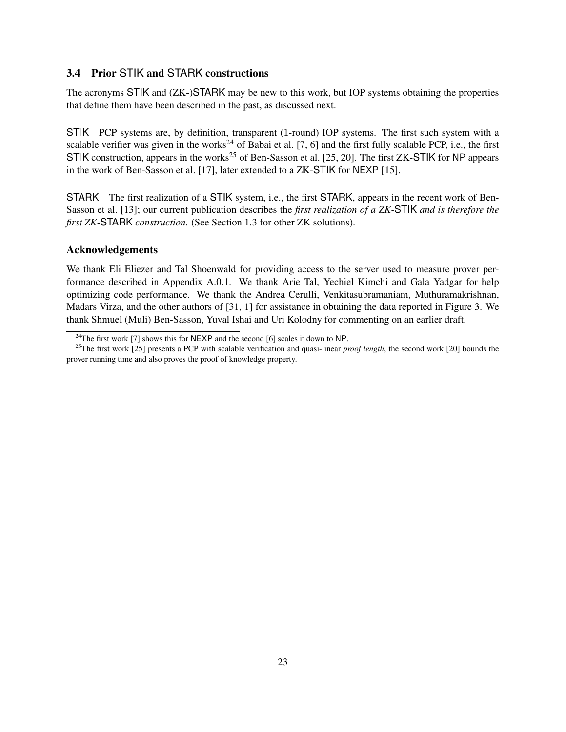### 3.4 Prior STIK and STARK constructions

The acronyms STIK and (ZK-)STARK may be new to this work, but IOP systems obtaining the properties that define them have been described in the past, as discussed next.

**STIK** PCP systems are, by definition, transparent (1-round) IOP systems. The first such system with a scalable verifier was given in the works[24] of Babai et al. [7, 6] and the first fully scalable PCP, i.e., the first STIK construction, appears in the works[25] of Ben-Sasson et al. [25, 20]. The first ZK-STIK for NP appears in the work of Ben-Sasson et al. [17], later extended to a ZK-STIK for NEXP [15].

**STARK** The first realization of a STIK system, i.e., the first STARK, appears in the recent work of Ben-Sasson et al. [13]; our current publication describes the *first realization of a ZK-STIK and is therefore the first ZK-STARK construction*. (See Section 1.3 for other ZK solutions).

### Acknowledgements

We thank Eli Eliezer and Tal Shoenwald for providing access to the server used to measure prover performance described in Appendix A.0.1. We thank Arie Tal, Yechiel Kimchi and Gala Yadgar for help optimizing code performance. We thank the Andrea Cerulli, Venkitasubramaniam, Muthuramakrishnan, Madars Virza, and the other authors of [31, 1] for assistance in obtaining the data reported in Figure 3. We thank Shmuel (Muli) Ben-Sasson, Yuval Ishai and Uri Kolodny for commenting on an earlier draft.

[24] The first work [7] shows this for NEXP and the second [6] scales it down to NP.

[25] The first work [25] presents a PCP with scalable verification and quasi-linear *proof length*, the second work [20] bounds the prover running time and also proves the proof of knowledge property.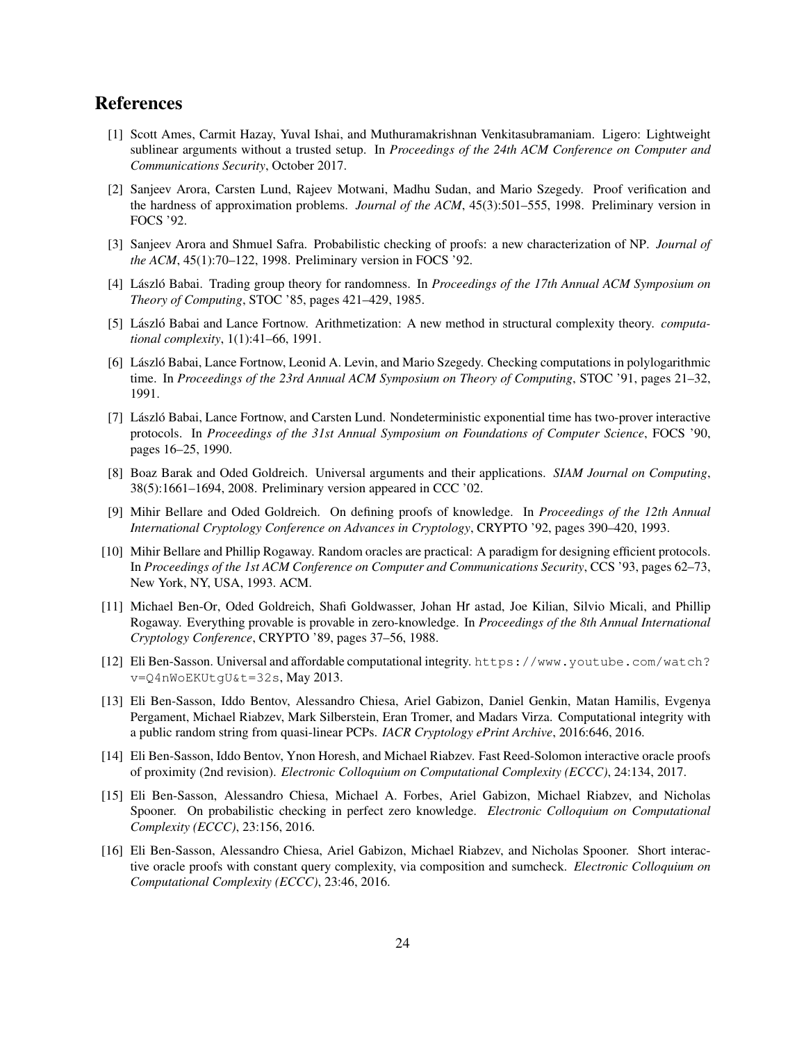# References

[1] Scott Ames, Carmit Hazay, Yuval Ishai, and Muthuramakrishnan Venkitasubramaniam. Ligero: Lightweight sublinear arguments without a trusted setup. In *Proceedings of the 24th ACM Conference on Computer and Communications Security*, October 2017.

[2] Sanjeev Arora, Carsten Lund, Rajeev Motwani, Madhu Sudan, and Mario Szegedy. Proof verification and the hardness of approximation problems. *Journal of the ACM*, 45(3):501–555, 1998. Preliminary version in FOCS '92.

[3] Sanjeev Arora and Shmuel Safra. Probabilistic checking of proofs: a new characterization of NP. *Journal of the ACM*, 45(1):70–122, 1998. Preliminary version in FOCS '92.

[4] László Babai. Trading group theory for randomness. In *Proceedings of the 17th Annual ACM Symposium on Theory of Computing*, STOC '85, pages 421–429, 1985.

[5] László Babai and Lance Fortnow. Arithmetization: A new method in structural complexity theory. *computational complexity*, 1(1):41–66, 1991.

[6] László Babai, Lance Fortnow, Leonid A. Levin, and Mario Szegedy. Checking computations in polylogarithmic time. In *Proceedings of the 23rd Annual ACM Symposium on Theory of Computing*, STOC '91, pages 21–32, 1991.

[7] László Babai, Lance Fortnow, and Carsten Lund. Nondeterministic exponential time has two-prover interactive protocols. In *Proceedings of the 31st Annual Symposium on Foundations of Computer Science*, FOCS '90, pages 16–25, 1990.

[8] Boaz Barak and Oded Goldreich. Universal arguments and their applications. *SIAM Journal on Computing*, 38(5):1661–1694, 2008. Preliminary version appeared in CCC '02.

[9] Mihir Bellare and Oded Goldreich. On defining proofs of knowledge. In *Proceedings of the 12th Annual International Cryptology Conference on Advances in Cryptology*, CRYPTO '92, pages 390–420, 1993.

[10] Mihir Bellare and Phillip Rogaway. Random oracles are practical: A paradigm for designing efficient protocols. In *Proceedings of the 1st ACM Conference on Computer and Communications Security*, CCS '93, pages 62–73, New York, NY, USA, 1993. ACM.

[11] Michael Ben-Or, Oded Goldreich, Shafi Goldwasser, Johan Hr astad, Joe Kilian, Silvio Micali, and Phillip Rogaway. Everything provable is provable in zero-knowledge. In *Proceedings of the 8th Annual International Cryptology Conference*, CRYPTO '89, pages 37–56, 1988.

[12] Eli Ben-Sasson. Universal and affordable computational integrity. `https://www.youtube.com/watch?v=Q4nWoEKUtgU&t=32s`, May 2013.

[13] Eli Ben-Sasson, Iddo Bentov, Alessandro Chiesa, Ariel Gabizon, Daniel Genkin, Matan Hamilis, Evgenya Pergament, Michael Riabzev, Mark Silberstein, Eran Tromer, and Madars Virza. Computational integrity with a public random string from quasi-linear PCPs. *IACR Cryptology ePrint Archive*, 2016:646, 2016.

[14] Eli Ben-Sasson, Iddo Bentov, Ynon Horesh, and Michael Riabzev. Fast Reed-Solomon interactive oracle proofs of proximity (2nd revision). *Electronic Colloquium on Computational Complexity (ECCC)*, 24:134, 2017.

[15] Eli Ben-Sasson, Alessandro Chiesa, Michael A. Forbes, Ariel Gabizon, Michael Riabzev, and Nicholas Spooner. On probabilistic checking in perfect zero knowledge. *Electronic Colloquium on Computational Complexity (ECCC)*, 23:156, 2016.

[16] Eli Ben-Sasson, Alessandro Chiesa, Ariel Gabizon, Michael Riabzev, and Nicholas Spooner. Short interactive oracle proofs with constant query complexity, via composition and sumcheck. *Electronic Colloquium on Computational Complexity (ECCC)*, 23:46, 2016.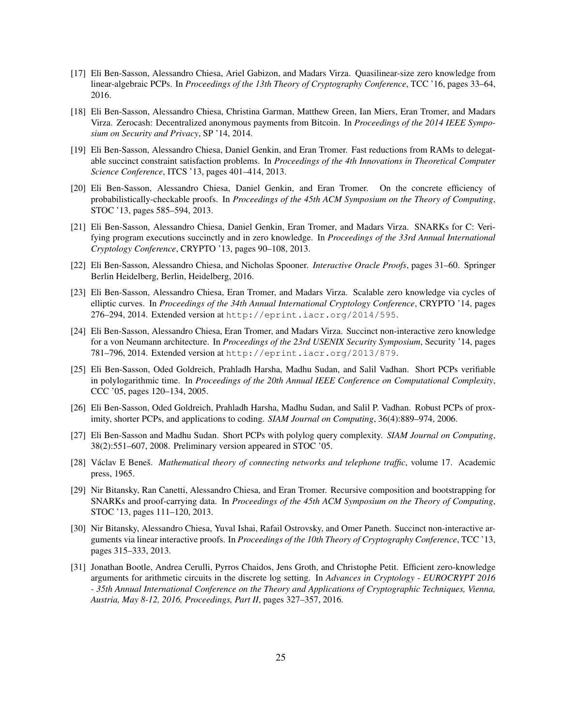[17] Eli Ben-Sasson, Alessandro Chiesa, Ariel Gabizon, and Madars Virza. Quasilinear-size zero knowledge from linear-algebraic PCPs. In *Proceedings of the 13th Theory of Cryptography Conference*, TCC '16, pages 33–64, 2016.

[18] Eli Ben-Sasson, Alessandro Chiesa, Christina Garman, Matthew Green, Ian Miers, Eran Tromer, and Madars Virza. Zerocash: Decentralized anonymous payments from Bitcoin. In *Proceedings of the 2014 IEEE Symposium on Security and Privacy*, SP '14, 2014.

[19] Eli Ben-Sasson, Alessandro Chiesa, Daniel Genkin, and Eran Tromer. Fast reductions from RAMs to delegatable succinct constraint satisfaction problems. In *Proceedings of the 4th Innovations in Theoretical Computer Science Conference*, ITCS '13, pages 401–414, 2013.

[20] Eli Ben-Sasson, Alessandro Chiesa, Daniel Genkin, and Eran Tromer. On the concrete efficiency of probabilistically-checkable proofs. In *Proceedings of the 45th ACM Symposium on the Theory of Computing*, STOC '13, pages 585–594, 2013.

[21] Eli Ben-Sasson, Alessandro Chiesa, Daniel Genkin, Eran Tromer, and Madars Virza. SNARKs for C: Verifying program executions succinctly and in zero knowledge. In *Proceedings of the 33rd Annual International Cryptology Conference*, CRYPTO '13, pages 90–108, 2013.

[22] Eli Ben-Sasson, Alessandro Chiesa, and Nicholas Spooner. *Interactive Oracle Proofs*, pages 31–60. Springer Berlin Heidelberg, Berlin, Heidelberg, 2016.

[23] Eli Ben-Sasson, Alessandro Chiesa, Eran Tromer, and Madars Virza. Scalable zero knowledge via cycles of elliptic curves. In *Proceedings of the 34th Annual International Cryptology Conference*, CRYPTO '14, pages 276–294, 2014. Extended version at `http://eprint.iacr.org/2014/595`.

[24] Eli Ben-Sasson, Alessandro Chiesa, Eran Tromer, and Madars Virza. Succinct non-interactive zero knowledge for a von Neumann architecture. In *Proceedings of the 23rd USENIX Security Symposium*, Security '14, pages 781–796, 2014. Extended version at `http://eprint.iacr.org/2013/879`.

[25] Eli Ben-Sasson, Oded Goldreich, Prahladh Harsha, Madhu Sudan, and Salil Vadhan. Short PCPs verifiable in polylogarithmic time. In *Proceedings of the 20th Annual IEEE Conference on Computational Complexity*, CCC '05, pages 120–134, 2005.

[26] Eli Ben-Sasson, Oded Goldreich, Prahladh Harsha, Madhu Sudan, and Salil P. Vadhan. Robust PCPs of proximity, shorter PCPs, and applications to coding. *SIAM Journal on Computing*, 36(4):889–974, 2006.

[27] Eli Ben-Sasson and Madhu Sudan. Short PCPs with polylog query complexity. *SIAM Journal on Computing*, 38(2):551–607, 2008. Preliminary version appeared in STOC '05.

[28] Václav E Beneš. *Mathematical theory of connecting networks and telephone traffic*, volume 17. Academic press, 1965.

[29] Nir Bitansky, Ran Canetti, Alessandro Chiesa, and Eran Tromer. Recursive composition and bootstrapping for SNARKs and proof-carrying data. In *Proceedings of the 45th ACM Symposium on the Theory of Computing*, STOC '13, pages 111–120, 2013.

[30] Nir Bitansky, Alessandro Chiesa, Yuval Ishai, Rafail Ostrovsky, and Omer Paneth. Succinct non-interactive arguments via linear interactive proofs. In *Proceedings of the 10th Theory of Cryptography Conference*, TCC '13, pages 315–333, 2013.

[31] Jonathan Bootle, Andrea Cerulli, Pyrros Chaidos, Jens Groth, and Christophe Petit. Efficient zero-knowledge arguments for arithmetic circuits in the discrete log setting. In *Advances in Cryptology - EUROCRYPT 2016 - 35th Annual International Conference on the Theory and Applications of Cryptographic Techniques, Vienna, Austria, May 8-12, 2016, Proceedings, Part II*, pages 327–357, 2016.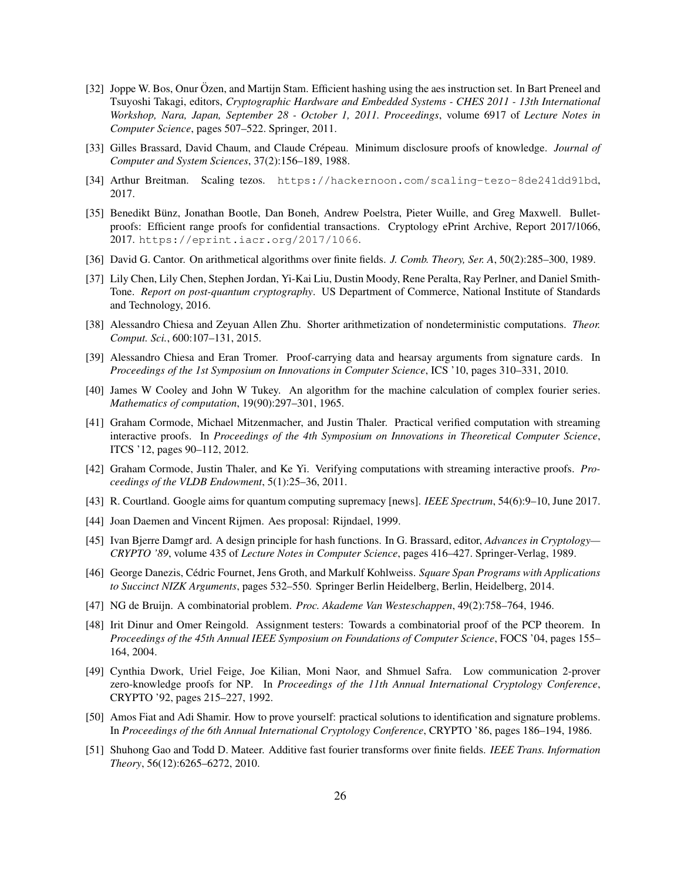[32] Joppe W. Bos, Onur Özen, and Martijn Stam. Efficient hashing using the aes instruction set. In Bart Preneel and Tsuyoshi Takagi, editors, *Cryptographic Hardware and Embedded Systems - CHES 2011 - 13th International Workshop, Nara, Japan, September 28 - October 1, 2011. Proceedings*, volume 6917 of *Lecture Notes in Computer Science*, pages 507–522. Springer, 2011.

[33] Gilles Brassard, David Chaum, and Claude Crépeau. Minimum disclosure proofs of knowledge. *Journal of Computer and System Sciences*, 37(2):156–189, 1988.

[34] Arthur Breitman. Scaling tezos. `https://hackernoon.com/scaling-tezo-8de241dd91bd`, 2017.

[35] Benedikt Bünz, Jonathan Bootle, Dan Boneh, Andrew Poelstra, Pieter Wuille, and Greg Maxwell. Bulletproofs: Efficient range proofs for confidential transactions. Cryptology ePrint Archive, Report 2017/1066, 2017. `https://eprint.iacr.org/2017/1066`.

[36] David G. Cantor. On arithmetical algorithms over finite fields. *J. Comb. Theory, Ser. A*, 50(2):285–300, 1989.

[37] Lily Chen, Lily Chen, Stephen Jordan, Yi-Kai Liu, Dustin Moody, Rene Peralta, Ray Perlner, and Daniel Smith-Tone. *Report on post-quantum cryptography*. US Department of Commerce, National Institute of Standards and Technology, 2016.

[38] Alessandro Chiesa and Zeyuan Allen Zhu. Shorter arithmetization of nondeterministic computations. *Theor. Comput. Sci.*, 600:107–131, 2015.

[39] Alessandro Chiesa and Eran Tromer. Proof-carrying data and hearsay arguments from signature cards. In *Proceedings of the 1st Symposium on Innovations in Computer Science*, ICS '10, pages 310–331, 2010.

[40] James W Cooley and John W Tukey. An algorithm for the machine calculation of complex fourier series. *Mathematics of computation*, 19(90):297–301, 1965.

[41] Graham Cormode, Michael Mitzenmacher, and Justin Thaler. Practical verified computation with streaming interactive proofs. In *Proceedings of the 4th Symposium on Innovations in Theoretical Computer Science*, ITCS '12, pages 90–112, 2012.

[42] Graham Cormode, Justin Thaler, and Ke Yi. Verifying computations with streaming interactive proofs. *Proceedings of the VLDB Endowment*, 5(1):25–36, 2011.

[43] R. Courtland. Google aims for quantum computing supremacy [news]. *IEEE Spectrum*, 54(6):9–10, June 2017.

[44] Joan Daemen and Vincent Rijmen. Aes proposal: Rijndael, 1999.

[45] Ivan Bjerre Damgr ard. A design principle for hash functions. In G. Brassard, editor, *Advances in Cryptology—CRYPTO '89*, volume 435 of *Lecture Notes in Computer Science*, pages 416–427. Springer-Verlag, 1989.

[46] George Danezis, Cédric Fournet, Jens Groth, and Markulf Kohlweiss. *Square Span Programs with Applications to Succinct NIZK Arguments*, pages 532–550. Springer Berlin Heidelberg, Berlin, Heidelberg, 2014.

[47] NG de Bruijn. A combinatorial problem. *Proc. Akademe Van Westeschappen*, 49(2):758–764, 1946.

[48] Irit Dinur and Omer Reingold. Assignment testers: Towards a combinatorial proof of the PCP theorem. In *Proceedings of the 45th Annual IEEE Symposium on Foundations of Computer Science*, FOCS '04, pages 155–164, 2004.

[49] Cynthia Dwork, Uriel Feige, Joe Kilian, Moni Naor, and Shmuel Safra. Low communication 2-prover zero-knowledge proofs for NP. In *Proceedings of the 11th Annual International Cryptology Conference*, CRYPTO '92, pages 215–227, 1992.

[50] Amos Fiat and Adi Shamir. How to prove yourself: practical solutions to identification and signature problems. In *Proceedings of the 6th Annual International Cryptology Conference*, CRYPTO '86, pages 186–194, 1986.

[51] Shuhong Gao and Todd D. Mateer. Additive fast fourier transforms over finite fields. *IEEE Trans. Information Theory*, 56(12):6265–6272, 2010.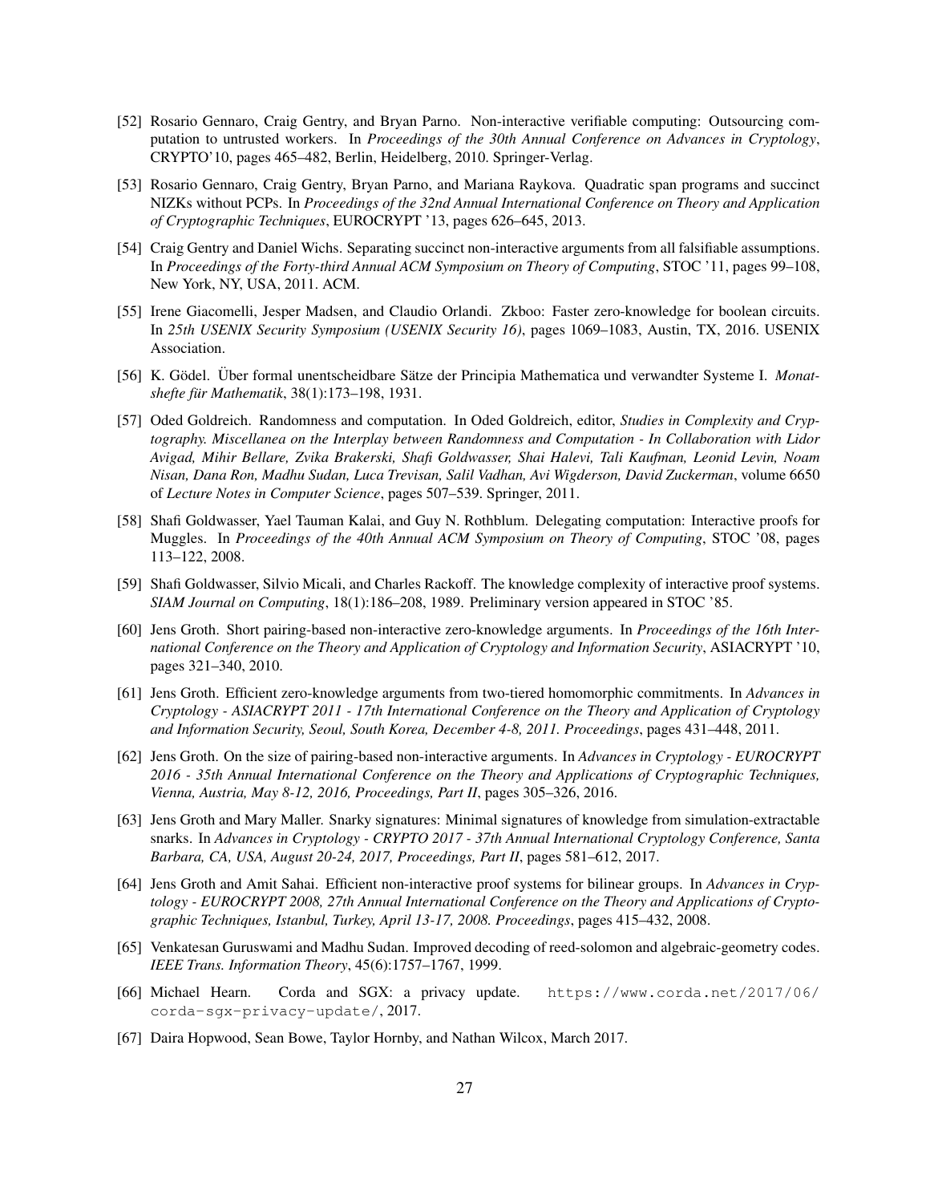[52] Rosario Gennaro, Craig Gentry, and Bryan Parno. Non-interactive verifiable computing: Outsourcing computation to untrusted workers. In *Proceedings of the 30th Annual Conference on Advances in Cryptology*, CRYPTO'10, pages 465–482, Berlin, Heidelberg, 2010. Springer-Verlag.

[53] Rosario Gennaro, Craig Gentry, Bryan Parno, and Mariana Raykova. Quadratic span programs and succinct NIZKs without PCPs. In *Proceedings of the 32nd Annual International Conference on Theory and Application of Cryptographic Techniques*, EUROCRYPT '13, pages 626–645, 2013.

[54] Craig Gentry and Daniel Wichs. Separating succinct non-interactive arguments from all falsifiable assumptions. In *Proceedings of the Forty-third Annual ACM Symposium on Theory of Computing*, STOC '11, pages 99–108, New York, NY, USA, 2011. ACM.

[55] Irene Giacomelli, Jesper Madsen, and Claudio Orlandi. Zkboo: Faster zero-knowledge for boolean circuits. In *25th USENIX Security Symposium (USENIX Security 16)*, pages 1069–1083, Austin, TX, 2016. USENIX Association.

[56] K. Gödel. Über formal unentscheidbare Sätze der Principia Mathematica und verwandter Systeme I. *Monatshefte für Mathematik*, 38(1):173–198, 1931.

[57] Oded Goldreich. Randomness and computation. In Oded Goldreich, editor, *Studies in Complexity and Cryptography. Miscellanea on the Interplay between Randomness and Computation - In Collaboration with Lidor Avigad, Mihir Bellare, Zvika Brakerski, Shafi Goldwasser, Shai Halevi, Tali Kaufman, Leonid Levin, Noam Nisan, Dana Ron, Madhu Sudan, Luca Trevisan, Salil Vadhan, Avi Wigderson, David Zuckerman*, volume 6650 of *Lecture Notes in Computer Science*, pages 507–539. Springer, 2011.

[58] Shafi Goldwasser, Yael Tauman Kalai, and Guy N. Rothblum. Delegating computation: Interactive proofs for Muggles. In *Proceedings of the 40th Annual ACM Symposium on Theory of Computing*, STOC '08, pages 113–122, 2008.

[59] Shafi Goldwasser, Silvio Micali, and Charles Rackoff. The knowledge complexity of interactive proof systems. *SIAM Journal on Computing*, 18(1):186–208, 1989. Preliminary version appeared in STOC '85.

[60] Jens Groth. Short pairing-based non-interactive zero-knowledge arguments. In *Proceedings of the 16th International Conference on the Theory and Application of Cryptology and Information Security*, ASIACRYPT '10, pages 321–340, 2010.

[61] Jens Groth. Efficient zero-knowledge arguments from two-tiered homomorphic commitments. In *Advances in Cryptology - ASIACRYPT 2011 - 17th International Conference on the Theory and Application of Cryptology and Information Security, Seoul, South Korea, December 4-8, 2011. Proceedings*, pages 431–448, 2011.

[62] Jens Groth. On the size of pairing-based non-interactive arguments. In *Advances in Cryptology - EUROCRYPT 2016 - 35th Annual International Conference on the Theory and Applications of Cryptographic Techniques, Vienna, Austria, May 8-12, 2016, Proceedings, Part II*, pages 305–326, 2016.

[63] Jens Groth and Mary Maller. Snarky signatures: Minimal signatures of knowledge from simulation-extractable snarks. In *Advances in Cryptology - CRYPTO 2017 - 37th Annual International Cryptology Conference, Santa Barbara, CA, USA, August 20-24, 2017, Proceedings, Part II*, pages 581–612, 2017.

[64] Jens Groth and Amit Sahai. Efficient non-interactive proof systems for bilinear groups. In *Advances in Cryptology - EUROCRYPT 2008, 27th Annual International Conference on the Theory and Applications of Cryptographic Techniques, Istanbul, Turkey, April 13-17, 2008. Proceedings*, pages 415–432, 2008.

[65] Venkatesan Guruswami and Madhu Sudan. Improved decoding of reed-solomon and algebraic-geometry codes. *IEEE Trans. Information Theory*, 45(6):1757–1767, 1999.

[66] Michael Hearn. Corda and SGX: a privacy update. `https://www.corda.net/2017/06/corda-sgx-privacy-update/`, 2017.

[67] Daira Hopwood, Sean Bowe, Taylor Hornby, and Nathan Wilcox, March 2017.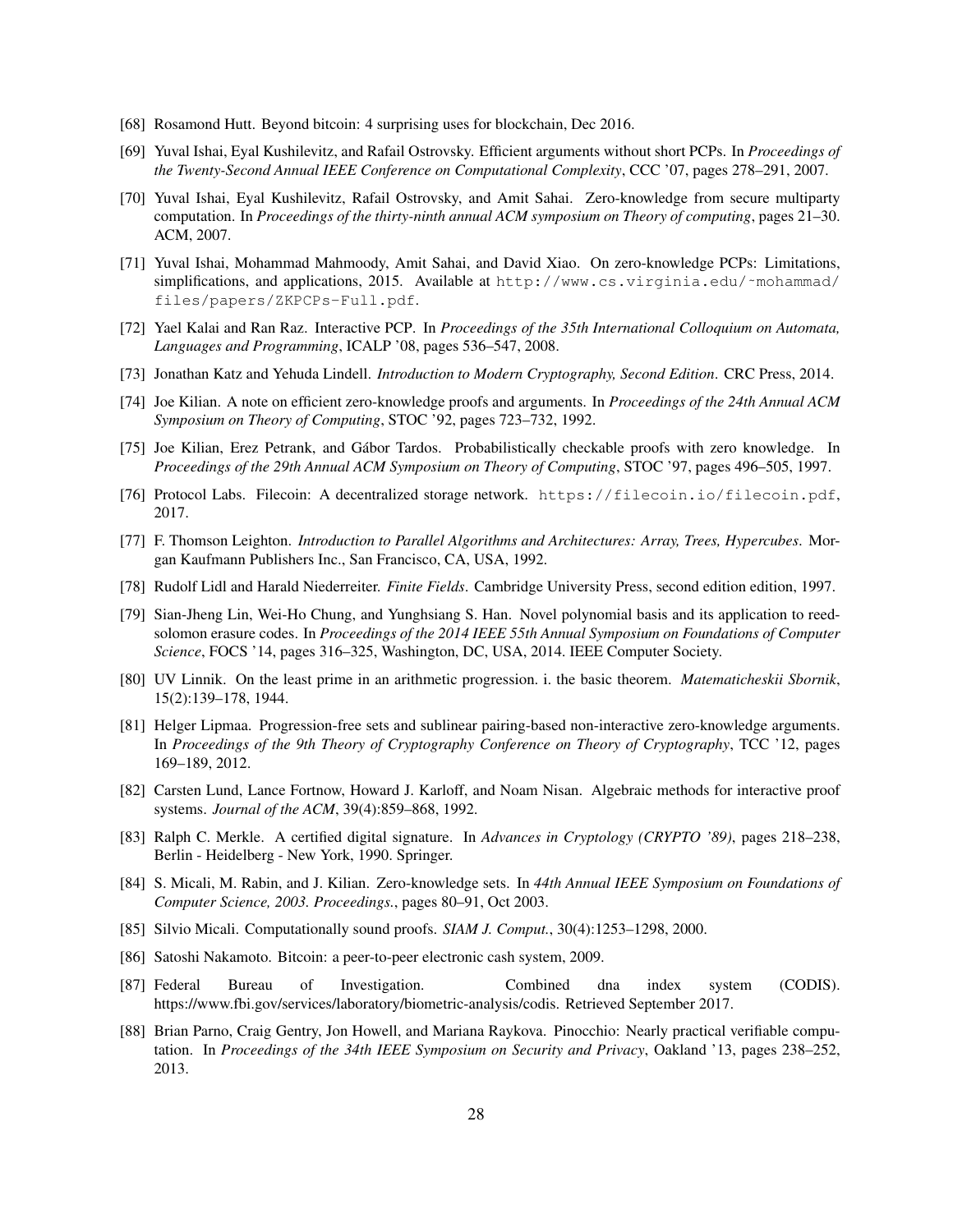[68] Rosamond Hutt. Beyond bitcoin: 4 surprising uses for blockchain, Dec 2016.

[69] Yuval Ishai, Eyal Kushilevitz, and Rafail Ostrovsky. Efficient arguments without short PCPs. In *Proceedings of the Twenty-Second Annual IEEE Conference on Computational Complexity*, CCC '07, pages 278–291, 2007.

[70] Yuval Ishai, Eyal Kushilevitz, Rafail Ostrovsky, and Amit Sahai. Zero-knowledge from secure multiparty computation. In *Proceedings of the thirty-ninth annual ACM symposium on Theory of computing*, pages 21–30. ACM, 2007.

[71] Yuval Ishai, Mohammad Mahmoody, Amit Sahai, and David Xiao. On zero-knowledge PCPs: Limitations, simplifications, and applications, 2015. Available at `http://www.cs.virginia.edu/~mohammad/files/papers/ZKPCPs-Full.pdf`.

[72] Yael Kalai and Ran Raz. Interactive PCP. In *Proceedings of the 35th International Colloquium on Automata, Languages and Programming*, ICALP '08, pages 536–547, 2008.

[73] Jonathan Katz and Yehuda Lindell. *Introduction to Modern Cryptography, Second Edition*. CRC Press, 2014.

[74] Joe Kilian. A note on efficient zero-knowledge proofs and arguments. In *Proceedings of the 24th Annual ACM Symposium on Theory of Computing*, STOC '92, pages 723–732, 1992.

[75] Joe Kilian, Erez Petrank, and Gábor Tardos. Probabilistically checkable proofs with zero knowledge. In *Proceedings of the 29th Annual ACM Symposium on Theory of Computing*, STOC '97, pages 496–505, 1997.

[76] Protocol Labs. Filecoin: A decentralized storage network. `https://filecoin.io/filecoin.pdf`, 2017.

[77] F. Thomson Leighton. *Introduction to Parallel Algorithms and Architectures: Array, Trees, Hypercubes*. Morgan Kaufmann Publishers Inc., San Francisco, CA, USA, 1992.

[78] Rudolf Lidl and Harald Niederreiter. *Finite Fields*. Cambridge University Press, second edition edition, 1997.

[79] Sian-Jheng Lin, Wei-Ho Chung, and Yunghsiang S. Han. Novel polynomial basis and its application to reed-solomon erasure codes. In *Proceedings of the 2014 IEEE 55th Annual Symposium on Foundations of Computer Science*, FOCS '14, pages 316–325, Washington, DC, USA, 2014. IEEE Computer Society.

[80] UV Linnik. On the least prime in an arithmetic progression. i. the basic theorem. *Matematicheskii Sbornik*, 15(2):139–178, 1944.

[81] Helger Lipmaa. Progression-free sets and sublinear pairing-based non-interactive zero-knowledge arguments. In *Proceedings of the 9th Theory of Cryptography Conference on Theory of Cryptography*, TCC '12, pages 169–189, 2012.

[82] Carsten Lund, Lance Fortnow, Howard J. Karloff, and Noam Nisan. Algebraic methods for interactive proof systems. *Journal of the ACM*, 39(4):859–868, 1992.

[83] Ralph C. Merkle. A certified digital signature. In *Advances in Cryptology (CRYPTO '89)*, pages 218–238, Berlin - Heidelberg - New York, 1990. Springer.

[84] S. Micali, M. Rabin, and J. Kilian. Zero-knowledge sets. In *44th Annual IEEE Symposium on Foundations of Computer Science, 2003. Proceedings.*, pages 80–91, Oct 2003.

[85] Silvio Micali. Computationally sound proofs. *SIAM J. Comput.*, 30(4):1253–1298, 2000.

[86] Satoshi Nakamoto. Bitcoin: a peer-to-peer electronic cash system, 2009.

[87] Federal Bureau of Investigation. Combined dna index system (CODIS). https://www.fbi.gov/services/laboratory/biometric-analysis/codis. Retrieved September 2017.

[88] Brian Parno, Craig Gentry, Jon Howell, and Mariana Raykova. Pinocchio: Nearly practical verifiable computation. In *Proceedings of the 34th IEEE Symposium on Security and Privacy*, Oakland '13, pages 238–252, 2013.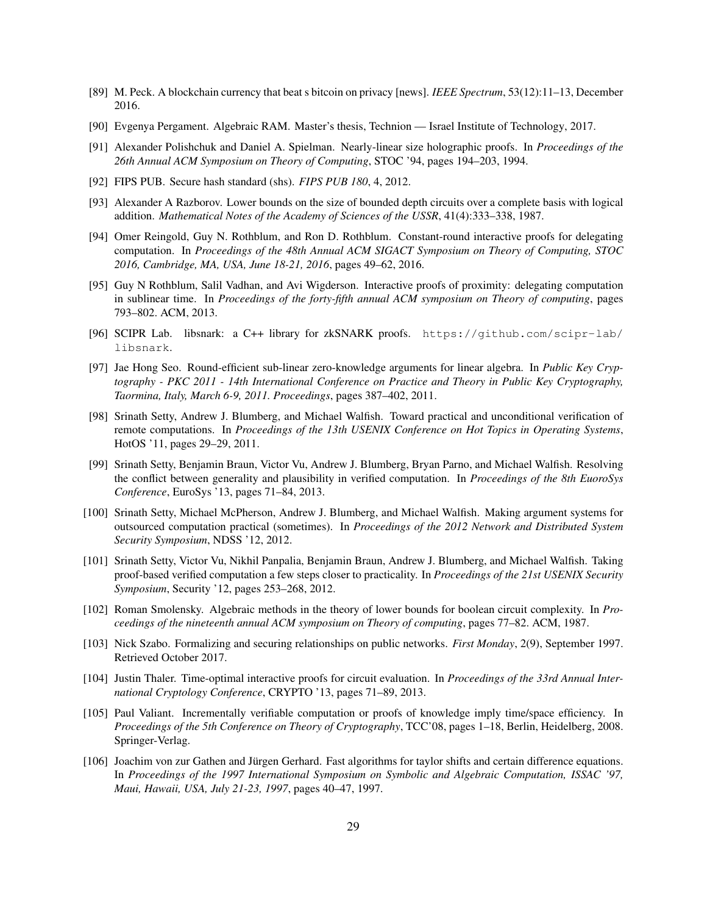[89] M. Peck. A blockchain currency that beat s bitcoin on privacy [news]. *IEEE Spectrum*, 53(12):11–13, December 2016.

[90] Evgenya Pergament. Algebraic RAM. Master's thesis, Technion — Israel Institute of Technology, 2017.

[91] Alexander Polishchuk and Daniel A. Spielman. Nearly-linear size holographic proofs. In *Proceedings of the 26th Annual ACM Symposium on Theory of Computing*, STOC '94, pages 194–203, 1994.

[92] FIPS PUB. Secure hash standard (shs). *FIPS PUB 180*, 4, 2012.

[93] Alexander A Razborov. Lower bounds on the size of bounded depth circuits over a complete basis with logical addition. *Mathematical Notes of the Academy of Sciences of the USSR*, 41(4):333–338, 1987.

[94] Omer Reingold, Guy N. Rothblum, and Ron D. Rothblum. Constant-round interactive proofs for delegating computation. In *Proceedings of the 48th Annual ACM SIGACT Symposium on Theory of Computing, STOC 2016, Cambridge, MA, USA, June 18-21, 2016*, pages 49–62, 2016.

[95] Guy N Rothblum, Salil Vadhan, and Avi Wigderson. Interactive proofs of proximity: delegating computation in sublinear time. In *Proceedings of the forty-fifth annual ACM symposium on Theory of computing*, pages 793–802. ACM, 2013.

[96] SCIPR Lab. libsnark: a C++ library for zkSNARK proofs. `https://github.com/scipr-lab/libsnark`.

[97] Jae Hong Seo. Round-efficient sub-linear zero-knowledge arguments for linear algebra. In *Public Key Cryptography - PKC 2011 - 14th International Conference on Practice and Theory in Public Key Cryptography, Taormina, Italy, March 6-9, 2011. Proceedings*, pages 387–402, 2011.

[98] Srinath Setty, Andrew J. Blumberg, and Michael Walfish. Toward practical and unconditional verification of remote computations. In *Proceedings of the 13th USENIX Conference on Hot Topics in Operating Systems*, HotOS '11, pages 29–29, 2011.

[99] Srinath Setty, Benjamin Braun, Victor Vu, Andrew J. Blumberg, Bryan Parno, and Michael Walfish. Resolving the conflict between generality and plausibility in verified computation. In *Proceedings of the 8th EuoroSys Conference*, EuroSys '13, pages 71–84, 2013.

[100] Srinath Setty, Michael McPherson, Andrew J. Blumberg, and Michael Walfish. Making argument systems for outsourced computation practical (sometimes). In *Proceedings of the 2012 Network and Distributed System Security Symposium*, NDSS '12, 2012.

[101] Srinath Setty, Victor Vu, Nikhil Panpalia, Benjamin Braun, Andrew J. Blumberg, and Michael Walfish. Taking proof-based verified computation a few steps closer to practicality. In *Proceedings of the 21st USENIX Security Symposium*, Security '12, pages 253–268, 2012.

[102] Roman Smolensky. Algebraic methods in the theory of lower bounds for boolean circuit complexity. In *Proceedings of the nineteenth annual ACM symposium on Theory of computing*, pages 77–82. ACM, 1987.

[103] Nick Szabo. Formalizing and securing relationships on public networks. *First Monday*, 2(9), September 1997. Retrieved October 2017.

[104] Justin Thaler. Time-optimal interactive proofs for circuit evaluation. In *Proceedings of the 33rd Annual International Cryptology Conference*, CRYPTO '13, pages 71–89, 2013.

[105] Paul Valiant. Incrementally verifiable computation or proofs of knowledge imply time/space efficiency. In *Proceedings of the 5th Conference on Theory of Cryptography*, TCC'08, pages 1–18, Berlin, Heidelberg, 2008. Springer-Verlag.

[106] Joachim von zur Gathen and Jürgen Gerhard. Fast algorithms for taylor shifts and certain difference equations. In *Proceedings of the 1997 International Symposium on Symbolic and Algebraic Computation, ISSAC '97, Maui, Hawaii, USA, July 21-23, 1997*, pages 40–47, 1997.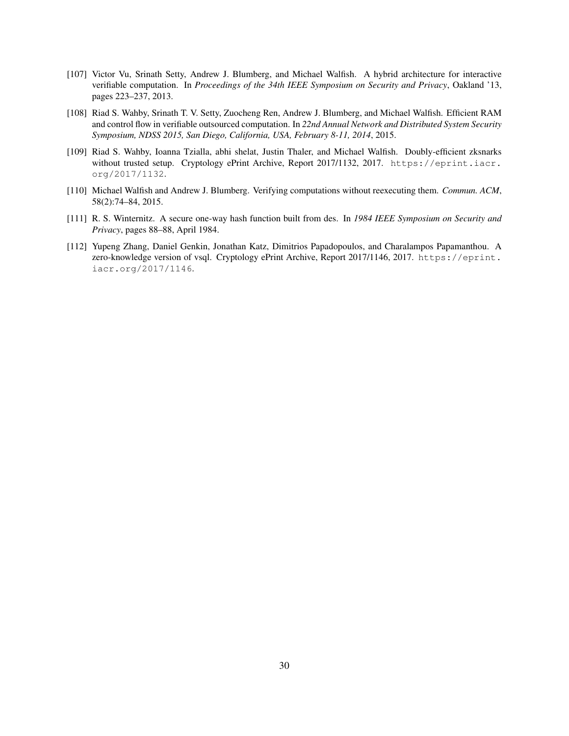[107] Victor Vu, Srinath Setty, Andrew J. Blumberg, and Michael Walfish. A hybrid architecture for interactive verifiable computation. In *Proceedings of the 34th IEEE Symposium on Security and Privacy*, Oakland '13, pages 223–237, 2013.

[108] Riad S. Wahby, Srinath T. V. Setty, Zuocheng Ren, Andrew J. Blumberg, and Michael Walfish. Efficient RAM and control flow in verifiable outsourced computation. In *22nd Annual Network and Distributed System Security Symposium, NDSS 2015, San Diego, California, USA, February 8-11, 2014*, 2015.

[109] Riad S. Wahby, Ioanna Tzialla, abhi shelat, Justin Thaler, and Michael Walfish. Doubly-efficient zksnarks without trusted setup. Cryptology ePrint Archive, Report 2017/1132, 2017. `https://eprint.iacr.org/2017/1132`.

[110] Michael Walfish and Andrew J. Blumberg. Verifying computations without reexecuting them. *Commun. ACM*, 58(2):74–84, 2015.

[111] R. S. Winternitz. A secure one-way hash function built from des. In *1984 IEEE Symposium on Security and Privacy*, pages 88–88, April 1984.

[112] Yupeng Zhang, Daniel Genkin, Jonathan Katz, Dimitrios Papadopoulos, and Charalampos Papamanthou. A zero-knowledge version of vsql. Cryptology ePrint Archive, Report 2017/1146, 2017. `https://eprint.iacr.org/2017/1146`.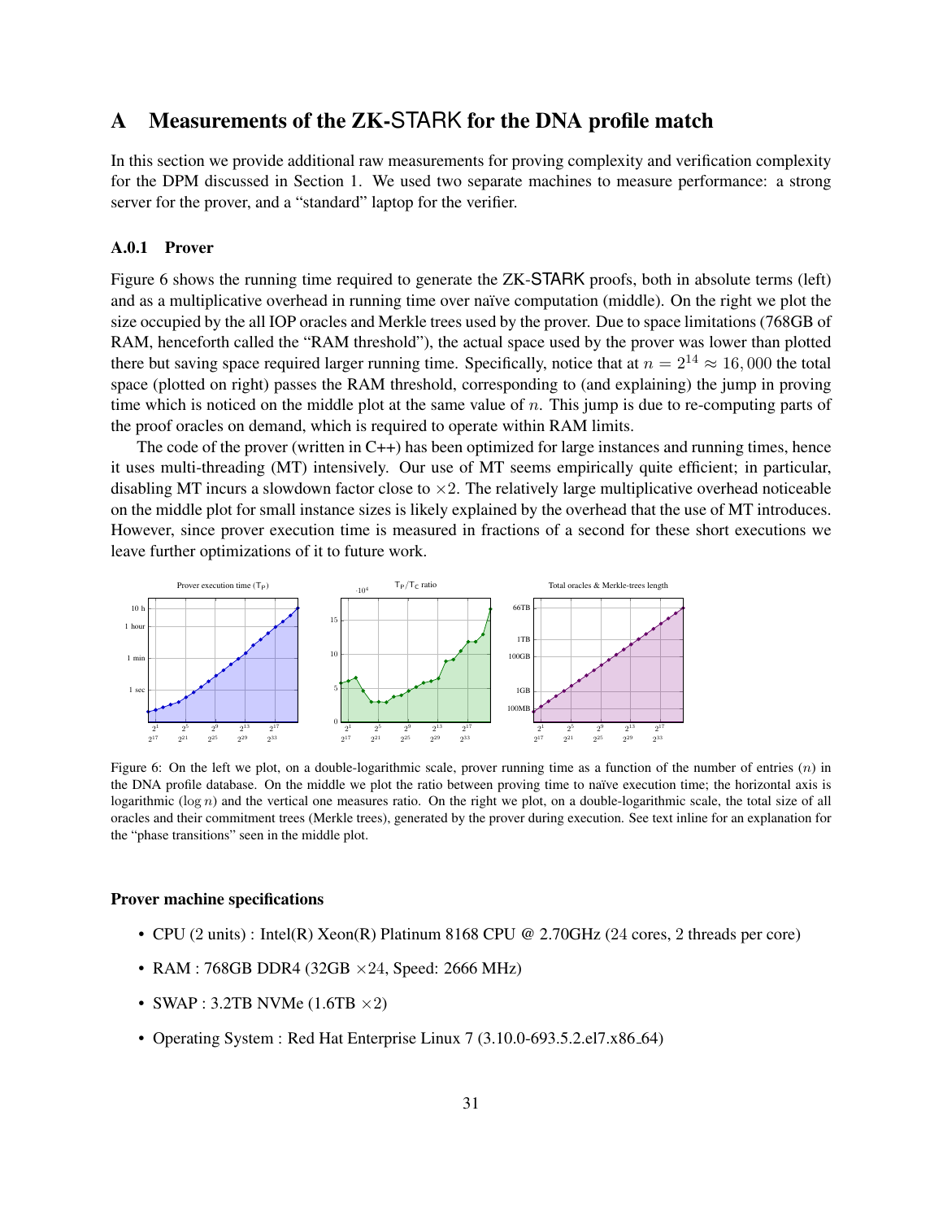# A Measurements of the ZK-STARK for the DNA profile match

In this section we provide additional raw measurements for proving complexity and verification complexity for the DPM discussed in Section 1. We used two separate machines to measure performance: a strong server for the prover, and a "standard" laptop for the verifier.

### A.0.1 Prover

Figure 6 shows the running time required to generate the ZK-STARK proofs, both in absolute terms (left) and as a multiplicative overhead in running time over naïve computation (middle). On the right we plot the size occupied by the all IOP oracles and Merkle trees used by the prover. Due to space limitations (768GB of RAM, henceforth called the "RAM threshold"), the actual space used by the prover was lower than plotted there but saving space required larger running time. Specifically, notice that at $n = 2^{14} \approx 16,000$ the total space (plotted on right) passes the RAM threshold, corresponding to (and explaining) the jump in proving time which is noticed on the middle plot at the same value of $n$. This jump is due to re-computing parts of the proof oracles on demand, which is required to operate within RAM limits.

The code of the prover (written in C++) has been optimized for large instances and running times, hence it uses multi-threading (MT) intensively. Our use of MT seems empirically quite efficient; in particular, disabling MT incurs a slowdown factor close to $\times 2$. The relatively large multiplicative overhead noticeable on the middle plot for small instance sizes is likely explained by the overhead that the use of MT introduces. However, since prover execution time is measured in fractions of a second for these short executions we leave further optimizations of it to future work.

Prover execution time ($T_P$)

10 h
1 hour
1 min
1 sec

$2^1$ $2^5$ $2^9$ $2^{13}$ $2^{17}$
$2^{17}$ $2^{21}$ $2^{25}$ $2^{29}$ $2^{33}$

$T_P/T_C$ ratio

$\cdot 10^4$

15
10
5
0

$2^1$ $2^5$ $2^9$ $2^{13}$ $2^{17}$
$2^{17}$ $2^{21}$ $2^{25}$ $2^{29}$ $2^{33}$

Total oracles & Merkle-trees length

66TB
1TB
100GB
1GB
100MB

$2^1$ $2^5$ $2^9$ $2^{13}$ $2^{17}$
$2^{17}$ $2^{21}$ $2^{25}$ $2^{29}$ $2^{33}$

Figure 6: On the left we plot, on a double-logarithmic scale, prover running time as a function of the number of entries ($n$) in the DNA profile database. On the middle we plot the ratio between proving time to naïve execution time; the horizontal axis is logarithmic ($\log n$) and the vertical one measures ratio. On the right we plot, on a double-logarithmic scale, the total size of all oracles and their commitment trees (Merkle trees), generated by the prover during execution. See text inline for an explanation for the "phase transitions" seen in the middle plot.

#### Prover machine specifications

- CPU (2 units) : Intel(R) Xeon(R) Platinum 8168 CPU @ 2.70GHz (24 cores, 2 threads per core)
- RAM : 768GB DDR4 (32GB $\times 24$, Speed: 2666 MHz)
- SWAP : 3.2TB NVMe (1.6TB $\times 2$)
- Operating System : Red Hat Enterprise Linux 7 (3.10.0-693.5.2.el7.x86_64)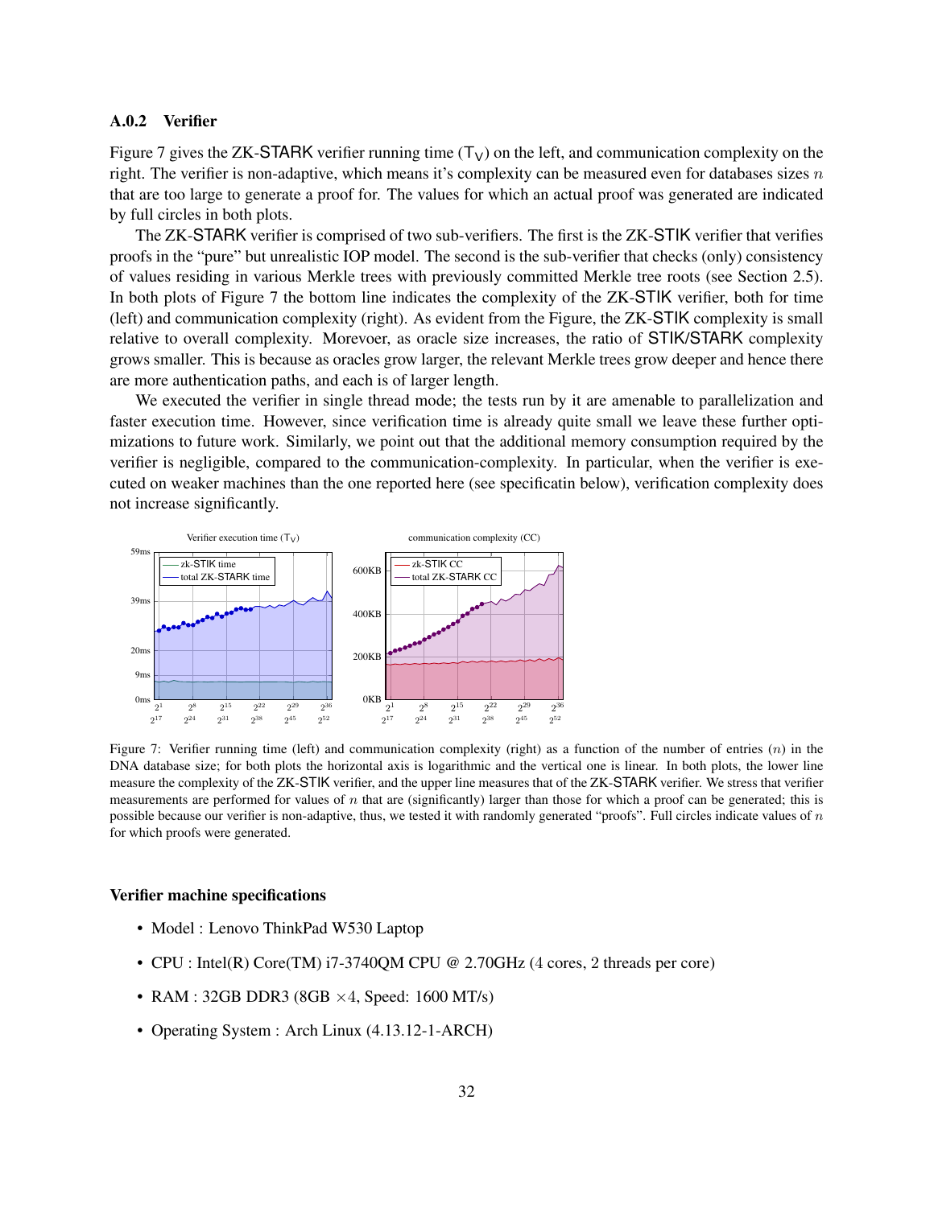### A.0.2 Verifier

Figure 7 gives the ZK-STARK verifier running time ($T_V$) on the left, and communication complexity on the right. The verifier is non-adaptive, which means it's complexity can be measured even for databases sizes $n$ that are too large to generate a proof for. The values for which an actual proof was generated are indicated by full circles in both plots.

The ZK-STARK verifier is comprised of two sub-verifiers. The first is the ZK-STIK verifier that verifies proofs in the "pure" but unrealistic IOP model. The second is the sub-verifier that checks (only) consistency of values residing in various Merkle trees with previously committed Merkle tree roots (see Section 2.5). In both plots of Figure 7 the bottom line indicates the complexity of the ZK-STIK verifier, both for time (left) and communication complexity (right). As evident from the Figure, the ZK-STIK complexity is small relative to overall complexity. Morevoer, as oracle size increases, the ratio of STIK/STARK complexity grows smaller. This is because as oracles grow larger, the relevant Merkle trees grow deeper and hence there are more authentication paths, and each is of larger length.

We executed the verifier in single thread mode; the tests run by it are amenable to parallelization and faster execution time. However, since verification time is already quite small we leave these further optimizations to future work. Similarly, we point out that the additional memory consumption required by the verifier is negligible, compared to the communication-complexity. In particular, when the verifier is executed on weaker machines than the one reported here (see specificatin below), verification complexity does not increase significantly.

Verifier execution time ($T_V$)

59ms
39ms
20ms
9ms
0ms

zk-STIK time
total ZK-STARK time

$2^1$ $2^8$ $2^{15}$ $2^{22}$ $2^{29}$ $2^{36}$
$2^{17}$ $2^{24}$ $2^{31}$ $2^{38}$ $2^{45}$ $2^{52}$

communication complexity (CC)

600KB
400KB
200KB
0KB

zk-STIK CC
total ZK-STARK CC

$2^1$ $2^8$ $2^{15}$ $2^{22}$ $2^{29}$ $2^{36}$
$2^{17}$ $2^{24}$ $2^{31}$ $2^{38}$ $2^{45}$ $2^{52}$

Figure 7: Verifier running time (left) and communication complexity (right) as a function of the number of entries ($n$) in the DNA database size; for both plots the horizontal axis is logarithmic and the vertical one is linear. In both plots, the lower line measure the complexity of the ZK-STIK verifier, and the upper line measures that of the ZK-STARK verifier. We stress that verifier measurements are performed for values of $n$ that are (significantly) larger than those for which a proof can be generated; this is possible because our verifier is non-adaptive, thus, we tested it with randomly generated "proofs". Full circles indicate values of $n$ for which proofs were generated.

#### Verifier machine specifications

- Model : Lenovo ThinkPad W530 Laptop
- CPU : Intel(R) Core(TM) i7-3740QM CPU @ 2.70GHz (4 cores, 2 threads per core)
- RAM : 32GB DDR3 (8GB $\times 4$, Speed: 1600 MT/s)
- Operating System : Arch Linux (4.13.12-1-ARCH)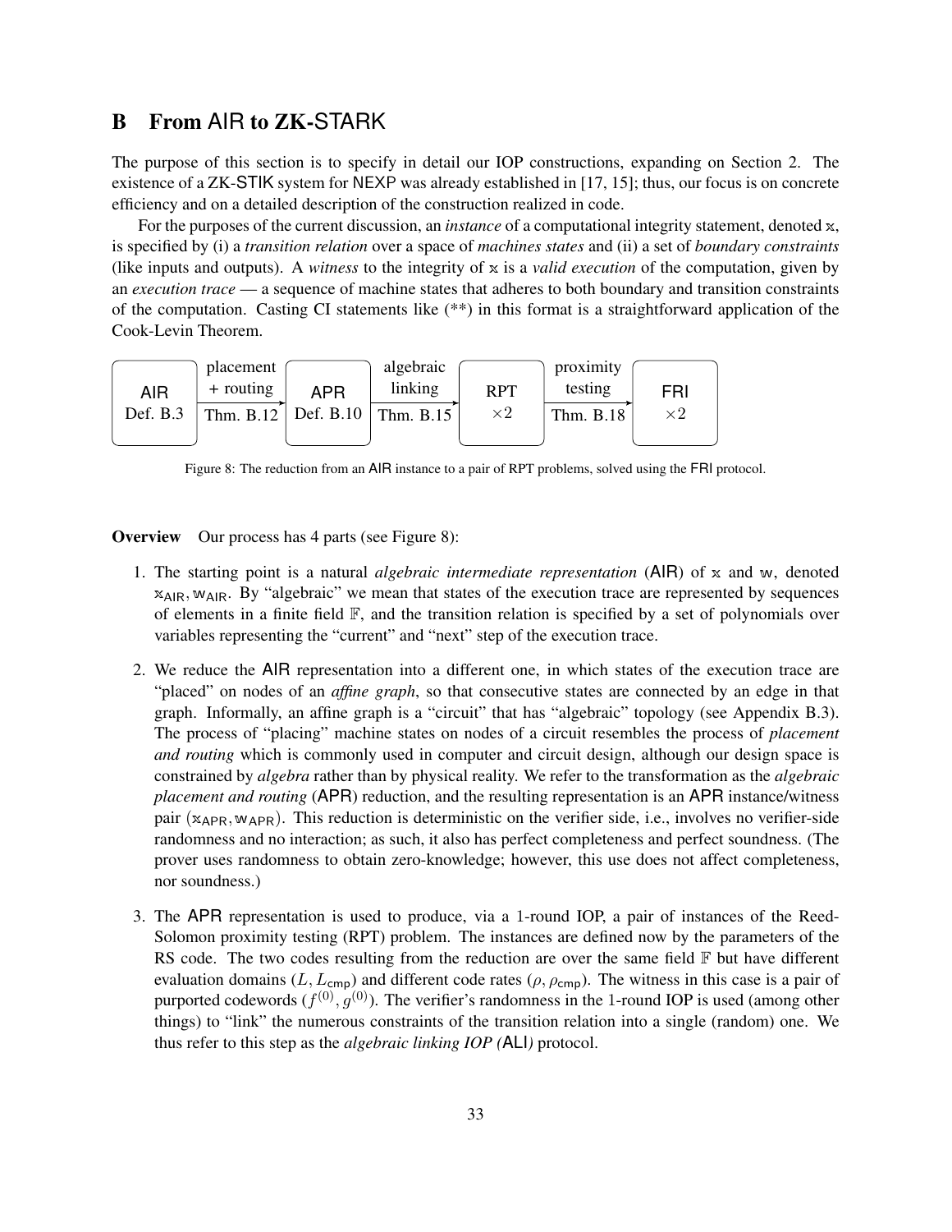# B From AIR to ZK-STARK

The purpose of this section is to specify in detail our IOP constructions, expanding on Section 2. The existence of a ZK-STIK system for NEXP was already established in [17, 15]; thus, our focus is on concrete efficiency and on a detailed description of the construction realized in code.

For the purposes of the current discussion, an *instance* of a computational integrity statement, denoted $\mathbb{x}$, is specified by (i) a *transition relation* over a space of *machines states* and (ii) a set of *boundary constraints* (like inputs and outputs). A *witness* to the integrity of $\mathbb{x}$ is a *valid execution* of the computation, given by an *execution trace* — a sequence of machine states that adheres to both boundary and transition constraints of the computation. Casting CI statements like (**) in this format is a straightforward application of the Cook-Levin Theorem.

AIR Def. B.3 → (placement + routing, Thm. B.12) → APR Def. B.10 → (algebraic linking, Thm. B.15) → RPT ×2 → (proximity testing, Thm. B.18) → FRI ×2

Figure 8: The reduction from an AIR instance to a pair of RPT problems, solved using the FRI protocol.

**Overview** Our process has 4 parts (see Figure 8):

1. The starting point is a natural *algebraic intermediate representation* (AIR) of $\mathbb{x}$ and $\mathbb{w}$, denoted $\mathbb{x}_{\mathsf{AIR}}, \mathbb{w}_{\mathsf{AIR}}$. By "algebraic" we mean that states of the execution trace are represented by sequences of elements in a finite field $\mathbb{F}$, and the transition relation is specified by a set of polynomials over variables representing the "current" and "next" step of the execution trace.

2. We reduce the AIR representation into a different one, in which states of the execution trace are "placed" on nodes of an *affine graph*, so that consecutive states are connected by an edge in that graph. Informally, an affine graph is a "circuit" that has "algebraic" topology (see Appendix B.3). The process of "placing" machine states on nodes of a circuit resembles the process of *placement and routing* which is commonly used in computer and circuit design, although our design space is constrained by *algebra* rather than by physical reality. We refer to the transformation as the *algebraic placement and routing* (APR) reduction, and the resulting representation is an APR instance/witness pair ($\mathbb{x}_{\mathsf{APR}}, \mathbb{w}_{\mathsf{APR}}$). This reduction is deterministic on the verifier side, i.e., involves no verifier-side randomness and no interaction; as such, it also has perfect completeness and perfect soundness. (The prover uses randomness to obtain zero-knowledge; however, this use does not affect completeness, nor soundness.)

3. The APR representation is used to produce, via a 1-round IOP, a pair of instances of the Reed-Solomon proximity testing (RPT) problem. The instances are defined now by the parameters of the RS code. The two codes resulting from the reduction are over the same field $\mathbb{F}$ but have different evaluation domains ($L, L_{\mathsf{cmp}}$) and different code rates ($\rho, \rho_{\mathsf{cmp}}$). The witness in this case is a pair of purported codewords ($f^{(0)}, g^{(0)}$). The verifier's randomness in the 1-round IOP is used (among other things) to "link" the numerous constraints of the transition relation into a single (random) one. We thus refer to this step as the *algebraic linking IOP (*ALI*)* protocol.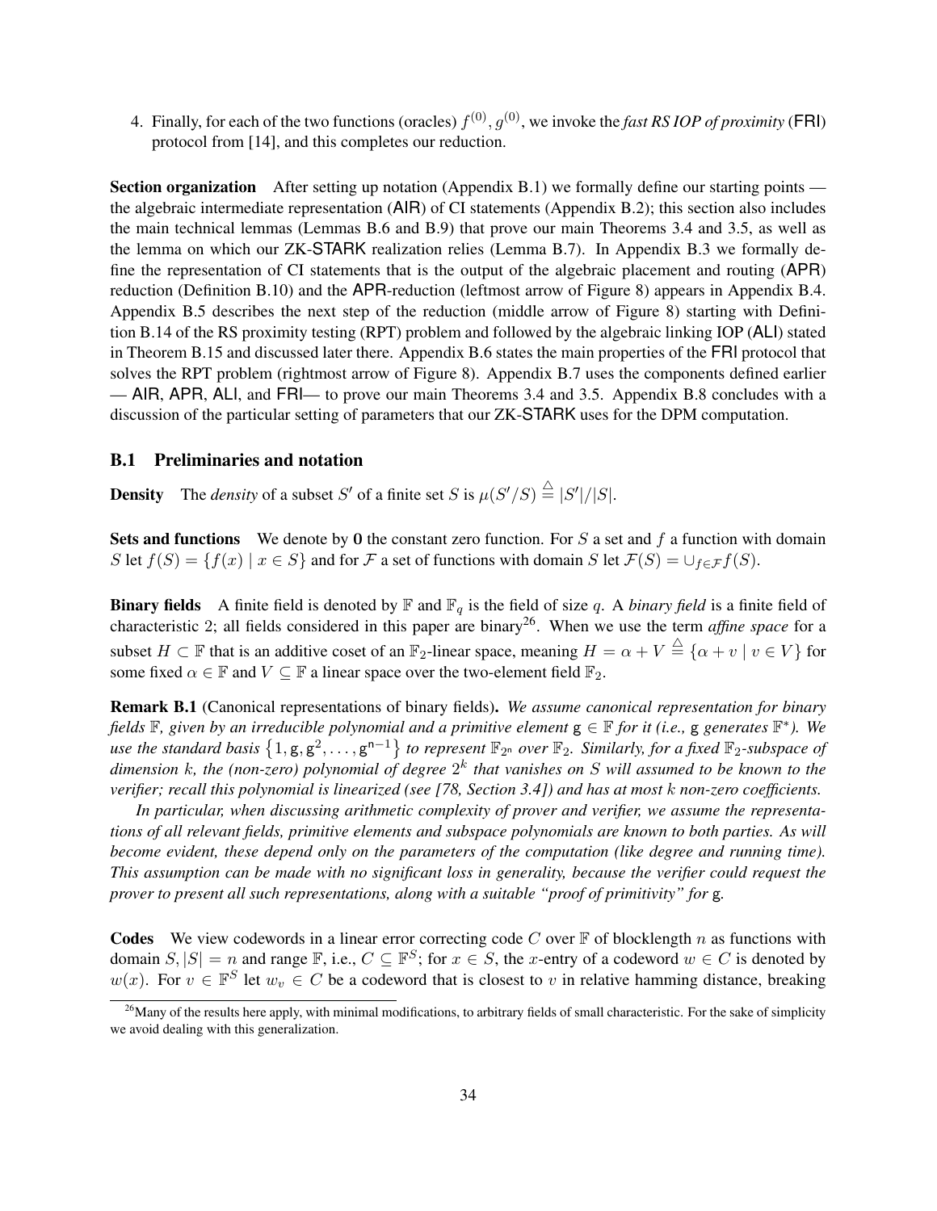4. Finally, for each of the two functions (oracles) $f^{(0)}, g^{(0)}$, we invoke the *fast RS IOP of proximity* (FRI) protocol from [14], and this completes our reduction.

**Section organization** After setting up notation (Appendix B.1) we formally define our starting points — the algebraic intermediate representation (AIR) of CI statements (Appendix B.2); this section also includes the main technical lemmas (Lemmas B.6 and B.9) that prove our main Theorems 3.4 and 3.5, as well as the lemma on which our ZK-STARK realization relies (Lemma B.7). In Appendix B.3 we formally define the representation of CI statements that is the output of the algebraic placement and routing (APR) reduction (Definition B.10) and the APR-reduction (leftmost arrow of Figure 8) appears in Appendix B.4. Appendix B.5 describes the next step of the reduction (middle arrow of Figure 8) starting with Definition B.14 of the RS proximity testing (RPT) problem and followed by the algebraic linking IOP (ALI) stated in Theorem B.15 and discussed later there. Appendix B.6 states the main properties of the FRI protocol that solves the RPT problem (rightmost arrow of Figure 8). Appendix B.7 uses the components defined earlier — AIR, APR, ALI, and FRI— to prove our main Theorems 3.4 and 3.5. Appendix B.8 concludes with a discussion of the particular setting of parameters that our ZK-STARK uses for the DPM computation.

## B.1 Preliminaries and notation

**Density** The *density* of a subset $S'$ of a finite set $S$ is $\mu(S'/S) \stackrel{\triangle}{=} |S'|/|S|$.

**Sets and functions** We denote by $\mathbf{0}$ the constant zero function. For $S$ a set and $f$ a function with domain $S$ let $f(S) = \{f(x) \mid x \in S\}$ and for $\mathcal{F}$ a set of functions with domain $S$ let $\mathcal{F}(S) = \cup_{f \in \mathcal{F}} f(S)$.

**Binary fields** A finite field is denoted by $\mathbb{F}$ and $\mathbb{F}_q$ is the field of size $q$. A *binary field* is a finite field of characteristic 2; all fields considered in this paper are binary[26]. When we use the term *affine space* for a subset $H \subset \mathbb{F}$ that is an additive coset of an $\mathbb{F}_2$-linear space, meaning $H = \alpha + V \stackrel{\triangle}{=} \{\alpha + v \mid v \in V\}$ for some fixed $\alpha \in \mathbb{F}$ and $V \subseteq \mathbb{F}$ a linear space over the two-element field $\mathbb{F}_2$.

**Remark B.1** (Canonical representations of binary fields). *We assume canonical representation for binary fields $\mathbb{F}$, given by an irreducible polynomial and a primitive element $\mathsf{g} \in \mathbb{F}$ for it (i.e., $\mathsf{g}$ generates $\mathbb{F}^*$). We use the standard basis $\{1, \mathsf{g}, \mathsf{g}^2, \ldots, \mathsf{g}^{\mathsf{n}-1}\}$ to represent $\mathbb{F}_{2^{\mathsf{n}}}$ over $\mathbb{F}_2$. Similarly, for a fixed $\mathbb{F}_2$-subspace of dimension $k$, the (non-zero) polynomial of degree $2^k$ that vanishes on $S$ will assumed to be known to the verifier; recall this polynomial is linearized (see [78, Section 3.4]) and has at most $k$ non-zero coefficients.*

*In particular, when discussing arithmetic complexity of prover and verifier, we assume the representations of all relevant fields, primitive elements and subspace polynomials are known to both parties. As will become evident, these depend only on the parameters of the computation (like degree and running time). This assumption can be made with no significant loss in generality, because the verifier could request the prover to present all such representations, along with a suitable "proof of primitivity" for* $\mathsf{g}$.

**Codes** We view codewords in a linear error correcting code $C$ over $\mathbb{F}$ of blocklength $n$ as functions with domain $S, |S| = n$ and range $\mathbb{F}$, i.e., $C \subseteq \mathbb{F}^S$; for $x \in S$, the $x$-entry of a codeword $w \in C$ is denoted by $w(x)$. For $v \in \mathbb{F}^S$ let $w_v \in C$ be a codeword that is closest to $v$ in relative hamming distance, breaking

[26] Many of the results here apply, with minimal modifications, to arbitrary fields of small characteristic. For the sake of simplicity we avoid dealing with this generalization.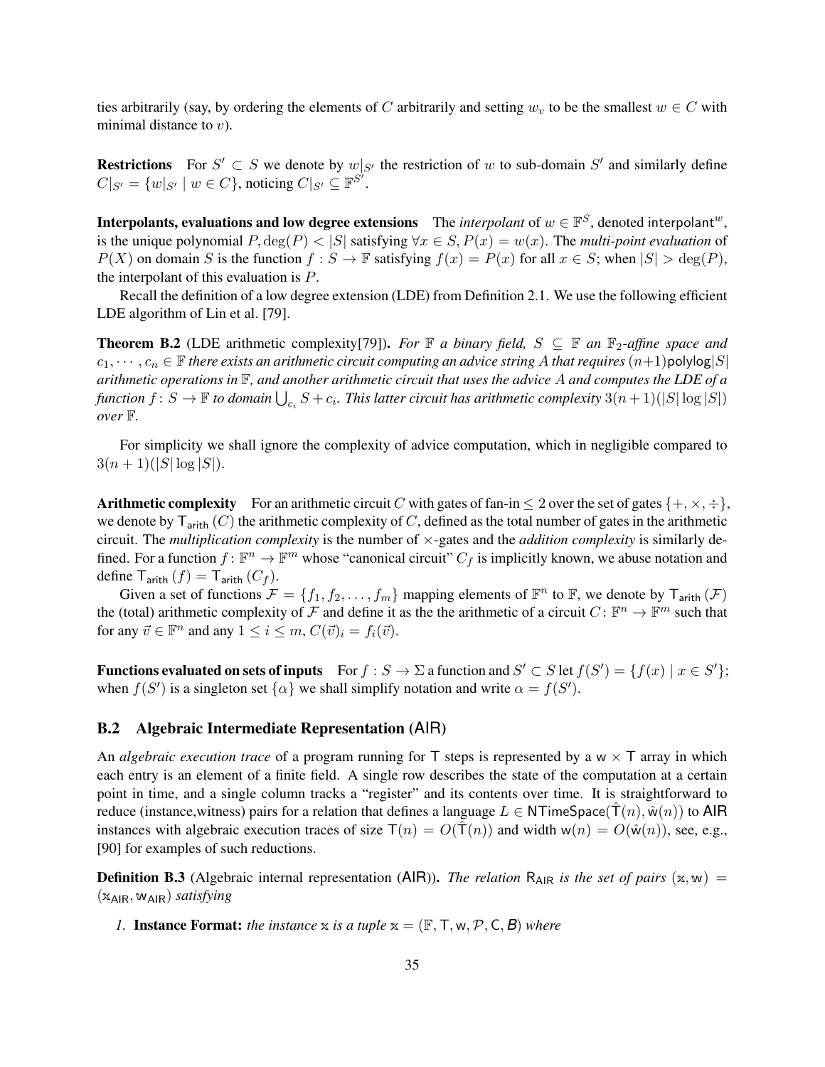ties arbitrarily (say, by ordering the elements of $C$ arbitrarily and setting $w_v$ to be the smallest $w \in C$ with minimal distance to $v$).

**Restrictions** For $S' \subset S$ we denote by $w|_{S'}$ the restriction of $w$ to sub-domain $S'$ and similarly define $C|_{S'} = \{w|_{S'} \mid w \in C\}$, noticing $C|_{S'} \subseteq \mathbb{F}^{S'}$.

**Interpolants, evaluations and low degree extensions** The *interpolant* of $w \in \mathbb{F}^S$, denoted $\mathsf{interpolant}^w$, is the unique polynomial $P, \deg(P) < |S|$ satisfying $\forall x \in S, P(x) = w(x)$. The *multi-point evaluation* of $P(X)$ on domain $S$ is the function $f : S \to \mathbb{F}$ satisfying $f(x) = P(x)$ for all $x \in S$; when $|S| > \deg(P)$, the interpolant of this evaluation is $P$.

Recall the definition of a low degree extension (LDE) from Definition 2.1. We use the following efficient LDE algorithm of Lin et al. [79].

**Theorem B.2** (LDE arithmetic complexity[79]). *For $\mathbb{F}$ a binary field, $S \subseteq \mathbb{F}$ an $\mathbb{F}_2$-affine space and $c_1, \cdots, c_n \in \mathbb{F}$ there exists an arithmetic circuit computing an advice string $A$ that requires $(n+1)\mathsf{polylog}|S|$ arithmetic operations in $\mathbb{F}$, and another arithmetic circuit that uses the advice $A$ and computes the LDE of a function $f\colon S \to \mathbb{F}$ to domain $\bigcup_{c_i} S + c_i$. This latter circuit has arithmetic complexity $3(n+1)(|S|\log|S|)$ over $\mathbb{F}$.*

For simplicity we shall ignore the complexity of advice computation, which in negligible compared to $3(n+1)(|S|\log|S|)$.

**Arithmetic complexity** For an arithmetic circuit $C$ with gates of fan-in $\leq 2$ over the set of gates $\{+, \times, \div\}$, we denote by $\mathsf{T}_{\mathsf{arith}}(C)$ the arithmetic complexity of $C$, defined as the total number of gates in the arithmetic circuit. The *multiplication complexity* is the number of $\times$-gates and the *addition complexity* is similarly defined. For a function $f\colon \mathbb{F}^n \to \mathbb{F}^m$ whose "canonical circuit" $C_f$ is implicitly known, we abuse notation and define $\mathsf{T}_{\mathsf{arith}}(f) = \mathsf{T}_{\mathsf{arith}}(C_f)$.

Given a set of functions $\mathcal{F} = \{f_1, f_2, \ldots, f_m\}$ mapping elements of $\mathbb{F}^n$ to $\mathbb{F}$, we denote by $\mathsf{T}_{\mathsf{arith}}(\mathcal{F})$ the (total) arithmetic complexity of $\mathcal{F}$ and define it as the the arithmetic of a circuit $C\colon \mathbb{F}^n \to \mathbb{F}^m$ such that for any $\vec{v} \in \mathbb{F}^n$ and any $1 \leq i \leq m$, $C(\vec{v})_i = f_i(\vec{v})$.

**Functions evaluated on sets of inputs** For $f : S \to \Sigma$ a function and $S' \subset S$ let $f(S') = \{f(x) \mid x \in S'\}$; when $f(S')$ is a singleton set $\{\alpha\}$ we shall simplify notation and write $\alpha = f(S')$.

## B.2 Algebraic Intermediate Representation (AIR)

An *algebraic execution trace* of a program running for $\mathsf{T}$ steps is represented by a $\mathsf{w} \times \mathsf{T}$ array in which each entry is an element of a finite field. A single row describes the state of the computation at a certain point in time, and a single column tracks a "register" and its contents over time. It is straightforward to reduce (instance,witness) pairs for a relation that defines a language $L \in \mathsf{NTimeSpace}(\hat{\mathsf{T}}(n), \hat{\mathsf{w}}(n))$ to AIR instances with algebraic execution traces of size $\mathsf{T}(n) = O(\hat{\mathsf{T}}(n))$ and width $\mathsf{w}(n) = O(\hat{\mathsf{w}}(n))$, see, e.g., [90] for examples of such reductions.

**Definition B.3** (Algebraic internal representation (AIR)). *The relation $\mathsf{R}_{\mathsf{AIR}}$ is the set of pairs $(\mathbb{x}, \mathbb{w}) = (\mathbb{x}_{\mathsf{AIR}}, \mathbb{w}_{\mathsf{AIR}})$ satisfying*

1. **Instance Format:** *the instance $\mathbb{x}$ is a tuple $\mathbb{x} = (\mathbb{F}, \mathsf{T}, \mathsf{w}, \mathcal{P}, \mathsf{C}, \boldsymbol{B})$ where*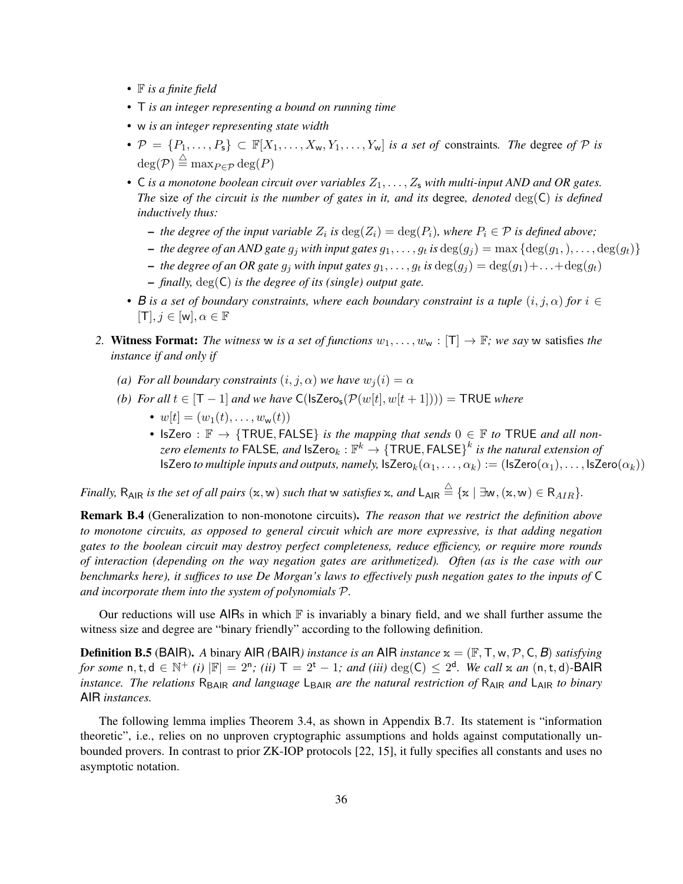- $\mathbb{F}$ *is a finite field*
- $\mathsf{T}$ *is an integer representing a bound on running time*
- $\mathsf{w}$ *is an integer representing state width*
- $\mathcal{P} = \{P_1, \ldots, P_{\mathsf{s}}\} \subset \mathbb{F}[X_1, \ldots, X_{\mathsf{w}}, Y_1, \ldots, Y_{\mathsf{w}}]$ *is a set of* constraints*. The* degree *of* $\mathcal{P}$ *is* $\deg(\mathcal{P}) \stackrel{\triangle}{=} \max_{P \in \mathcal{P}} \deg(P)$
- $\mathsf{C}$ *is a monotone boolean circuit over variables* $Z_1, \ldots, Z_{\mathsf{s}}$ *with multi-input AND and OR gates. The* size *of the circuit is the number of gates in it, and its* degree*, denoted* $\deg(\mathsf{C})$ *is defined inductively thus:*
  - *the degree of the input variable* $Z_i$ *is* $\deg(Z_i) = \deg(P_i)$*, where* $P_i \in \mathcal{P}$ *is defined above;*
  - *the degree of an AND gate* $g_j$ *with input gates* $g_1, \ldots, g_t$ *is* $\deg(g_j) = \max\{\deg(g_1,), \ldots, \deg(g_t)\}$
  - *the degree of an OR gate* $g_j$ *with input gates* $g_1, \ldots, g_t$ *is* $\deg(g_j) = \deg(g_1) + \ldots + \deg(g_t)$
  - *finally,* $\deg(\mathsf{C})$ *is the degree of its (single) output gate.*
- $\mathcal{B}$ *is a set of boundary constraints, where each boundary constraint is a tuple* $(i, j, \alpha)$ *for* $i \in [\mathsf{T}], j \in [\mathsf{w}], \alpha \in \mathbb{F}$

2. **Witness Format:** *The witness* $\mathbb{w}$ *is a set of functions* $w_1, \ldots, w_{\mathsf{w}} : [\mathsf{T}] \to \mathbb{F}$*; we say* $\mathbb{w}$ satisfies *the instance if and only if*

   (a) *For all boundary constraints* $(i, j, \alpha)$ *we have* $w_j(i) = \alpha$

   (b) *For all* $t \in [\mathsf{T} - 1]$ *and we have* $\mathsf{C}(\mathsf{IsZero}_{\mathsf{s}}(\mathcal{P}(w[t], w[t+1]))) = \mathsf{TRUE}$ *where*
   - $w[t] = (w_1(t), \ldots, w_{\mathsf{w}}(t))$
   - $\mathsf{IsZero} : \mathbb{F} \to \{\mathsf{TRUE}, \mathsf{FALSE}\}$ *is the mapping that sends* $0 \in \mathbb{F}$ *to* $\mathsf{TRUE}$ *and all non-zero elements to* $\mathsf{FALSE}$*, and* $\mathsf{IsZero}_k : \mathbb{F}^k \to \{\mathsf{TRUE}, \mathsf{FALSE}\}^k$ *is the natural extension of* $\mathsf{IsZero}$ *to multiple inputs and outputs, namely,* $\mathsf{IsZero}_k(\alpha_1, \ldots, \alpha_k) := (\mathsf{IsZero}(\alpha_1), \ldots, \mathsf{IsZero}(\alpha_k))$

*Finally,* $\mathsf{R}_{\mathsf{AIR}}$ *is the set of all pairs* $(\mathbb{x}, \mathbb{w})$ *such that* $\mathbb{w}$ *satisfies* $\mathbb{x}$*, and* $\mathsf{L}_{\mathsf{AIR}} \stackrel{\triangle}{=} \{\mathbb{x} \mid \exists \mathbb{w}, (\mathbb{x}, \mathbb{w}) \in \mathsf{R}_{AIR}\}$.

**Remark B.4** (Generalization to non-monotone circuits)**.** *The reason that we restrict the definition above to monotone circuits, as opposed to general circuit which are more expressive, is that adding negation gates to the boolean circuit may destroy perfect completeness, reduce efficiency, or require more rounds of interaction (depending on the way negation gates are arithmetized). Often (as is the case with our benchmarks here), it suffices to use De Morgan's laws to effectively push negation gates to the inputs of* $\mathsf{C}$ *and incorporate them into the system of polynomials* $\mathcal{P}$.

Our reductions will use AIRs in which $\mathbb{F}$ is invariably a binary field, and we shall further assume the witness size and degree are "binary friendly" according to the following definition.

**Definition B.5** (BAIR)**.** *A* binary AIR *(*BAIR*) instance is an* AIR *instance* $\mathbb{x} = (\mathbb{F}, \mathsf{T}, \mathsf{w}, \mathcal{P}, \mathsf{C}, \mathcal{B})$ *satisfying for some* $\mathsf{n}, \mathsf{t}, \mathsf{d} \in \mathbb{N}^+$ *(i)* $|\mathbb{F}| = 2^{\mathsf{n}}$*; (ii)* $\mathsf{T} = 2^{\mathsf{t}} - 1$*; and (iii)* $\deg(\mathsf{C}) \leq 2^{\mathsf{d}}$*. We call* $\mathbb{x}$ *an* $(\mathsf{n}, \mathsf{t}, \mathsf{d})$*-*BAIR *instance. The relations* $\mathsf{R}_{\mathsf{BAIR}}$ *and language* $\mathsf{L}_{\mathsf{BAIR}}$ *are the natural restriction of* $\mathsf{R}_{\mathsf{AIR}}$ *and* $\mathsf{L}_{\mathsf{AIR}}$ *to binary* AIR *instances.*

The following lemma implies Theorem 3.4, as shown in Appendix B.7. Its statement is "information theoretic", i.e., relies on no unproven cryptographic assumptions and holds against computationally unbounded provers. In contrast to prior ZK-IOP protocols [22, 15], it fully specifies all constants and uses no asymptotic notation.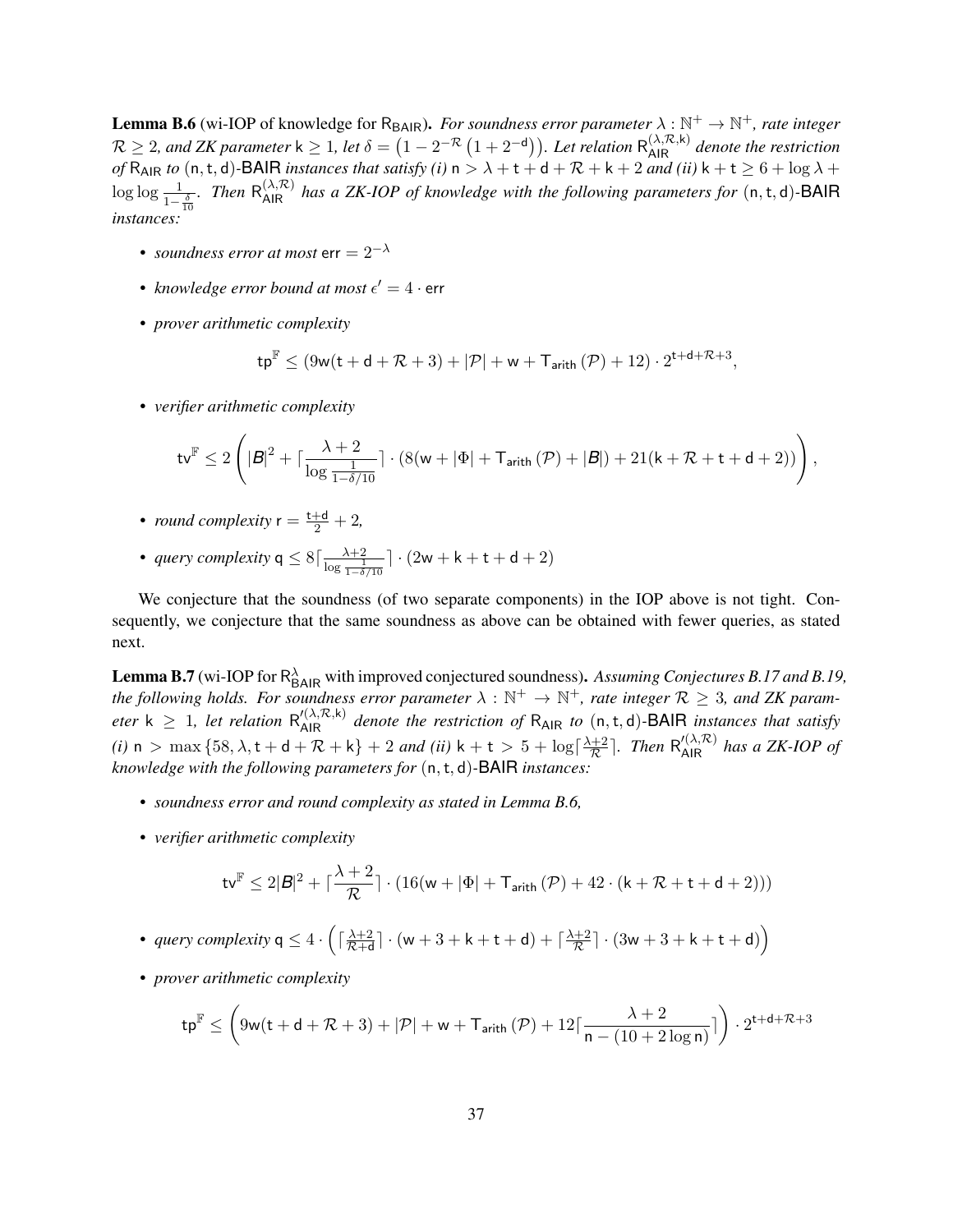**Lemma B.6** (wi-IOP of knowledge for $\mathsf{R_{BAIR}}$). *For soundness error parameter $\lambda : \mathbb{N}^+ \to \mathbb{N}^+$, rate integer $\mathcal{R} \geq 2$, and ZK parameter $\mathsf{k} \geq 1$, let $\delta = \left(1 - 2^{-\mathcal{R}}\left(1 + 2^{-\mathsf{d}}\right)\right)$. Let relation $\mathsf{R}_{\mathsf{AIR}}^{(\lambda,\mathcal{R},\mathsf{k})}$ denote the restriction of $\mathsf{R_{AIR}}$ to $(\mathsf{n},\mathsf{t},\mathsf{d})$-$\mathsf{BAIR}$ instances that satisfy (i) $\mathsf{n} > \lambda + \mathsf{t} + \mathsf{d} + \mathcal{R} + \mathsf{k} + 2$ and (ii) $\mathsf{k} + \mathsf{t} \geq 6 + \log\lambda + \log\log\frac{1}{1-\frac{\delta}{10}}$. Then $\mathsf{R}_{\mathsf{AIR}}^{(\lambda,\mathcal{R})}$ has a ZK-IOP of knowledge with the following parameters for $(\mathsf{n},\mathsf{t},\mathsf{d})$-$\mathsf{BAIR}$ instances:*

- *soundness error at most* $\mathsf{err} = 2^{-\lambda}$
- *knowledge error bound at most* $\epsilon' = 4 \cdot \mathsf{err}$
- *prover arithmetic complexity*

$$\mathsf{tp}^{\mathbb{F}} \leq \left(9\mathsf{w}(\mathsf{t} + \mathsf{d} + \mathcal{R} + 3) + |\mathcal{P}| + \mathsf{w} + \mathsf{T_{arith}}\left(\mathcal{P}\right) + 12\right) \cdot 2^{\mathsf{t}+\mathsf{d}+\mathcal{R}+3},$$

- *verifier arithmetic complexity*

$$\mathsf{tv}^{\mathbb{F}} \leq 2\left(|\boldsymbol{B}|^2 + \lceil\frac{\lambda+2}{\log\frac{1}{1-\delta/10}}\rceil \cdot \left(8(\mathsf{w} + |\Phi| + \mathsf{T_{arith}}\left(\mathcal{P}\right) + |\boldsymbol{B}|) + 21(\mathsf{k} + \mathcal{R} + \mathsf{t} + \mathsf{d} + 2)\right)\right),$$

- *round complexity* $\mathsf{r} = \frac{\mathsf{t}+\mathsf{d}}{2} + 2$*,*
- *query complexity* $\mathsf{q} \leq 8\lceil\frac{\lambda+2}{\log\frac{1}{1-\delta/10}}\rceil \cdot (2\mathsf{w} + \mathsf{k} + \mathsf{t} + \mathsf{d} + 2)$

We conjecture that the soundness (of two separate components) in the IOP above is not tight. Consequently, we conjecture that the same soundness as above can be obtained with fewer queries, as stated next.

**Lemma B.7** (wi-IOP for $\mathsf{R}_{\mathsf{BAIR}}^{\lambda}$ with improved conjectured soundness). *Assuming Conjectures B.17 and B.19, the following holds. For soundness error parameter $\lambda : \mathbb{N}^+ \to \mathbb{N}^+$, rate integer $\mathcal{R} \geq 3$, and ZK parameter $\mathsf{k} \geq 1$, let relation $\mathsf{R}_{\mathsf{AIR}}^{\prime(\lambda,\mathcal{R},\mathsf{k})}$ denote the restriction of $\mathsf{R_{AIR}}$ to $(\mathsf{n},\mathsf{t},\mathsf{d})$-$\mathsf{BAIR}$ instances that satisfy (i) $\mathsf{n} > \max\{58, \lambda, \mathsf{t} + \mathsf{d} + \mathcal{R} + \mathsf{k}\} + 2$ and (ii) $\mathsf{k} + \mathsf{t} > 5 + \log\lceil\frac{\lambda+2}{\mathcal{R}}\rceil$. Then $\mathsf{R}_{\mathsf{AIR}}^{\prime(\lambda,\mathcal{R})}$ has a ZK-IOP of knowledge with the following parameters for $(\mathsf{n},\mathsf{t},\mathsf{d})$-$\mathsf{BAIR}$ instances:*

- *soundness error and round complexity as stated in Lemma B.6,*
- *verifier arithmetic complexity*

$$\mathsf{tv}^{\mathbb{F}} \leq 2|\boldsymbol{B}|^2 + \lceil\frac{\lambda+2}{\mathcal{R}}\rceil \cdot \left(16(\mathsf{w} + |\Phi| + \mathsf{T_{arith}}\left(\mathcal{P}\right) + 42 \cdot (\mathsf{k} + \mathcal{R} + \mathsf{t} + \mathsf{d} + 2))\right)$$

- *query complexity* $\mathsf{q} \leq 4 \cdot \left(\lceil\frac{\lambda+2}{\mathcal{R}+\mathsf{d}}\rceil \cdot (\mathsf{w} + 3 + \mathsf{k} + \mathsf{t} + \mathsf{d}) + \lceil\frac{\lambda+2}{\mathcal{R}}\rceil \cdot (3\mathsf{w} + 3 + \mathsf{k} + \mathsf{t} + \mathsf{d})\right)$
- *prover arithmetic complexity*

$$\mathsf{tp}^{\mathbb{F}} \leq \left(9\mathsf{w}(\mathsf{t} + \mathsf{d} + \mathcal{R} + 3) + |\mathcal{P}| + \mathsf{w} + \mathsf{T_{arith}}\left(\mathcal{P}\right) + 12\lceil\frac{\lambda+2}{\mathsf{n} - (10 + 2\log\mathsf{n})}\rceil\right) \cdot 2^{\mathsf{t}+\mathsf{d}+\mathcal{R}+3}$$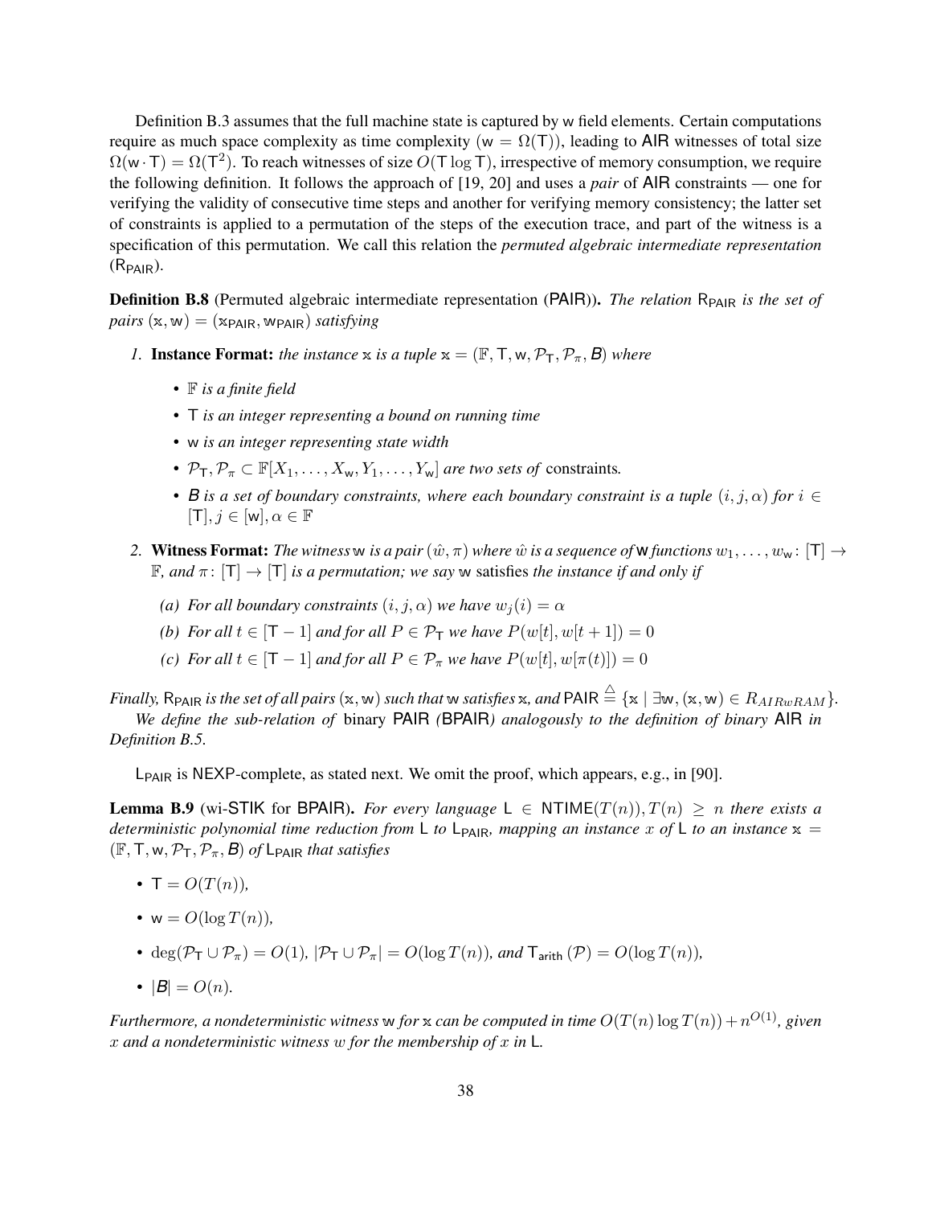Definition B.3 assumes that the full machine state is captured by $\mathsf{w}$ field elements. Certain computations require as much space complexity as time complexity ($\mathsf{w} = \Omega(\mathsf{T})$), leading to $\mathsf{AIR}$ witnesses of total size $\Omega(\mathsf{w} \cdot \mathsf{T}) = \Omega(\mathsf{T}^2)$. To reach witnesses of size $O(\mathsf{T} \log \mathsf{T})$, irrespective of memory consumption, we require the following definition. It follows the approach of [19, 20] and uses a *pair* of $\mathsf{AIR}$ constraints — one for verifying the validity of consecutive time steps and another for verifying memory consistency; the latter set of constraints is applied to a permutation of the steps of the execution trace, and part of the witness is a specification of this permutation. We call this relation the *permuted algebraic intermediate representation* ($\mathsf{R}_{\mathsf{PAIR}}$).

**Definition B.8** (Permuted algebraic intermediate representation ($\mathsf{PAIR}$)). *The relation $\mathsf{R}_{\mathsf{PAIR}}$ is the set of pairs $(\mathbb{x}, \mathbb{w}) = (\mathbb{x}_{\mathsf{PAIR}}, \mathbb{w}_{\mathsf{PAIR}})$ satisfying*

1. **Instance Format:** *the instance $\mathbb{x}$ is a tuple $\mathbb{x} = (\mathbb{F}, \mathsf{T}, \mathsf{w}, \mathcal{P}_{\mathsf{T}}, \mathcal{P}_{\pi}, \mathit{B})$ where*
   - *$\mathbb{F}$ is a finite field*
   - *$\mathsf{T}$ is an integer representing a bound on running time*
   - *$\mathsf{w}$ is an integer representing state width*
   - *$\mathcal{P}_{\mathsf{T}}, \mathcal{P}_{\pi} \subset \mathbb{F}[X_1, \ldots, X_{\mathsf{w}}, Y_1, \ldots, Y_{\mathsf{w}}]$ are two sets of* constraints*.*
   - *$\mathit{B}$ is a set of boundary constraints, where each boundary constraint is a tuple $(i, j, \alpha)$ for $i \in [\mathsf{T}], j \in [\mathsf{w}], \alpha \in \mathbb{F}$*
2. **Witness Format:** *The witness $\mathbb{w}$ is a pair $(\hat{w}, \pi)$ where $\hat{w}$ is a sequence of $\mathsf{w}$ functions $w_1, \ldots, w_{\mathsf{w}} \colon [\mathsf{T}] \to \mathbb{F}$, and $\pi \colon [\mathsf{T}] \to [\mathsf{T}]$ is a permutation; we say $\mathbb{w}$* satisfies *the instance if and only if*
   (a) *For all boundary constraints $(i, j, \alpha)$ we have $w_j(i) = \alpha$*
   (b) *For all $t \in [\mathsf{T} - 1]$ and for all $P \in \mathcal{P}_{\mathsf{T}}$ we have $P(w[t], w[t+1]) = 0$*
   (c) *For all $t \in [\mathsf{T} - 1]$ and for all $P \in \mathcal{P}_{\pi}$ we have $P(w[t], w[\pi(t)]) = 0$*

*Finally, $\mathsf{R}_{\mathsf{PAIR}}$ is the set of all pairs $(\mathbb{x}, \mathbb{w})$ such that $\mathbb{w}$ satisfies $\mathbb{x}$, and $\mathsf{PAIR} \stackrel{\triangle}{=} \{\mathbb{x} \mid \exists \mathbb{w}, (\mathbb{x}, \mathbb{w}) \in R_{AIRwRAM}\}$.*

*We define the sub-relation of* binary $\mathsf{PAIR}$ *($\mathsf{BPAIR}$) analogously to the definition of binary* $\mathsf{AIR}$ *in Definition B.5.*

$\mathsf{L}_{\mathsf{PAIR}}$ is $\mathsf{NEXP}$-complete, as stated next. We omit the proof, which appears, e.g., in [90].

**Lemma B.9** (wi-$\mathsf{STIK}$ for $\mathsf{BPAIR}$). *For every language $\mathsf{L} \in \mathsf{NTIME}(T(n)), T(n) \geq n$ there exists a deterministic polynomial time reduction from $\mathsf{L}$ to $\mathsf{L}_{\mathsf{PAIR}}$, mapping an instance $x$ of $\mathsf{L}$ to an instance $\mathbb{x} = (\mathbb{F}, \mathsf{T}, \mathsf{w}, \mathcal{P}_{\mathsf{T}}, \mathcal{P}_{\pi}, \mathit{B})$ of $\mathsf{L}_{\mathsf{PAIR}}$ that satisfies*

- *$\mathsf{T} = O(T(n))$,*
- *$\mathsf{w} = O(\log T(n))$,*
- *$\deg(\mathcal{P}_{\mathsf{T}} \cup \mathcal{P}_{\pi}) = O(1)$, $|\mathcal{P}_{\mathsf{T}} \cup \mathcal{P}_{\pi}| = O(\log T(n))$, and $\mathsf{T}_{\mathsf{arith}}(\mathcal{P}) = O(\log T(n))$,*
- *$|\mathit{B}| = O(n)$.*

*Furthermore, a nondeterministic witness $\mathbb{w}$ for $\mathbb{x}$ can be computed in time $O(T(n) \log T(n)) + n^{O(1)}$, given $x$ and a nondeterministic witness $w$ for the membership of $x$ in $\mathsf{L}$.*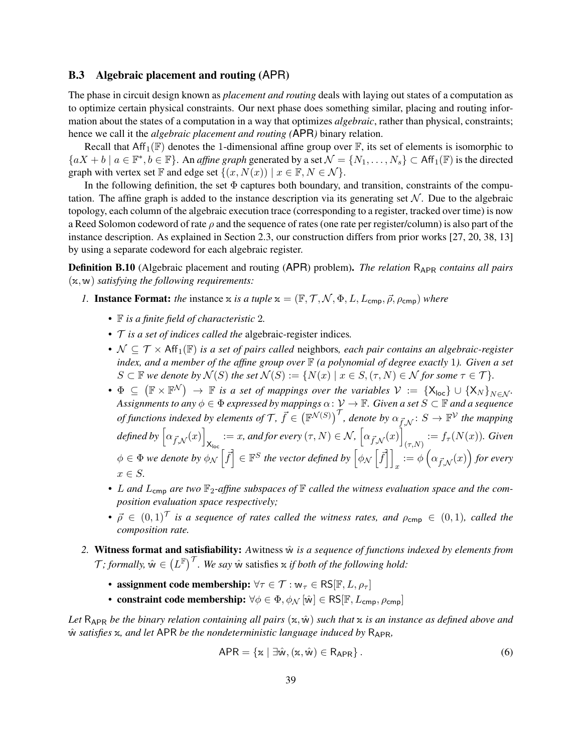### B.3 Algebraic placement and routing (APR)

The phase in circuit design known as *placement and routing* deals with laying out states of a computation as to optimize certain physical constraints. Our next phase does something similar, placing and routing information about the states of a computation in a way that optimizes *algebraic*, rather than physical, constraints; hence we call it the *algebraic placement and routing (*APR*)* binary relation.

Recall that $\mathsf{Aff}_1(\mathbb{F})$ denotes the 1-dimensional affine group over $\mathbb{F}$, its set of elements is isomorphic to $\{aX + b \mid a \in \mathbb{F}^*, b \in \mathbb{F}\}$. An *affine graph* generated by a set $\mathcal{N} = \{N_1, \ldots, N_s\} \subset \mathsf{Aff}_1(\mathbb{F})$ is the directed graph with vertex set $\mathbb{F}$ and edge set $\{(x, N(x)) \mid x \in \mathbb{F}, N \in \mathcal{N}\}$.

In the following definition, the set $\Phi$ captures both boundary, and transition, constraints of the computation. The affine graph is added to the instance description via its generating set $\mathcal{N}$. Due to the algebraic topology, each column of the algebraic execution trace (corresponding to a register, tracked over time) is now a Reed Solomon codeword of rate $\rho$ and the sequence of rates (one rate per register/column) is also part of the instance description. As explained in Section 2.3, our construction differs from prior works [27, 20, 38, 13] by using a separate codeword for each algebraic register.

**Definition B.10** (Algebraic placement and routing (APR) problem). *The relation $\mathsf{R}_{\mathsf{APR}}$ contains all pairs $(\mathbbm{x}, \mathbbm{w})$ satisfying the following requirements:*

1. **Instance Format:** *the* instance $\mathbbm{x}$ *is a tuple* $\mathbbm{x} = (\mathbb{F}, \mathcal{T}, \mathcal{N}, \Phi, L, L_{\mathsf{cmp}}, \vec{\rho}, \rho_{\mathsf{cmp}})$ *where*
   - $\mathbb{F}$ *is a finite field of characteristic* 2*.*
   - $\mathcal{T}$ *is a set of indices called the* algebraic-register indices*.*
   - $\mathcal{N} \subseteq \mathcal{T} \times \mathsf{Aff}_1(\mathbb{F})$ *is a set of pairs called* neighbors*, each pair contains an algebraic-register index, and a member of the affine group over $\mathbb{F}$ (a polynomial of degree exactly* 1*). Given a set $S \subset \mathbb{F}$ we denote by $\mathcal{N}(S)$ the set $\mathcal{N}(S) := \{N(x) \mid x \in S, (\tau, N) \in \mathcal{N} \text{ for some } \tau \in \mathcal{T}\}$.*
   - $\Phi \subseteq \left(\mathbb{F} \times \mathbb{F}^{\mathcal{N}}\right) \to \mathbb{F}$ *is a set of mappings over the variables $\mathcal{V} := \{\mathsf{X}_{\mathsf{loc}}\} \cup \{\mathsf{X}_N\}_{N \in \mathcal{N}}$. Assignments to any $\phi \in \Phi$ expressed by mappings $\alpha \colon \mathcal{V} \to \mathbb{F}$. Given a set $S \subset \mathbb{F}$ and a sequence of functions indexed by elements of $\mathcal{T}$, $\vec{f} \in \left(\mathbb{F}^{\mathcal{N}(S)}\right)^{\mathcal{T}}$, denote by $\alpha_{\vec{f},\mathcal{N}} \colon S \to \mathbb{F}^{\mathcal{V}}$ the mapping defined by $\left[\alpha_{\vec{f},\mathcal{N}}(x)\right]_{\mathsf{X}_{\mathsf{loc}}} := x$, and for every $(\tau, N) \in \mathcal{N}$, $\left[\alpha_{\vec{f},\mathcal{N}}(x)\right]_{(\tau,N)} := f_\tau(N(x))$. Given $\phi \in \Phi$ we denote by $\phi_{\mathcal{N}}\left[\vec{f}\right] \in \mathbb{F}^S$ the vector defined by $\left[\phi_{\mathcal{N}}\left[\vec{f}\right]\right]_x := \phi\left(\alpha_{\vec{f},\mathcal{N}}(x)\right)$ for every $x \in S$.*
   - $L$ *and* $L_{\mathsf{cmp}}$ *are two $\mathbb{F}_2$-affine subspaces of $\mathbb{F}$ called the witness evaluation space and the composition evaluation space respectively;*
   - $\vec{\rho} \in (0,1)^{\mathcal{T}}$ *is a sequence of rates called the witness rates, and $\rho_{\mathsf{cmp}} \in (0,1)$, called the composition rate.*
2. **Witness format and satisfiability:** *A*witness $\hat{\mathbbm{w}}$ *is a sequence of functions indexed by elements from $\mathcal{T}$; formally, $\hat{\mathbbm{w}} \in \left(L^{\mathbb{F}}\right)^{\mathcal{T}}$. We say $\hat{\mathbbm{w}}$* satisfies $\mathbbm{x}$ *if both of the following hold:*
   - **assignment code membership:** $\forall \tau \in \mathcal{T} : \mathbbm{w}_\tau \in \mathsf{RS}[\mathbb{F}, L, \rho_\tau]$
   - **constraint code membership:** $\forall \phi \in \Phi, \phi_{\mathcal{N}}\left[\hat{\mathbbm{w}}\right] \in \mathsf{RS}[\mathbb{F}, L_{\mathsf{cmp}}, \rho_{\mathsf{cmp}}]$

*Let $\mathsf{R}_{\mathsf{APR}}$ be the binary relation containing all pairs $(\mathbbm{x}, \hat{\mathbbm{w}})$ such that $\mathbbm{x}$ is an instance as defined above and $\hat{\mathbbm{w}}$ satisfies $\mathbbm{x}$, and let* APR *be the nondeterministic language induced by* $\mathsf{R}_{\mathsf{APR}}$*,*

$$\mathsf{APR} = \{\mathbbm{x} \mid \exists \hat{\mathbbm{w}}, (\mathbbm{x}, \hat{\mathbbm{w}}) \in \mathsf{R}_{\mathsf{APR}}\}\,. \tag{6}$$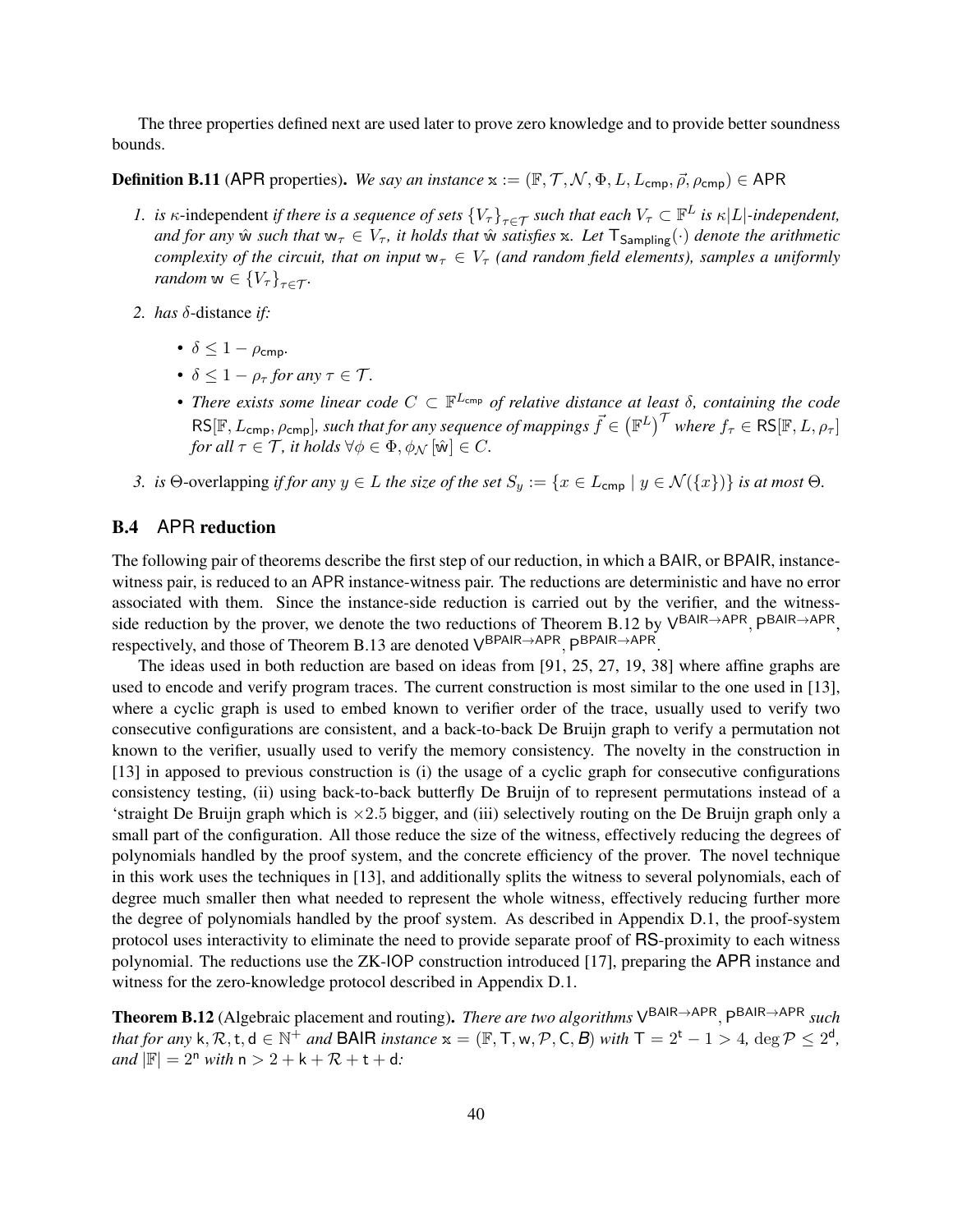The three properties defined next are used later to prove zero knowledge and to provide better soundness bounds.

**Definition B.11** (APR properties). *We say an instance* $\mathbb{x} := (\mathbb{F}, \mathcal{T}, \mathcal{N}, \Phi, L, L_{\mathsf{cmp}}, \vec{\rho}, \rho_{\mathsf{cmp}}) \in \mathsf{APR}$

1. *is* $\kappa$-independent *if there is a sequence of sets* $\{V_\tau\}_{\tau \in \mathcal{T}}$ *such that each* $V_\tau \subset \mathbb{F}^L$ *is* $\kappa|L|$*-independent, and for any* $\hat{\mathbb{w}}$ *such that* $\mathbb{w}_\tau \in V_\tau$*, it holds that* $\hat{\mathbb{w}}$ *satisfies* $\mathbb{x}$*. Let* $\mathsf{T}_{\mathsf{Sampling}}(\cdot)$ *denote the arithmetic complexity of the circuit, that on input* $\mathbb{w}_\tau \in V_\tau$ *(and random field elements), samples a uniformly random* $\mathbb{w} \in \{V_\tau\}_{\tau \in \mathcal{T}}$.

2. *has* $\delta$-distance *if:*

   - $\delta \leq 1 - \rho_{\mathsf{cmp}}$.
   - $\delta \leq 1 - \rho_\tau$ *for any* $\tau \in \mathcal{T}$.
   - *There exists some linear code* $C \subset \mathbb{F}^{L_{\mathsf{cmp}}}$ *of relative distance at least* $\delta$*, containing the code* $\mathsf{RS}[\mathbb{F}, L_{\mathsf{cmp}}, \rho_{\mathsf{cmp}}]$*, such that for any sequence of mappings* $\vec{f} \in \left(\mathbb{F}^L\right)^{\mathcal{T}}$ *where* $f_\tau \in \mathsf{RS}[\mathbb{F}, L, \rho_\tau]$ *for all* $\tau \in \mathcal{T}$*, it holds* $\forall \phi \in \Phi, \phi_{\mathcal{N}}[\hat{\mathbb{w}}] \in C$.

3. *is* $\Theta$-overlapping *if for any* $y \in L$ *the size of the set* $S_y := \{x \in L_{\mathsf{cmp}} \mid y \in \mathcal{N}(\{x\})\}$ *is at most* $\Theta$.

## B.4 APR reduction

The following pair of theorems describe the first step of our reduction, in which a BAIR, or BPAIR, instance-witness pair, is reduced to an APR instance-witness pair. The reductions are deterministic and have no error associated with them. Since the instance-side reduction is carried out by the verifier, and the witness-side reduction by the prover, we denote the two reductions of Theorem B.12 by $\mathsf{V}^{\mathsf{BAIR}\to\mathsf{APR}}$, $\mathsf{P}^{\mathsf{BAIR}\to\mathsf{APR}}$, respectively, and those of Theorem B.13 are denoted $\mathsf{V}^{\mathsf{BPAIR}\to\mathsf{APR}}$, $\mathsf{P}^{\mathsf{BPAIR}\to\mathsf{APR}}$.

The ideas used in both reduction are based on ideas from [91, 25, 27, 19, 38] where affine graphs are used to encode and verify program traces. The current construction is most similar to the one used in [13], where a cyclic graph is used to embed known to verifier order of the trace, usually used to verify two consecutive configurations are consistent, and a back-to-back De Bruijn graph to verify a permutation not known to the verifier, usually used to verify the memory consistency. The novelty in the construction in [13] in apposed to previous construction is (i) the usage of a cyclic graph for consecutive configurations consistency testing, (ii) using back-to-back butterfly De Bruijn of to represent permutations instead of a 'straight De Bruijn graph which is $\times 2.5$ bigger, and (iii) selectively routing on the De Bruijn graph only a small part of the configuration. All those reduce the size of the witness, effectively reducing the degrees of polynomials handled by the proof system, and the concrete efficiency of the prover. The novel technique in this work uses the techniques in [13], and additionally splits the witness to several polynomials, each of degree much smaller then what needed to represent the whole witness, effectively reducing further more the degree of polynomials handled by the proof system. As described in Appendix D.1, the proof-system protocol uses interactivity to eliminate the need to provide separate proof of RS-proximity to each witness polynomial. The reductions use the ZK-IOP construction introduced [17], preparing the APR instance and witness for the zero-knowledge protocol described in Appendix D.1.

**Theorem B.12** (Algebraic placement and routing). *There are two algorithms* $\mathsf{V}^{\mathsf{BAIR}\to\mathsf{APR}}$, $\mathsf{P}^{\mathsf{BAIR}\to\mathsf{APR}}$ *such that for any* $\mathsf{k}, \mathcal{R}, \mathsf{t}, \mathsf{d} \in \mathbb{N}^+$ *and* $\mathsf{BAIR}$ *instance* $\mathbb{x} = (\mathbb{F}, \mathsf{T}, \mathsf{w}, \mathcal{P}, \mathsf{C}, \boldsymbol{B})$ *with* $\mathsf{T} = 2^{\mathsf{t}} - 1 > 4$, $\deg \mathcal{P} \leq 2^{\mathsf{d}}$*, and* $|\mathbb{F}| = 2^{\mathsf{n}}$ *with* $\mathsf{n} > 2 + \mathsf{k} + \mathcal{R} + \mathsf{t} + \mathsf{d}$*:*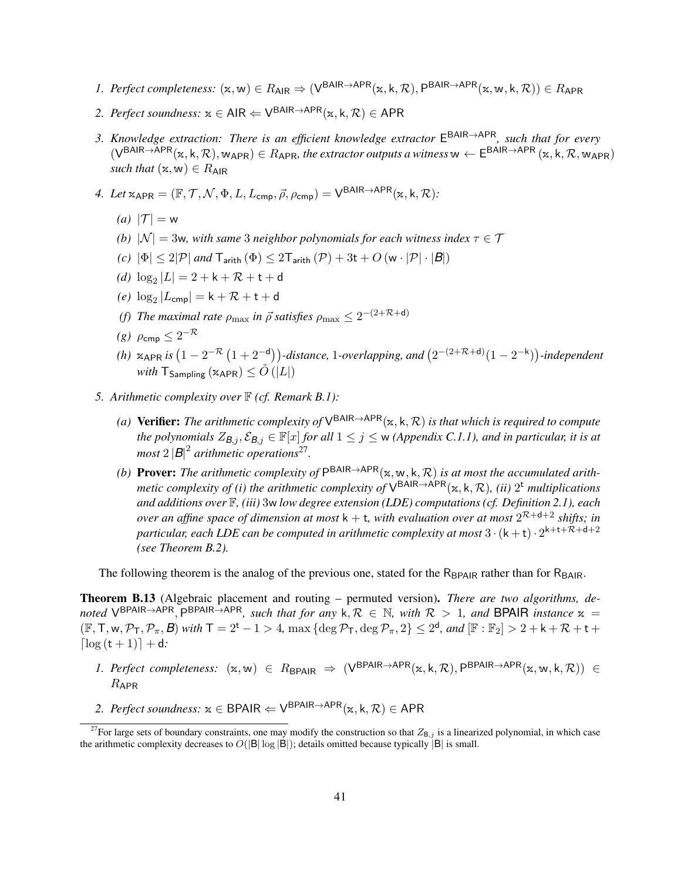1. *Perfect completeness:* $(\mathbb{x}, \mathbb{w}) \in R_{\mathsf{AIR}} \Rightarrow (\mathsf{V}^{\mathsf{BAIR}\to\mathsf{APR}}(\mathbb{x}, \mathsf{k}, \mathcal{R}), \mathsf{P}^{\mathsf{BAIR}\to\mathsf{APR}}(\mathbb{x}, \mathbb{w}, \mathsf{k}, \mathcal{R})) \in R_{\mathsf{APR}}$
2. *Perfect soundness:* $\mathbb{x} \in \mathsf{AIR} \Leftarrow \mathsf{V}^{\mathsf{BAIR}\to\mathsf{APR}}(\mathbb{x}, \mathsf{k}, \mathcal{R}) \in \mathsf{APR}$
3. *Knowledge extraction: There is an efficient knowledge extractor* $\mathsf{E}^{\mathsf{BAIR}\to\mathsf{APR}}$*, such that for every* $(\mathsf{V}^{\mathsf{BAIR}\to\mathsf{APR}}(\mathbb{x}, \mathsf{k}, \mathcal{R}), \mathbb{w}_{\mathsf{APR}}) \in R_{\mathsf{APR}}$*, the extractor outputs a witness* $\mathbb{w} \leftarrow \mathsf{E}^{\mathsf{BAIR}\to\mathsf{APR}}(\mathbb{x}, \mathsf{k}, \mathcal{R}, \mathbb{w}_{\mathsf{APR}})$ *such that* $(\mathbb{x}, \mathbb{w}) \in R_{\mathsf{AIR}}$
4. *Let* $\mathbb{x}_{\mathsf{APR}} = (\mathbb{F}, \mathcal{T}, \mathcal{N}, \Phi, L, L_{\mathsf{cmp}}, \vec{\rho}, \rho_{\mathsf{cmp}}) = \mathsf{V}^{\mathsf{BAIR}\to\mathsf{APR}}(\mathbb{x}, \mathsf{k}, \mathcal{R})$*:*
   - *(a)* $|\mathcal{T}| = \mathsf{w}$
   - *(b)* $|\mathcal{N}| = 3\mathsf{w}$*, with same* 3 *neighbor polynomials for each witness index* $\tau \in \mathcal{T}$
   - *(c)* $|\Phi| \leq 2|\mathcal{P}|$ *and* $\mathsf{T}_{\mathsf{arith}}(\Phi) \leq 2\mathsf{T}_{\mathsf{arith}}(\mathcal{P}) + 3\mathsf{t} + O(\mathsf{w} \cdot |\mathcal{P}| \cdot |\mathcal{B}|)$
   - *(d)* $\log_2 |L| = 2 + \mathsf{k} + \mathcal{R} + \mathsf{t} + \mathsf{d}$
   - *(e)* $\log_2 |L_{\mathsf{cmp}}| = \mathsf{k} + \mathcal{R} + \mathsf{t} + \mathsf{d}$
   - *(f) The maximal rate* $\rho_{\max}$ *in* $\vec{\rho}$ *satisfies* $\rho_{\max} \leq 2^{-(2+\mathcal{R}+\mathsf{d})}$
   - *(g)* $\rho_{\mathsf{cmp}} \leq 2^{-\mathcal{R}}$
   - *(h)* $\mathbb{x}_{\mathsf{APR}}$ *is* $\left(1 - 2^{-\mathcal{R}}\left(1 + 2^{-\mathsf{d}}\right)\right)$*-distance,* 1*-overlapping, and* $\left(2^{-(2+\mathcal{R}+\mathsf{d})}(1 - 2^{-\mathsf{k}})\right)$*-independent with* $\mathsf{T}_{\mathsf{Sampling}}(\mathbb{x}_{\mathsf{APR}}) \leq \tilde{O}(|L|)$
5. *Arithmetic complexity over* $\mathbb{F}$ *(cf. Remark B.1):*
   - *(a)* **Verifier:** *The arithmetic complexity of* $\mathsf{V}^{\mathsf{BAIR}\to\mathsf{APR}}(\mathbb{x}, \mathsf{k}, \mathcal{R})$ *is that which is required to compute the polynomials* $Z_{\mathcal{B},j}, \mathcal{E}_{\mathcal{B},j} \in \mathbb{F}[x]$ *for all* $1 \leq j \leq \mathsf{w}$ *(Appendix C.1.1), and in particular, it is at most* $2|\mathcal{B}|^2$ *arithmetic operations*[27]*.*
   - *(b)* **Prover:** *The arithmetic complexity of* $\mathsf{P}^{\mathsf{BAIR}\to\mathsf{APR}}(\mathbb{x}, \mathbb{w}, \mathsf{k}, \mathcal{R})$ *is at most the accumulated arithmetic complexity of (i) the arithmetic complexity of* $\mathsf{V}^{\mathsf{BAIR}\to\mathsf{APR}}(\mathbb{x}, \mathsf{k}, \mathcal{R})$*, (ii)* $2^{\mathsf{t}}$ *multiplications and additions over* $\mathbb{F}$*, (iii)* $3\mathsf{w}$ *low degree extension (LDE) computations (cf. Definition 2.1), each over an affine space of dimension at most* $\mathsf{k} + \mathsf{t}$*, with evaluation over at most* $2^{\mathcal{R}+\mathsf{d}+2}$ *shifts; in particular, each LDE can be computed in arithmetic complexity at most* $3 \cdot (\mathsf{k} + \mathsf{t}) \cdot 2^{\mathsf{k}+\mathsf{t}+\mathcal{R}+\mathsf{d}+2}$ *(see Theorem B.2).*

The following theorem is the analog of the previous one, stated for the $\mathsf{R}_{\mathsf{BPAIR}}$ rather than for $\mathsf{R}_{\mathsf{BAIR}}$.

**Theorem B.13** (Algebraic placement and routing – permuted version)**.** *There are two algorithms, denoted* $\mathsf{V}^{\mathsf{BPAIR}\to\mathsf{APR}}$*,* $\mathsf{P}^{\mathsf{BPAIR}\to\mathsf{APR}}$*, such that for any* $\mathsf{k}, \mathcal{R} \in \mathbb{N}$*, with* $\mathcal{R} > 1$*, and* $\mathsf{BPAIR}$ *instance* $\mathbb{x} = (\mathbb{F}, \mathsf{T}, \mathsf{w}, \mathcal{P}_{\mathsf{T}}, \mathcal{P}_{\pi}, \mathcal{B})$ *with* $\mathsf{T} = 2^{\mathsf{t}} - 1 > 4$*,* $\max\{\deg \mathcal{P}_{\mathsf{T}}, \deg \mathcal{P}_{\pi}, 2\} \leq 2^{\mathsf{d}}$*, and* $[\mathbb{F} : \mathbb{F}_2] > 2 + \mathsf{k} + \mathcal{R} + \mathsf{t} + \lceil \log(\mathsf{t} + 1) \rceil + \mathsf{d}$*:*

1. *Perfect completeness:* $(\mathbb{x}, \mathbb{w}) \in R_{\mathsf{BPAIR}} \Rightarrow (\mathsf{V}^{\mathsf{BPAIR}\to\mathsf{APR}}(\mathbb{x}, \mathsf{k}, \mathcal{R}), \mathsf{P}^{\mathsf{BPAIR}\to\mathsf{APR}}(\mathbb{x}, \mathbb{w}, \mathsf{k}, \mathcal{R})) \in R_{\mathsf{APR}}$
2. *Perfect soundness:* $\mathbb{x} \in \mathsf{BPAIR} \Leftarrow \mathsf{V}^{\mathsf{BPAIR}\to\mathsf{APR}}(\mathbb{x}, \mathsf{k}, \mathcal{R}) \in \mathsf{APR}$

[27] For large sets of boundary constraints, one may modify the construction so that $Z_{\mathsf{B},j}$ is a linearized polynomial, in which case the arithmetic complexity decreases to $O(|\mathsf{B}| \log |\mathsf{B}|)$; details omitted because typically $|\mathsf{B}|$ is small.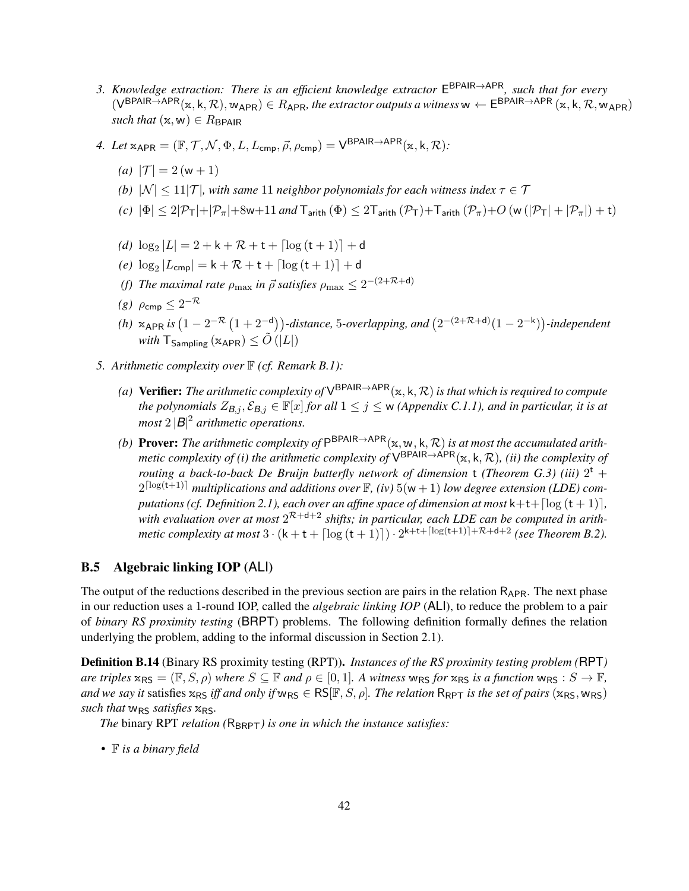3. *Knowledge extraction: There is an efficient knowledge extractor $\mathsf{E}^{\mathsf{BPAIR}\to\mathsf{APR}}$, such that for every $(\mathsf{V}^{\mathsf{BPAIR}\to\mathsf{APR}}(\mathbb{x},\mathsf{k},\mathcal{R}),\mathbb{w}_{\mathsf{APR}}) \in R_{\mathsf{APR}}$, the extractor outputs a witness $\mathbb{w} \leftarrow \mathsf{E}^{\mathsf{BPAIR}\to\mathsf{APR}}(\mathbb{x},\mathsf{k},\mathcal{R},\mathbb{w}_{\mathsf{APR}})$ such that $(\mathbb{x},\mathbb{w}) \in R_{\mathsf{BPAIR}}$*

4. *Let $\mathbb{x}_{\mathsf{APR}} = (\mathbb{F},\mathcal{T},\mathcal{N},\Phi,L,L_{\mathsf{cmp}},\vec{\rho},\rho_{\mathsf{cmp}}) = \mathsf{V}^{\mathsf{BPAIR}\to\mathsf{APR}}(\mathbb{x},\mathsf{k},\mathcal{R})$:*
   - *(a)* $|\mathcal{T}| = 2(\mathsf{w}+1)$
   - *(b)* $|\mathcal{N}| \leq 11|\mathcal{T}|$*, with same* $11$ *neighbor polynomials for each witness index* $\tau \in \mathcal{T}$
   - *(c)* $|\Phi| \leq 2|\mathcal{P}_{\mathsf{T}}|+|\mathcal{P}_{\pi}|+8\mathsf{w}+11$ *and* $\mathsf{T}_{\mathsf{arith}}(\Phi) \leq 2\mathsf{T}_{\mathsf{arith}}(\mathcal{P}_{\mathsf{T}})+\mathsf{T}_{\mathsf{arith}}(\mathcal{P}_{\pi})+O(\mathsf{w}(|\mathcal{P}_{\mathsf{T}}|+|\mathcal{P}_{\pi}|)+\mathsf{t})$
   - *(d)* $\log_2|L| = 2+\mathsf{k}+\mathcal{R}+\mathsf{t}+\lceil\log(\mathsf{t}+1)\rceil+\mathsf{d}$
   - *(e)* $\log_2|L_{\mathsf{cmp}}| = \mathsf{k}+\mathcal{R}+\mathsf{t}+\lceil\log(\mathsf{t}+1)\rceil+\mathsf{d}$
   - *(f) The maximal rate* $\rho_{\max}$ *in* $\vec{\rho}$ *satisfies* $\rho_{\max} \leq 2^{-(2+\mathcal{R}+\mathsf{d})}$
   - *(g)* $\rho_{\mathsf{cmp}} \leq 2^{-\mathcal{R}}$
   - *(h)* $\mathbb{x}_{\mathsf{APR}}$ *is* $\left(1-2^{-\mathcal{R}}\left(1+2^{-\mathsf{d}}\right)\right)$*-distance,* $5$*-overlapping, and* $\left(2^{-(2+\mathcal{R}+\mathsf{d})}(1-2^{-\mathsf{k}})\right)$*-independent with* $\mathsf{T}_{\mathsf{Sampling}}(\mathbb{x}_{\mathsf{APR}}) \leq \tilde{O}(|L|)$

5. *Arithmetic complexity over* $\mathbb{F}$ *(cf. Remark B.1):*
   - *(a)* **Verifier:** *The arithmetic complexity of* $\mathsf{V}^{\mathsf{BPAIR}\to\mathsf{APR}}(\mathbb{x},\mathsf{k},\mathcal{R})$ *is that which is required to compute the polynomials* $Z_{\mathsf{B},j},\mathcal{E}_{\mathsf{B},j} \in \mathbb{F}[x]$ *for all* $1 \leq j \leq \mathsf{w}$ *(Appendix C.1.1), and in particular, it is at most* $2|\mathsf{B}|^2$ *arithmetic operations.*
   - *(b)* **Prover:** *The arithmetic complexity of* $\mathsf{P}^{\mathsf{BPAIR}\to\mathsf{APR}}(\mathbb{x},\mathbb{w},\mathsf{k},\mathcal{R})$ *is at most the accumulated arithmetic complexity of (i) the arithmetic complexity of* $\mathsf{V}^{\mathsf{BPAIR}\to\mathsf{APR}}(\mathbb{x},\mathsf{k},\mathcal{R})$*, (ii) the complexity of routing a back-to-back De Bruijn butterfly network of dimension* $\mathsf{t}$ *(Theorem G.3) (iii)* $2^{\mathsf{t}} + 2^{\lceil\log(\mathsf{t}+1)\rceil}$ *multiplications and additions over* $\mathbb{F}$*, (iv)* $5(\mathsf{w}+1)$ *low degree extension (LDE) computations (cf. Definition 2.1), each over an affine space of dimension at most* $\mathsf{k}+\mathsf{t}+\lceil\log(\mathsf{t}+1)\rceil$*, with evaluation over at most* $2^{\mathcal{R}+\mathsf{d}+2}$ *shifts; in particular, each LDE can be computed in arithmetic complexity at most* $3\cdot(\mathsf{k}+\mathsf{t}+\lceil\log(\mathsf{t}+1)\rceil)\cdot 2^{\mathsf{k}+\mathsf{t}+\lceil\log(\mathsf{t}+1)\rceil+\mathcal{R}+\mathsf{d}+2}$ *(see Theorem B.2).*

## B.5 Algebraic linking IOP (ALI)

The output of the reductions described in the previous section are pairs in the relation $\mathsf{R}_{\mathsf{APR}}$. The next phase in our reduction uses a 1-round IOP, called the *algebraic linking IOP* (ALI), to reduce the problem to a pair of *binary RS proximity testing* (BRPT) problems. The following definition formally defines the relation underlying the problem, adding to the informal discussion in Section 2.1).

**Definition B.14** (Binary RS proximity testing (RPT)). *Instances of the RS proximity testing problem (RPT) are triples $\mathbb{x}_{\mathsf{RS}} = (\mathbb{F},S,\rho)$ where $S \subseteq \mathbb{F}$ and $\rho \in [0,1]$. A witness $\mathbb{w}_{\mathsf{RS}}$ for $\mathbb{x}_{\mathsf{RS}}$ is a function $\mathbb{w}_{\mathsf{RS}}: S \to \mathbb{F}$, and we say it* satisfies *$\mathbb{x}_{\mathsf{RS}}$ iff and only if $\mathbb{w}_{\mathsf{RS}} \in \mathsf{RS}[\mathbb{F},S,\rho]$. The relation $\mathsf{R}_{\mathsf{RPT}}$ is the set of pairs $(\mathbb{x}_{\mathsf{RS}},\mathbb{w}_{\mathsf{RS}})$ such that $\mathbb{w}_{\mathsf{RS}}$ satisfies $\mathbb{x}_{\mathsf{RS}}$.*

*The* binary RPT *relation ($\mathsf{R}_{\mathsf{BRPT}}$) is one in which the instance satisfies:*

- $\mathbb{F}$ *is a binary field*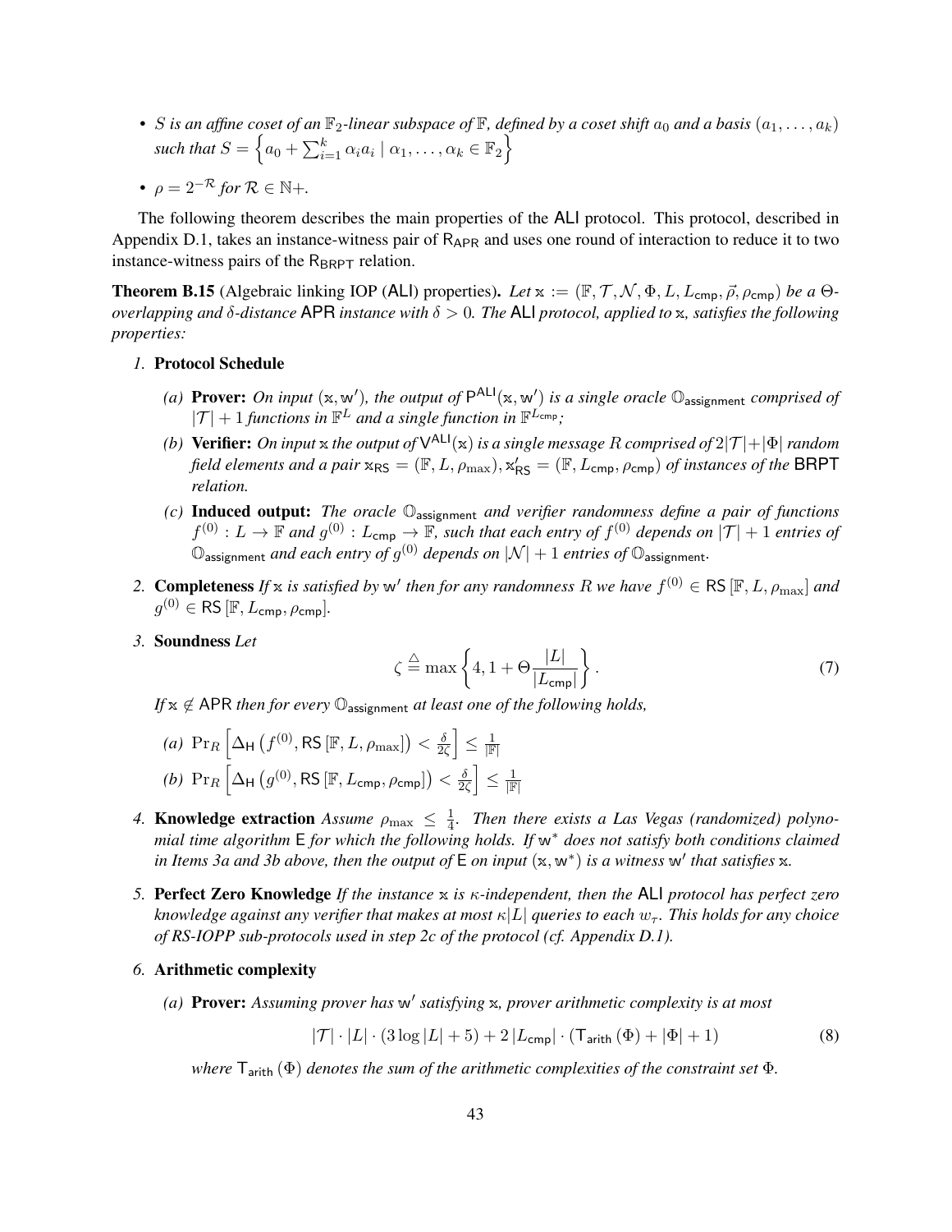- *$S$ is an affine coset of an $\mathbb{F}_2$-linear subspace of $\mathbb{F}$, defined by a coset shift $a_0$ and a basis $(a_1, \ldots, a_k)$ such that $S = \left\{a_0 + \sum_{i=1}^{k} \alpha_i a_i \mid \alpha_1, \ldots, \alpha_k \in \mathbb{F}_2\right\}$*
- *$\rho = 2^{-\mathcal{R}}$ for $\mathcal{R} \in \mathbb{N}+$.*

The following theorem describes the main properties of the $\mathsf{ALI}$ protocol. This protocol, described in Appendix D.1, takes an instance-witness pair of $\mathsf{R}_{\mathsf{APR}}$ and uses one round of interaction to reduce it to two instance-witness pairs of the $\mathsf{R}_{\mathsf{BRPT}}$ relation.

**Theorem B.15** (Algebraic linking IOP ($\mathsf{ALI}$) properties)**.** *Let $\mathbb{x} := (\mathbb{F}, \mathcal{T}, \mathcal{N}, \Phi, L, L_{\mathsf{cmp}}, \vec{\rho}, \rho_{\mathsf{cmp}})$ be a $\Theta$-overlapping and $\delta$-distance $\mathsf{APR}$ instance with $\delta > 0$. The $\mathsf{ALI}$ protocol, applied to $\mathbb{x}$, satisfies the following properties:*

1. **Protocol Schedule**
   - *(a)* **Prover:** *On input $(\mathbb{x}, \mathbb{w}')$, the output of $\mathsf{P}^{\mathsf{ALI}}(\mathbb{x}, \mathbb{w}')$ is a single oracle $\mathbb{O}_{\mathsf{assignment}}$ comprised of $|\mathcal{T}| + 1$ functions in $\mathbb{F}^L$ and a single function in $\mathbb{F}^{L_{\mathsf{cmp}}}$;*
   - *(b)* **Verifier:** *On input $\mathbb{x}$ the output of $\mathsf{V}^{\mathsf{ALI}}(\mathbb{x})$ is a single message $R$ comprised of $2|\mathcal{T}|+|\Phi|$ random field elements and a pair $\mathbb{x}_{\mathsf{RS}} = (\mathbb{F}, L, \rho_{\max}), \mathbb{x}'_{\mathsf{RS}} = (\mathbb{F}, L_{\mathsf{cmp}}, \rho_{\mathsf{cmp}})$ of instances of the $\mathsf{BRPT}$ relation.*
   - *(c)* **Induced output:** *The oracle $\mathbb{O}_{\mathsf{assignment}}$ and verifier randomness define a pair of functions $f^{(0)} : L \to \mathbb{F}$ and $g^{(0)} : L_{\mathsf{cmp}} \to \mathbb{F}$, such that each entry of $f^{(0)}$ depends on $|\mathcal{T}| + 1$ entries of $\mathbb{O}_{\mathsf{assignment}}$ and each entry of $g^{(0)}$ depends on $|\mathcal{N}| + 1$ entries of $\mathbb{O}_{\mathsf{assignment}}$.*
2. **Completeness** *If $\mathbb{x}$ is satisfied by $\mathbb{w}'$ then for any randomness $R$ we have $f^{(0)} \in \mathsf{RS}[\mathbb{F}, L, \rho_{\max}]$ and $g^{(0)} \in \mathsf{RS}[\mathbb{F}, L_{\mathsf{cmp}}, \rho_{\mathsf{cmp}}]$.*
3. **Soundness** *Let*
$$\zeta \stackrel{\triangle}{=} \max\left\{4, 1 + \Theta\frac{|L|}{|L_{\mathsf{cmp}}|}\right\}. \tag{7}$$
   *If $\mathbb{x} \notin \mathsf{APR}$ then for every $\mathbb{O}_{\mathsf{assignment}}$ at least one of the following holds,*
   - *(a)* $\Pr_R\left[\Delta_{\mathsf{H}}\left(f^{(0)}, \mathsf{RS}[\mathbb{F}, L, \rho_{\max}]\right) < \frac{\delta}{2\zeta}\right] \leq \frac{1}{|\mathbb{F}|}$
   - *(b)* $\Pr_R\left[\Delta_{\mathsf{H}}\left(g^{(0)}, \mathsf{RS}[\mathbb{F}, L_{\mathsf{cmp}}, \rho_{\mathsf{cmp}}]\right) < \frac{\delta}{2\zeta}\right] \leq \frac{1}{|\mathbb{F}|}$
4. **Knowledge extraction** *Assume $\rho_{\max} \leq \frac{1}{4}$. Then there exists a Las Vegas (randomized) polynomial time algorithm $\mathsf{E}$ for which the following holds. If $\mathbb{w}^*$ does not satisfy both conditions claimed in Items 3a and 3b above, then the output of $\mathsf{E}$ on input $(\mathbb{x}, \mathbb{w}^*)$ is a witness $\mathbb{w}'$ that satisfies $\mathbb{x}$.*
5. **Perfect Zero Knowledge** *If the instance $\mathbb{x}$ is $\kappa$-independent, then the $\mathsf{ALI}$ protocol has perfect zero knowledge against any verifier that makes at most $\kappa|L|$ queries to each $w_\tau$. This holds for any choice of RS-IOPP sub-protocols used in step 2c of the protocol (cf. Appendix D.1).*
6. **Arithmetic complexity**
   - *(a)* **Prover:** *Assuming prover has $\mathbb{w}'$ satisfying $\mathbb{x}$, prover arithmetic complexity is at most*
$$|\mathcal{T}| \cdot |L| \cdot (3 \log |L| + 5) + 2\,|L_{\mathsf{cmp}}| \cdot (\mathsf{T}_{\mathsf{arith}}(\Phi) + |\Phi| + 1) \tag{8}$$
   *where $\mathsf{T}_{\mathsf{arith}}(\Phi)$ denotes the sum of the arithmetic complexities of the constraint set $\Phi$.*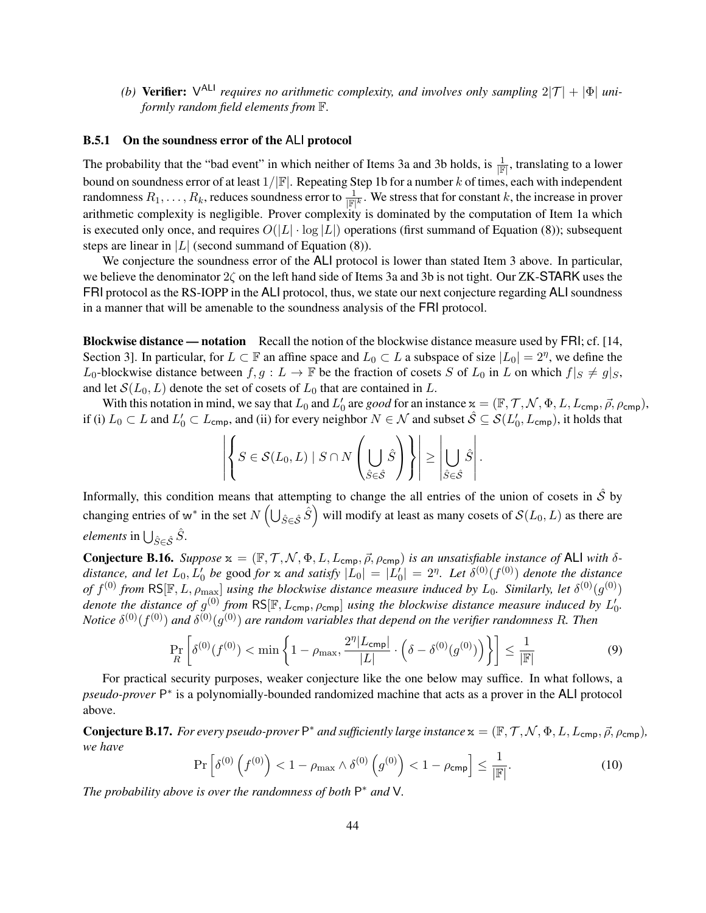(b) **Verifier:** $\mathsf{V}^{\mathsf{ALI}}$ *requires no arithmetic complexity, and involves only sampling* $2|\mathcal{T}| + |\Phi|$ *uniformly random field elements from* $\mathbb{F}$.

### B.5.1 On the soundness error of the ALI protocol

The probability that the "bad event" in which neither of Items 3a and 3b holds, is $\frac{1}{|\mathbb{F}|}$, translating to a lower bound on soundness error of at least $1/|\mathbb{F}|$. Repeating Step 1b for a number $k$ of times, each with independent randomness $R_1, \ldots, R_k$, reduces soundness error to $\frac{1}{|\mathbb{F}|^k}$. We stress that for constant $k$, the increase in prover arithmetic complexity is negligible. Prover complexity is dominated by the computation of Item 1a which is executed only once, and requires $O(|L| \cdot \log |L|)$ operations (first summand of Equation (8)); subsequent steps are linear in $|L|$ (second summand of Equation (8)).

We conjecture the soundness error of the ALI protocol is lower than stated Item 3 above. In particular, we believe the denominator $2\zeta$ on the left hand side of Items 3a and 3b is not tight. Our ZK-STARK uses the FRI protocol as the RS-IOPP in the ALI protocol, thus, we state our next conjecture regarding ALI soundness in a manner that will be amenable to the soundness analysis of the FRI protocol.

**Blockwise distance — notation** Recall the notion of the blockwise distance measure used by FRI; cf. [14, Section 3]. In particular, for $L \subset \mathbb{F}$ an affine space and $L_0 \subset L$ a subspace of size $|L_0| = 2^\eta$, we define the $L_0$-blockwise distance between $f, g : L \to \mathbb{F}$ be the fraction of cosets $S$ of $L_0$ in $L$ on which $f|_S \neq g|_S$, and let $\mathcal{S}(L_0, L)$ denote the set of cosets of $L_0$ that are contained in $L$.

With this notation in mind, we say that $L_0$ and $L'_0$ are *good* for an instance $\mathbb{x} = (\mathbb{F}, \mathcal{T}, \mathcal{N}, \Phi, L, L_{\mathsf{cmp}}, \vec{\rho}, \rho_{\mathsf{cmp}})$, if (i) $L_0 \subset L$ and $L'_0 \subset L_{\mathsf{cmp}}$, and (ii) for every neighbor $N \in \mathcal{N}$ and subset $\hat{\mathcal{S}} \subseteq \mathcal{S}(L'_0, L_{\mathsf{cmp}})$, it holds that

$$\left| \left\{ S \in \mathcal{S}(L_0, L) \mid S \cap N \left( \bigcup_{\hat{S} \in \hat{\mathcal{S}}} \hat{S} \right) \right\} \right| \geq \left| \bigcup_{\hat{S} \in \hat{\mathcal{S}}} \hat{S} \right|.$$

Informally, this condition means that attempting to change the all entries of the union of cosets in $\hat{\mathcal{S}}$ by changing entries of $\mathbb{w}^*$ in the set $N\left(\bigcup_{\hat{S} \in \hat{\mathcal{S}}} \hat{S}\right)$ will modify at least as many cosets of $\mathcal{S}(L_0, L)$ as there are *elements* in $\bigcup_{\hat{S} \in \hat{\mathcal{S}}} \hat{S}$.

**Conjecture B.16.** *Suppose* $\mathbb{x} = (\mathbb{F}, \mathcal{T}, \mathcal{N}, \Phi, L, L_{\mathsf{cmp}}, \vec{\rho}, \rho_{\mathsf{cmp}})$ *is an unsatisfiable instance of* ALI *with* $\delta$*-distance, and let* $L_0, L'_0$ *be* good *for* $\mathbb{x}$ *and satisfy* $|L_0| = |L'_0| = 2^\eta$. *Let* $\delta^{(0)}(f^{(0)})$ *denote the distance of* $f^{(0)}$ *from* $\mathsf{RS}[\mathbb{F}, L, \rho_{\max}]$ *using the blockwise distance measure induced by* $L_0$. *Similarly, let* $\delta^{(0)}(g^{(0)})$ *denote the distance of* $g^{(0)}$ *from* $\mathsf{RS}[\mathbb{F}, L_{\mathsf{cmp}}, \rho_{\mathsf{cmp}}]$ *using the blockwise distance measure induced by* $L'_0$. *Notice* $\delta^{(0)}(f^{(0)})$ *and* $\delta^{(0)}(g^{(0)})$ *are random variables that depend on the verifier randomness* $R$. *Then*

$$\Pr_R \left[ \delta^{(0)}(f^{(0)}) < \min \left\{ 1 - \rho_{\max}, \frac{2^\eta |L_{\mathsf{cmp}}|}{|L|} \cdot \left( \delta - \delta^{(0)}(g^{(0)}) \right) \right\} \right] \leq \frac{1}{|\mathbb{F}|} \tag{9}$$

For practical security purposes, weaker conjecture like the one below may suffice. In what follows, a *pseudo-prover* $\mathsf{P}^*$ is a polynomially-bounded randomized machine that acts as a prover in the ALI protocol above.

**Conjecture B.17.** *For every pseudo-prover* $\mathsf{P}^*$ *and sufficiently large instance* $\mathbb{x} = (\mathbb{F}, \mathcal{T}, \mathcal{N}, \Phi, L, L_{\mathsf{cmp}}, \vec{\rho}, \rho_{\mathsf{cmp}})$, *we have*

$$\Pr \left[ \delta^{(0)} \left( f^{(0)} \right) < 1 - \rho_{\max} \wedge \delta^{(0)} \left( g^{(0)} \right) < 1 - \rho_{\mathsf{cmp}} \right] \leq \frac{1}{|\mathbb{F}|}. \tag{10}$$

*The probability above is over the randomness of both* $\mathsf{P}^*$ *and* $\mathsf{V}$.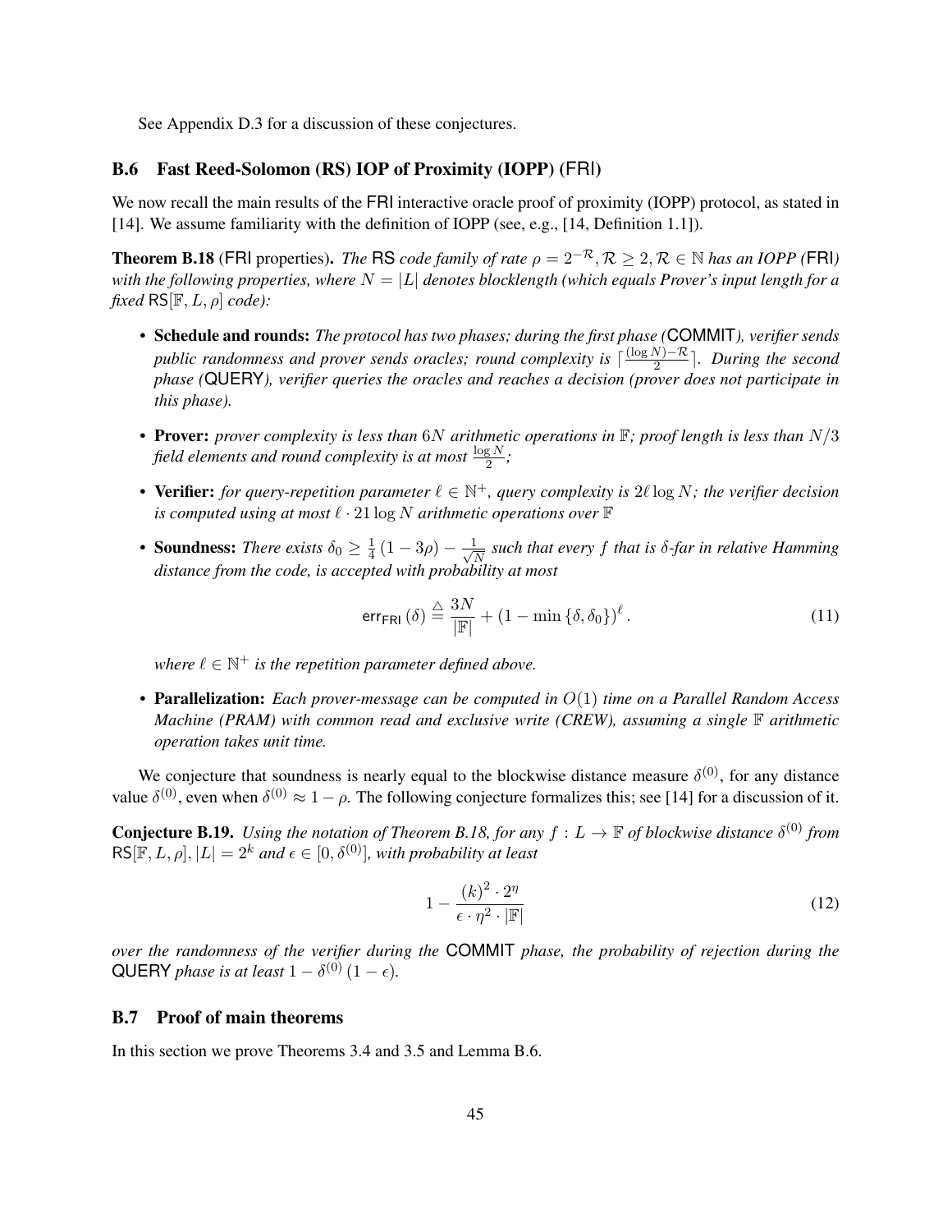See Appendix D.3 for a discussion of these conjectures.

## B.6 Fast Reed-Solomon (RS) IOP of Proximity (IOPP) (FRI)

We now recall the main results of the FRI interactive oracle proof of proximity (IOPP) protocol, as stated in [14]. We assume familiarity with the definition of IOPP (see, e.g., [14, Definition 1.1]).

**Theorem B.18** (FRI properties)**.** *The* RS *code family of rate $\rho = 2^{-\mathcal{R}}, \mathcal{R} \geq 2, \mathcal{R} \in \mathbb{N}$ has an IOPP (*FRI*) with the following properties, where $N = |L|$ denotes blocklength (which equals Prover's input length for a fixed $\mathsf{RS}[\mathbb{F}, L, \rho]$ code):*

- **Schedule and rounds:** *The protocol has two phases; during the first phase (*COMMIT*), verifier sends public randomness and prover sends oracles; round complexity is $\lceil \frac{(\log N) - \mathcal{R}}{2} \rceil$. During the second phase (*QUERY*), verifier queries the oracles and reaches a decision (prover does not participate in this phase).*
- **Prover:** *prover complexity is less than $6N$ arithmetic operations in $\mathbb{F}$; proof length is less than $N/3$ field elements and round complexity is at most $\frac{\log N}{2}$;*
- **Verifier:** *for query-repetition parameter $\ell \in \mathbb{N}^+$, query complexity is $2\ell \log N$; the verifier decision is computed using at most $\ell \cdot 21 \log N$ arithmetic operations over $\mathbb{F}$*
- **Soundness:** *There exists $\delta_0 \geq \frac{1}{4}(1 - 3\rho) - \frac{1}{\sqrt{N}}$ such that every $f$ that is $\delta$-far in relative Hamming distance from the code, is accepted with probability at most*

$$\mathsf{err}_{\mathsf{FRI}}(\delta) \stackrel{\triangle}{=} \frac{3N}{|\mathbb{F}|} + (1 - \min\{\delta, \delta_0\})^{\ell}. \tag{11}$$

  *where $\ell \in \mathbb{N}^+$ is the repetition parameter defined above.*
- **Parallelization:** *Each prover-message can be computed in $O(1)$ time on a Parallel Random Access Machine (PRAM) with common read and exclusive write (CREW), assuming a single $\mathbb{F}$ arithmetic operation takes unit time.*

We conjecture that soundness is nearly equal to the blockwise distance measure $\delta^{(0)}$, for any distance value $\delta^{(0)}$, even when $\delta^{(0)} \approx 1 - \rho$. The following conjecture formalizes this; see [14] for a discussion of it.

**Conjecture B.19.** *Using the notation of Theorem B.18, for any $f : L \to \mathbb{F}$ of blockwise distance $\delta^{(0)}$ from $\mathsf{RS}[\mathbb{F}, L, \rho], |L| = 2^k$ and $\epsilon \in [0, \delta^{(0)}]$, with probability at least*

$$1 - \frac{(k)^2 \cdot 2^{\eta}}{\epsilon \cdot \eta^2 \cdot |\mathbb{F}|} \tag{12}$$

*over the randomness of the verifier during the* COMMIT *phase, the probability of rejection during the* QUERY *phase is at least $1 - \delta^{(0)}(1 - \epsilon)$.*

## B.7 Proof of main theorems

In this section we prove Theorems 3.4 and 3.5 and Lemma B.6.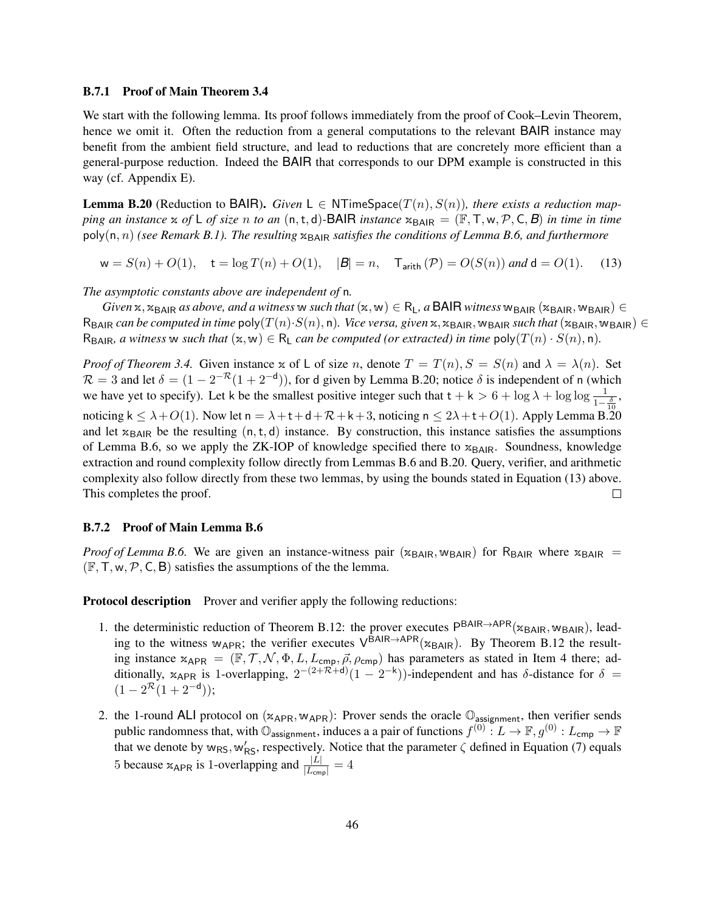### B.7.1 Proof of Main Theorem 3.4

We start with the following lemma. Its proof follows immediately from the proof of Cook–Levin Theorem, hence we omit it. Often the reduction from a general computations to the relevant BAIR instance may benefit from the ambient field structure, and lead to reductions that are concretely more efficient than a general-purpose reduction. Indeed the BAIR that corresponds to our DPM example is constructed in this way (cf. Appendix E).

**Lemma B.20** (Reduction to BAIR). *Given* $\mathsf{L} \in \mathsf{NTimeSpace}(T(n), S(n))$*, there exists a reduction mapping an instance* $\mathbb{x}$ *of* $\mathsf{L}$ *of size* $n$ *to an* $(\mathsf{n}, \mathsf{t}, \mathsf{d})$*-*BAIR *instance* $\mathbb{x}_{\mathsf{BAIR}} = (\mathbb{F}, \mathsf{T}, \mathsf{w}, \mathcal{P}, \mathsf{C}, \boldsymbol{B})$ *in time in time* $\mathsf{poly}(\mathsf{n}, n)$ *(see Remark B.1). The resulting* $\mathbb{x}_{\mathsf{BAIR}}$ *satisfies the conditions of Lemma B.6, and furthermore*

$$\mathsf{w} = S(n) + O(1), \quad \mathsf{t} = \log T(n) + O(1), \quad |\boldsymbol{B}| = n, \quad \mathsf{T}_{\mathsf{arith}}(\mathcal{P}) = O(S(n)) \text{ and } \mathsf{d} = O(1). \tag{13}$$

*The asymptotic constants above are independent of* $\mathsf{n}$*.*

*Given* $\mathbb{x}, \mathbb{x}_{\mathsf{BAIR}}$ *as above, and a witness* $\mathbb{w}$ *such that* $(\mathbb{x}, \mathbb{w}) \in \mathsf{R}_{\mathsf{L}}$*, a* BAIR *witness* $\mathbb{w}_{\mathsf{BAIR}}$ $(\mathbb{x}_{\mathsf{BAIR}}, \mathbb{w}_{\mathsf{BAIR}}) \in \mathsf{R}_{\mathsf{BAIR}}$ *can be computed in time* $\mathsf{poly}(T(n) \cdot S(n), \mathsf{n})$*. Vice versa, given* $\mathbb{x}, \mathbb{x}_{\mathsf{BAIR}}, \mathbb{w}_{\mathsf{BAIR}}$ *such that* $(\mathbb{x}_{\mathsf{BAIR}}, \mathbb{w}_{\mathsf{BAIR}}) \in \mathsf{R}_{\mathsf{BAIR}}$*, a witness* $\mathbb{w}$ *such that* $(\mathbb{x}, \mathbb{w}) \in \mathsf{R}_{\mathsf{L}}$ *can be computed (or extracted) in time* $\mathsf{poly}(T(n) \cdot S(n), \mathsf{n})$*.*

*Proof of Theorem 3.4.* Given instance $\mathbb{x}$ of $\mathsf{L}$ of size $n$, denote $T = T(n), S = S(n)$ and $\lambda = \lambda(n)$. Set $\mathcal{R} = 3$ and let $\delta = (1 - 2^{-\mathcal{R}}(1 + 2^{-\mathsf{d}}))$, for $\mathsf{d}$ given by Lemma B.20; notice $\delta$ is independent of $\mathsf{n}$ (which we have yet to specify). Let $\mathsf{k}$ be the smallest positive integer such that $\mathsf{t} + \mathsf{k} > 6 + \log \lambda + \log \log \frac{1}{1 - \frac{\delta}{10}}$, noticing $\mathsf{k} \leq \lambda + O(1)$. Now let $\mathsf{n} = \lambda + \mathsf{t} + \mathsf{d} + \mathcal{R} + \mathsf{k} + 3$, noticing $\mathsf{n} \leq 2\lambda + \mathsf{t} + O(1)$. Apply Lemma B.20 and let $\mathbb{x}_{\mathsf{BAIR}}$ be the resulting $(\mathsf{n}, \mathsf{t}, \mathsf{d})$ instance. By construction, this instance satisfies the assumptions of Lemma B.6, so we apply the ZK-IOP of knowledge specified there to $\mathbb{x}_{\mathsf{BAIR}}$. Soundness, knowledge extraction and round complexity follow directly from Lemmas B.6 and B.20. Query, verifier, and arithmetic complexity also follow directly from these two lemmas, by using the bounds stated in Equation (13) above. This completes the proof. ◻

### B.7.2 Proof of Main Lemma B.6

*Proof of Lemma B.6.* We are given an instance-witness pair $(\mathbb{x}_{\mathsf{BAIR}}, \mathbb{w}_{\mathsf{BAIR}})$ for $\mathsf{R}_{\mathsf{BAIR}}$ where $\mathbb{x}_{\mathsf{BAIR}} = (\mathbb{F}, \mathsf{T}, \mathsf{w}, \mathcal{P}, \mathsf{C}, \mathsf{B})$ satisfies the assumptions of the the lemma.

**Protocol description** Prover and verifier apply the following reductions:

1. the deterministic reduction of Theorem B.12: the prover executes $\mathsf{P}^{\mathsf{BAIR} \to \mathsf{APR}}(\mathbb{x}_{\mathsf{BAIR}}, \mathbb{w}_{\mathsf{BAIR}})$, leading to the witness $\mathbb{w}_{\mathsf{APR}}$; the verifier executes $\mathsf{V}^{\mathsf{BAIR} \to \mathsf{APR}}(\mathbb{x}_{\mathsf{BAIR}})$. By Theorem B.12 the resulting instance $\mathbb{x}_{\mathsf{APR}} = (\mathbb{F}, \mathcal{T}, \mathcal{N}, \Phi, L, L_{\mathsf{cmp}}, \vec{\rho}, \rho_{\mathsf{cmp}})$ has parameters as stated in Item 4 there; additionally, $\mathbb{x}_{\mathsf{APR}}$ is 1-overlapping, $2^{-(2+\mathcal{R}+\mathsf{d})}(1 - 2^{-\mathsf{k}}))$-independent and has $\delta$-distance for $\delta = (1 - 2^{\mathcal{R}}(1 + 2^{-\mathsf{d}}))$;
2. the 1-round ALI protocol on $(\mathbb{x}_{\mathsf{APR}}, \mathbb{w}_{\mathsf{APR}})$: Prover sends the oracle $\mathbb{O}_{\mathsf{assignment}}$, then verifier sends public randomness that, with $\mathbb{O}_{\mathsf{assignment}}$, induces a a pair of functions $f^{(0)} : L \to \mathbb{F}, g^{(0)} : L_{\mathsf{cmp}} \to \mathbb{F}$ that we denote by $\mathbb{w}_{\mathsf{RS}}, \mathbb{w}'_{\mathsf{RS}}$, respectively. Notice that the parameter $\zeta$ defined in Equation (7) equals 5 because $\mathbb{x}_{\mathsf{APR}}$ is 1-overlapping and $\frac{|L|}{|L_{\mathsf{cmp}}|} = 4$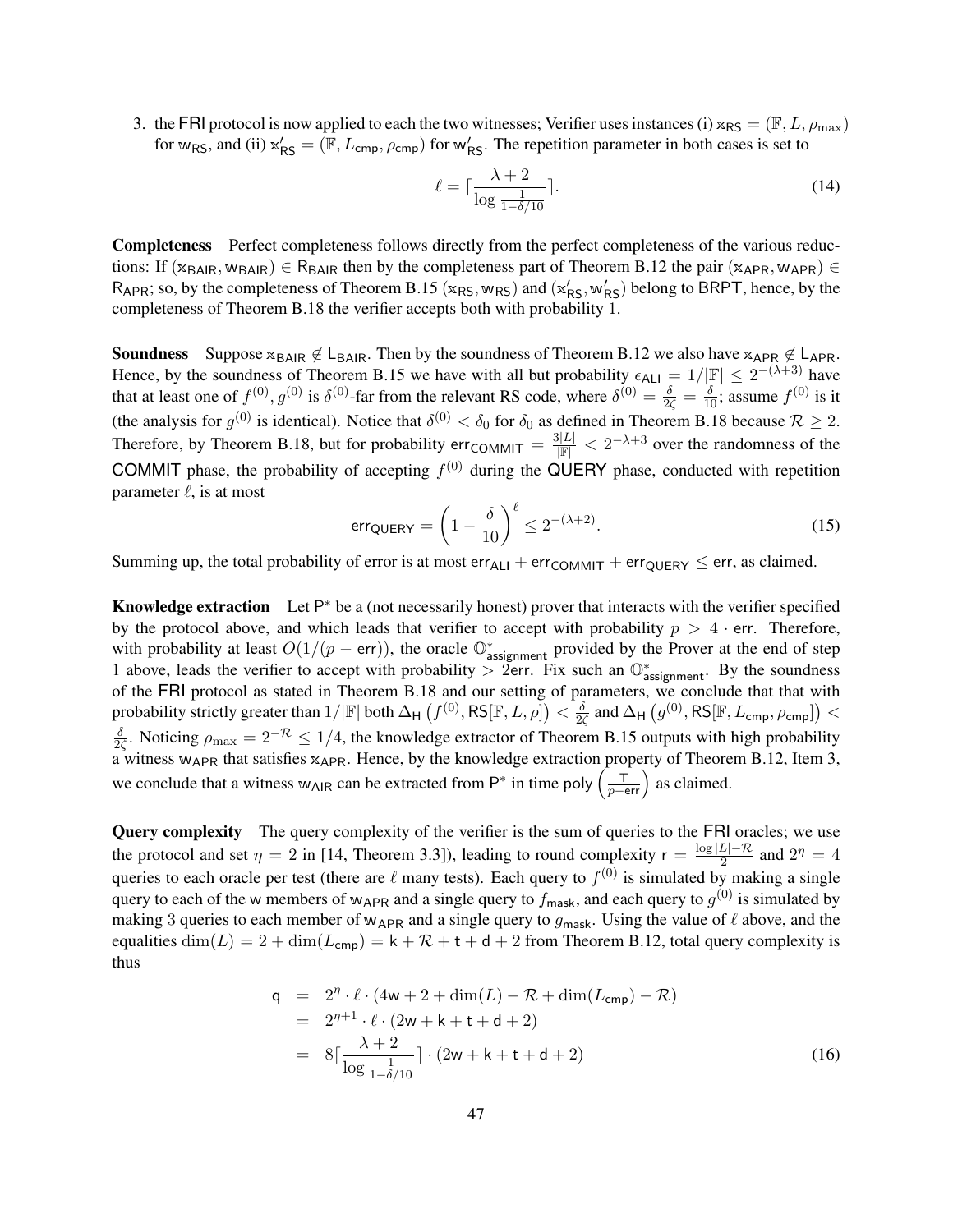3. the FRI protocol is now applied to each the two witnesses; Verifier uses instances (i) $\mathbb{x}_{\mathsf{RS}} = (\mathbb{F}, L, \rho_{\max})$ for $\mathbb{w}_{\mathsf{RS}}$, and (ii) $\mathbb{x}'_{\mathsf{RS}} = (\mathbb{F}, L_{\mathsf{cmp}}, \rho_{\mathsf{cmp}})$ for $\mathbb{w}'_{\mathsf{RS}}$. The repetition parameter in both cases is set to

$$\ell = \lceil \frac{\lambda + 2}{\log \frac{1}{1-\delta/10}} \rceil. \tag{14}$$

**Completeness** Perfect completeness follows directly from the perfect completeness of the various reductions: If $(\mathbb{x}_{\mathsf{BAIR}}, \mathbb{w}_{\mathsf{BAIR}}) \in \mathsf{R}_{\mathsf{BAIR}}$ then by the completeness part of Theorem B.12 the pair $(\mathbb{x}_{\mathsf{APR}}, \mathbb{w}_{\mathsf{APR}}) \in \mathsf{R}_{\mathsf{APR}}$; so, by the completeness of Theorem B.15 $(\mathbb{x}_{\mathsf{RS}}, \mathbb{w}_{\mathsf{RS}})$ and $(\mathbb{x}'_{\mathsf{RS}}, \mathbb{w}'_{\mathsf{RS}})$ belong to BRPT, hence, by the completeness of Theorem B.18 the verifier accepts both with probability 1.

**Soundness** Suppose $\mathbb{x}_{\mathsf{BAIR}} \notin \mathsf{L}_{\mathsf{BAIR}}$. Then by the soundness of Theorem B.12 we also have $\mathbb{x}_{\mathsf{APR}} \notin \mathsf{L}_{\mathsf{APR}}$. Hence, by the soundness of Theorem B.15 we have with all but probability $\epsilon_{\mathsf{ALI}} = 1/|\mathbb{F}| \leq 2^{-(\lambda+3)}$ have that at least one of $f^{(0)}, g^{(0)}$ is $\delta^{(0)}$-far from the relevant RS code, where $\delta^{(0)} = \frac{\delta}{2\zeta} = \frac{\delta}{10}$; assume $f^{(0)}$ is it (the analysis for $g^{(0)}$ is identical). Notice that $\delta^{(0)} < \delta_0$ for $\delta_0$ as defined in Theorem B.18 because $\mathcal{R} \geq 2$. Therefore, by Theorem B.18, but for probability $\mathsf{err}_{\mathsf{COMMIT}} = \frac{3|L|}{|\mathbb{F}|} < 2^{-\lambda+3}$ over the randomness of the COMMIT phase, the probability of accepting $f^{(0)}$ during the QUERY phase, conducted with repetition parameter $\ell$, is at most

$$\mathsf{err}_{\mathsf{QUERY}} = \left(1 - \frac{\delta}{10}\right)^{\ell} \leq 2^{-(\lambda+2)}. \tag{15}$$

Summing up, the total probability of error is at most $\mathsf{err}_{\mathsf{ALI}} + \mathsf{err}_{\mathsf{COMMIT}} + \mathsf{err}_{\mathsf{QUERY}} \leq \mathsf{err}$, as claimed.

**Knowledge extraction** Let $\mathsf{P}^*$ be a (not necessarily honest) prover that interacts with the verifier specified by the protocol above, and which leads that verifier to accept with probability $p > 4 \cdot \mathsf{err}$. Therefore, with probability at least $O(1/(p - \mathsf{err}))$, the oracle $\mathbb{O}^*_{\mathsf{assignment}}$ provided by the Prover at the end of step 1 above, leads the verifier to accept with probability $> 2\mathsf{err}$. Fix such an $\mathbb{O}^*_{\mathsf{assignment}}$. By the soundness of the FRI protocol as stated in Theorem B.18 and our setting of parameters, we conclude that that with probability strictly greater than $1/|\mathbb{F}|$ both $\Delta_{\mathsf{H}}\left(f^{(0)}, \mathsf{RS}[\mathbb{F}, L, \rho]\right) < \frac{\delta}{2\zeta}$ and $\Delta_{\mathsf{H}}\left(g^{(0)}, \mathsf{RS}[\mathbb{F}, L_{\mathsf{cmp}}, \rho_{\mathsf{cmp}}]\right) < \frac{\delta}{2\zeta}$. Noticing $\rho_{\max} = 2^{-\mathcal{R}} \leq 1/4$, the knowledge extractor of Theorem B.15 outputs with high probability a witness $\mathbb{w}_{\mathsf{APR}}$ that satisfies $\mathbb{x}_{\mathsf{APR}}$. Hence, by the knowledge extraction property of Theorem B.12, Item 3, we conclude that a witness $\mathbb{w}_{\mathsf{AIR}}$ can be extracted from $\mathsf{P}^*$ in time $\mathsf{poly}\left(\frac{\mathsf{T}}{p - \mathsf{err}}\right)$ as claimed.

**Query complexity** The query complexity of the verifier is the sum of queries to the FRI oracles; we use the protocol and set $\eta = 2$ in [14, Theorem 3.3]), leading to round complexity $\mathsf{r} = \frac{\log|L| - \mathcal{R}}{2}$ and $2^\eta = 4$ queries to each oracle per test (there are $\ell$ many tests). Each query to $f^{(0)}$ is simulated by making a single query to each of the $\mathsf{w}$ members of $\mathbb{w}_{\mathsf{APR}}$ and a single query to $f_{\mathsf{mask}}$, and each query to $g^{(0)}$ is simulated by making 3 queries to each member of $\mathbb{w}_{\mathsf{APR}}$ and a single query to $g_{\mathsf{mask}}$. Using the value of $\ell$ above, and the equalities $\dim(L) = 2 + \dim(L_{\mathsf{cmp}}) = \mathsf{k} + \mathcal{R} + \mathsf{t} + \mathsf{d} + 2$ from Theorem B.12, total query complexity is thus

$$\begin{aligned}
\mathsf{q} &= 2^\eta \cdot \ell \cdot (4\mathsf{w} + 2 + \dim(L) - \mathcal{R} + \dim(L_{\mathsf{cmp}}) - \mathcal{R}) \\
&= 2^{\eta+1} \cdot \ell \cdot (2\mathsf{w} + \mathsf{k} + \mathsf{t} + \mathsf{d} + 2) \\
&= 8\lceil \frac{\lambda + 2}{\log \frac{1}{1-\delta/10}} \rceil \cdot (2\mathsf{w} + \mathsf{k} + \mathsf{t} + \mathsf{d} + 2)
\end{aligned} \tag{16}$$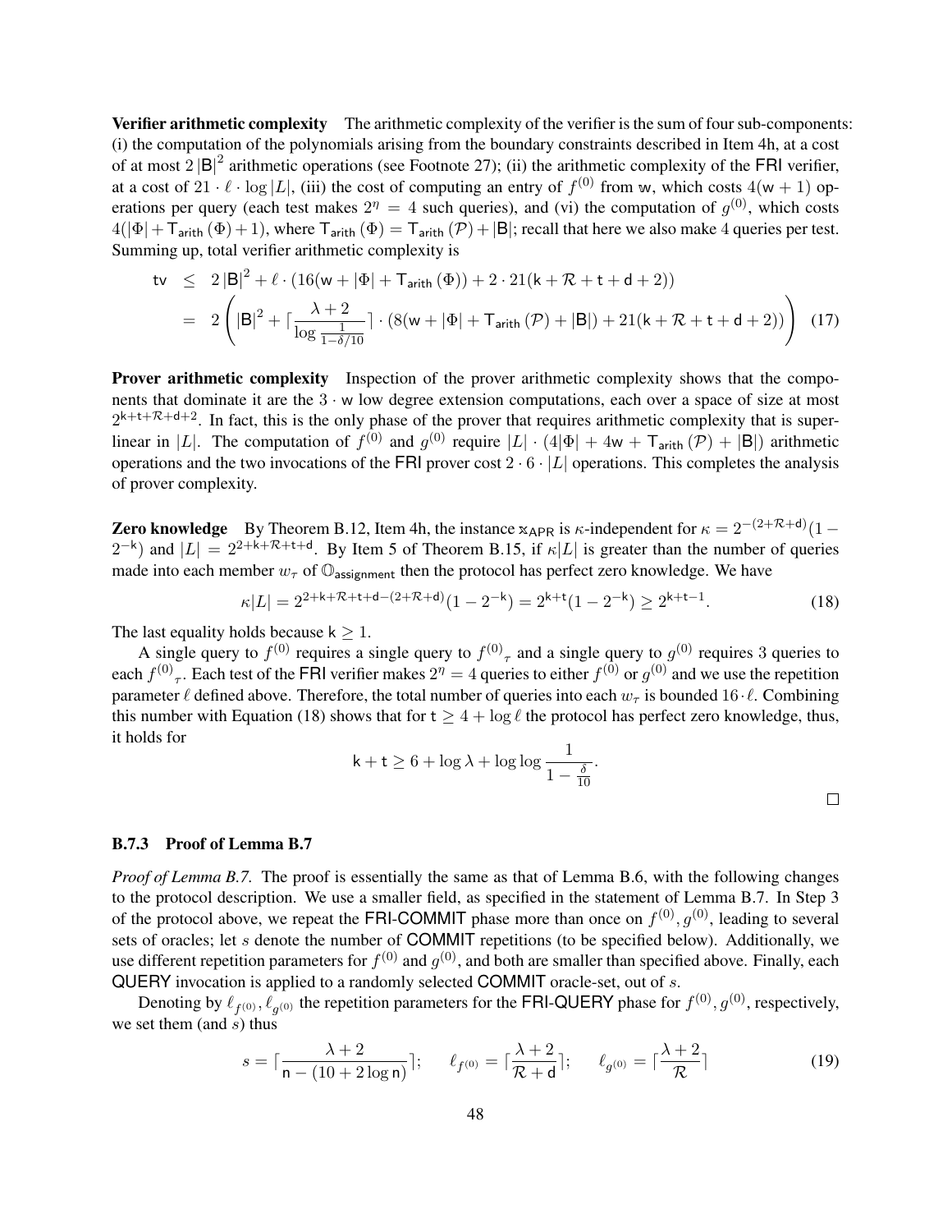**Verifier arithmetic complexity** The arithmetic complexity of the verifier is the sum of four sub-components: (i) the computation of the polynomials arising from the boundary constraints described in Item 4h, at a cost of at most $2|\mathsf{B}|^2$ arithmetic operations (see Footnote 27); (ii) the arithmetic complexity of the FRI verifier, at a cost of $21 \cdot \ell \cdot \log |L|$, (iii) the cost of computing an entry of $f^{(0)}$ from $\mathbb{w}$, which costs $4(\mathsf{w}+1)$ operations per query (each test makes $2^\eta = 4$ such queries), and (vi) the computation of $g^{(0)}$, which costs $4(|\Phi| + \mathsf{T}_{\mathsf{arith}}(\Phi) + 1)$, where $\mathsf{T}_{\mathsf{arith}}(\Phi) = \mathsf{T}_{\mathsf{arith}}(\mathcal{P}) + |\mathsf{B}|$; recall that here we also make 4 queries per test. Summing up, total verifier arithmetic complexity is

$$
\begin{aligned}
\mathsf{tv} &\leq 2|\mathsf{B}|^2 + \ell \cdot (16(\mathsf{w} + |\Phi| + \mathsf{T}_{\mathsf{arith}}(\Phi)) + 2 \cdot 21(\mathsf{k} + \mathcal{R} + \mathsf{t} + \mathsf{d} + 2)) \\
&= 2\left(|\mathsf{B}|^2 + \lceil \frac{\lambda + 2}{\log \frac{1}{1-\delta/10}} \rceil \cdot (8(\mathsf{w} + |\Phi| + \mathsf{T}_{\mathsf{arith}}(\mathcal{P}) + |\mathsf{B}|) + 21(\mathsf{k} + \mathcal{R} + \mathsf{t} + \mathsf{d} + 2))\right) \quad (17)
\end{aligned}
$$

**Prover arithmetic complexity** Inspection of the prover arithmetic complexity shows that the components that dominate it are the $3 \cdot \mathsf{w}$ low degree extension computations, each over a space of size at most $2^{\mathsf{k}+\mathsf{t}+\mathcal{R}+\mathsf{d}+2}$. In fact, this is the only phase of the prover that requires arithmetic complexity that is superlinear in $|L|$. The computation of $f^{(0)}$ and $g^{(0)}$ require $|L| \cdot (4|\Phi| + 4\mathsf{w} + \mathsf{T}_{\mathsf{arith}}(\mathcal{P}) + |\mathsf{B}|)$ arithmetic operations and the two invocations of the FRI prover cost $2 \cdot 6 \cdot |L|$ operations. This completes the analysis of prover complexity.

**Zero knowledge** By Theorem B.12, Item 4h, the instance $\mathbb{x}_{\mathsf{APR}}$ is $\kappa$-independent for $\kappa = 2^{-(2+\mathcal{R}+\mathsf{d})}(1 - 2^{-\mathsf{k}})$ and $|L| = 2^{2+\mathsf{k}+\mathcal{R}+\mathsf{t}+\mathsf{d}}$. By Item 5 of Theorem B.15, if $\kappa|L|$ is greater than the number of queries made into each member $w_\tau$ of $\mathbb{O}_{\mathsf{assignment}}$ then the protocol has perfect zero knowledge. We have

$$
\kappa|L| = 2^{2+\mathsf{k}+\mathcal{R}+\mathsf{t}+\mathsf{d}-(2+\mathcal{R}+\mathsf{d})}(1 - 2^{-\mathsf{k}}) = 2^{\mathsf{k}+\mathsf{t}}(1 - 2^{-\mathsf{k}}) \geq 2^{\mathsf{k}+\mathsf{t}-1}. \quad (18)
$$

The last equality holds because $\mathsf{k} \geq 1$.

A single query to $f^{(0)}$ requires a single query to ${f^{(0)}}_\tau$ and a single query to $g^{(0)}$ requires 3 queries to each ${f^{(0)}}_\tau$. Each test of the FRI verifier makes $2^\eta = 4$ queries to either $f^{(0)}$ or $g^{(0)}$ and we use the repetition parameter $\ell$ defined above. Therefore, the total number of queries into each $w_\tau$ is bounded $16 \cdot \ell$. Combining this number with Equation (18) shows that for $\mathsf{t} \geq 4 + \log \ell$ the protocol has perfect zero knowledge, thus, it holds for

$$
\mathsf{k} + \mathsf{t} \geq 6 + \log \lambda + \log \log \frac{1}{1 - \frac{\delta}{10}}.
$$

□

### B.7.3 Proof of Lemma B.7

*Proof of Lemma B.7.* The proof is essentially the same as that of Lemma B.6, with the following changes to the protocol description. We use a smaller field, as specified in the statement of Lemma B.7. In Step 3 of the protocol above, we repeat the FRI-COMMIT phase more than once on $f^{(0)}, g^{(0)}$, leading to several sets of oracles; let $s$ denote the number of COMMIT repetitions (to be specified below). Additionally, we use different repetition parameters for $f^{(0)}$ and $g^{(0)}$, and both are smaller than specified above. Finally, each QUERY invocation is applied to a randomly selected COMMIT oracle-set, out of $s$.

Denoting by $\ell_{f^{(0)}}, \ell_{g^{(0)}}$ the repetition parameters for the FRI-QUERY phase for $f^{(0)}, g^{(0)}$, respectively, we set them (and $s$) thus

$$
s = \lceil \frac{\lambda + 2}{\mathsf{n} - (10 + 2\log \mathsf{n})} \rceil; \qquad \ell_{f^{(0)}} = \lceil \frac{\lambda + 2}{\mathcal{R} + \mathsf{d}} \rceil; \qquad \ell_{g^{(0)}} = \lceil \frac{\lambda + 2}{\mathcal{R}} \rceil \quad (19)
$$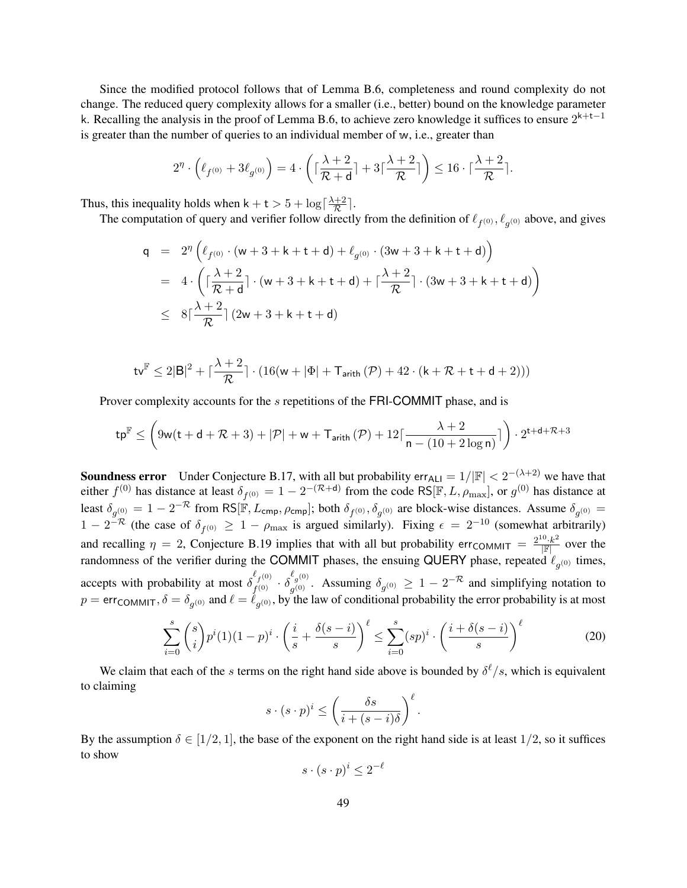Since the modified protocol follows that of Lemma B.6, completeness and round complexity do not change. The reduced query complexity allows for a smaller (i.e., better) bound on the knowledge parameter $\mathsf{k}$. Recalling the analysis in the proof of Lemma B.6, to achieve zero knowledge it suffices to ensure $2^{\mathsf{k}+\mathsf{t}-1}$ is greater than the number of queries to an individual member of $\mathbb{w}$, i.e., greater than

$$2^{\eta} \cdot \left( \ell_{f^{(0)}} + 3\ell_{g^{(0)}} \right) = 4 \cdot \left( \lceil \frac{\lambda+2}{\mathcal{R}+\mathsf{d}} \rceil + 3 \lceil \frac{\lambda+2}{\mathcal{R}} \rceil \right) \leq 16 \cdot \lceil \frac{\lambda+2}{\mathcal{R}} \rceil.$$

Thus, this inequality holds when $\mathsf{k}+\mathsf{t} > 5 + \log \lceil \frac{\lambda+2}{\mathcal{R}} \rceil$.

The computation of query and verifier follow directly from the definition of $\ell_{f^{(0)}}, \ell_{g^{(0)}}$ above, and gives

$$\begin{aligned}
\mathsf{q} &= 2^{\eta} \left( \ell_{f^{(0)}} \cdot (\mathsf{w}+3+\mathsf{k}+\mathsf{t}+\mathsf{d}) + \ell_{g^{(0)}} \cdot (3\mathsf{w}+3+\mathsf{k}+\mathsf{t}+\mathsf{d}) \right) \\
&= 4 \cdot \left( \lceil \frac{\lambda+2}{\mathcal{R}+\mathsf{d}} \rceil \cdot (\mathsf{w}+3+\mathsf{k}+\mathsf{t}+\mathsf{d}) + \lceil \frac{\lambda+2}{\mathcal{R}} \rceil \cdot (3\mathsf{w}+3+\mathsf{k}+\mathsf{t}+\mathsf{d}) \right) \\
&\leq 8 \lceil \frac{\lambda+2}{\mathcal{R}} \rceil \left( 2\mathsf{w}+3+\mathsf{k}+\mathsf{t}+\mathsf{d} \right)
\end{aligned}$$

$$\mathsf{tv}^{\mathbb{F}} \leq 2|\mathsf{B}|^2 + \lceil \frac{\lambda+2}{\mathcal{R}} \rceil \cdot \left( 16(\mathsf{w}+|\Phi|+\mathsf{T}_{\mathsf{arith}}(\mathcal{P}) + 42 \cdot (\mathsf{k}+\mathcal{R}+\mathsf{t}+\mathsf{d}+2)) \right)$$

Prover complexity accounts for the $s$ repetitions of the FRI-COMMIT phase, and is

$$\mathsf{tp}^{\mathbb{F}} \leq \left( 9\mathsf{w}(\mathsf{t}+\mathsf{d}+\mathcal{R}+3) + |\mathcal{P}| + \mathsf{w} + \mathsf{T}_{\mathsf{arith}}(\mathcal{P}) + 12 \lceil \frac{\lambda+2}{\mathsf{n}-(10+2\log \mathsf{n})} \rceil \right) \cdot 2^{\mathsf{t}+\mathsf{d}+\mathcal{R}+3}$$

**Soundness error** Under Conjecture B.17, with all but probability $\mathsf{err}_{\mathsf{ALI}} = 1/|\mathbb{F}| < 2^{-(\lambda+2)}$ we have that either $f^{(0)}$ has distance at least $\delta_{f^{(0)}} = 1 - 2^{-(\mathcal{R}+\mathsf{d})}$ from the code $\mathsf{RS}[\mathbb{F}, L, \rho_{\max}]$, or $g^{(0)}$ has distance at least $\delta_{g^{(0)}} = 1 - 2^{-\mathcal{R}}$ from $\mathsf{RS}[\mathbb{F}, L_{\mathsf{cmp}}, \rho_{\mathsf{cmp}}]$; both $\delta_{f^{(0)}}, \delta_{g^{(0)}}$ are block-wise distances. Assume $\delta_{g^{(0)}} = 1 - 2^{-\mathcal{R}}$ (the case of $\delta_{f^{(0)}} \geq 1 - \rho_{\max}$ is argued similarly). Fixing $\epsilon = 2^{-10}$ (somewhat arbitrarily) and recalling $\eta = 2$, Conjecture B.19 implies that with all but probability $\mathsf{err}_{\mathsf{COMMIT}} = \frac{2^{10} \cdot k^2}{|\mathbb{F}|}$ over the randomness of the verifier during the COMMIT phases, the ensuing QUERY phase, repeated $\ell_{g^{(0)}}$ times, accepts with probability at most $\delta_{f^{(0)}}^{\ell_{f^{(0)}}} \cdot \delta_{g^{(0)}}^{\ell_{g^{(0)}}}$. Assuming $\delta_{g^{(0)}} \geq 1 - 2^{-\mathcal{R}}$ and simplifying notation to $p = \mathsf{err}_{\mathsf{COMMIT}}, \delta = \delta_{g^{(0)}}$ and $\ell = \ell_{g^{(0)}}$, by the law of conditional probability the error probability is at most

$$\sum_{i=0}^{s} \binom{s}{i} p^i (1)(1-p)^i \cdot \left( \frac{i}{s} + \frac{\delta(s-i)}{s} \right)^{\ell} \leq \sum_{i=0}^{s} (sp)^i \cdot \left( \frac{i + \delta(s-i)}{s} \right)^{\ell} \tag{20}$$

We claim that each of the $s$ terms on the right hand side above is bounded by $\delta^{\ell}/s$, which is equivalent to claiming

$$s \cdot (s \cdot p)^i \leq \left( \frac{\delta s}{i + (s-i)\delta} \right)^{\ell}.$$

By the assumption $\delta \in [1/2, 1]$, the base of the exponent on the right hand side is at least $1/2$, so it suffices to show

$$s \cdot (s \cdot p)^i \leq 2^{-\ell}$$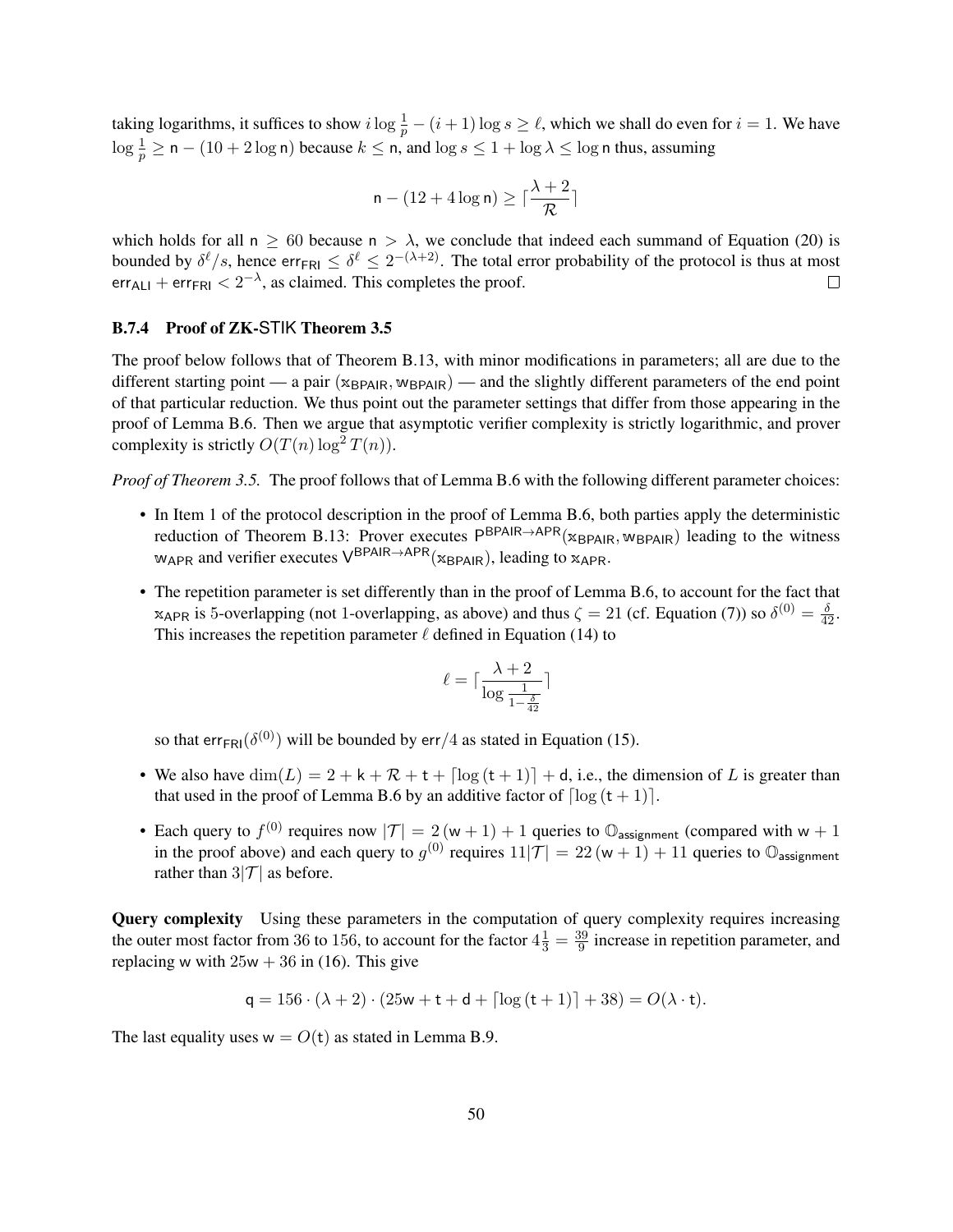taking logarithms, it suffices to show $i \log \frac{1}{p} - (i+1)\log s \geq \ell$, which we shall do even for $i = 1$. We have $\log \frac{1}{p} \geq \mathsf{n} - (10 + 2\log \mathsf{n})$ because $k \leq \mathsf{n}$, and $\log s \leq 1 + \log \lambda \leq \log \mathsf{n}$ thus, assuming

$$\mathsf{n} - (12 + 4\log \mathsf{n}) \geq \lceil \frac{\lambda + 2}{\mathcal{R}} \rceil$$

which holds for all $\mathsf{n} \geq 60$ because $\mathsf{n} > \lambda$, we conclude that indeed each summand of Equation (20) is bounded by $\delta^\ell / s$, hence $\mathsf{err}_{\mathsf{FRI}} \leq \delta^\ell \leq 2^{-(\lambda+2)}$. The total error probability of the protocol is thus at most $\mathsf{err}_{\mathsf{ALI}} + \mathsf{err}_{\mathsf{FRI}} < 2^{-\lambda}$, as claimed. This completes the proof. □

### B.7.4 Proof of ZK-STIK Theorem 3.5

The proof below follows that of Theorem B.13, with minor modifications in parameters; all are due to the different starting point — a pair $(\mathbb{x}_{\mathsf{BPAIR}}, \mathbb{w}_{\mathsf{BPAIR}})$ — and the slightly different parameters of the end point of that particular reduction. We thus point out the parameter settings that differ from those appearing in the proof of Lemma B.6. Then we argue that asymptotic verifier complexity is strictly logarithmic, and prover complexity is strictly $O(T(n) \log^2 T(n))$.

*Proof of Theorem 3.5.* The proof follows that of Lemma B.6 with the following different parameter choices:

- In Item 1 of the protocol description in the proof of Lemma B.6, both parties apply the deterministic reduction of Theorem B.13: Prover executes $\mathsf{P}^{\mathsf{BPAIR}\to\mathsf{APR}}(\mathbb{x}_{\mathsf{BPAIR}}, \mathbb{w}_{\mathsf{BPAIR}})$ leading to the witness $\mathbb{w}_{\mathsf{APR}}$ and verifier executes $\mathsf{V}^{\mathsf{BPAIR}\to\mathsf{APR}}(\mathbb{x}_{\mathsf{BPAIR}})$, leading to $\mathbb{x}_{\mathsf{APR}}$.
- The repetition parameter is set differently than in the proof of Lemma B.6, to account for the fact that $\mathbb{x}_{\mathsf{APR}}$ is 5-overlapping (not 1-overlapping, as above) and thus $\zeta = 21$ (cf. Equation (7)) so $\delta^{(0)} = \frac{\delta}{42}$. This increases the repetition parameter $\ell$ defined in Equation (14) to

$$\ell = \lceil \frac{\lambda + 2}{\log \frac{1}{1 - \frac{\delta}{42}}} \rceil$$

so that $\mathsf{err}_{\mathsf{FRI}}(\delta^{(0)})$ will be bounded by $\mathsf{err}/4$ as stated in Equation (15).

- We also have $\dim(L) = 2 + \mathsf{k} + \mathcal{R} + \mathsf{t} + \lceil \log(\mathsf{t}+1) \rceil + \mathsf{d}$, i.e., the dimension of $L$ is greater than that used in the proof of Lemma B.6 by an additive factor of $\lceil \log(\mathsf{t}+1) \rceil$.
- Each query to $f^{(0)}$ requires now $|\mathcal{T}| = 2(\mathsf{w}+1) + 1$ queries to $\mathbb{O}_{\mathsf{assignment}}$ (compared with $\mathsf{w}+1$ in the proof above) and each query to $g^{(0)}$ requires $11|\mathcal{T}| = 22(\mathsf{w}+1) + 11$ queries to $\mathbb{O}_{\mathsf{assignment}}$ rather than $3|\mathcal{T}|$ as before.

**Query complexity** Using these parameters in the computation of query complexity requires increasing the outer most factor from 36 to 156, to account for the factor $4\frac{1}{3} = \frac{39}{9}$ increase in repetition parameter, and replacing $\mathsf{w}$ with $25\mathsf{w} + 36$ in (16). This give

$$\mathsf{q} = 156 \cdot (\lambda + 2) \cdot (25\mathsf{w} + \mathsf{t} + \mathsf{d} + \lceil \log(\mathsf{t}+1) \rceil + 38) = O(\lambda \cdot \mathsf{t}).$$

The last equality uses $\mathsf{w} = O(\mathsf{t})$ as stated in Lemma B.9.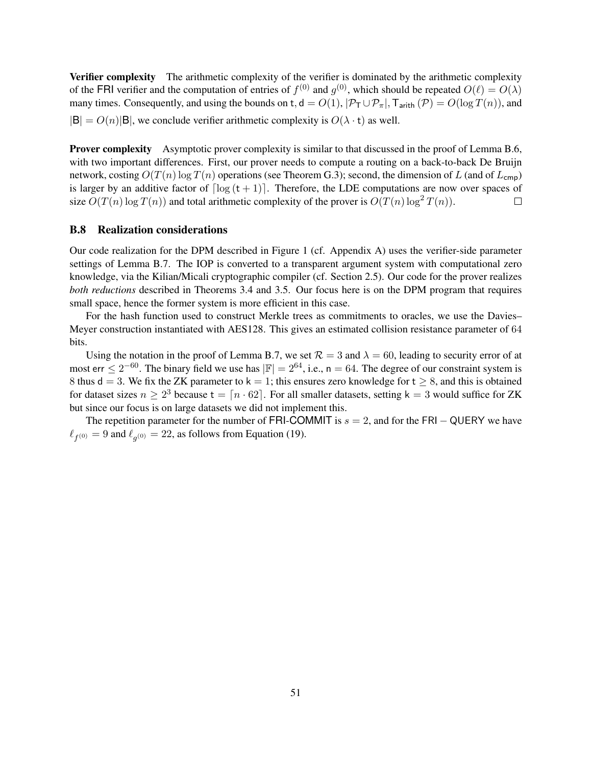**Verifier complexity** The arithmetic complexity of the verifier is dominated by the arithmetic complexity of the FRI verifier and the computation of entries of $f^{(0)}$ and $g^{(0)}$, which should be repeated $O(\ell) = O(\lambda)$ many times. Consequently, and using the bounds on $\mathsf{t}, \mathsf{d} = O(1)$, $|\mathcal{P}_\mathsf{T} \cup \mathcal{P}_\pi|$, $\mathsf{T}_{\mathsf{arith}}(\mathcal{P}) = O(\log T(n))$, and $|\mathsf{B}| = O(n)|\mathsf{B}|$, we conclude verifier arithmetic complexity is $O(\lambda \cdot \mathsf{t})$ as well.

**Prover complexity** Asymptotic prover complexity is similar to that discussed in the proof of Lemma B.6, with two important differences. First, our prover needs to compute a routing on a back-to-back De Bruijn network, costing $O(T(n) \log T(n))$ operations (see Theorem G.3); second, the dimension of $L$ (and of $L_{\mathsf{cmp}}$) is larger by an additive factor of $\lceil \log(\mathsf{t}+1) \rceil$. Therefore, the LDE computations are now over spaces of size $O(T(n) \log T(n))$ and total arithmetic complexity of the prover is $O(T(n) \log^2 T(n))$. $\square$

### B.8 Realization considerations

Our code realization for the DPM described in Figure 1 (cf. Appendix A) uses the verifier-side parameter settings of Lemma B.7. The IOP is converted to a transparent argument system with computational zero knowledge, via the Kilian/Micali cryptographic compiler (cf. Section 2.5). Our code for the prover realizes *both reductions* described in Theorems 3.4 and 3.5. Our focus here is on the DPM program that requires small space, hence the former system is more efficient in this case.

For the hash function used to construct Merkle trees as commitments to oracles, we use the Davies–Meyer construction instantiated with AES128. This gives an estimated collision resistance parameter of 64 bits.

Using the notation in the proof of Lemma B.7, we set $\mathcal{R} = 3$ and $\lambda = 60$, leading to security error of at most $\mathsf{err} \leq 2^{-60}$. The binary field we use has $|\mathbb{F}| = 2^{64}$, i.e., $\mathsf{n} = 64$. The degree of our constraint system is 8 thus $\mathsf{d} = 3$. We fix the ZK parameter to $\mathsf{k} = 1$; this ensures zero knowledge for $\mathsf{t} \geq 8$, and this is obtained for dataset sizes $n \geq 2^3$ because $\mathsf{t} = \lceil n \cdot 62 \rceil$. For all smaller datasets, setting $\mathsf{k} = 3$ would suffice for ZK but since our focus is on large datasets we did not implement this.

The repetition parameter for the number of FRI-COMMIT is $s = 2$, and for the FRI − QUERY we have $\ell_{f^{(0)}} = 9$ and $\ell_{g^{(0)}} = 22$, as follows from Equation (19).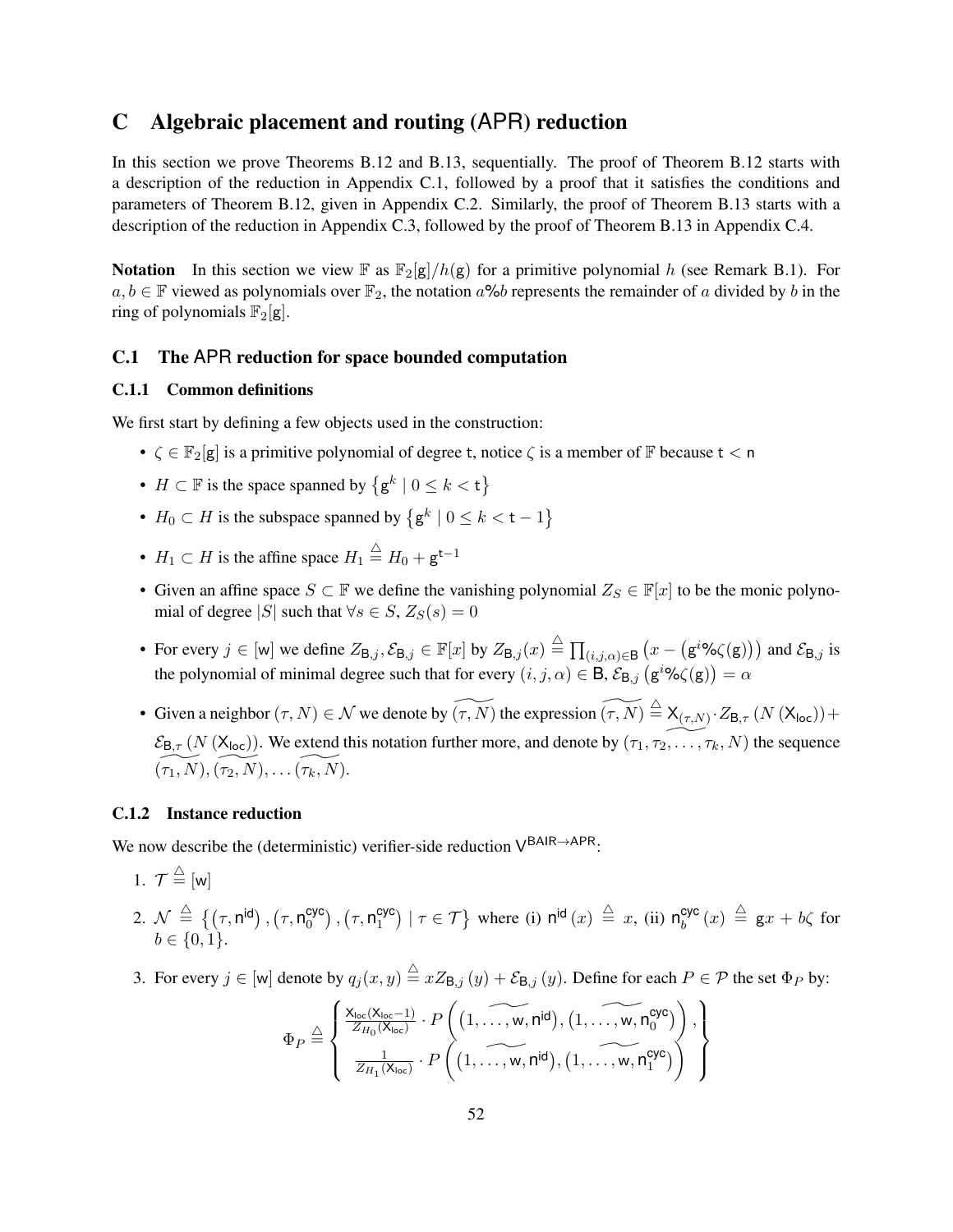# C Algebraic placement and routing (APR) reduction

In this section we prove Theorems B.12 and B.13, sequentially. The proof of Theorem B.12 starts with a description of the reduction in Appendix C.1, followed by a proof that it satisfies the conditions and parameters of Theorem B.12, given in Appendix C.2. Similarly, the proof of Theorem B.13 starts with a description of the reduction in Appendix C.3, followed by the proof of Theorem B.13 in Appendix C.4.

**Notation** In this section we view $\mathbb{F}$ as $\mathbb{F}_2[\mathsf{g}]/h(\mathsf{g})$ for a primitive polynomial $h$ (see Remark B.1). For $a, b \in \mathbb{F}$ viewed as polynomials over $\mathbb{F}_2$, the notation $a\%b$ represents the remainder of $a$ divided by $b$ in the ring of polynomials $\mathbb{F}_2[\mathsf{g}]$.

## C.1 The APR reduction for space bounded computation

### C.1.1 Common definitions

We first start by defining a few objects used in the construction:

- $\zeta \in \mathbb{F}_2[\mathsf{g}]$ is a primitive polynomial of degree $\mathsf{t}$, notice $\zeta$ is a member of $\mathbb{F}$ because $\mathsf{t} < \mathsf{n}$
- $H \subset \mathbb{F}$ is the space spanned by $\left\{\mathsf{g}^k \mid 0 \le k < \mathsf{t}\right\}$
- $H_0 \subset H$ is the subspace spanned by $\left\{\mathsf{g}^k \mid 0 \le k < \mathsf{t}-1\right\}$
- $H_1 \subset H$ is the affine space $H_1 \triangleq H_0 + \mathsf{g}^{\mathsf{t}-1}$
- Given an affine space $S \subset \mathbb{F}$ we define the vanishing polynomial $Z_S \in \mathbb{F}[x]$ to be the monic polynomial of degree $|S|$ such that $\forall s \in S, Z_S(s) = 0$
- For every $j \in [\mathsf{w}]$ we define $Z_{\mathsf{B},j}, \mathcal{E}_{\mathsf{B},j} \in \mathbb{F}[x]$ by $Z_{\mathsf{B},j}(x) \triangleq \prod_{(i,j,\alpha)\in\mathsf{B}} \left(x - \left(\mathsf{g}^i\%\zeta(\mathsf{g})\right)\right)$ and $\mathcal{E}_{\mathsf{B},j}$ is the polynomial of minimal degree such that for every $(i,j,\alpha) \in \mathsf{B}$, $\mathcal{E}_{\mathsf{B},j}\left(\mathsf{g}^i\%\zeta(\mathsf{g})\right) = \alpha$
- Given a neighbor $(\tau, N) \in \mathcal{N}$ we denote by $\widetilde{(\tau, N)}$ the expression $\widetilde{(\tau, N)} \triangleq \mathsf{X}_{(\tau,N)} \cdot Z_{\mathsf{B},\tau}\left(N\left(\mathsf{X}_{\mathsf{loc}}\right)\right) + \mathcal{E}_{\mathsf{B},\tau}\left(N\left(\mathsf{X}_{\mathsf{loc}}\right)\right)$. We extend this notation further more, and denote by $\widetilde{(\tau_1, \tau_2, \ldots, \tau_k, N)}$ the sequence $\widetilde{(\tau_1, N)}, \widetilde{(\tau_2, N)}, \ldots \widetilde{(\tau_k, N)}$.

### C.1.2 Instance reduction

We now describe the (deterministic) verifier-side reduction $\mathsf{V}^{\mathsf{BAIR}\to\mathsf{APR}}$:

1. $\mathcal{T} \triangleq [\mathsf{w}]$
2. $\mathcal{N} \triangleq \left\{\left(\tau, \mathsf{n}^{\mathsf{id}}\right), \left(\tau, \mathsf{n}_0^{\mathsf{cyc}}\right), \left(\tau, \mathsf{n}_1^{\mathsf{cyc}}\right) \mid \tau \in \mathcal{T}\right\}$ where (i) $\mathsf{n}^{\mathsf{id}}(x) \triangleq x$, (ii) $\mathsf{n}_b^{\mathsf{cyc}}(x) \triangleq \mathsf{g}x + b\zeta$ for $b \in \{0, 1\}$.
3. For every $j \in [\mathsf{w}]$ denote by $q_j(x, y) \triangleq x Z_{\mathsf{B},j}(y) + \mathcal{E}_{\mathsf{B},j}(y)$. Define for each $P \in \mathcal{P}$ the set $\Phi_P$ by:

$$
\Phi_P \triangleq \left\{ \begin{array}{c} \frac{\mathsf{X}_{\mathsf{loc}}(\mathsf{X}_{\mathsf{loc}}-1)}{Z_{H_0}(\mathsf{X}_{\mathsf{loc}})} \cdot P\left(\widetilde{\left(1, \ldots, \mathsf{w}, \mathsf{n}^{\mathsf{id}}\right)}, \widetilde{\left(1, \ldots, \mathsf{w}, \mathsf{n}_0^{\mathsf{cyc}}\right)}\right), \\ \frac{1}{Z_{H_1}(\mathsf{X}_{\mathsf{loc}})} \cdot P\left(\widetilde{\left(1, \ldots, \mathsf{w}, \mathsf{n}^{\mathsf{id}}\right)}, \widetilde{\left(1, \ldots, \mathsf{w}, \mathsf{n}_1^{\mathsf{cyc}}\right)}\right) \end{array} \right\}
$$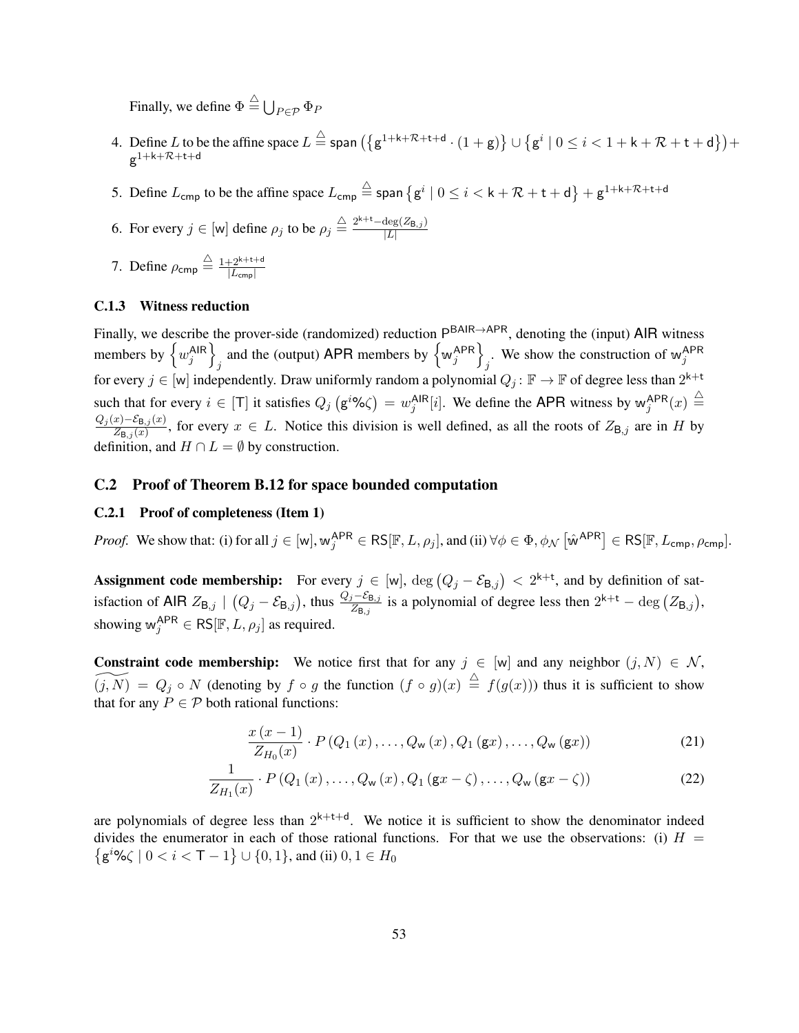Finally, we define $\Phi \stackrel{\triangle}{=} \bigcup_{P\in\mathcal{P}} \Phi_P$

4. Define $L$ to be the affine space $L \stackrel{\triangle}{=} \mathsf{span}\left(\left\{\mathsf{g}^{1+\mathsf{k}+\mathcal{R}+\mathsf{t}+\mathsf{d}} \cdot (1+\mathsf{g})\right\} \cup \left\{\mathsf{g}^i \mid 0 \le i < 1+\mathsf{k}+\mathcal{R}+\mathsf{t}+\mathsf{d}\right\}\right) + \mathsf{g}^{1+\mathsf{k}+\mathcal{R}+\mathsf{t}+\mathsf{d}}$

5. Define $L_{\mathsf{cmp}}$ to be the affine space $L_{\mathsf{cmp}} \stackrel{\triangle}{=} \mathsf{span}\left\{\mathsf{g}^i \mid 0 \le i < \mathsf{k}+\mathcal{R}+\mathsf{t}+\mathsf{d}\right\} + \mathsf{g}^{1+\mathsf{k}+\mathcal{R}+\mathsf{t}+\mathsf{d}}$

6. For every $j \in [\mathsf{w}]$ define $\rho_j$ to be $\rho_j \stackrel{\triangle}{=} \frac{2^{\mathsf{k}+\mathsf{t}-\deg(Z_{\mathsf{B},j})}}{|L|}$

7. Define $\rho_{\mathsf{cmp}} \stackrel{\triangle}{=} \frac{1+2^{\mathsf{k}+\mathsf{t}+\mathsf{d}}}{|L_{\mathsf{cmp}}|}$

### C.1.3 Witness reduction

Finally, we describe the prover-side (randomized) reduction $\mathsf{P}^{\mathsf{BAIR}\to\mathsf{APR}}$, denoting the (input) AIR witness members by $\left\{w_j^{\mathsf{AIR}}\right\}_j$ and the (output) APR members by $\left\{\mathbbm{w}_j^{\mathsf{APR}}\right\}_j$. We show the construction of $\mathbbm{w}_j^{\mathsf{APR}}$ for every $j \in [\mathsf{w}]$ independently. Draw uniformly random a polynomial $Q_j : \mathbb{F} \to \mathbb{F}$ of degree less than $2^{\mathsf{k}+\mathsf{t}}$ such that for every $i \in [\mathsf{T}]$ it satisfies $Q_j\left(\mathsf{g}^i \% \zeta\right) = w_j^{\mathsf{AIR}}[i]$. We define the APR witness by $\mathbbm{w}_j^{\mathsf{APR}}(x) \stackrel{\triangle}{=} \frac{Q_j(x)-\mathcal{E}_{\mathsf{B},j}(x)}{Z_{\mathsf{B},j}(x)}$, for every $x \in L$. Notice this division is well defined, as all the roots of $Z_{\mathsf{B},j}$ are in $H$ by definition, and $H \cap L = \emptyset$ by construction.

## C.2 Proof of Theorem B.12 for space bounded computation

### C.2.1 Proof of completeness (Item 1)

*Proof.* We show that: (i) for all $j \in [\mathsf{w}], \mathbbm{w}_j^{\mathsf{APR}} \in \mathsf{RS}[\mathbb{F}, L, \rho_j]$, and (ii) $\forall \phi \in \Phi, \phi_{\mathcal{N}}\left[\hat{\mathbbm{w}}^{\mathsf{APR}}\right] \in \mathsf{RS}[\mathbb{F}, L_{\mathsf{cmp}}, \rho_{\mathsf{cmp}}]$.

**Assignment code membership:** For every $j \in [\mathsf{w}]$, $\deg\left(Q_j - \mathcal{E}_{\mathsf{B},j}\right) < 2^{\mathsf{k}+\mathsf{t}}$, and by definition of satisfaction of AIR $Z_{\mathsf{B},j} \mid \left(Q_j - \mathcal{E}_{\mathsf{B},j}\right)$, thus $\frac{Q_j-\mathcal{E}_{\mathsf{B},j}}{Z_{\mathsf{B},j}}$ is a polynomial of degree less then $2^{\mathsf{k}+\mathsf{t}} - \deg\left(Z_{\mathsf{B},j}\right)$, showing $\mathbbm{w}_j^{\mathsf{APR}} \in \mathsf{RS}[\mathbb{F}, L, \rho_j]$ as required.

**Constraint code membership:** We notice first that for any $j \in [\mathsf{w}]$ and any neighbor $(j, N) \in \mathcal{N}$, $\widetilde{(j,N)} = Q_j \circ N$ (denoting by $f \circ g$ the function $(f \circ g)(x) \stackrel{\triangle}{=} f(g(x))$) thus it is sufficient to show that for any $P \in \mathcal{P}$ both rational functions:

$$\frac{x\,(x-1)}{Z_{H_0}(x)} \cdot P\left(Q_1\left(x\right), \ldots, Q_{\mathsf{w}}\left(x\right), Q_1\left(\mathsf{g}x\right), \ldots, Q_{\mathsf{w}}\left(\mathsf{g}x\right)\right) \tag{21}$$

$$\frac{1}{Z_{H_1}(x)} \cdot P\left(Q_1\left(x\right), \ldots, Q_{\mathsf{w}}\left(x\right), Q_1\left(\mathsf{g}x-\zeta\right), \ldots, Q_{\mathsf{w}}\left(\mathsf{g}x-\zeta\right)\right) \tag{22}$$

are polynomials of degree less than $2^{\mathsf{k}+\mathsf{t}+\mathsf{d}}$. We notice it is sufficient to show the denominator indeed divides the enumerator in each of those rational functions. For that we use the observations: (i) $H = \left\{\mathsf{g}^i \% \zeta \mid 0 < i < \mathsf{T}-1\right\} \cup \{0, 1\}$, and (ii) $0, 1 \in H_0$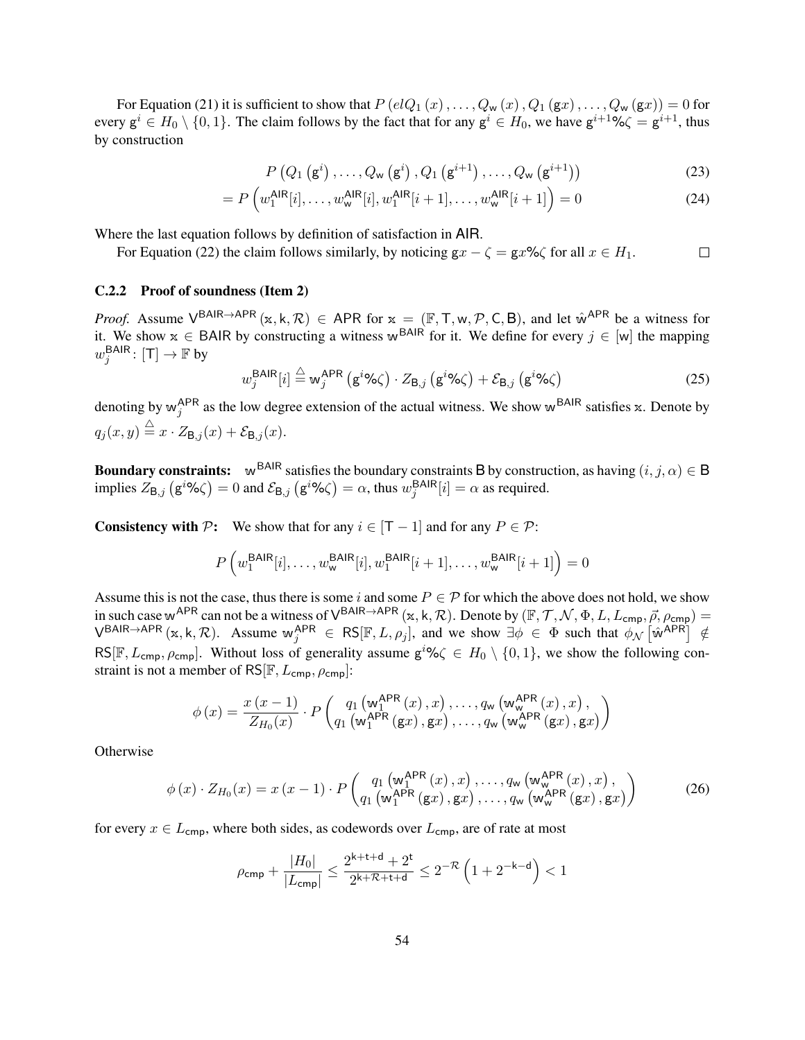For Equation (21) it is sufficient to show that $P\left(elQ_1\left(x\right), \ldots, Q_{\mathsf{w}}\left(x\right), Q_1\left(\mathsf{g}x\right), \ldots, Q_{\mathsf{w}}\left(\mathsf{g}x\right)\right) = 0$ for every $\mathsf{g}^i \in H_0 \setminus \{0,1\}$. The claim follows by the fact that for any $\mathsf{g}^i \in H_0$, we have $\mathsf{g}^{i+1}\%\zeta = \mathsf{g}^{i+1}$, thus by construction

$$
P\left(Q_1\left(\mathsf{g}^i\right), \ldots, Q_{\mathsf{w}}\left(\mathsf{g}^i\right), Q_1\left(\mathsf{g}^{i+1}\right), \ldots, Q_{\mathsf{w}}\left(\mathsf{g}^{i+1}\right)\right) \tag{23}
$$

$$
= P\left(w_1^{\mathsf{AIR}}[i], \ldots, w_{\mathsf{w}}^{\mathsf{AIR}}[i], w_1^{\mathsf{AIR}}[i+1], \ldots, w_{\mathsf{w}}^{\mathsf{AIR}}[i+1]\right) = 0 \tag{24}
$$

Where the last equation follows by definition of satisfaction in AIR.

For Equation (22) the claim follows similarly, by noticing $\mathsf{g}x - \zeta = \mathsf{g}x\%\zeta$ for all $x \in H_1$. □

#### C.2.2 Proof of soundness (Item 2)

*Proof.* Assume $\mathsf{V}^{\mathsf{BAIR}\to\mathsf{APR}}\left(\mathbb{x}, \mathsf{k}, \mathcal{R}\right) \in \mathsf{APR}$ for $\mathbb{x} = \left(\mathbb{F}, \mathsf{T}, \mathsf{w}, \mathcal{P}, \mathsf{C}, \mathsf{B}\right)$, and let $\hat{\mathbb{w}}^{\mathsf{APR}}$ be a witness for it. We show $\mathbb{x} \in \mathsf{BAIR}$ by constructing a witness $\mathbb{w}^{\mathsf{BAIR}}$ for it. We define for every $j \in [\mathsf{w}]$ the mapping $w_j^{\mathsf{BAIR}} \colon [\mathsf{T}] \to \mathbb{F}$ by

$$
w_j^{\mathsf{BAIR}}[i] \stackrel{\triangle}{=} \mathbb{w}_j^{\mathsf{APR}}\left(\mathsf{g}^i\%\zeta\right) \cdot Z_{\mathsf{B},j}\left(\mathsf{g}^i\%\zeta\right) + \mathcal{E}_{\mathsf{B},j}\left(\mathsf{g}^i\%\zeta\right) \tag{25}
$$

denoting by $\mathbb{w}_j^{\mathsf{APR}}$ as the low degree extension of the actual witness. We show $\mathbb{w}^{\mathsf{BAIR}}$ satisfies $\mathbb{x}$. Denote by $q_j(x,y) \stackrel{\triangle}{=} x \cdot Z_{\mathsf{B},j}(x) + \mathcal{E}_{\mathsf{B},j}(x)$.

**Boundary constraints:** $\mathbb{w}^{\mathsf{BAIR}}$ satisfies the boundary constraints B by construction, as having $(i,j,\alpha) \in \mathsf{B}$ implies $Z_{\mathsf{B},j}\left(\mathsf{g}^i\%\zeta\right) = 0$ and $\mathcal{E}_{\mathsf{B},j}\left(\mathsf{g}^i\%\zeta\right) = \alpha$, thus $w_j^{\mathsf{BAIR}}[i] = \alpha$ as required.

**Consistency with $\mathcal{P}$:** We show that for any $i \in [\mathsf{T}-1]$ and for any $P \in \mathcal{P}$:

$$
P\left(w_1^{\mathsf{BAIR}}[i], \ldots, w_{\mathsf{w}}^{\mathsf{BAIR}}[i], w_1^{\mathsf{BAIR}}[i+1], \ldots, w_{\mathsf{w}}^{\mathsf{BAIR}}[i+1]\right) = 0
$$

Assume this is not the case, thus there is some $i$ and some $P \in \mathcal{P}$ for which the above does not hold, we show in such case $\mathbb{w}^{\mathsf{APR}}$ can not be a witness of $\mathsf{V}^{\mathsf{BAIR}\to\mathsf{APR}}\left(\mathbb{x}, \mathsf{k}, \mathcal{R}\right)$. Denote by $\left(\mathbb{F}, \mathcal{T}, \mathcal{N}, \Phi, L, L_{\mathsf{cmp}}, \vec{\rho}, \rho_{\mathsf{cmp}}\right) = \mathsf{V}^{\mathsf{BAIR}\to\mathsf{APR}}\left(\mathbb{x}, \mathsf{k}, \mathcal{R}\right)$. Assume $\mathbb{w}_j^{\mathsf{APR}} \in \mathsf{RS}[\mathbb{F}, L, \rho_j]$, and we show $\exists \phi \in \Phi$ such that $\phi_{\mathcal{N}}\left[\hat{\mathbb{w}}^{\mathsf{APR}}\right] \notin \mathsf{RS}[\mathbb{F}, L_{\mathsf{cmp}}, \rho_{\mathsf{cmp}}]$. Without loss of generality assume $\mathsf{g}^i\%\zeta \in H_0 \setminus \{0,1\}$, we show the following constraint is not a member of $\mathsf{RS}[\mathbb{F}, L_{\mathsf{cmp}}, \rho_{\mathsf{cmp}}]$:

$$
\phi\left(x\right) = \frac{x\left(x-1\right)}{Z_{H_0}(x)} \cdot P\begin{pmatrix} q_1\left(\mathbb{w}_1^{\mathsf{APR}}\left(x\right), x\right), \ldots, q_{\mathsf{w}}\left(\mathbb{w}_{\mathsf{w}}^{\mathsf{APR}}\left(x\right), x\right), \\ q_1\left(\mathbb{w}_1^{\mathsf{APR}}\left(\mathsf{g}x\right), \mathsf{g}x\right), \ldots, q_{\mathsf{w}}\left(\mathbb{w}_{\mathsf{w}}^{\mathsf{APR}}\left(\mathsf{g}x\right), \mathsf{g}x\right) \end{pmatrix}
$$

Otherwise

$$
\phi\left(x\right) \cdot Z_{H_0}(x) = x\left(x-1\right) \cdot P\begin{pmatrix} q_1\left(\mathbb{w}_1^{\mathsf{APR}}\left(x\right), x\right), \ldots, q_{\mathsf{w}}\left(\mathbb{w}_{\mathsf{w}}^{\mathsf{APR}}\left(x\right), x\right), \\ q_1\left(\mathbb{w}_1^{\mathsf{APR}}\left(\mathsf{g}x\right), \mathsf{g}x\right), \ldots, q_{\mathsf{w}}\left(\mathbb{w}_{\mathsf{w}}^{\mathsf{APR}}\left(\mathsf{g}x\right), \mathsf{g}x\right) \end{pmatrix} \tag{26}
$$

for every $x \in L_{\mathsf{cmp}}$, where both sides, as codewords over $L_{\mathsf{cmp}}$, are of rate at most

$$
\rho_{\mathsf{cmp}} + \frac{|H_0|}{|L_{\mathsf{cmp}}|} \leq \frac{2^{\mathsf{k}+\mathsf{t}+\mathsf{d}} + 2^{\mathsf{t}}}{2^{\mathsf{k}+\mathcal{R}+\mathsf{t}+\mathsf{d}}} \leq 2^{-\mathcal{R}}\left(1 + 2^{-\mathsf{k}-\mathsf{d}}\right) < 1
$$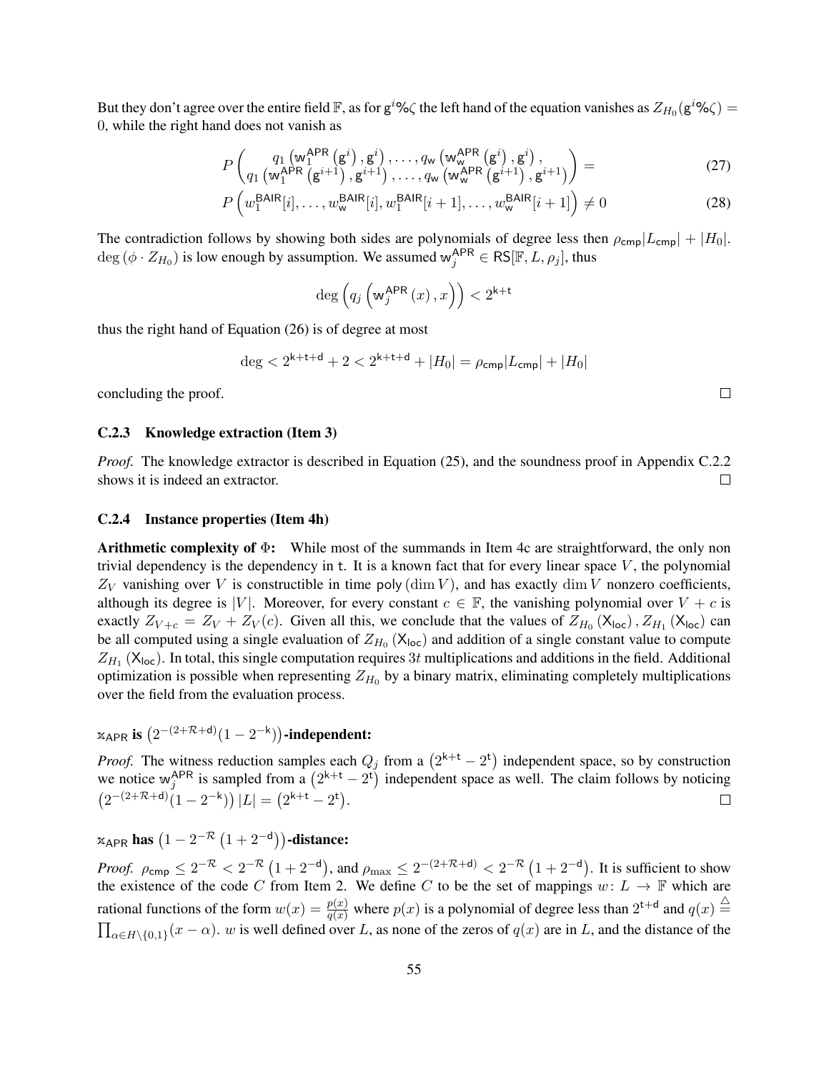But they don't agree over the entire field $\mathbb{F}$, as for $\mathsf{g}^i\%\zeta$ the left hand of the equation vanishes as $Z_{H_0}(\mathsf{g}^i\%\zeta) = 0$, while the right hand does not vanish as

$$P\begin{pmatrix} q_1\left(\mathtt{w}_1^{\mathsf{APR}}\left(\mathsf{g}^i\right),\mathsf{g}^i\right),\ldots,q_{\mathsf{w}}\left(\mathtt{w}_{\mathsf{w}}^{\mathsf{APR}}\left(\mathsf{g}^i\right),\mathsf{g}^i\right), \\ q_1\left(\mathtt{w}_1^{\mathsf{APR}}\left(\mathsf{g}^{i+1}\right),\mathsf{g}^{i+1}\right),\ldots,q_{\mathsf{w}}\left(\mathtt{w}_{\mathsf{w}}^{\mathsf{APR}}\left(\mathsf{g}^{i+1}\right),\mathsf{g}^{i+1}\right)\end{pmatrix} = \tag{27}$$

$$P\left(w_1^{\mathsf{BAIR}}[i],\ldots,w_{\mathsf{w}}^{\mathsf{BAIR}}[i],w_1^{\mathsf{BAIR}}[i+1],\ldots,w_{\mathsf{w}}^{\mathsf{BAIR}}[i+1]\right) \neq 0 \tag{28}$$

The contradiction follows by showing both sides are polynomials of degree less then $\rho_{\mathsf{cmp}}|L_{\mathsf{cmp}}| + |H_0|$. $\deg\left(\phi \cdot Z_{H_0}\right)$ is low enough by assumption. We assumed $\mathtt{w}_j^{\mathsf{APR}} \in \mathsf{RS}[\mathbb{F}, L, \rho_j]$, thus

$$\deg\left(q_j\left(\mathtt{w}_j^{\mathsf{APR}}\left(x\right),x\right)\right) < 2^{\mathsf{k}+\mathsf{t}}$$

thus the right hand of Equation (26) is of degree at most

$$\deg < 2^{\mathsf{k}+\mathsf{t}+\mathsf{d}} + 2 < 2^{\mathsf{k}+\mathsf{t}+\mathsf{d}} + |H_0| = \rho_{\mathsf{cmp}}|L_{\mathsf{cmp}}| + |H_0|$$

concluding the proof. □

#### C.2.3 Knowledge extraction (Item 3)

*Proof.* The knowledge extractor is described in Equation (25), and the soundness proof in Appendix C.2.2 shows it is indeed an extractor. □

#### C.2.4 Instance properties (Item 4h)

**Arithmetic complexity of $\Phi$:** While most of the summands in Item 4c are straightforward, the only non trivial dependency is the dependency in $\mathsf{t}$. It is a known fact that for every linear space $V$, the polynomial $Z_V$ vanishing over $V$ is constructible in time $\mathsf{poly}(\dim V)$, and has exactly $\dim V$ nonzero coefficients, although its degree is $|V|$. Moreover, for every constant $c \in \mathbb{F}$, the vanishing polynomial over $V + c$ is exactly $Z_{V+c} = Z_V + Z_V(c)$. Given all this, we conclude that the values of $Z_{H_0}(\mathsf{X}_{\mathsf{loc}}), Z_{H_1}(\mathsf{X}_{\mathsf{loc}})$ can be all computed using a single evaluation of $Z_{H_0}(\mathsf{X}_{\mathsf{loc}})$ and addition of a single constant value to compute $Z_{H_1}(\mathsf{X}_{\mathsf{loc}})$. In total, this single computation requires $3t$ multiplications and additions in the field. Additional optimization is possible when representing $Z_{H_0}$ by a binary matrix, eliminating completely multiplications over the field from the evaluation process.

**$\mathbb{x}_{\mathsf{APR}}$ is $\left(2^{-(2+\mathcal{R}+\mathsf{d})}(1-2^{-\mathsf{k}})\right)$-independent:**

*Proof.* The witness reduction samples each $Q_j$ from a $\left(2^{\mathsf{k}+\mathsf{t}} - 2^{\mathsf{t}}\right)$ independent space, so by construction we notice $\mathtt{w}_j^{\mathsf{APR}}$ is sampled from a $\left(2^{\mathsf{k}+\mathsf{t}} - 2^{\mathsf{t}}\right)$ independent space as well. The claim follows by noticing $\left(2^{-(2+\mathcal{R}+\mathsf{d})}(1-2^{-\mathsf{k}})\right)|L| = \left(2^{\mathsf{k}+\mathsf{t}} - 2^{\mathsf{t}}\right)$. □

**$\mathbb{x}_{\mathsf{APR}}$ has $\left(1 - 2^{-\mathcal{R}}\left(1+2^{-\mathsf{d}}\right)\right)$-distance:**

*Proof.* $\rho_{\mathsf{cmp}} \leq 2^{-\mathcal{R}} < 2^{-\mathcal{R}}\left(1+2^{-\mathsf{d}}\right)$, and $\rho_{\max} \leq 2^{-(2+\mathcal{R}+\mathsf{d})} < 2^{-\mathcal{R}}\left(1+2^{-\mathsf{d}}\right)$. It is sufficient to show the existence of the code $C$ from Item 2. We define $C$ to be the set of mappings $w\colon L \to \mathbb{F}$ which are rational functions of the form $w(x) = \frac{p(x)}{q(x)}$ where $p(x)$ is a polynomial of degree less than $2^{\mathsf{t}+\mathsf{d}}$ and $q(x) \stackrel{\triangle}{=} \prod_{\alpha \in H\setminus\{0,1\}}(x-\alpha)$. $w$ is well defined over $L$, as none of the zeros of $q(x)$ are in $L$, and the distance of the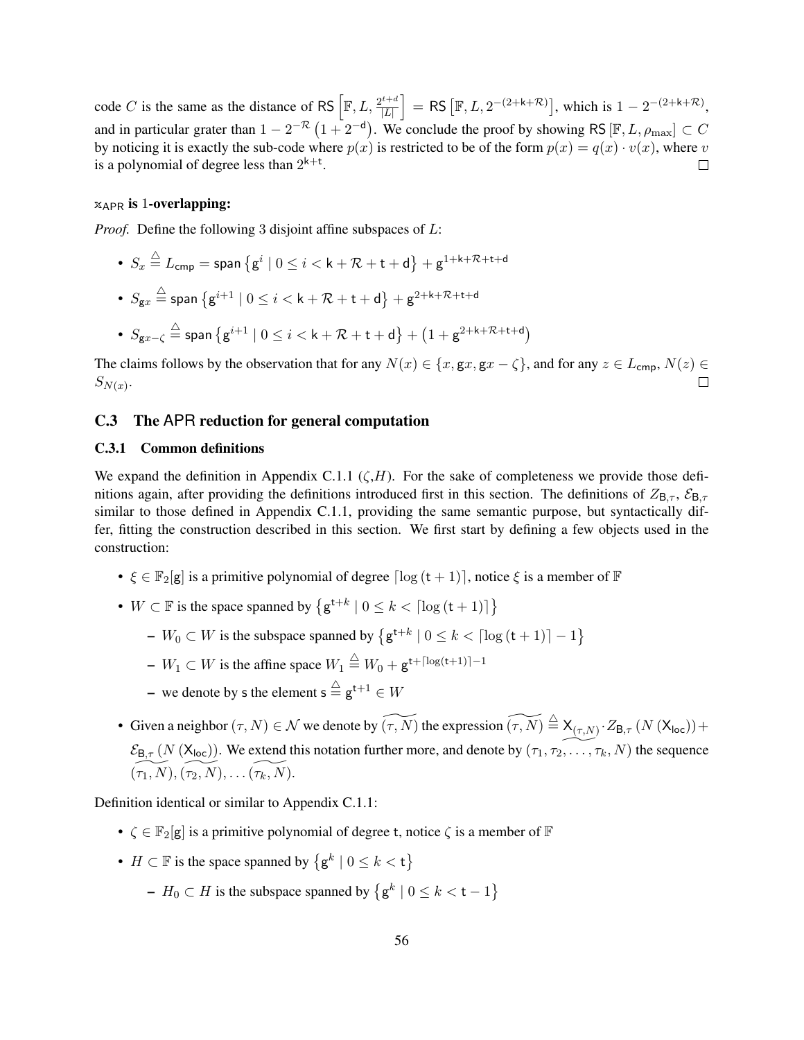code $C$ is the same as the distance of $\mathsf{RS}\left[\mathbb{F}, L, \frac{2^{t+d}}{|L|}\right] = \mathsf{RS}\left[\mathbb{F}, L, 2^{-(2+\mathsf{k}+\mathcal{R})}\right]$, which is $1 - 2^{-(2+\mathsf{k}+\mathcal{R})}$, and in particular grater than $1 - 2^{-\mathcal{R}}\left(1 + 2^{-\mathsf{d}}\right)$. We conclude the proof by showing $\mathsf{RS}\left[\mathbb{F}, L, \rho_{\max}\right] \subset C$ by noticing it is exactly the sub-code where $p(x)$ is restricted to be of the form $p(x) = q(x) \cdot v(x)$, where $v$ is a polynomial of degree less than $2^{\mathsf{k}+\mathsf{t}}$. □

**$\mathbb{x}_{\mathsf{APR}}$ is 1-overlapping:**

*Proof.* Define the following 3 disjoint affine subspaces of $L$:

- $S_x \stackrel{\triangle}{=} L_{\mathsf{cmp}} = \mathsf{span}\left\{\mathsf{g}^i \mid 0 \le i < \mathsf{k} + \mathcal{R} + \mathsf{t} + \mathsf{d}\right\} + \mathsf{g}^{1+\mathsf{k}+\mathcal{R}+\mathsf{t}+\mathsf{d}}$
- $S_{\mathsf{g}x} \stackrel{\triangle}{=} \mathsf{span}\left\{\mathsf{g}^{i+1} \mid 0 \le i < \mathsf{k} + \mathcal{R} + \mathsf{t} + \mathsf{d}\right\} + \mathsf{g}^{2+\mathsf{k}+\mathcal{R}+\mathsf{t}+\mathsf{d}}$
- $S_{\mathsf{g}x-\zeta} \stackrel{\triangle}{=} \mathsf{span}\left\{\mathsf{g}^{i+1} \mid 0 \le i < \mathsf{k} + \mathcal{R} + \mathsf{t} + \mathsf{d}\right\} + \left(1 + \mathsf{g}^{2+\mathsf{k}+\mathcal{R}+\mathsf{t}+\mathsf{d}}\right)$

The claims follows by the observation that for any $N(x) \in \{x, \mathsf{g}x, \mathsf{g}x - \zeta\}$, and for any $z \in L_{\mathsf{cmp}}$, $N(z) \in S_{N(x)}$. □

### C.3 The APR reduction for general computation

#### C.3.1 Common definitions

We expand the definition in Appendix C.1.1 ($\zeta$,$H$). For the sake of completeness we provide those definitions again, after providing the definitions introduced first in this section. The definitions of $Z_{\mathsf{B},\tau}$, $\mathcal{E}_{\mathsf{B},\tau}$ similar to those defined in Appendix C.1.1, providing the same semantic purpose, but syntactically differ, fitting the construction described in this section. We first start by defining a few objects used in the construction:

- $\xi \in \mathbb{F}_2[\mathsf{g}]$ is a primitive polynomial of degree $\lceil \log(\mathsf{t}+1) \rceil$, notice $\xi$ is a member of $\mathbb{F}$
- $W \subset \mathbb{F}$ is the space spanned by $\left\{\mathsf{g}^{\mathsf{t}+k} \mid 0 \le k < \lceil \log(\mathsf{t}+1) \rceil\right\}$
  - $W_0 \subset W$ is the subspace spanned by $\left\{\mathsf{g}^{\mathsf{t}+k} \mid 0 \le k < \lceil \log(\mathsf{t}+1) \rceil - 1\right\}$
  - $W_1 \subset W$ is the affine space $W_1 \stackrel{\triangle}{=} W_0 + \mathsf{g}^{\mathsf{t}+\lceil \log(\mathsf{t}+1) \rceil - 1}$
  - we denote by $\mathsf{s}$ the element $\mathsf{s} \stackrel{\triangle}{=} \mathsf{g}^{\mathsf{t}+1} \in W$
- Given a neighbor $(\tau, N) \in \mathcal{N}$ we denote by $\widetilde{(\tau, N)}$ the expression $\widetilde{(\tau, N)} \stackrel{\triangle}{=} \mathsf{X}_{\underbrace{(\tau,N)}} \cdot Z_{\mathsf{B},\tau}\left(N\left(\mathsf{X}_{\mathsf{loc}}\right)\right) + \mathcal{E}_{\mathsf{B},\tau}\left(N\left(\mathsf{X}_{\mathsf{loc}}\right)\right)$. We extend this notation further more, and denote by $\widetilde{(\tau_1, \tau_2, \ldots, \tau_k, N)}$ the sequence $\widetilde{(\tau_1, N)}, \widetilde{(\tau_2, N)}, \ldots \widetilde{(\tau_k, N)}$.

Definition identical or similar to Appendix C.1.1:

- $\zeta \in \mathbb{F}_2[\mathsf{g}]$ is a primitive polynomial of degree $\mathsf{t}$, notice $\zeta$ is a member of $\mathbb{F}$
- $H \subset \mathbb{F}$ is the space spanned by $\left\{\mathsf{g}^k \mid 0 \le k < \mathsf{t}\right\}$
  - $H_0 \subset H$ is the subspace spanned by $\left\{\mathsf{g}^k \mid 0 \le k < \mathsf{t} - 1\right\}$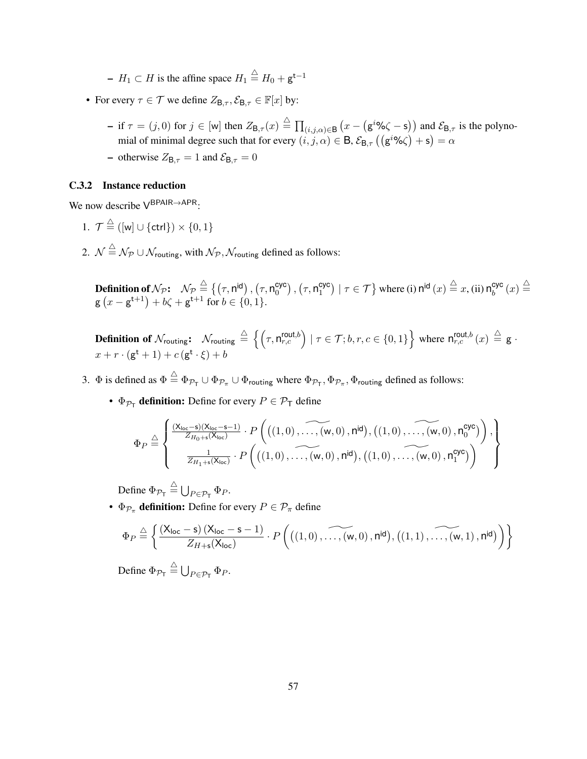- $H_1 \subset H$ is the affine space $H_1 \overset{\triangle}{=} H_0 + \mathsf{g}^{\mathsf{t}-1}$

- For every $\tau \in \mathcal{T}$ we define $Z_{\mathsf{B},\tau}, \mathcal{E}_{\mathsf{B},\tau} \in \mathbb{F}[x]$ by:
  - if $\tau = (j, 0)$ for $j \in [\mathsf{w}]$ then $Z_{\mathsf{B},\tau}(x) \overset{\triangle}{=} \prod_{(i,j,\alpha)\in\mathsf{B}} \left(x - \left(\mathsf{g}^i\%\zeta - \mathsf{s}\right)\right)$ and $\mathcal{E}_{\mathsf{B},\tau}$ is the polynomial of minimal degree such that for every $(i,j,\alpha) \in \mathsf{B}$, $\mathcal{E}_{\mathsf{B},\tau}\left(\left(\mathsf{g}^i\%\zeta\right) + \mathsf{s}\right) = \alpha$
  - otherwise $Z_{\mathsf{B},\tau} = 1$ and $\mathcal{E}_{\mathsf{B},\tau} = 0$

### C.3.2 Instance reduction

We now describe $\mathsf{V}^{\mathsf{BPAIR}\to\mathsf{APR}}$:

1. $\mathcal{T} \overset{\triangle}{=} ([\mathsf{w}] \cup \{\mathsf{ctrl}\}) \times \{0, 1\}$

2. $\mathcal{N} \overset{\triangle}{=} \mathcal{N}_{\mathcal{P}} \cup \mathcal{N}_{\mathsf{routing}}$, with $\mathcal{N}_{\mathcal{P}}, \mathcal{N}_{\mathsf{routing}}$ defined as follows:

   **Definition of** $\mathcal{N}_{\mathcal{P}}$**:** $\mathcal{N}_{\mathcal{P}} \overset{\triangle}{=} \left\{\left(\tau, \mathsf{n}^{\mathsf{id}}\right), \left(\tau, \mathsf{n}_0^{\mathsf{cyc}}\right), \left(\tau, \mathsf{n}_1^{\mathsf{cyc}}\right) \mid \tau \in \mathcal{T}\right\}$ where (i) $\mathsf{n}^{\mathsf{id}}(x) \overset{\triangle}{=} x$, (ii) $\mathsf{n}_b^{\mathsf{cyc}}(x) \overset{\triangle}{=} \mathsf{g}\left(x - \mathsf{g}^{\mathsf{t}+1}\right) + b\zeta + \mathsf{g}^{\mathsf{t}+1}$ for $b \in \{0,1\}$.

   **Definition of** $\mathcal{N}_{\mathsf{routing}}$**:** $\mathcal{N}_{\mathsf{routing}} \overset{\triangle}{=} \left\{\left(\tau, \mathsf{n}_{r,c}^{\mathsf{rout},b}\right) \mid \tau \in \mathcal{T}; b, r, c \in \{0,1\}\right\}$ where $\mathsf{n}_{r,c}^{\mathsf{rout},b}(x) \overset{\triangle}{=} \mathsf{g} \cdot x + r \cdot (\mathsf{g}^{\mathsf{t}} + 1) + c\left(\mathsf{g}^{\mathsf{t}} \cdot \xi\right) + b$

3. $\Phi$ is defined as $\Phi \overset{\triangle}{=} \Phi_{\mathcal{P}_{\mathsf{T}}} \cup \Phi_{\mathcal{P}_{\pi}} \cup \Phi_{\mathsf{routing}}$ where $\Phi_{\mathcal{P}_{\mathsf{T}}}, \Phi_{\mathcal{P}_{\pi}}, \Phi_{\mathsf{routing}}$ defined as follows:

   - $\Phi_{\mathcal{P}_{\mathsf{T}}}$ **definition:** Define for every $P \in \mathcal{P}_{\mathsf{T}}$ define

   $$\Phi_P \overset{\triangle}{=} \left\{ \begin{array}{c} \frac{(\mathsf{X}_{\mathsf{loc}}-\mathsf{s})(\mathsf{X}_{\mathsf{loc}}-\mathsf{s}-1)}{Z_{H_0+\mathsf{s}}(\mathsf{X}_{\mathsf{loc}})} \cdot P\left(\left(\widetilde{(1,0), \ldots, (\mathsf{w}, 0)}, \mathsf{n}^{\mathsf{id}}\right), \left(\widetilde{(1,0), \ldots, (\mathsf{w}, 0)}, \mathsf{n}_0^{\mathsf{cyc}}\right)\right), \\ \frac{1}{Z_{H_1+\mathsf{s}}(\mathsf{X}_{\mathsf{loc}})} \cdot P\left(\left(\widetilde{(1,0), \ldots, (\mathsf{w}, 0)}, \mathsf{n}^{\mathsf{id}}\right), \left(\widetilde{(1,0), \ldots, (\mathsf{w}, 0)}, \mathsf{n}_1^{\mathsf{cyc}}\right)\right) \end{array} \right\}$$

   Define $\Phi_{\mathcal{P}_{\mathsf{T}}} \overset{\triangle}{=} \bigcup_{P \in \mathcal{P}_{\mathsf{T}}} \Phi_P$.

   - $\Phi_{\mathcal{P}_{\pi}}$ **definition:** Define for every $P \in \mathcal{P}_{\pi}$ define

   $$\Phi_P \overset{\triangle}{=} \left\{ \frac{(\mathsf{X}_{\mathsf{loc}} - \mathsf{s})(\mathsf{X}_{\mathsf{loc}} - \mathsf{s} - 1)}{Z_{H+\mathsf{s}}(\mathsf{X}_{\mathsf{loc}})} \cdot P\left(\left(\widetilde{(1,0), \ldots, (\mathsf{w}, 0)}, \mathsf{n}^{\mathsf{id}}\right), \left(\widetilde{(1,1), \ldots, (\mathsf{w}, 1)}, \mathsf{n}^{\mathsf{id}}\right)\right) \right\}$$

   Define $\Phi_{\mathcal{P}_{\mathsf{T}}} \overset{\triangle}{=} \bigcup_{P \in \mathcal{P}_{\mathsf{T}}} \Phi_P$.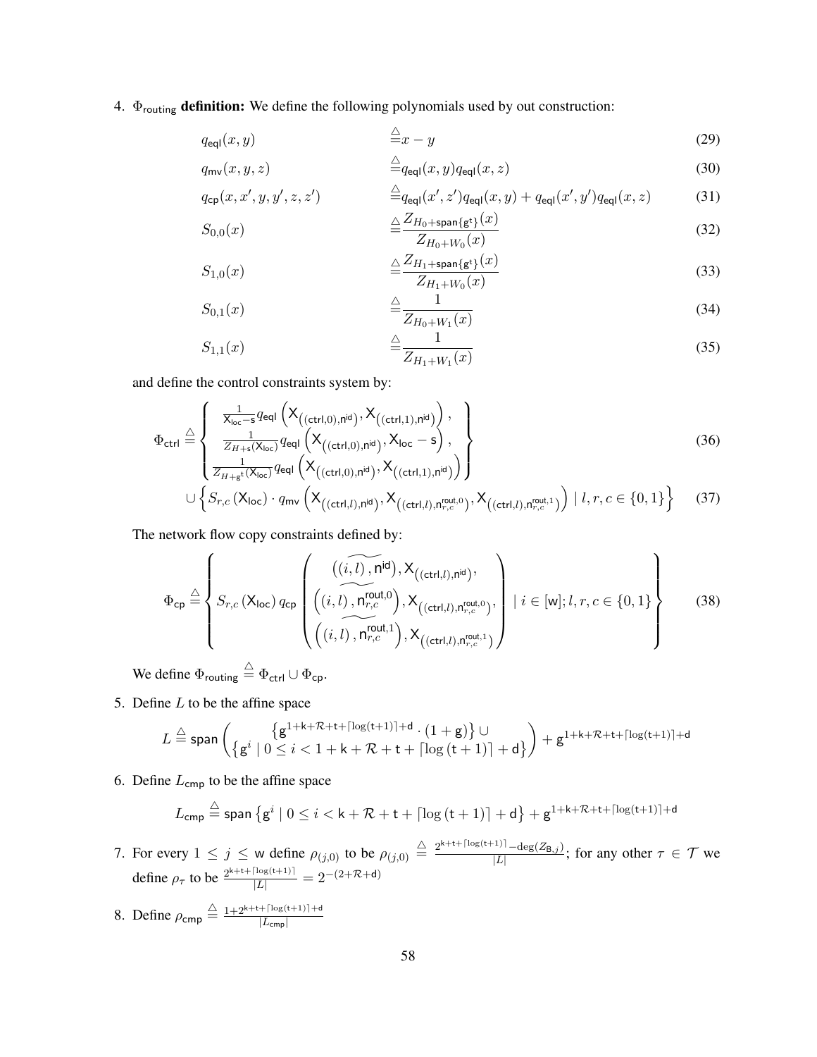4. $\Phi_{\mathsf{routing}}$ **definition:** We define the following polynomials used by out construction:

$$q_{\mathsf{eql}}(x,y) \triangleq x - y \tag{29}$$

$$q_{\mathsf{mv}}(x,y,z) \triangleq q_{\mathsf{eql}}(x,y)q_{\mathsf{eql}}(x,z) \tag{30}$$

$$q_{\mathsf{cp}}(x,x',y,y',z,z') \triangleq q_{\mathsf{eql}}(x',z')q_{\mathsf{eql}}(x,y) + q_{\mathsf{eql}}(x',y')q_{\mathsf{eql}}(x,z) \tag{31}$$

$$S_{0,0}(x) \triangleq \frac{Z_{H_0+\mathsf{span}\{\mathsf{g}^{\mathsf{t}}\}}(x)}{Z_{H_0+W_0}(x)} \tag{32}$$

$$S_{1,0}(x) \triangleq \frac{Z_{H_1+\mathsf{span}\{\mathsf{g}^{\mathsf{t}}\}}(x)}{Z_{H_1+W_0}(x)} \tag{33}$$

$$S_{0,1}(x) \triangleq \frac{1}{Z_{H_0+W_1}(x)} \tag{34}$$

$$S_{1,1}(x) \triangleq \frac{1}{Z_{H_1+W_1}(x)} \tag{35}$$

and define the control constraints system by:

$$\Phi_{\mathsf{ctrl}} \triangleq \left\{ \begin{array}{c} \frac{1}{\mathsf{X}_{\mathsf{loc}}-\mathsf{s}} q_{\mathsf{eql}}\left(\mathsf{X}_{\left((\mathsf{ctrl},0),\mathsf{n}^{\mathsf{id}}\right)}, \mathsf{X}_{\left((\mathsf{ctrl},1),\mathsf{n}^{\mathsf{id}}\right)}\right), \\ \frac{1}{Z_{H+\mathsf{s}}(\mathsf{X}_{\mathsf{loc}})} q_{\mathsf{eql}}\left(\mathsf{X}_{\left((\mathsf{ctrl},0),\mathsf{n}^{\mathsf{id}}\right)}, \mathsf{X}_{\mathsf{loc}} - \mathsf{s}\right), \\ \frac{1}{Z_{H+\mathsf{g}^{\mathsf{t}}}(\mathsf{X}_{\mathsf{loc}})} q_{\mathsf{eql}}\left(\mathsf{X}_{\left((\mathsf{ctrl},0),\mathsf{n}^{\mathsf{id}}\right)}, \mathsf{X}_{\left((\mathsf{ctrl},1),\mathsf{n}^{\mathsf{id}}\right)}\right) \end{array} \right\} \tag{36}$$

$$\cup \left\{ S_{r,c}\left(\mathsf{X}_{\mathsf{loc}}\right) \cdot q_{\mathsf{mv}}\left(\mathsf{X}_{\left((\mathsf{ctrl},l),\mathsf{n}^{\mathsf{id}}\right)}, \mathsf{X}_{\left((\mathsf{ctrl},l),\mathsf{n}^{\mathsf{rout},0}_{r,c}\right)}, \mathsf{X}_{\left((\mathsf{ctrl},l),\mathsf{n}^{\mathsf{rout},1}_{r,c}\right)}\right) \mid l,r,c \in \{0,1\} \right\} \tag{37}$$

The network flow copy constraints defined by:

$$\Phi_{\mathsf{cp}} \triangleq \left\{ S_{r,c}\left(\mathsf{X}_{\mathsf{loc}}\right) q_{\mathsf{cp}} \left( \begin{array}{c} \widetilde{\left((i,l), \mathsf{n}^{\mathsf{id}}\right)}, \mathsf{X}_{\left((\mathsf{ctrl},l),\mathsf{n}^{\mathsf{id}}\right)}, \\ \widetilde{\left((i,l), \mathsf{n}^{\mathsf{rout},0}_{r,c}\right)}, \mathsf{X}_{\left((\mathsf{ctrl},l),\mathsf{n}^{\mathsf{rout},0}_{r,c}\right)}, \\ \widetilde{\left((i,l), \mathsf{n}^{\mathsf{rout},1}_{r,c}\right)}, \mathsf{X}_{\left((\mathsf{ctrl},l),\mathsf{n}^{\mathsf{rout},1}_{r,c}\right)} \end{array} \right) \mid i \in [\mathsf{w}]; l,r,c \in \{0,1\} \right\} \tag{38}$$

We define $\Phi_{\mathsf{routing}} \triangleq \Phi_{\mathsf{ctrl}} \cup \Phi_{\mathsf{cp}}$.

5. Define $L$ to be the affine space

$$L \triangleq \mathsf{span}\left( \begin{array}{c} \left\{\mathsf{g}^{1+\mathsf{k}+\mathcal{R}+\mathsf{t}+\lceil\log(\mathsf{t}+1)\rceil+\mathsf{d}} \cdot (1+\mathsf{g})\right\} \cup \\ \left\{\mathsf{g}^{i} \mid 0 \leq i < 1+\mathsf{k}+\mathcal{R}+\mathsf{t}+\lceil\log(\mathsf{t}+1)\rceil+\mathsf{d}\right\} \end{array} \right) + \mathsf{g}^{1+\mathsf{k}+\mathcal{R}+\mathsf{t}+\lceil\log(\mathsf{t}+1)\rceil+\mathsf{d}}$$

6. Define $L_{\mathsf{cmp}}$ to be the affine space

$$L_{\mathsf{cmp}} \triangleq \mathsf{span}\left\{\mathsf{g}^{i} \mid 0 \leq i < \mathsf{k}+\mathcal{R}+\mathsf{t}+\lceil\log(\mathsf{t}+1)\rceil+\mathsf{d}\right\} + \mathsf{g}^{1+\mathsf{k}+\mathcal{R}+\mathsf{t}+\lceil\log(\mathsf{t}+1)\rceil+\mathsf{d}}$$

7. For every $1 \leq j \leq \mathsf{w}$ define $\rho_{(j,0)}$ to be $\rho_{(j,0)} \triangleq \frac{2^{\mathsf{k}+\mathsf{t}+\lceil\log(\mathsf{t}+1)\rceil-\deg(Z_{\mathsf{B},j})}}{|L|}$; for any other $\tau \in \mathcal{T}$ we define $\rho_{\tau}$ to be $\frac{2^{\mathsf{k}+\mathsf{t}+\lceil\log(\mathsf{t}+1)\rceil}}{|L|} = 2^{-(2+\mathcal{R}+\mathsf{d})}$

8. Define $\rho_{\mathsf{cmp}} \triangleq \frac{1+2^{\mathsf{k}+\mathsf{t}+\lceil\log(\mathsf{t}+1)\rceil+\mathsf{d}}}{|L_{\mathsf{cmp}}|}$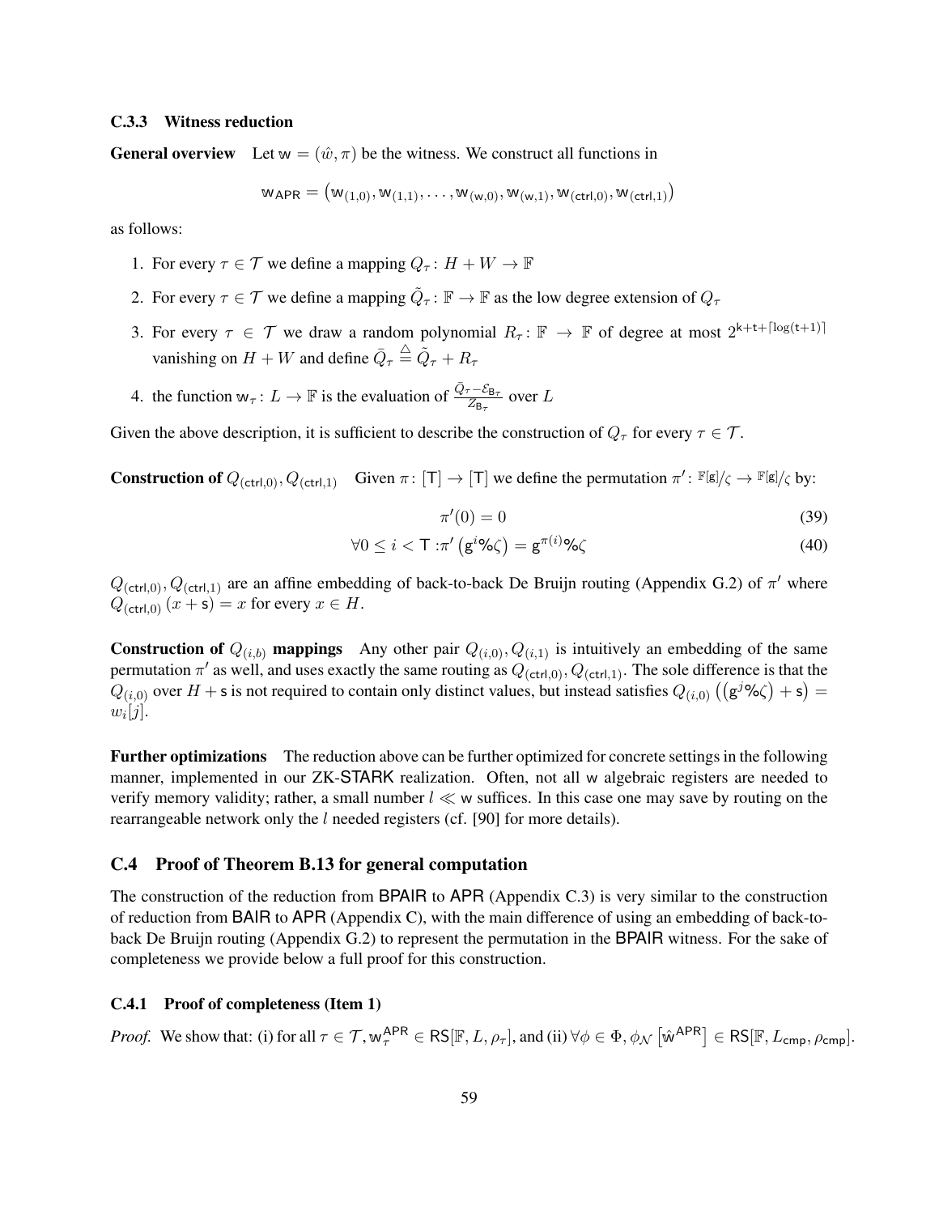### C.3.3 Witness reduction

**General overview** Let $\mathbb{w} = (\hat{w}, \pi)$ be the witness. We construct all functions in

$$\mathbb{w}_{\mathsf{APR}} = \left(\mathbb{w}_{(1,0)}, \mathbb{w}_{(1,1)}, \ldots, \mathbb{w}_{(\mathsf{w},0)}, \mathbb{w}_{(\mathsf{w},1)}, \mathbb{w}_{(\mathsf{ctrl},0)}, \mathbb{w}_{(\mathsf{ctrl},1)}\right)$$

as follows:

1. For every $\tau \in \mathcal{T}$ we define a mapping $Q_\tau \colon H + W \to \mathbb{F}$
2. For every $\tau \in \mathcal{T}$ we define a mapping $\tilde{Q}_\tau \colon \mathbb{F} \to \mathbb{F}$ as the low degree extension of $Q_\tau$
3. For every $\tau \in \mathcal{T}$ we draw a random polynomial $R_\tau \colon \mathbb{F} \to \mathbb{F}$ of degree at most $2^{\mathsf{k}+\mathsf{t}+\lceil \log(\mathsf{t}+1) \rceil}$ vanishing on $H + W$ and define $\bar{Q}_\tau \stackrel{\triangle}{=} \tilde{Q}_\tau + R_\tau$
4. the function $\mathbb{w}_\tau \colon L \to \mathbb{F}$ is the evaluation of $\frac{\bar{Q}_\tau - \mathcal{E}_{\mathsf{B}_\tau}}{Z_{\mathsf{B}_\tau}}$ over $L$

Given the above description, it is sufficient to describe the construction of $Q_\tau$ for every $\tau \in \mathcal{T}$.

**Construction of $Q_{(\mathsf{ctrl},0)}, Q_{(\mathsf{ctrl},1)}$** Given $\pi \colon [\mathsf{T}] \to [\mathsf{T}]$ we define the permutation $\pi' \colon {}^{\mathbb{F}[\mathsf{g}]}/_{\zeta} \to {}^{\mathbb{F}[\mathsf{g}]}/_{\zeta}$ by:

$$\pi'(0) = 0 \tag{39}$$

$$\forall 0 \le i < \mathsf{T} : \pi'\left(\mathsf{g}^i \% \zeta\right) = \mathsf{g}^{\pi(i)} \% \zeta \tag{40}$$

$Q_{(\mathsf{ctrl},0)}, Q_{(\mathsf{ctrl},1)}$ are an affine embedding of back-to-back De Bruijn routing (Appendix G.2) of $\pi'$ where $Q_{(\mathsf{ctrl},0)}(x + \mathsf{s}) = x$ for every $x \in H$.

**Construction of $Q_{(i,b)}$ mappings** Any other pair $Q_{(i,0)}, Q_{(i,1)}$ is intuitively an embedding of the same permutation $\pi'$ as well, and uses exactly the same routing as $Q_{(\mathsf{ctrl},0)}, Q_{(\mathsf{ctrl},1)}$. The sole difference is that the $Q_{(i,0)}$ over $H + \mathsf{s}$ is not required to contain only distinct values, but instead satisfies $Q_{(i,0)}\left(\left(\mathsf{g}^j \% \zeta\right) + \mathsf{s}\right) = w_i[j]$.

**Further optimizations** The reduction above can be further optimized for concrete settings in the following manner, implemented in our ZK-STARK realization. Often, not all $\mathsf{w}$ algebraic registers are needed to verify memory validity; rather, a small number $l \ll \mathsf{w}$ suffices. In this case one may save by routing on the rearrangeable network only the $l$ needed registers (cf. [90] for more details).

## C.4 Proof of Theorem B.13 for general computation

The construction of the reduction from BPAIR to APR (Appendix C.3) is very similar to the construction of reduction from BAIR to APR (Appendix C), with the main difference of using an embedding of back-to-back De Bruijn routing (Appendix G.2) to represent the permutation in the BPAIR witness. For the sake of completeness we provide below a full proof for this construction.

### C.4.1 Proof of completeness (Item 1)

*Proof.* We show that: (i) for all $\tau \in \mathcal{T}$, $\mathbb{w}_\tau^{\mathsf{APR}} \in \mathsf{RS}[\mathbb{F}, L, \rho_\tau]$, and (ii) $\forall \phi \in \Phi, \phi_{\mathcal{N}}\left[\hat{\mathbb{w}}^{\mathsf{APR}}\right] \in \mathsf{RS}[\mathbb{F}, L_{\mathsf{cmp}}, \rho_{\mathsf{cmp}}]$.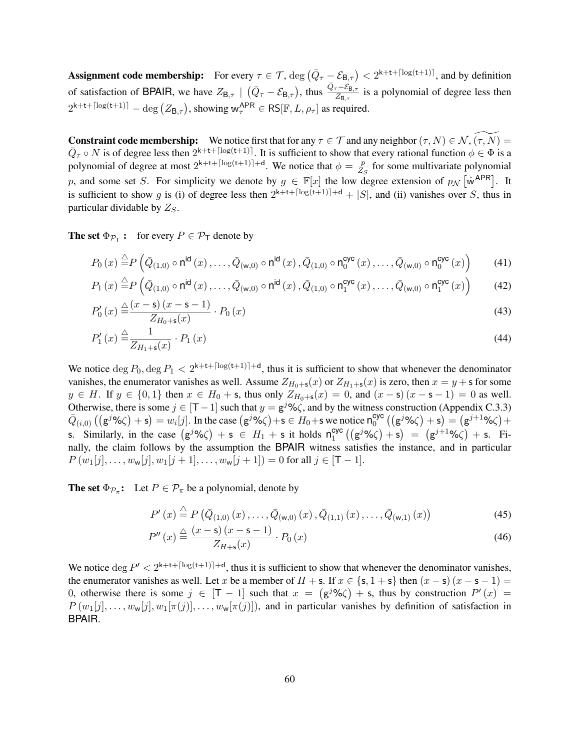**Assignment code membership:** For every $\tau \in \mathcal{T}$, $\deg\left(\bar{Q}_\tau - \mathcal{E}_{\mathsf{B},\tau}\right) < 2^{\mathsf{k}+\mathsf{t}+\lceil\log(\mathsf{t}+1)\rceil}$, and by definition of satisfaction of $\mathsf{BPAIR}$, we have $Z_{\mathsf{B},\tau} \mid \left(\bar{Q}_\tau - \mathcal{E}_{\mathsf{B},\tau}\right)$, thus $\frac{\bar{Q}_\tau - \mathcal{E}_{\mathsf{B},\tau}}{Z_{\mathsf{B},\tau}}$ is a polynomial of degree less then $2^{\mathsf{k}+\mathsf{t}+\lceil\log(\mathsf{t}+1)\rceil} - \deg\left(Z_{\mathsf{B},\tau}\right)$, showing $\mathbb{w}^{\mathsf{APR}}_\tau \in \mathsf{RS}[\mathbb{F}, L, \rho_\tau]$ as required.

**Constraint code membership:** We notice first that for any $\tau \in \mathcal{T}$ and any neighbor $(\tau, N) \in \mathcal{N}$, $\widetilde{(\tau, N)} = \bar{Q}_\tau \circ N$ is of degree less then $2^{\mathsf{k}+\mathsf{t}+\lceil\log(\mathsf{t}+1)\rceil}$. It is sufficient to show that every rational function $\phi \in \Phi$ is a polynomial of degree at most $2^{\mathsf{k}+\mathsf{t}+\lceil\log(\mathsf{t}+1)\rceil+\mathsf{d}}$. We notice that $\phi = \frac{p}{Z_S}$ for some multivariate polynomial $p$, and some set $S$. For simplicity we denote by $g \in \mathbb{F}[x]$ the low degree extension of $p_{\mathcal{N}}\left[\hat{\mathbb{w}}^{\mathsf{APR}}\right]$. It is sufficient to show $g$ is (i) of degree less then $2^{\mathsf{k}+\mathsf{t}+\lceil\log(\mathsf{t}+1)\rceil+\mathsf{d}} + |S|$, and (ii) vanishes over $S$, thus in particular dividable by $Z_S$.

**The set $\Phi_{\mathcal{P}_\mathsf{T}}$ :** for every $P \in \mathcal{P}_\mathsf{T}$ denote by

$$P_0(x) \stackrel{\triangle}{=} P\left(\bar{Q}_{(1,0)} \circ \mathsf{n}^{\mathsf{id}}(x), \ldots, \bar{Q}_{(\mathsf{w},0)} \circ \mathsf{n}^{\mathsf{id}}(x), \bar{Q}_{(1,0)} \circ \mathsf{n}_0^{\mathsf{cyc}}(x), \ldots, \bar{Q}_{(\mathsf{w},0)} \circ \mathsf{n}_0^{\mathsf{cyc}}(x)\right) \tag{41}$$

$$P_1(x) \stackrel{\triangle}{=} P\left(\bar{Q}_{(1,0)} \circ \mathsf{n}^{\mathsf{id}}(x), \ldots, \bar{Q}_{(\mathsf{w},0)} \circ \mathsf{n}^{\mathsf{id}}(x), \bar{Q}_{(1,0)} \circ \mathsf{n}_1^{\mathsf{cyc}}(x), \ldots, \bar{Q}_{(\mathsf{w},0)} \circ \mathsf{n}_1^{\mathsf{cyc}}(x)\right) \tag{42}$$

$$P_0'(x) \stackrel{\triangle}{=} \frac{(x-\mathsf{s})(x-\mathsf{s}-1)}{Z_{H_0+\mathsf{s}}(x)} \cdot P_0(x) \tag{43}$$

$$P_1'(x) \stackrel{\triangle}{=} \frac{1}{Z_{H_1+\mathsf{s}}(x)} \cdot P_1(x) \tag{44}$$

We notice $\deg P_0, \deg P_1 < 2^{\mathsf{k}+\mathsf{t}+\lceil\log(\mathsf{t}+1)\rceil+\mathsf{d}}$, thus it is sufficient to show that whenever the denominator vanishes, the enumerator vanishes as well. Assume $Z_{H_0+\mathsf{s}}(x)$ or $Z_{H_1+\mathsf{s}}(x)$ is zero, then $x = y + \mathsf{s}$ for some $y \in H$. If $y \in \{0, 1\}$ then $x \in H_0 + \mathsf{s}$, thus only $Z_{H_0+\mathsf{s}}(x) = 0$, and $(x-\mathsf{s})(x-\mathsf{s}-1) = 0$ as well. Otherwise, there is some $j \in [\mathsf{T}-1]$ such that $y = \mathsf{g}^j \% \zeta$, and by the witness construction (Appendix C.3.3) $\bar{Q}_{(i,0)}\left(\left(\mathsf{g}^j\%\zeta\right) + \mathsf{s}\right) = w_i[j]$. In the case $\left(\mathsf{g}^j\%\zeta\right) + \mathsf{s} \in H_0 + \mathsf{s}$ we notice $\mathsf{n}_0^{\mathsf{cyc}}\left(\left(\mathsf{g}^j\%\zeta\right) + \mathsf{s}\right) = \left(\mathsf{g}^{j+1}\%\zeta\right) + \mathsf{s}$. Similarly, in the case $\left(\mathsf{g}^j\%\zeta\right) + \mathsf{s} \in H_1 + \mathsf{s}$ it holds $\mathsf{n}_1^{\mathsf{cyc}}\left(\left(\mathsf{g}^j\%\zeta\right) + \mathsf{s}\right) = \left(\mathsf{g}^{j+1}\%\zeta\right) + \mathsf{s}$. Finally, the claim follows by the assumption the $\mathsf{BPAIR}$ witness satisfies the instance, and in particular $P\left(w_1[j], \ldots, w_\mathsf{w}[j], w_1[j+1], \ldots, w_\mathsf{w}[j+1]\right) = 0$ for all $j \in [\mathsf{T}-1]$.

**The set $\Phi_{\mathcal{P}_\pi}$:** Let $P \in \mathcal{P}_\pi$ be a polynomial, denote by

$$P'(x) \stackrel{\triangle}{=} P\left(\bar{Q}_{(1,0)}(x), \ldots, \bar{Q}_{(\mathsf{w},0)}(x), \bar{Q}_{(1,1)}(x), \ldots, \bar{Q}_{(\mathsf{w},1)}(x)\right) \tag{45}$$

$$P''(x) \stackrel{\triangle}{=} \frac{(x-\mathsf{s})(x-\mathsf{s}-1)}{Z_{H+\mathsf{s}}(x)} \cdot P_0(x) \tag{46}$$

We notice $\deg P' < 2^{\mathsf{k}+\mathsf{t}+\lceil\log(\mathsf{t}+1)\rceil+\mathsf{d}}$, thus it is sufficient to show that whenever the denominator vanishes, the enumerator vanishes as well. Let $x$ be a member of $H + \mathsf{s}$. If $x \in \{\mathsf{s}, 1 + \mathsf{s}\}$ then $(x-\mathsf{s})(x-\mathsf{s}-1) = 0$, otherwise there is some $j \in [\mathsf{T}-1]$ such that $x = \left(\mathsf{g}^j\%\zeta\right) + \mathsf{s}$, thus by construction $P'(x) = P\left(w_1[j], \ldots, w_\mathsf{w}[j], w_1[\pi(j)], \ldots, w_\mathsf{w}[\pi(j)]\right)$, and in particular vanishes by definition of satisfaction in $\mathsf{BPAIR}$.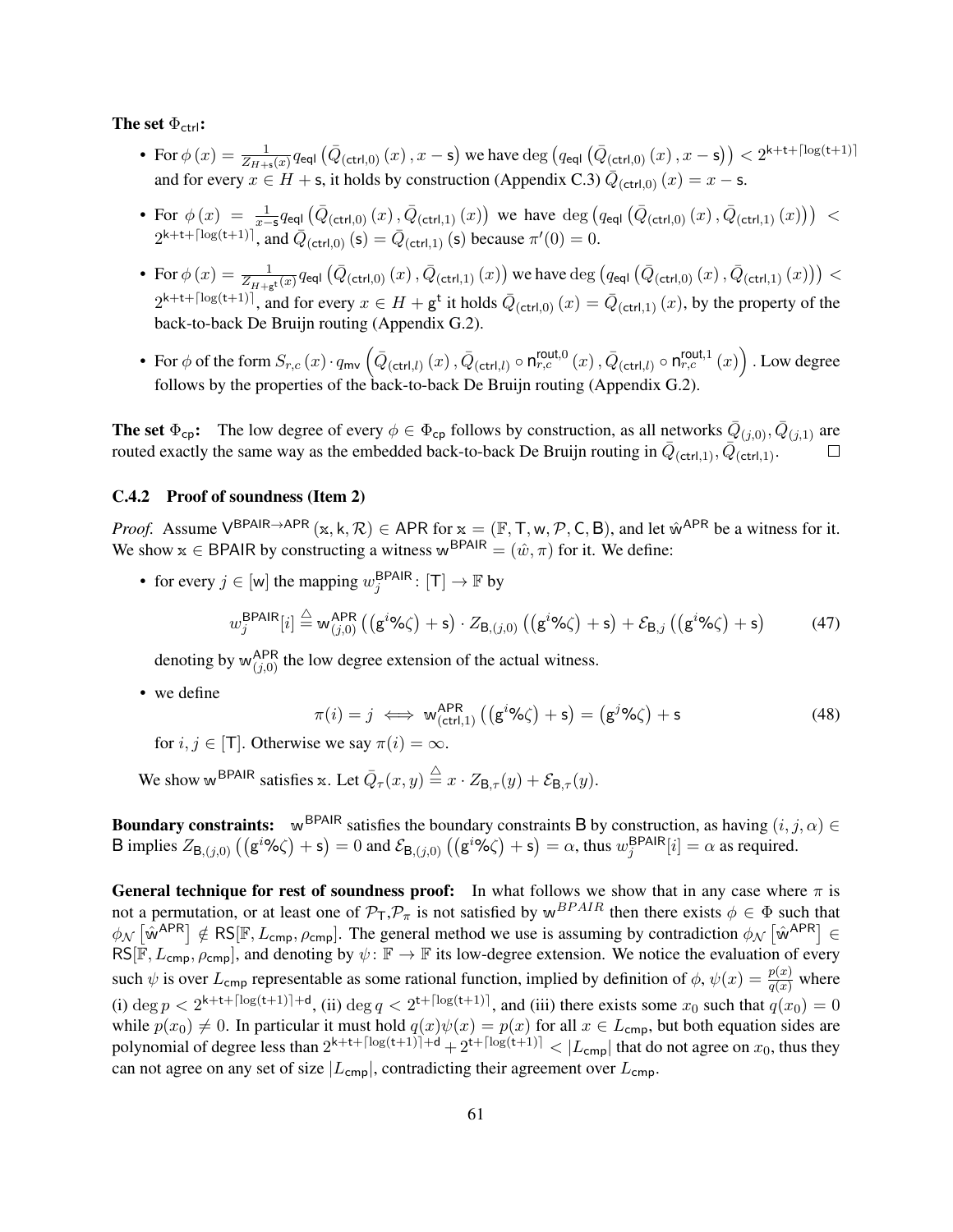**The set $\Phi_{\mathsf{ctrl}}$:**

- For $\phi(x) = \frac{1}{Z_{H+\mathsf{s}}(x)} q_{\mathsf{eql}}\left(\bar{Q}_{(\mathsf{ctrl},0)}(x), x - \mathsf{s}\right)$ we have $\deg\left(q_{\mathsf{eql}}\left(\bar{Q}_{(\mathsf{ctrl},0)}(x), x - \mathsf{s}\right)\right) < 2^{\mathsf{k}+\mathsf{t}+\lceil\log(\mathsf{t}+1)\rceil}$ and for every $x \in H + \mathsf{s}$, it holds by construction (Appendix C.3) $\bar{Q}_{(\mathsf{ctrl},0)}(x) = x - \mathsf{s}$.
- For $\phi(x) = \frac{1}{x-\mathsf{s}} q_{\mathsf{eql}}\left(\bar{Q}_{(\mathsf{ctrl},0)}(x), \bar{Q}_{(\mathsf{ctrl},1)}(x)\right)$ we have $\deg\left(q_{\mathsf{eql}}\left(\bar{Q}_{(\mathsf{ctrl},0)}(x), \bar{Q}_{(\mathsf{ctrl},1)}(x)\right)\right) < 2^{\mathsf{k}+\mathsf{t}+\lceil\log(\mathsf{t}+1)\rceil}$, and $\bar{Q}_{(\mathsf{ctrl},0)}(\mathsf{s}) = \bar{Q}_{(\mathsf{ctrl},1)}(\mathsf{s})$ because $\pi'(0) = 0$.
- For $\phi(x) = \frac{1}{Z_{H+\mathsf{g}^{\mathsf{t}}}(x)} q_{\mathsf{eql}}\left(\bar{Q}_{(\mathsf{ctrl},0)}(x), \bar{Q}_{(\mathsf{ctrl},1)}(x)\right)$ we have $\deg\left(q_{\mathsf{eql}}\left(\bar{Q}_{(\mathsf{ctrl},0)}(x), \bar{Q}_{(\mathsf{ctrl},1)}(x)\right)\right) < 2^{\mathsf{k}+\mathsf{t}+\lceil\log(\mathsf{t}+1)\rceil}$, and for every $x \in H + \mathsf{g}^{\mathsf{t}}$ it holds $\bar{Q}_{(\mathsf{ctrl},0)}(x) = \bar{Q}_{(\mathsf{ctrl},1)}(x)$, by the property of the back-to-back De Bruijn routing (Appendix G.2).
- For $\phi$ of the form $S_{r,c}(x) \cdot q_{\mathsf{mv}}\left(\bar{Q}_{(\mathsf{ctrl},l)}(x), \bar{Q}_{(\mathsf{ctrl},l)} \circ \mathsf{n}_{r,c}^{\mathsf{rout},0}(x), \bar{Q}_{(\mathsf{ctrl},l)} \circ \mathsf{n}_{r,c}^{\mathsf{rout},1}(x)\right)$. Low degree follows by the properties of the back-to-back De Bruijn routing (Appendix G.2).

**The set $\Phi_{\mathsf{cp}}$:** The low degree of every $\phi \in \Phi_{\mathsf{cp}}$ follows by construction, as all networks $\bar{Q}_{(j,0)}, \bar{Q}_{(j,1)}$ are routed exactly the same way as the embedded back-to-back De Bruijn routing in $\bar{Q}_{(\mathsf{ctrl},1)}, \bar{Q}_{(\mathsf{ctrl},1)}$. □

### C.4.2 Proof of soundness (Item 2)

*Proof.* Assume $\mathsf{V}^{\mathsf{BPAIR}\to\mathsf{APR}}(\mathbb{x}, \mathsf{k}, \mathcal{R}) \in \mathsf{APR}$ for $\mathbb{x} = (\mathbb{F}, \mathsf{T}, \mathsf{w}, \mathcal{P}, \mathsf{C}, \mathsf{B})$, and let $\hat{\mathbb{w}}^{\mathsf{APR}}$ be a witness for it. We show $\mathbb{x} \in \mathsf{BPAIR}$ by constructing a witness $\mathbb{w}^{\mathsf{BPAIR}} = (\hat{w}, \pi)$ for it. We define:

- for every $j \in [\mathsf{w}]$ the mapping $w_j^{\mathsf{BPAIR}} : [\mathsf{T}] \to \mathbb{F}$ by

$$w_j^{\mathsf{BPAIR}}[i] \stackrel{\triangle}{=} \mathbb{w}_{(j,0)}^{\mathsf{APR}}\left(\left(\mathsf{g}^i\%\zeta\right) + \mathsf{s}\right) \cdot Z_{\mathsf{B},(j,0)}\left(\left(\mathsf{g}^i\%\zeta\right) + \mathsf{s}\right) + \mathcal{E}_{\mathsf{B},j}\left(\left(\mathsf{g}^i\%\zeta\right) + \mathsf{s}\right) \tag{47}$$

  denoting by $\mathbb{w}_{(j,0)}^{\mathsf{APR}}$ the low degree extension of the actual witness.
- we define

$$\pi(i) = j \iff \mathbb{w}_{(\mathsf{ctrl},1)}^{\mathsf{APR}}\left(\left(\mathsf{g}^i\%\zeta\right) + \mathsf{s}\right) = \left(\mathsf{g}^j\%\zeta\right) + \mathsf{s} \tag{48}$$

  for $i, j \in [\mathsf{T}]$. Otherwise we say $\pi(i) = \infty$.

We show $\mathbb{w}^{\mathsf{BPAIR}}$ satisfies $\mathbb{x}$. Let $\bar{Q}_\tau(x, y) \stackrel{\triangle}{=} x \cdot Z_{\mathsf{B},\tau}(y) + \mathcal{E}_{\mathsf{B},\tau}(y)$.

**Boundary constraints:** $\mathbb{w}^{\mathsf{BPAIR}}$ satisfies the boundary constraints $\mathsf{B}$ by construction, as having $(i, j, \alpha) \in \mathsf{B}$ implies $Z_{\mathsf{B},(j,0)}\left(\left(\mathsf{g}^i\%\zeta\right) + \mathsf{s}\right) = 0$ and $\mathcal{E}_{\mathsf{B},(j,0)}\left(\left(\mathsf{g}^i\%\zeta\right) + \mathsf{s}\right) = \alpha$, thus $w_j^{\mathsf{BPAIR}}[i] = \alpha$ as required.

**General technique for rest of soundness proof:** In what follows we show that in any case where $\pi$ is not a permutation, or at least one of $\mathcal{P}_{\mathsf{T}}$,$\mathcal{P}_\pi$ is not satisfied by $\mathbb{w}^{BPAIR}$ then there exists $\phi \in \Phi$ such that $\phi_{\mathcal{N}}\left[\hat{\mathbb{w}}^{\mathsf{APR}}\right] \notin \mathsf{RS}[\mathbb{F}, L_{\mathsf{cmp}}, \rho_{\mathsf{cmp}}]$. The general method we use is assuming by contradiction $\phi_{\mathcal{N}}\left[\hat{\mathbb{w}}^{\mathsf{APR}}\right] \in \mathsf{RS}[\mathbb{F}, L_{\mathsf{cmp}}, \rho_{\mathsf{cmp}}]$, and denoting by $\psi : \mathbb{F} \to \mathbb{F}$ its low-degree extension. We notice the evaluation of every such $\psi$ is over $L_{\mathsf{cmp}}$ representable as some rational function, implied by definition of $\phi$, $\psi(x) = \frac{p(x)}{q(x)}$ where (i) $\deg p < 2^{\mathsf{k}+\mathsf{t}+\lceil\log(\mathsf{t}+1)\rceil+\mathsf{d}}$, (ii) $\deg q < 2^{\mathsf{t}+\lceil\log(\mathsf{t}+1)\rceil}$, and (iii) there exists some $x_0$ such that $q(x_0) = 0$ while $p(x_0) \neq 0$. In particular it must hold $q(x)\psi(x) = p(x)$ for all $x \in L_{\mathsf{cmp}}$, but both equation sides are polynomial of degree less than $2^{\mathsf{k}+\mathsf{t}+\lceil\log(\mathsf{t}+1)\rceil+\mathsf{d}} + 2^{\mathsf{t}+\lceil\log(\mathsf{t}+1)\rceil} < |L_{\mathsf{cmp}}|$ that do not agree on $x_0$, thus they can not agree on any set of size $|L_{\mathsf{cmp}}|$, contradicting their agreement over $L_{\mathsf{cmp}}$.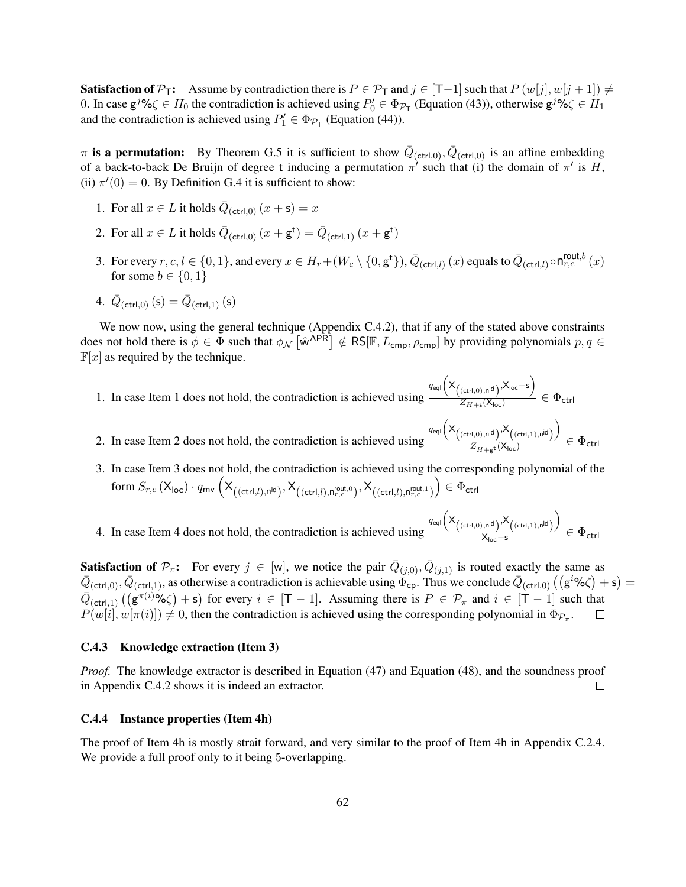**Satisfaction of $\mathcal{P}_{\mathsf{T}}$:** Assume by contradiction there is $P \in \mathcal{P}_{\mathsf{T}}$ and $j \in [\mathsf{T}-1]$ such that $P(w[j], w[j+1]) \neq 0$. In case $\mathsf{g}^j \% \zeta \in H_0$ the contradiction is achieved using $P'_0 \in \Phi_{\mathcal{P}_{\mathsf{T}}}$ (Equation (43)), otherwise $\mathsf{g}^j \% \zeta \in H_1$ and the contradiction is achieved using $P'_1 \in \Phi_{\mathcal{P}_{\mathsf{T}}}$ (Equation (44)).

**$\pi$ is a permutation:** By Theorem G.5 it is sufficient to show $\bar{Q}_{(\mathsf{ctrl},0)}, \bar{Q}_{(\mathsf{ctrl},0)}$ is an affine embedding of a back-to-back De Bruijn of degree $\mathsf{t}$ inducing a permutation $\pi'$ such that (i) the domain of $\pi'$ is $H$, (ii) $\pi'(0) = 0$. By Definition G.4 it is sufficient to show:

1. For all $x \in L$ it holds $\bar{Q}_{(\mathsf{ctrl},0)}(x + \mathsf{s}) = x$
2. For all $x \in L$ it holds $\bar{Q}_{(\mathsf{ctrl},0)}(x + \mathsf{g}^{\mathsf{t}}) = \bar{Q}_{(\mathsf{ctrl},1)}(x + \mathsf{g}^{\mathsf{t}})$
3. For every $r, c, l \in \{0,1\}$, and every $x \in H_r + (W_c \setminus \{0, \mathsf{g}^{\mathsf{t}}\})$, $\bar{Q}_{(\mathsf{ctrl},l)}(x)$ equals to $\bar{Q}_{(\mathsf{ctrl},l)} \circ \mathsf{n}^{\mathsf{rout},b}_{r,c}(x)$ for some $b \in \{0,1\}$
4. $\bar{Q}_{(\mathsf{ctrl},0)}(\mathsf{s}) = \bar{Q}_{(\mathsf{ctrl},1)}(\mathsf{s})$

We now now, using the general technique (Appendix C.4.2), that if any of the stated above constraints does not hold there is $\phi \in \Phi$ such that $\phi_{\mathcal{N}}\left[\hat{\mathsf{w}}^{\mathsf{APR}}\right] \notin \mathsf{RS}[\mathbb{F}, L_{\mathsf{cmp}}, \rho_{\mathsf{cmp}}]$ by providing polynomials $p, q \in \mathbb{F}[x]$ as required by the technique.

1. In case Item 1 does not hold, the contradiction is achieved using $\frac{q_{\mathsf{eql}}\left(\mathsf{X}_{\left((\mathsf{ctrl},0),\mathsf{n}^{\mathsf{id}}\right)}, \mathsf{X}_{\mathsf{loc}} - \mathsf{s}\right)}{Z_{H+\mathsf{s}}(\mathsf{X}_{\mathsf{loc}})} \in \Phi_{\mathsf{ctrl}}$
2. In case Item 2 does not hold, the contradiction is achieved using $\frac{q_{\mathsf{eql}}\left(\mathsf{X}_{\left((\mathsf{ctrl},0),\mathsf{n}^{\mathsf{id}}\right)}, \mathsf{X}_{\left((\mathsf{ctrl},1),\mathsf{n}^{\mathsf{id}}\right)}\right)}{Z_{H+\mathsf{g}^{\mathsf{t}}}(\mathsf{X}_{\mathsf{loc}})} \in \Phi_{\mathsf{ctrl}}$
3. In case Item 3 does not hold, the contradiction is achieved using the corresponding polynomial of the form $S_{r,c}(\mathsf{X}_{\mathsf{loc}}) \cdot q_{\mathsf{mv}}\left(\mathsf{X}_{\left((\mathsf{ctrl},l),\mathsf{n}^{\mathsf{id}}\right)}, \mathsf{X}_{\left((\mathsf{ctrl},l),\mathsf{n}^{\mathsf{rout},0}_{r,c}\right)}, \mathsf{X}_{\left((\mathsf{ctrl},l),\mathsf{n}^{\mathsf{rout},1}_{r,c}\right)}\right) \in \Phi_{\mathsf{ctrl}}$
4. In case Item 4 does not hold, the contradiction is achieved using $\frac{q_{\mathsf{eql}}\left(\mathsf{X}_{\left((\mathsf{ctrl},0),\mathsf{n}^{\mathsf{id}}\right)}, \mathsf{X}_{\left((\mathsf{ctrl},1),\mathsf{n}^{\mathsf{id}}\right)}\right)}{\mathsf{X}_{\mathsf{loc}} - \mathsf{s}} \in \Phi_{\mathsf{ctrl}}$

**Satisfaction of $\mathcal{P}_{\pi}$:** For every $j \in [\mathsf{w}]$, we notice the pair $\bar{Q}_{(j,0)}, \bar{Q}_{(j,1)}$ is routed exactly the same as $\bar{Q}_{(\mathsf{ctrl},0)}, \bar{Q}_{(\mathsf{ctrl},1)}$, as otherwise a contradiction is achievable using $\Phi_{\mathsf{cp}}$. Thus we conclude $\bar{Q}_{(\mathsf{ctrl},0)}\left(\left(\mathsf{g}^i \% \zeta\right) + \mathsf{s}\right) = \bar{Q}_{(\mathsf{ctrl},1)}\left(\left(\mathsf{g}^{\pi(i)} \% \zeta\right) + \mathsf{s}\right)$ for every $i \in [\mathsf{T}-1]$. Assuming there is $P \in \mathcal{P}_{\pi}$ and $i \in [\mathsf{T}-1]$ such that $P(w[i], w[\pi(i)]) \neq 0$, then the contradiction is achieved using the corresponding polynomial in $\Phi_{\mathcal{P}_{\pi}}$. $\square$

### C.4.3 Knowledge extraction (Item 3)

*Proof.* The knowledge extractor is described in Equation (47) and Equation (48), and the soundness proof in Appendix C.4.2 shows it is indeed an extractor. $\square$

### C.4.4 Instance properties (Item 4h)

The proof of Item 4h is mostly strait forward, and very similar to the proof of Item 4h in Appendix C.2.4. We provide a full proof only to it being 5-overlapping.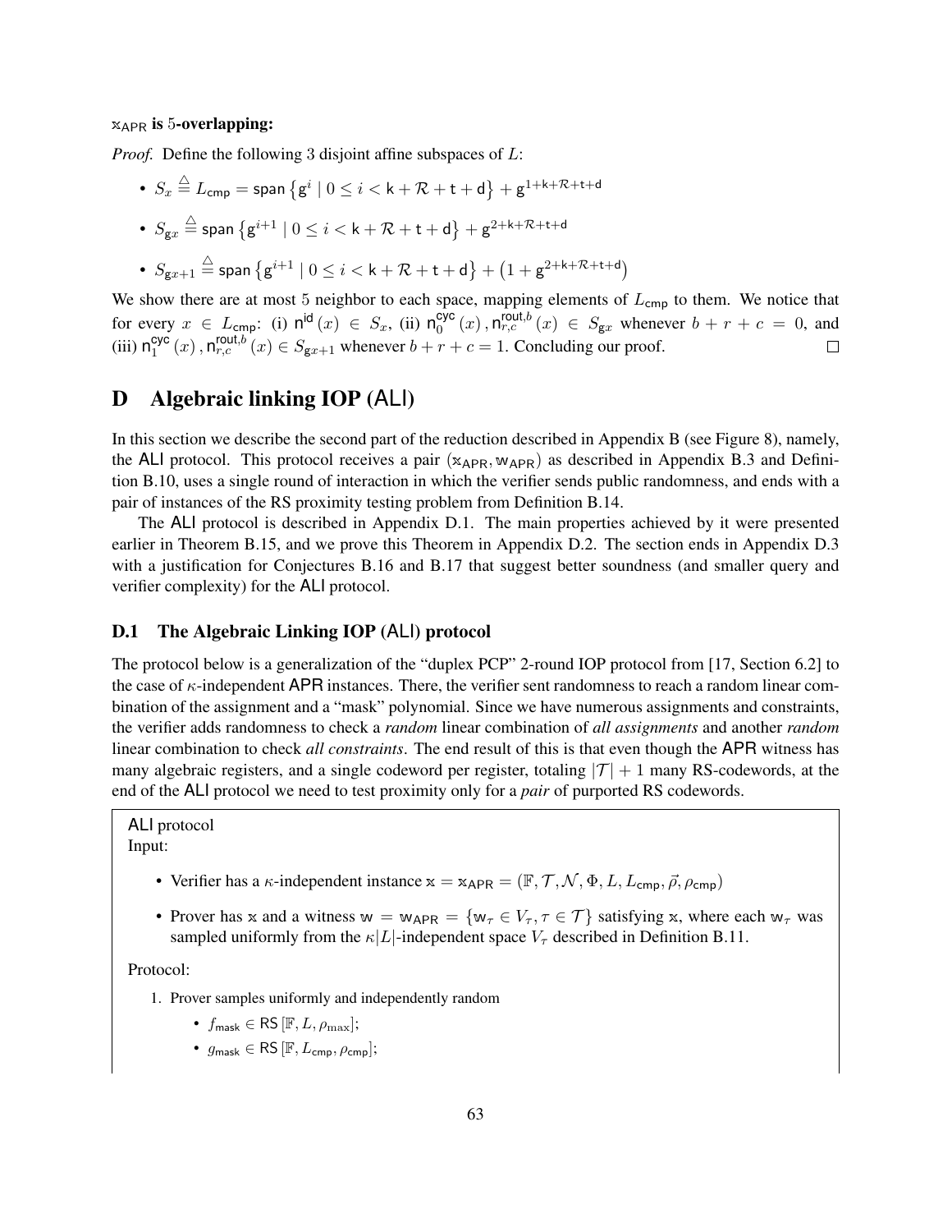$\mathbb{x}_{\mathsf{APR}}$ **is 5-overlapping:**

*Proof.* Define the following 3 disjoint affine subspaces of $L$:

- $S_x \stackrel{\triangle}{=} L_{\mathsf{cmp}} = \mathsf{span}\left\{\mathsf{g}^i \mid 0 \le i < \mathsf{k} + \mathcal{R} + \mathsf{t} + \mathsf{d}\right\} + \mathsf{g}^{1+\mathsf{k}+\mathcal{R}+\mathsf{t}+\mathsf{d}}$
- $S_{\mathsf{g}x} \stackrel{\triangle}{=} \mathsf{span}\left\{\mathsf{g}^{i+1} \mid 0 \le i < \mathsf{k} + \mathcal{R} + \mathsf{t} + \mathsf{d}\right\} + \mathsf{g}^{2+\mathsf{k}+\mathcal{R}+\mathsf{t}+\mathsf{d}}$
- $S_{\mathsf{g}x+1} \stackrel{\triangle}{=} \mathsf{span}\left\{\mathsf{g}^{i+1} \mid 0 \le i < \mathsf{k} + \mathcal{R} + \mathsf{t} + \mathsf{d}\right\} + \left(1 + \mathsf{g}^{2+\mathsf{k}+\mathcal{R}+\mathsf{t}+\mathsf{d}}\right)$

We show there are at most 5 neighbor to each space, mapping elements of $L_{\mathsf{cmp}}$ to them. We notice that for every $x \in L_{\mathsf{cmp}}$: (i) $\mathsf{n}^{\mathsf{id}}(x) \in S_x$, (ii) $\mathsf{n}_0^{\mathsf{cyc}}(x), \mathsf{n}_{r,c}^{\mathsf{rout},b}(x) \in S_{\mathsf{g}x}$ whenever $b + r + c = 0$, and (iii) $\mathsf{n}_1^{\mathsf{cyc}}(x), \mathsf{n}_{r,c}^{\mathsf{rout},b}(x) \in S_{\mathsf{g}x+1}$ whenever $b + r + c = 1$. Concluding our proof. $\square$

# D Algebraic linking IOP (ALI)

In this section we describe the second part of the reduction described in Appendix B (see Figure 8), namely, the ALI protocol. This protocol receives a pair $(\mathbb{x}_{\mathsf{APR}}, \mathbb{w}_{\mathsf{APR}})$ as described in Appendix B.3 and Definition B.10, uses a single round of interaction in which the verifier sends public randomness, and ends with a pair of instances of the RS proximity testing problem from Definition B.14.

The ALI protocol is described in Appendix D.1. The main properties achieved by it were presented earlier in Theorem B.15, and we prove this Theorem in Appendix D.2. The section ends in Appendix D.3 with a justification for Conjectures B.16 and B.17 that suggest better soundness (and smaller query and verifier complexity) for the ALI protocol.

## D.1 The Algebraic Linking IOP (ALI) protocol

The protocol below is a generalization of the "duplex PCP" 2-round IOP protocol from [17, Section 6.2] to the case of $\kappa$-independent APR instances. There, the verifier sent randomness to reach a random linear combination of the assignment and a "mask" polynomial. Since we have numerous assignments and constraints, the verifier adds randomness to check a *random* linear combination of *all assignments* and another *random* linear combination to check *all constraints*. The end result of this is that even though the APR witness has many algebraic registers, and a single codeword per register, totaling $|\mathcal{T}| + 1$ many RS-codewords, at the end of the ALI protocol we need to test proximity only for a *pair* of purported RS codewords.

ALI protocol
Input:

- Verifier has a $\kappa$-independent instance $\mathbb{x} = \mathbb{x}_{\mathsf{APR}} = (\mathbb{F}, \mathcal{T}, \mathcal{N}, \Phi, L, L_{\mathsf{cmp}}, \vec{\rho}, \rho_{\mathsf{cmp}})$
- Prover has $\mathbb{x}$ and a witness $\mathbb{w} = \mathbb{w}_{\mathsf{APR}} = \{\mathbb{w}_\tau \in V_\tau, \tau \in \mathcal{T}\}$ satisfying $\mathbb{x}$, where each $\mathbb{w}_\tau$ was sampled uniformly from the $\kappa|L|$-independent space $V_\tau$ described in Definition B.11.

Protocol:

1. Prover samples uniformly and independently random
   - $f_{\mathsf{mask}} \in \mathsf{RS}[\mathbb{F}, L, \rho_{\max}]$;
   - $g_{\mathsf{mask}} \in \mathsf{RS}[\mathbb{F}, L_{\mathsf{cmp}}, \rho_{\mathsf{cmp}}]$;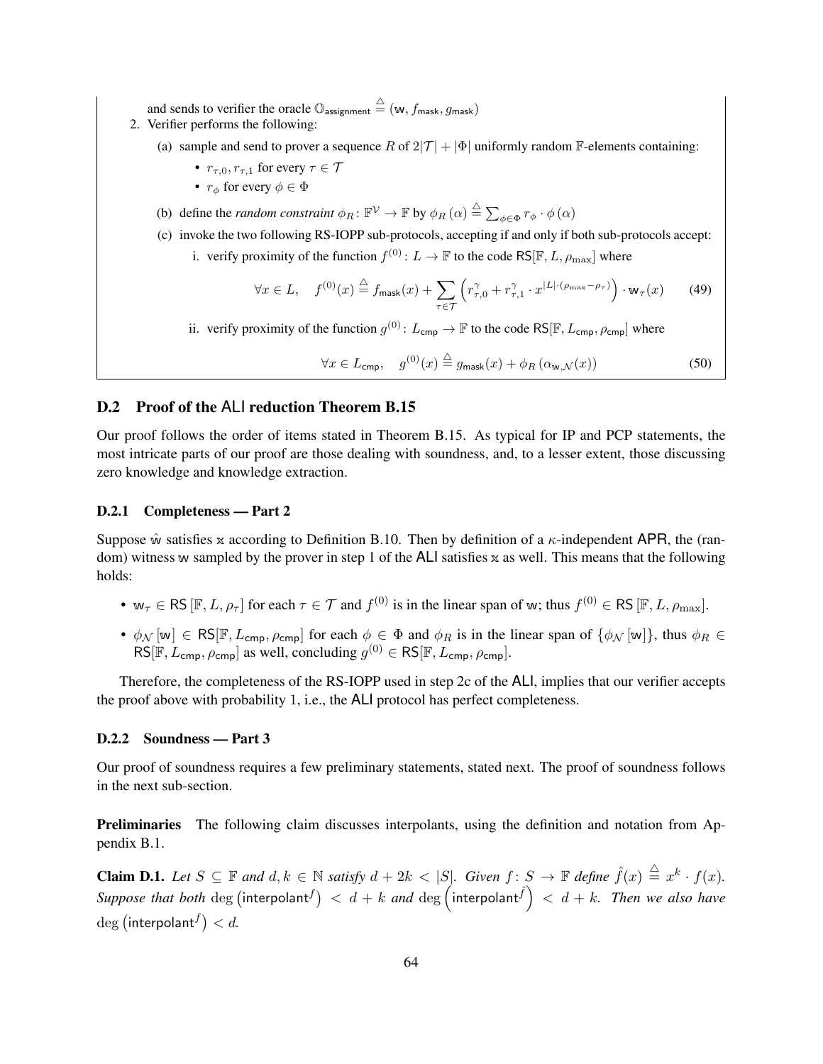and sends to verifier the oracle $\mathbb{O}_{\mathsf{assignment}} \stackrel{\triangle}{=} (\mathbb{w}, f_{\mathsf{mask}}, g_{\mathsf{mask}})$

2. Verifier performs the following:

   (a) sample and send to prover a sequence $R$ of $2|\mathcal{T}| + |\Phi|$ uniformly random $\mathbb{F}$-elements containing:

   - $r_{\tau,0}, r_{\tau,1}$ for every $\tau \in \mathcal{T}$
   - $r_\phi$ for every $\phi \in \Phi$

   (b) define the *random constraint* $\phi_R \colon \mathbb{F}^{\mathcal{V}} \to \mathbb{F}$ by $\phi_R(\alpha) \stackrel{\triangle}{=} \sum_{\phi \in \Phi} r_\phi \cdot \phi(\alpha)$

   (c) invoke the two following RS-IOPP sub-protocols, accepting if and only if both sub-protocols accept:

   i. verify proximity of the function $f^{(0)} \colon L \to \mathbb{F}$ to the code $\mathsf{RS}[\mathbb{F}, L, \rho_{\max}]$ where

$$\forall x \in L, \quad f^{(0)}(x) \stackrel{\triangle}{=} f_{\mathsf{mask}}(x) + \sum_{\tau \in \mathcal{T}} \left( r^{\gamma}_{\tau,0} + r^{\gamma}_{\tau,1} \cdot x^{|L| \cdot (\rho_{\max} - \rho_\tau)} \right) \cdot \mathbb{w}_\tau(x) \tag{49}$$

   ii. verify proximity of the function $g^{(0)} \colon L_{\mathsf{cmp}} \to \mathbb{F}$ to the code $\mathsf{RS}[\mathbb{F}, L_{\mathsf{cmp}}, \rho_{\mathsf{cmp}}]$ where

$$\forall x \in L_{\mathsf{cmp}}, \quad g^{(0)}(x) \stackrel{\triangle}{=} g_{\mathsf{mask}}(x) + \phi_R\left(\alpha_{\mathbb{w},\mathcal{N}}(x)\right) \tag{50}$$

### D.2 Proof of the ALI reduction Theorem B.15

Our proof follows the order of items stated in Theorem B.15. As typical for IP and PCP statements, the most intricate parts of our proof are those dealing with soundness, and, to a lesser extent, those discussing zero knowledge and knowledge extraction.

#### D.2.1 Completeness — Part 2

Suppose $\hat{\mathbb{w}}$ satisfies $\mathbb{x}$ according to Definition B.10. Then by definition of a $\kappa$-independent APR, the (random) witness $\mathbb{w}$ sampled by the prover in step 1 of the ALI satisfies $\mathbb{x}$ as well. This means that the following holds:

- $\mathbb{w}_\tau \in \mathsf{RS}[\mathbb{F}, L, \rho_\tau]$ for each $\tau \in \mathcal{T}$ and $f^{(0)}$ is in the linear span of $\mathbb{w}$; thus $f^{(0)} \in \mathsf{RS}[\mathbb{F}, L, \rho_{\max}]$.
- $\phi_{\mathcal{N}}[\mathbb{w}] \in \mathsf{RS}[\mathbb{F}, L_{\mathsf{cmp}}, \rho_{\mathsf{cmp}}]$ for each $\phi \in \Phi$ and $\phi_R$ is in the linear span of $\{\phi_{\mathcal{N}}[\mathbb{w}]\}$, thus $\phi_R \in \mathsf{RS}[\mathbb{F}, L_{\mathsf{cmp}}, \rho_{\mathsf{cmp}}]$ as well, concluding $g^{(0)} \in \mathsf{RS}[\mathbb{F}, L_{\mathsf{cmp}}, \rho_{\mathsf{cmp}}]$.

Therefore, the completeness of the RS-IOPP used in step 2c of the ALI, implies that our verifier accepts the proof above with probability 1, i.e., the ALI protocol has perfect completeness.

#### D.2.2 Soundness — Part 3

Our proof of soundness requires a few preliminary statements, stated next. The proof of soundness follows in the next sub-section.

**Preliminaries** The following claim discusses interpolants, using the definition and notation from Appendix B.1.

**Claim D.1.** *Let $S \subseteq \mathbb{F}$ and $d, k \in \mathbb{N}$ satisfy $d + 2k < |S|$. Given $f \colon S \to \mathbb{F}$ define $\hat{f}(x) \stackrel{\triangle}{=} x^k \cdot f(x)$. Suppose that both $\deg\left(\mathsf{interpolant}^f\right) < d + k$ and $\deg\left(\mathsf{interpolant}^{\hat{f}}\right) < d + k$. Then we also have $\deg\left(\mathsf{interpolant}^f\right) < d$.*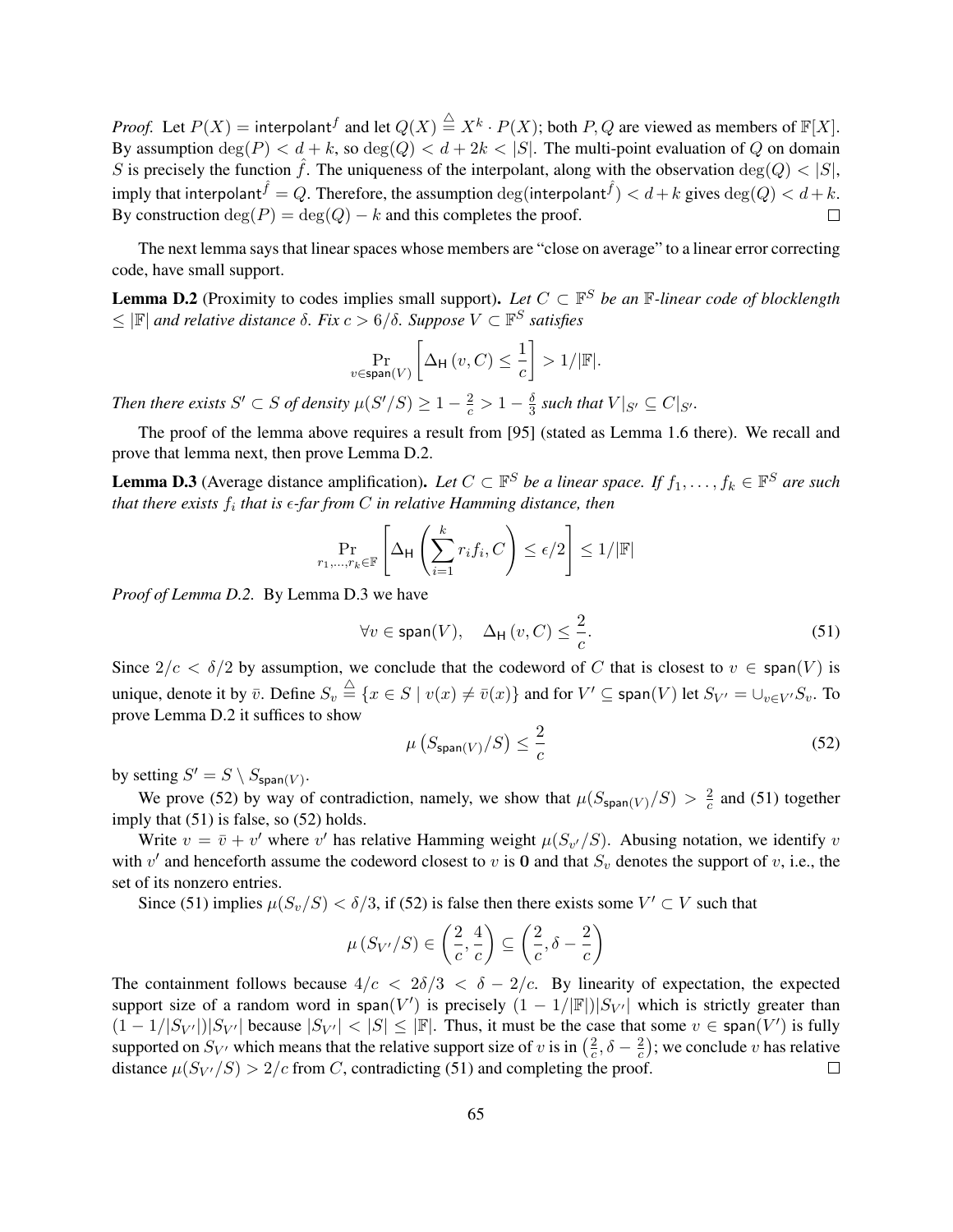*Proof.* Let $P(X) = \mathsf{interpolant}^f$ and let $Q(X) \stackrel{\triangle}{=} X^k \cdot P(X)$; both $P, Q$ are viewed as members of $\mathbb{F}[X]$. By assumption $\deg(P) < d + k$, so $\deg(Q) < d + 2k < |S|$. The multi-point evaluation of $Q$ on domain $S$ is precisely the function $\hat{f}$. The uniqueness of the interpolant, along with the observation $\deg(Q) < |S|$, imply that $\mathsf{interpolant}^{\hat{f}} = Q$. Therefore, the assumption $\deg(\mathsf{interpolant}^{\hat{f}}) < d+k$ gives $\deg(Q) < d+k$. By construction $\deg(P) = \deg(Q) - k$ and this completes the proof. □

The next lemma says that linear spaces whose members are "close on average" to a linear error correcting code, have small support.

**Lemma D.2** (Proximity to codes implies small support)**.** *Let $C \subset \mathbb{F}^S$ be an $\mathbb{F}$-linear code of blocklength $\leq |\mathbb{F}|$ and relative distance $\delta$. Fix $c > 6/\delta$. Suppose $V \subset \mathbb{F}^S$ satisfies*

$$\Pr_{v \in \mathsf{span}(V)}\left[\Delta_{\mathsf{H}}(v, C) \leq \frac{1}{c}\right] > 1/|\mathbb{F}|.$$

*Then there exists $S' \subset S$ of density $\mu(S'/S) \geq 1 - \frac{2}{c} > 1 - \frac{\delta}{3}$ such that $V|_{S'} \subseteq C|_{S'}$.*

The proof of the lemma above requires a result from [95] (stated as Lemma 1.6 there). We recall and prove that lemma next, then prove Lemma D.2.

**Lemma D.3** (Average distance amplification)**.** *Let $C \subset \mathbb{F}^S$ be a linear space. If $f_1, \ldots, f_k \in \mathbb{F}^S$ are such that there exists $f_i$ that is $\epsilon$-far from $C$ in relative Hamming distance, then*

$$\Pr_{r_1,\ldots,r_k \in \mathbb{F}}\left[\Delta_{\mathsf{H}}\left(\sum_{i=1}^{k} r_i f_i, C\right) \leq \epsilon/2\right] \leq 1/|\mathbb{F}|$$

*Proof of Lemma D.2.* By Lemma D.3 we have

$$\forall v \in \mathsf{span}(V), \quad \Delta_{\mathsf{H}}(v, C) \leq \frac{2}{c}. \tag{51}$$

Since $2/c < \delta/2$ by assumption, we conclude that the codeword of $C$ that is closest to $v \in \mathsf{span}(V)$ is unique, denote it by $\bar{v}$. Define $S_v \stackrel{\triangle}{=} \{x \in S \mid v(x) \neq \bar{v}(x)\}$ and for $V' \subseteq \mathsf{span}(V)$ let $S_{V'} = \cup_{v \in V'} S_v$. To prove Lemma D.2 it suffices to show

$$\mu\left(S_{\mathsf{span}(V)}/S\right) \leq \frac{2}{c} \tag{52}$$

by setting $S' = S \setminus S_{\mathsf{span}(V)}$.

We prove (52) by way of contradiction, namely, we show that $\mu(S_{\mathsf{span}(V)}/S) > \frac{2}{c}$ and (51) together imply that (51) is false, so (52) holds.

Write $v = \bar{v} + v'$ where $v'$ has relative Hamming weight $\mu(S_{v'}/S)$. Abusing notation, we identify $v$ with $v'$ and henceforth assume the codeword closest to $v$ is $\mathbf{0}$ and that $S_v$ denotes the support of $v$, i.e., the set of its nonzero entries.

Since (51) implies $\mu(S_v/S) < \delta/3$, if (52) is false then there exists some $V' \subset V$ such that

$$\mu\left(S_{V'}/S\right) \in \left(\frac{2}{c}, \frac{4}{c}\right) \subseteq \left(\frac{2}{c}, \delta - \frac{2}{c}\right)$$

The containment follows because $4/c < 2\delta/3 < \delta - 2/c$. By linearity of expectation, the expected support size of a random word in $\mathsf{span}(V')$ is precisely $(1 - 1/|\mathbb{F}|)|S_{V'}|$ which is strictly greater than $(1 - 1/|S_{V'}|)|S_{V'}|$ because $|S_{V'}| < |S| \leq |\mathbb{F}|$. Thus, it must be the case that some $v \in \mathsf{span}(V')$ is fully supported on $S_{V'}$ which means that the relative support size of $v$ is in $\left(\frac{2}{c}, \delta - \frac{2}{c}\right)$; we conclude $v$ has relative distance $\mu(S_{V'}/S) > 2/c$ from $C$, contradicting (51) and completing the proof. □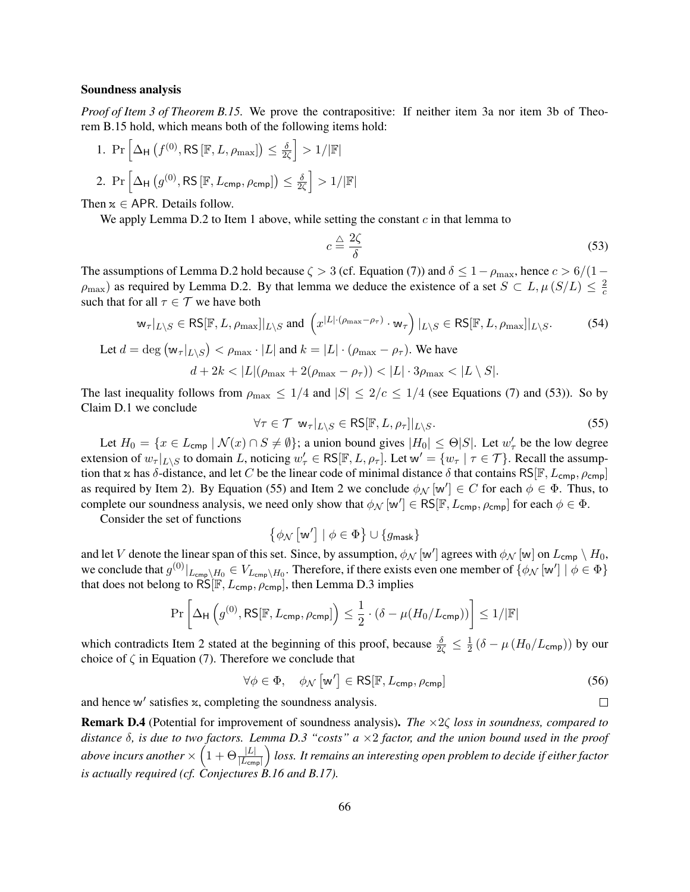**Soundness analysis**

*Proof of Item 3 of Theorem B.15.* We prove the contrapositive: If neither item 3a nor item 3b of Theorem B.15 hold, which means both of the following items hold:

1. $\Pr\left[\Delta_{\mathsf{H}}\left(f^{(0)}, \mathsf{RS}\left[\mathbb{F}, L, \rho_{\max}\right]\right) \leq \frac{\delta}{2\zeta}\right] > 1/|\mathbb{F}|$

2. $\Pr\left[\Delta_{\mathsf{H}}\left(g^{(0)}, \mathsf{RS}\left[\mathbb{F}, L_{\mathsf{cmp}}, \rho_{\mathsf{cmp}}\right]\right) \leq \frac{\delta}{2\zeta}\right] > 1/|\mathbb{F}|$

Then $\mathbb{x} \in \mathsf{APR}$. Details follow.

We apply Lemma D.2 to Item 1 above, while setting the constant $c$ in that lemma to

$$c \triangleq \frac{2\zeta}{\delta} \tag{53}$$

The assumptions of Lemma D.2 hold because $\zeta > 3$ (cf. Equation (7)) and $\delta \leq 1 - \rho_{\max}$, hence $c > 6/(1-\rho_{\max})$ as required by Lemma D.2. By that lemma we deduce the existence of a set $S \subset L, \mu\left(S/L\right) \leq \frac{2}{c}$ such that for all $\tau \in \mathcal{T}$ we have both

$$\mathbb{w}_\tau|_{L\setminus S} \in \mathsf{RS}[\mathbb{F}, L, \rho_{\max}]|_{L\setminus S} \text{ and } \left(x^{|L|\cdot(\rho_{\max}-\rho_\tau)} \cdot \mathbb{w}_\tau\right)|_{L\setminus S} \in \mathsf{RS}[\mathbb{F}, L, \rho_{\max}]|_{L\setminus S}. \tag{54}$$

Let $d = \deg\left(\mathbb{w}_\tau|_{L\setminus S}\right) < \rho_{\max} \cdot |L|$ and $k = |L| \cdot (\rho_{\max} - \rho_\tau)$. We have

$$d + 2k < |L|(\rho_{\max} + 2(\rho_{\max} - \rho_\tau)) < |L| \cdot 3\rho_{\max} < |L \setminus S|.$$

The last inequality follows from $\rho_{\max} \leq 1/4$ and $|S| \leq 2/c \leq 1/4$ (see Equations (7) and (53)). So by Claim D.1 we conclude

$$\forall \tau \in \mathcal{T} \;\; \mathbb{w}_\tau|_{L\setminus S} \in \mathsf{RS}[\mathbb{F}, L, \rho_\tau]|_{L\setminus S}. \tag{55}$$

Let $H_0 = \{x \in L_{\mathsf{cmp}} \mid \mathcal{N}(x) \cap S \neq \emptyset\}$; a union bound gives $|H_0| \leq \Theta|S|$. Let $w'_\tau$ be the low degree extension of $w_\tau|_{L\setminus S}$ to domain $L$, noticing $w'_\tau \in \mathsf{RS}[\mathbb{F}, L, \rho_\tau]$. Let $\mathbb{w}' = \{w_\tau \mid \tau \in \mathcal{T}\}$. Recall the assumption that $\mathbb{x}$ has $\delta$-distance, and let $C$ be the linear code of minimal distance $\delta$ that contains $\mathsf{RS}[\mathbb{F}, L_{\mathsf{cmp}}, \rho_{\mathsf{cmp}}]$ as required by Item 2). By Equation (55) and Item 2 we conclude $\phi_{\mathcal{N}}\left[\mathbb{w}'\right] \in C$ for each $\phi \in \Phi$. Thus, to complete our soundness analysis, we need only show that $\phi_{\mathcal{N}}\left[\mathbb{w}'\right] \in \mathsf{RS}[\mathbb{F}, L_{\mathsf{cmp}}, \rho_{\mathsf{cmp}}]$ for each $\phi \in \Phi$.

Consider the set of functions

$$\left\{\phi_{\mathcal{N}}\left[\mathbb{w}'\right] \mid \phi \in \Phi\right\} \cup \{g_{\mathsf{mask}}\}$$

and let $V$ denote the linear span of this set. Since, by assumption, $\phi_{\mathcal{N}}\left[\mathbb{w}'\right]$ agrees with $\phi_{\mathcal{N}}\left[\mathbb{w}\right]$ on $L_{\mathsf{cmp}} \setminus H_0$, we conclude that $g^{(0)}|_{L_{\mathsf{cmp}}\setminus H_0} \in V_{L_{\mathsf{cmp}}\setminus H_0}$. Therefore, if there exists even one member of $\{\phi_{\mathcal{N}}\left[\mathbb{w}'\right] \mid \phi \in \Phi\}$ that does not belong to $\mathsf{RS}[\mathbb{F}, L_{\mathsf{cmp}}, \rho_{\mathsf{cmp}}]$, then Lemma D.3 implies

$$\Pr\left[\Delta_{\mathsf{H}}\left(g^{(0)}, \mathsf{RS}[\mathbb{F}, L_{\mathsf{cmp}}, \rho_{\mathsf{cmp}}]\right) \leq \frac{1}{2} \cdot \left(\delta - \mu(H_0/L_{\mathsf{cmp}})\right)\right] \leq 1/|\mathbb{F}|$$

which contradicts Item 2 stated at the beginning of this proof, because $\frac{\delta}{2\zeta} \leq \frac{1}{2}\left(\delta - \mu\left(H_0/L_{\mathsf{cmp}}\right)\right)$ by our choice of $\zeta$ in Equation (7). Therefore we conclude that

$$\forall \phi \in \Phi, \quad \phi_{\mathcal{N}}\left[\mathbb{w}'\right] \in \mathsf{RS}[\mathbb{F}, L_{\mathsf{cmp}}, \rho_{\mathsf{cmp}}] \tag{56}$$

and hence $\mathbb{w}'$ satisfies $\mathbb{x}$, completing the soundness analysis. □

**Remark D.4** (Potential for improvement of soundness analysis)**.** *The $\times 2\zeta$ loss in soundness, compared to distance $\delta$, is due to two factors. Lemma D.3 "costs" a $\times 2$ factor, and the union bound used in the proof above incurs another $\times\left(1 + \Theta\frac{|L|}{|L_{\mathsf{cmp}}|}\right)$ loss. It remains an interesting open problem to decide if either factor is actually required (cf. Conjectures B.16 and B.17).*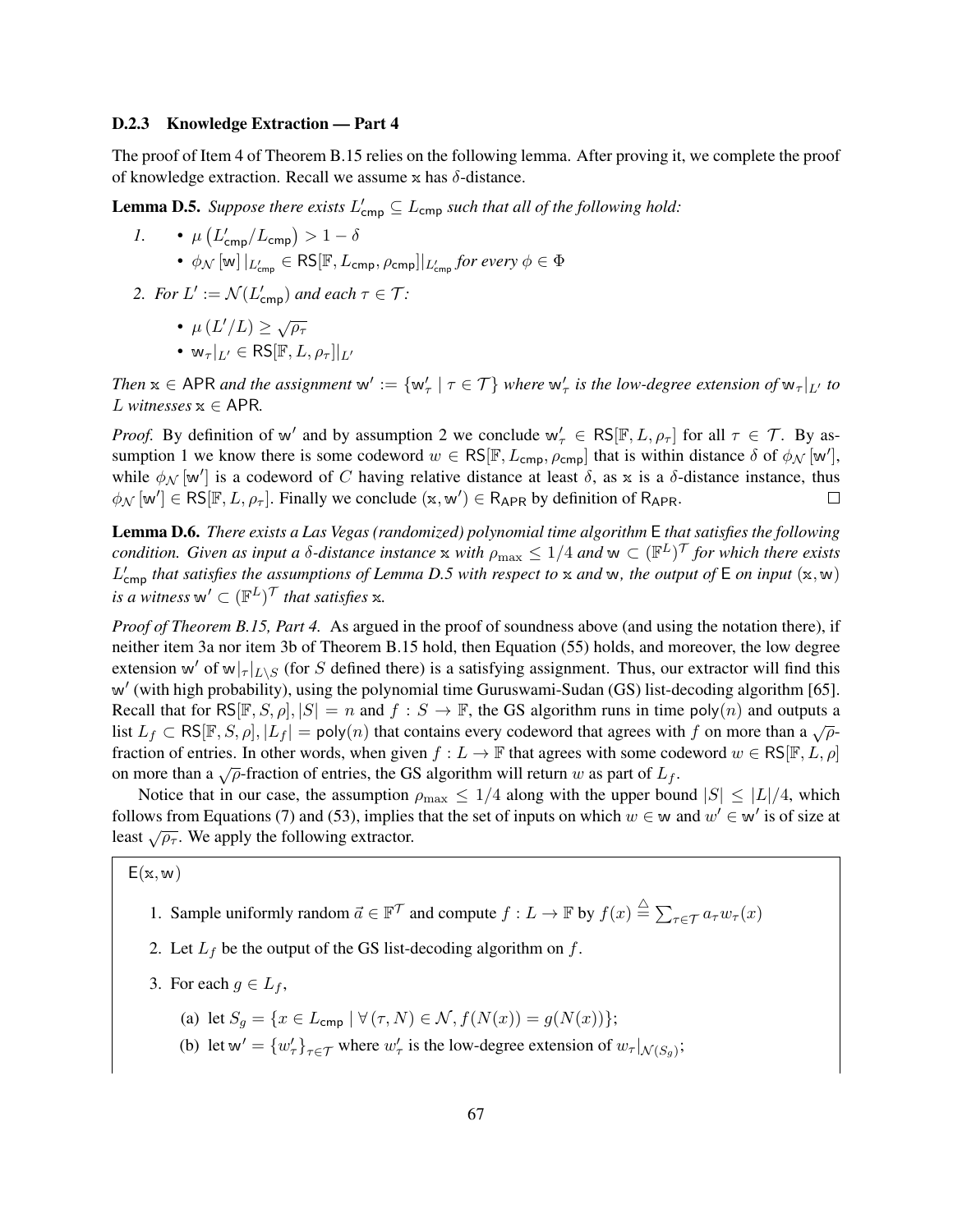### D.2.3 Knowledge Extraction — Part 4

The proof of Item 4 of Theorem B.15 relies on the following lemma. After proving it, we complete the proof of knowledge extraction. Recall we assume $\mathbbm{x}$ has $\delta$-distance.

**Lemma D.5.** *Suppose there exists $L'_{\mathsf{cmp}} \subseteq L_{\mathsf{cmp}}$ such that all of the following hold:*

1. - $\mu\left(L'_{\mathsf{cmp}}/L_{\mathsf{cmp}}\right) > 1 - \delta$
   - $\phi_{\mathcal{N}}\left[\mathbbm{w}\right]|_{L'_{\mathsf{cmp}}} \in \mathsf{RS}[\mathbb{F}, L_{\mathsf{cmp}}, \rho_{\mathsf{cmp}}]|_{L'_{\mathsf{cmp}}}$ *for every* $\phi \in \Phi$
2. *For $L' := \mathcal{N}(L'_{\mathsf{cmp}})$ and each $\tau \in \mathcal{T}$:*
   - $\mu\left(L'/L\right) \geq \sqrt{\rho_\tau}$
   - $\mathbbm{w}_\tau|_{L'} \in \mathsf{RS}[\mathbb{F}, L, \rho_\tau]|_{L'}$

*Then $\mathbbm{x} \in \mathsf{APR}$ and the assignment $\mathbbm{w}' := \{\mathbbm{w}'_\tau \mid \tau \in \mathcal{T}\}$ where $\mathbbm{w}'_\tau$ is the low-degree extension of $\mathbbm{w}_\tau|_{L'}$ to $L$ witnesses $\mathbbm{x} \in \mathsf{APR}$.*

*Proof.* By definition of $\mathbbm{w}'$ and by assumption 2 we conclude $\mathbbm{w}'_\tau \in \mathsf{RS}[\mathbb{F}, L, \rho_\tau]$ for all $\tau \in \mathcal{T}$. By assumption 1 we know there is some codeword $w \in \mathsf{RS}[\mathbb{F}, L_{\mathsf{cmp}}, \rho_{\mathsf{cmp}}]$ that is within distance $\delta$ of $\phi_{\mathcal{N}}\left[\mathbbm{w}'\right]$, while $\phi_{\mathcal{N}}\left[\mathbbm{w}'\right]$ is a codeword of $C$ having relative distance at least $\delta$, as $\mathbbm{x}$ is a $\delta$-distance instance, thus $\phi_{\mathcal{N}}\left[\mathbbm{w}'\right] \in \mathsf{RS}[\mathbb{F}, L, \rho_\tau]$. Finally we conclude $(\mathbbm{x}, \mathbbm{w}') \in \mathsf{R}_{\mathsf{APR}}$ by definition of $\mathsf{R}_{\mathsf{APR}}$. $\square$

**Lemma D.6.** *There exists a Las Vegas (randomized) polynomial time algorithm $\mathsf{E}$ that satisfies the following condition. Given as input a $\delta$-distance instance $\mathbbm{x}$ with $\rho_{\max} \leq 1/4$ and $\mathbbm{w} \subset (\mathbb{F}^L)^{\mathcal{T}}$ for which there exists $L'_{\mathsf{cmp}}$ that satisfies the assumptions of Lemma D.5 with respect to $\mathbbm{x}$ and $\mathbbm{w}$, the output of $\mathsf{E}$ on input $(\mathbbm{x}, \mathbbm{w})$ is a witness $\mathbbm{w}' \subset (\mathbb{F}^L)^{\mathcal{T}}$ that satisfies $\mathbbm{x}$.*

*Proof of Theorem B.15, Part 4.* As argued in the proof of soundness above (and using the notation there), if neither item 3a nor item 3b of Theorem B.15 hold, then Equation (55) holds, and moreover, the low degree extension $\mathbbm{w}'$ of $\mathbbm{w}|_\tau|_{L\setminus S}$ (for $S$ defined there) is a satisfying assignment. Thus, our extractor will find this $\mathbbm{w}'$ (with high probability), using the polynomial time Guruswami-Sudan (GS) list-decoding algorithm [65]. Recall that for $\mathsf{RS}[\mathbb{F}, S, \rho], |S| = n$ and $f : S \to \mathbb{F}$, the GS algorithm runs in time $\mathsf{poly}(n)$ and outputs a list $L_f \subset \mathsf{RS}[\mathbb{F}, S, \rho], |L_f| = \mathsf{poly}(n)$ that contains every codeword that agrees with $f$ on more than a $\sqrt{\rho}$-fraction of entries. In other words, when given $f : L \to \mathbb{F}$ that agrees with some codeword $w \in \mathsf{RS}[\mathbb{F}, L, \rho]$ on more than a $\sqrt{\rho}$-fraction of entries, the GS algorithm will return $w$ as part of $L_f$.

Notice that in our case, the assumption $\rho_{\max} \leq 1/4$ along with the upper bound $|S| \leq |L|/4$, which follows from Equations (7) and (53), implies that the set of inputs on which $w \in \mathbbm{w}$ and $w' \in \mathbbm{w}'$ is of size at least $\sqrt{\rho_\tau}$. We apply the following extractor.

$\mathsf{E}(\mathbbm{x}, \mathbbm{w})$

1. Sample uniformly random $\vec{a} \in \mathbb{F}^{\mathcal{T}}$ and compute $f : L \to \mathbb{F}$ by $f(x) \stackrel{\triangle}{=} \sum_{\tau \in \mathcal{T}} a_\tau w_\tau(x)$
2. Let $L_f$ be the output of the GS list-decoding algorithm on $f$.
3. For each $g \in L_f$,
   (a) let $S_g = \{x \in L_{\mathsf{cmp}} \mid \forall (\tau, N) \in \mathcal{N}, f(N(x)) = g(N(x))\}$;
   (b) let $\mathbbm{w}' = \{w'_\tau\}_{\tau \in \mathcal{T}}$ where $w'_\tau$ is the low-degree extension of $w_\tau|_{\mathcal{N}(S_g)}$;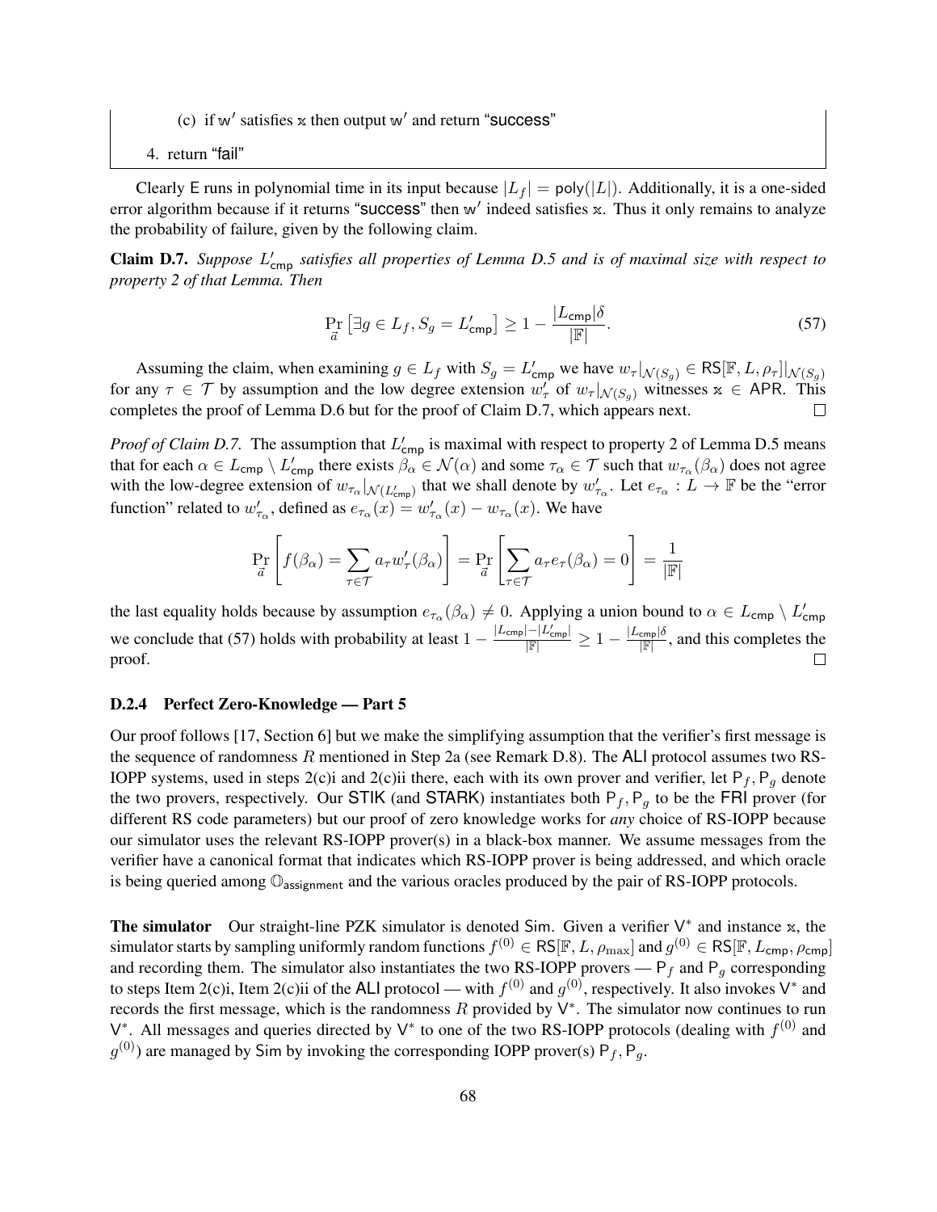(c) if $\mathbb{w}'$ satisfies $\mathbb{x}$ then output $\mathbb{w}'$ and return "success"

4. return "fail"

Clearly E runs in polynomial time in its input because $|L_f| = \mathsf{poly}(|L|)$. Additionally, it is a one-sided error algorithm because if it returns "success" then $\mathbb{w}'$ indeed satisfies $\mathbb{x}$. Thus it only remains to analyze the probability of failure, given by the following claim.

**Claim D.7.** *Suppose $L'_{\mathsf{cmp}}$ satisfies all properties of Lemma D.5 and is of maximal size with respect to property 2 of that Lemma. Then*

$$\Pr_{\vec{a}}\left[\exists g \in L_f, S_g = L'_{\mathsf{cmp}}\right] \geq 1 - \frac{|L_{\mathsf{cmp}}|\delta}{|\mathbb{F}|}. \tag{57}$$

Assuming the claim, when examining $g \in L_f$ with $S_g = L'_{\mathsf{cmp}}$ we have $w_\tau|_{\mathcal{N}(S_g)} \in \mathsf{RS}[\mathbb{F}, L, \rho_\tau]|_{\mathcal{N}(S_g)}$ for any $\tau \in \mathcal{T}$ by assumption and the low degree extension $w'_\tau$ of $w_\tau|_{\mathcal{N}(S_g)}$ witnesses $\mathbb{x} \in \mathsf{APR}$. This completes the proof of Lemma D.6 but for the proof of Claim D.7, which appears next. $\square$

*Proof of Claim D.7.* The assumption that $L'_{\mathsf{cmp}}$ is maximal with respect to property 2 of Lemma D.5 means that for each $\alpha \in L_{\mathsf{cmp}} \setminus L'_{\mathsf{cmp}}$ there exists $\beta_\alpha \in \mathcal{N}(\alpha)$ and some $\tau_\alpha \in \mathcal{T}$ such that $w_{\tau_\alpha}(\beta_\alpha)$ does not agree with the low-degree extension of $w_{\tau_\alpha}|_{\mathcal{N}(L'_{\mathsf{cmp}})}$ that we shall denote by $w'_{\tau_\alpha}$. Let $e_{\tau_\alpha} : L \to \mathbb{F}$ be the "error function" related to $w'_{\tau_\alpha}$, defined as $e_{\tau_\alpha}(x) = w'_{\tau_\alpha}(x) - w_{\tau_\alpha}(x)$. We have

$$\Pr_{\vec{a}}\left[f(\beta_\alpha) = \sum_{\tau \in \mathcal{T}} a_\tau w'_\tau(\beta_\alpha)\right] = \Pr_{\vec{a}}\left[\sum_{\tau \in \mathcal{T}} a_\tau e_\tau(\beta_\alpha) = 0\right] = \frac{1}{|\mathbb{F}|}$$

the last equality holds because by assumption $e_{\tau_\alpha}(\beta_\alpha) \neq 0$. Applying a union bound to $\alpha \in L_{\mathsf{cmp}} \setminus L'_{\mathsf{cmp}}$ we conclude that (57) holds with probability at least $1 - \frac{|L_{\mathsf{cmp}}| - |L'_{\mathsf{cmp}}|}{|\mathbb{F}|} \geq 1 - \frac{|L_{\mathsf{cmp}}|\delta}{|\mathbb{F}|}$, and this completes the proof. $\square$

### D.2.4 Perfect Zero-Knowledge — Part 5

Our proof follows [17, Section 6] but we make the simplifying assumption that the verifier's first message is the sequence of randomness $R$ mentioned in Step 2a (see Remark D.8). The ALI protocol assumes two RS-IOPP systems, used in steps 2(c)i and 2(c)ii there, each with its own prover and verifier, let $\mathsf{P}_f, \mathsf{P}_g$ denote the two provers, respectively. Our STIK (and STARK) instantiates both $\mathsf{P}_f, \mathsf{P}_g$ to be the FRI prover (for different RS code parameters) but our proof of zero knowledge works for *any* choice of RS-IOPP because our simulator uses the relevant RS-IOPP prover(s) in a black-box manner. We assume messages from the verifier have a canonical format that indicates which RS-IOPP prover is being addressed, and which oracle is being queried among $\mathbb{O}_{\mathsf{assignment}}$ and the various oracles produced by the pair of RS-IOPP protocols.

**The simulator** Our straight-line PZK simulator is denoted Sim. Given a verifier $\mathsf{V}^*$ and instance $\mathbb{x}$, the simulator starts by sampling uniformly random functions $f^{(0)} \in \mathsf{RS}[\mathbb{F}, L, \rho_{\max}]$ and $g^{(0)} \in \mathsf{RS}[\mathbb{F}, L_{\mathsf{cmp}}, \rho_{\mathsf{cmp}}]$ and recording them. The simulator also instantiates the two RS-IOPP provers — $\mathsf{P}_f$ and $\mathsf{P}_g$ corresponding to steps Item 2(c)i, Item 2(c)ii of the ALI protocol — with $f^{(0)}$ and $g^{(0)}$, respectively. It also invokes $\mathsf{V}^*$ and records the first message, which is the randomness $R$ provided by $\mathsf{V}^*$. The simulator now continues to run $\mathsf{V}^*$. All messages and queries directed by $\mathsf{V}^*$ to one of the two RS-IOPP protocols (dealing with $f^{(0)}$ and $g^{(0)}$) are managed by Sim by invoking the corresponding IOPP prover(s) $\mathsf{P}_f, \mathsf{P}_g$.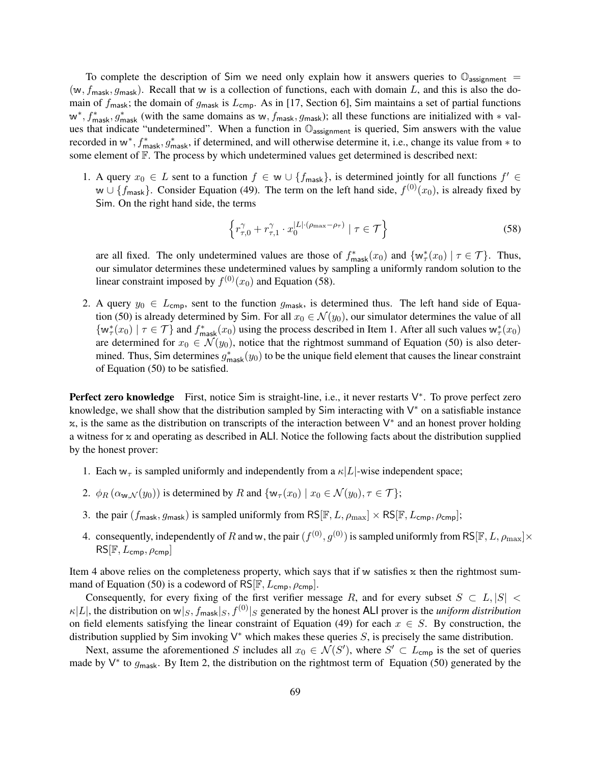To complete the description of Sim we need only explain how it answers queries to $\mathbb{O}_{\mathsf{assignment}} = (\mathtt{w}, f_{\mathsf{mask}}, g_{\mathsf{mask}})$. Recall that $\mathtt{w}$ is a collection of functions, each with domain $L$, and this is also the domain of $f_{\mathsf{mask}}$; the domain of $g_{\mathsf{mask}}$ is $L_{\mathsf{cmp}}$. As in [17, Section 6], Sim maintains a set of partial functions $\mathtt{w}^*, f^*_{\mathsf{mask}}, g^*_{\mathsf{mask}}$ (with the same domains as $\mathtt{w}, f_{\mathsf{mask}}, g_{\mathsf{mask}}$); all these functions are initialized with $*$ values that indicate "undetermined". When a function in $\mathbb{O}_{\mathsf{assignment}}$ is queried, Sim answers with the value recorded in $\mathtt{w}^*, f^*_{\mathsf{mask}}, g^*_{\mathsf{mask}}$, if determined, and will otherwise determine it, i.e., change its value from $*$ to some element of $\mathbb{F}$. The process by which undetermined values get determined is described next:

1. A query $x_0 \in L$ sent to a function $f \in \mathtt{w} \cup \{f_{\mathsf{mask}}\}$, is determined jointly for all functions $f' \in \mathtt{w} \cup \{f_{\mathsf{mask}}\}$. Consider Equation (49). The term on the left hand side, $f^{(0)}(x_0)$, is already fixed by Sim. On the right hand side, the terms

$$\left\{ r^{\gamma}_{\tau,0} + r^{\gamma}_{\tau,1} \cdot x_0^{|L|\cdot(\rho_{\max}-\rho_{\tau})} \mid \tau \in \mathcal{T} \right\} \tag{58}$$

   are all fixed. The only undetermined values are those of $f^*_{\mathsf{mask}}(x_0)$ and $\{\mathtt{w}^*_{\tau}(x_0) \mid \tau \in \mathcal{T}\}$. Thus, our simulator determines these undetermined values by sampling a uniformly random solution to the linear constraint imposed by $f^{(0)}(x_0)$ and Equation (58).

2. A query $y_0 \in L_{\mathsf{cmp}}$, sent to the function $g_{\mathsf{mask}}$, is determined thus. The left hand side of Equation (50) is already determined by Sim. For all $x_0 \in \mathcal{N}(y_0)$, our simulator determines the value of all $\{\mathtt{w}^*_{\tau}(x_0) \mid \tau \in \mathcal{T}\}$ and $f^*_{\mathsf{mask}}(x_0)$ using the process described in Item 1. After all such values $\mathtt{w}^*_{\tau}(x_0)$ are determined for $x_0 \in \mathcal{N}(y_0)$, notice that the rightmost summand of Equation (50) is also determined. Thus, Sim determines $g^*_{\mathsf{mask}}(y_0)$ to be the unique field element that causes the linear constraint of Equation (50) to be satisfied.

**Perfect zero knowledge** First, notice Sim is straight-line, i.e., it never restarts $\mathsf{V}^*$. To prove perfect zero knowledge, we shall show that the distribution sampled by Sim interacting with $\mathsf{V}^*$ on a satisfiable instance $\mathbb{x}$, is the same as the distribution on transcripts of the interaction between $\mathsf{V}^*$ and an honest prover holding a witness for $\mathbb{x}$ and operating as described in ALI. Notice the following facts about the distribution supplied by the honest prover:

1. Each $\mathtt{w}_{\tau}$ is sampled uniformly and independently from a $\kappa|L|$-wise independent space;
2. $\phi_R\left(\alpha_{\mathtt{w},\mathcal{N}}(y_0)\right)$ is determined by $R$ and $\{\mathtt{w}_{\tau}(x_0) \mid x_0 \in \mathcal{N}(y_0), \tau \in \mathcal{T}\}$;
3. the pair $(f_{\mathsf{mask}}, g_{\mathsf{mask}})$ is sampled uniformly from $\mathsf{RS}[\mathbb{F}, L, \rho_{\max}] \times \mathsf{RS}[\mathbb{F}, L_{\mathsf{cmp}}, \rho_{\mathsf{cmp}}]$;
4. consequently, independently of $R$ and $\mathtt{w}$, the pair $(f^{(0)}, g^{(0)})$ is sampled uniformly from $\mathsf{RS}[\mathbb{F}, L, \rho_{\max}] \times \mathsf{RS}[\mathbb{F}, L_{\mathsf{cmp}}, \rho_{\mathsf{cmp}}]$

Item 4 above relies on the completeness property, which says that if $\mathtt{w}$ satisfies $\mathbb{x}$ then the rightmost summand of Equation (50) is a codeword of $\mathsf{RS}[\mathbb{F}, L_{\mathsf{cmp}}, \rho_{\mathsf{cmp}}]$.

Consequently, for every fixing of the first verifier message $R$, and for every subset $S \subset L, |S| < \kappa|L|$, the distribution on $\mathtt{w}|_S, f_{\mathsf{mask}}|_S, f^{(0)}|_S$ generated by the honest ALI prover is the *uniform distribution* on field elements satisfying the linear constraint of Equation (49) for each $x \in S$. By construction, the distribution supplied by Sim invoking $\mathsf{V}^*$ which makes these queries $S$, is precisely the same distribution.

Next, assume the aforementioned $S$ includes all $x_0 \in \mathcal{N}(S')$, where $S' \subset L_{\mathsf{cmp}}$ is the set of queries made by $\mathsf{V}^*$ to $g_{\mathsf{mask}}$. By Item 2, the distribution on the rightmost term of Equation (50) generated by the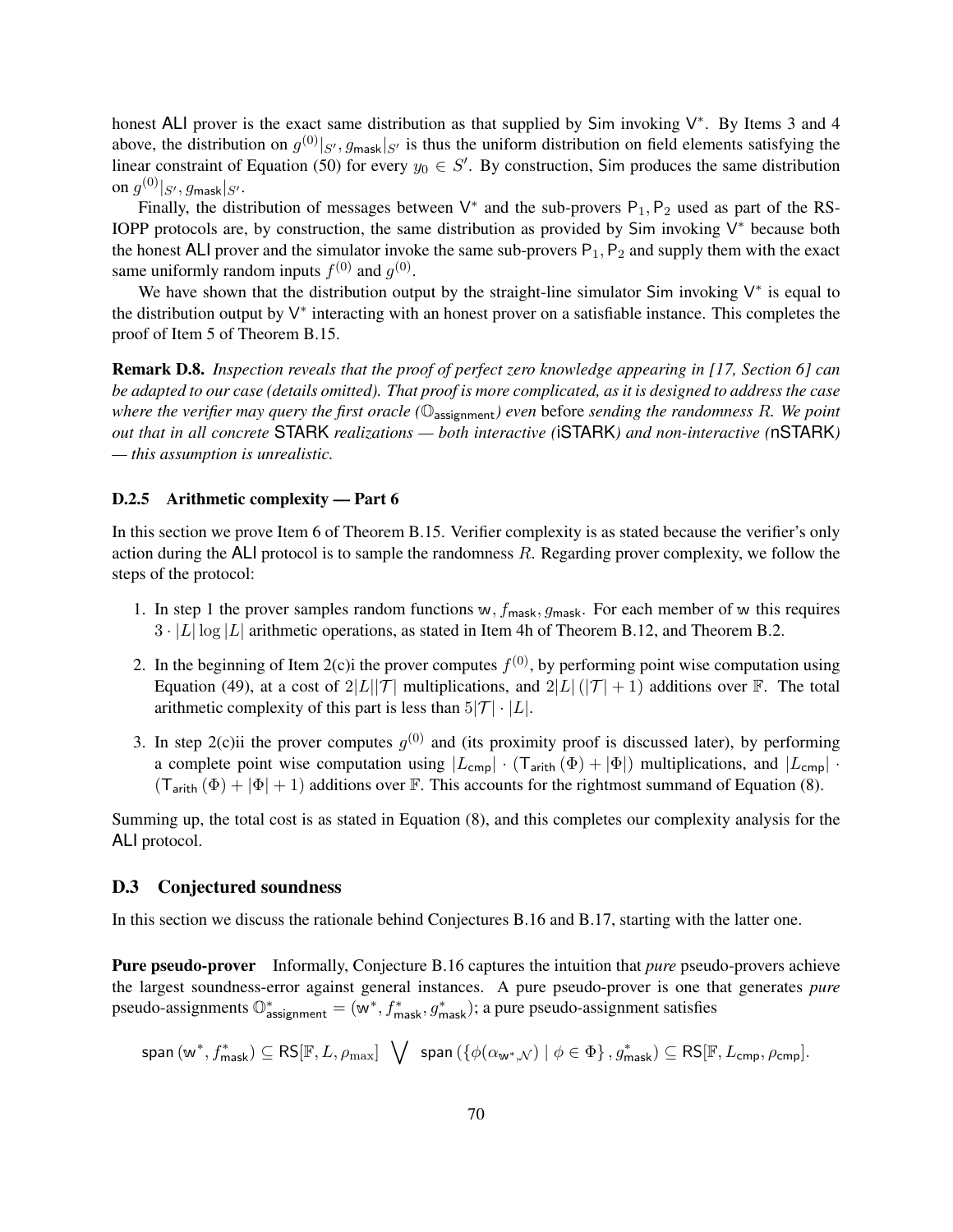honest ALI prover is the exact same distribution as that supplied by Sim invoking $V^*$. By Items 3 and 4 above, the distribution on $g^{(0)}|_{S'}, g_{\mathsf{mask}}|_{S'}$ is thus the uniform distribution on field elements satisfying the linear constraint of Equation (50) for every $y_0 \in S'$. By construction, Sim produces the same distribution on $g^{(0)}|_{S'}, g_{\mathsf{mask}}|_{S'}$.

Finally, the distribution of messages between $V^*$ and the sub-provers $P_1, P_2$ used as part of the RS-IOPP protocols are, by construction, the same distribution as provided by Sim invoking $V^*$ because both the honest ALI prover and the simulator invoke the same sub-provers $P_1, P_2$ and supply them with the exact same uniformly random inputs $f^{(0)}$ and $g^{(0)}$.

We have shown that the distribution output by the straight-line simulator Sim invoking $V^*$ is equal to the distribution output by $V^*$ interacting with an honest prover on a satisfiable instance. This completes the proof of Item 5 of Theorem B.15.

**Remark D.8.** *Inspection reveals that the proof of perfect zero knowledge appearing in [17, Section 6] can be adapted to our case (details omitted). That proof is more complicated, as it is designed to address the case where the verifier may query the first oracle ($\mathbb{O}_{\mathsf{assignment}}$) even* before *sending the randomness $R$. We point out that in all concrete* STARK *realizations — both interactive (*iSTARK*) and non-interactive (*nSTARK*) — this assumption is unrealistic.*

### D.2.5 Arithmetic complexity — Part 6

In this section we prove Item 6 of Theorem B.15. Verifier complexity is as stated because the verifier's only action during the ALI protocol is to sample the randomness $R$. Regarding prover complexity, we follow the steps of the protocol:

1. In step 1 the prover samples random functions $\mathtt{w}, f_{\mathsf{mask}}, g_{\mathsf{mask}}$. For each member of $\mathtt{w}$ this requires $3 \cdot |L| \log |L|$ arithmetic operations, as stated in Item 4h of Theorem B.12, and Theorem B.2.
2. In the beginning of Item 2(c)i the prover computes $f^{(0)}$, by performing point wise computation using Equation (49), at a cost of $2|L||\mathcal{T}|$ multiplications, and $2|L|(|\mathcal{T}|+1)$ additions over $\mathbb{F}$. The total arithmetic complexity of this part is less than $5|\mathcal{T}| \cdot |L|$.
3. In step 2(c)ii the prover computes $g^{(0)}$ and (its proximity proof is discussed later), by performing a complete point wise computation using $|L_{\mathsf{cmp}}| \cdot (\mathsf{T}_{\mathsf{arith}}(\Phi) + |\Phi|)$ multiplications, and $|L_{\mathsf{cmp}}| \cdot (\mathsf{T}_{\mathsf{arith}}(\Phi) + |\Phi| + 1)$ additions over $\mathbb{F}$. This accounts for the rightmost summand of Equation (8).

Summing up, the total cost is as stated in Equation (8), and this completes our complexity analysis for the ALI protocol.

## D.3 Conjectured soundness

In this section we discuss the rationale behind Conjectures B.16 and B.17, starting with the latter one.

**Pure pseudo-prover** Informally, Conjecture B.16 captures the intuition that *pure* pseudo-provers achieve the largest soundness-error against general instances. A pure pseudo-prover is one that generates *pure* pseudo-assignments $\mathbb{O}^*_{\mathsf{assignment}} = (\mathtt{w}^*, f^*_{\mathsf{mask}}, g^*_{\mathsf{mask}})$; a pure pseudo-assignment satisfies

$$\mathsf{span}(\mathtt{w}^*, f^*_{\mathsf{mask}}) \subseteq \mathsf{RS}[\mathbb{F}, L, \rho_{\max}] \ \bigvee \ \mathsf{span}(\{\phi(\alpha_{\mathtt{w}^*,\mathcal{N}}) \mid \phi \in \Phi\}, g^*_{\mathsf{mask}}) \subseteq \mathsf{RS}[\mathbb{F}, L_{\mathsf{cmp}}, \rho_{\mathsf{cmp}}].$$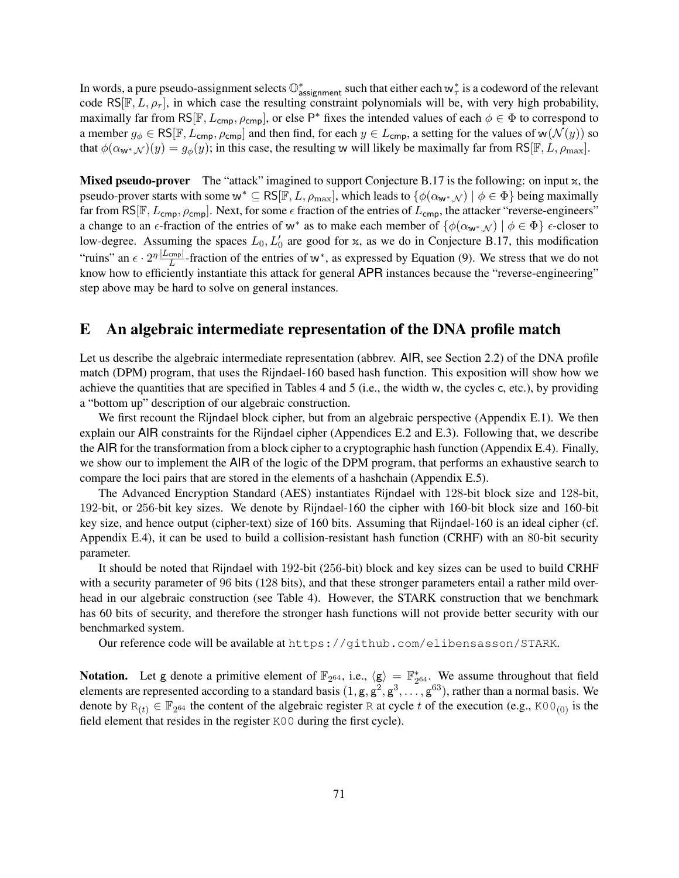In words, a pure pseudo-assignment selects $\mathbb{O}^*_{\mathsf{assignment}}$ such that either each $\mathtt{w}^*_\tau$ is a codeword of the relevant code $\mathsf{RS}[\mathbb{F}, L, \rho_\tau]$, in which case the resulting constraint polynomials will be, with very high probability, maximally far from $\mathsf{RS}[\mathbb{F}, L_{\mathsf{cmp}}, \rho_{\mathsf{cmp}}]$, or else $\mathsf{P}^*$ fixes the intended values of each $\phi \in \Phi$ to correspond to a member $g_\phi \in \mathsf{RS}[\mathbb{F}, L_{\mathsf{cmp}}, \rho_{\mathsf{cmp}}]$ and then find, for each $y \in L_{\mathsf{cmp}}$, a setting for the values of $\mathtt{w}(\mathcal{N}(y))$ so that $\phi(\alpha_{\mathtt{w}^*,\mathcal{N}})(y) = g_\phi(y)$; in this case, the resulting $\mathtt{w}$ will likely be maximally far from $\mathsf{RS}[\mathbb{F}, L, \rho_{\max}]$.

**Mixed pseudo-prover** The "attack" imagined to support Conjecture B.17 is the following: on input $\mathtt{x}$, the pseudo-prover starts with some $\mathtt{w}^* \subseteq \mathsf{RS}[\mathbb{F}, L, \rho_{\max}]$, which leads to $\{\phi(\alpha_{\mathtt{w}^*,\mathcal{N}}) \mid \phi \in \Phi\}$ being maximally far from $\mathsf{RS}[\mathbb{F}, L_{\mathsf{cmp}}, \rho_{\mathsf{cmp}}]$. Next, for some $\epsilon$ fraction of the entries of $L_{\mathsf{cmp}}$, the attacker "reverse-engineers" a change to an $\epsilon$-fraction of the entries of $\mathtt{w}^*$ as to make each member of $\{\phi(\alpha_{\mathtt{w}^*,\mathcal{N}}) \mid \phi \in \Phi\}$ $\epsilon$-closer to low-degree. Assuming the spaces $L_0, L'_0$ are good for $\mathtt{x}$, as we do in Conjecture B.17, this modification "ruins" an $\epsilon \cdot 2^{\eta} \frac{|L_{\mathsf{cmp}}|}{L}$-fraction of the entries of $\mathtt{w}^*$, as expressed by Equation (9). We stress that we do not know how to efficiently instantiate this attack for general $\mathsf{APR}$ instances because the "reverse-engineering" step above may be hard to solve on general instances.

# E An algebraic intermediate representation of the DNA profile match

Let us describe the algebraic intermediate representation (abbrev. AIR, see Section 2.2) of the DNA profile match (DPM) program, that uses the Rijndael-160 based hash function. This exposition will show how we achieve the quantities that are specified in Tables 4 and 5 (i.e., the width $\mathsf{w}$, the cycles $\mathsf{c}$, etc.), by providing a "bottom up" description of our algebraic construction.

We first recount the Rijndael block cipher, but from an algebraic perspective (Appendix E.1). We then explain our AIR constraints for the Rijndael cipher (Appendices E.2 and E.3). Following that, we describe the AIR for the transformation from a block cipher to a cryptographic hash function (Appendix E.4). Finally, we show our to implement the AIR of the logic of the DPM program, that performs an exhaustive search to compare the loci pairs that are stored in the elements of a hashchain (Appendix E.5).

The Advanced Encryption Standard (AES) instantiates Rijndael with 128-bit block size and 128-bit, 192-bit, or 256-bit key sizes. We denote by Rijndael-160 the cipher with 160-bit block size and 160-bit key size, and hence output (cipher-text) size of 160 bits. Assuming that Rijndael-160 is an ideal cipher (cf. Appendix E.4), it can be used to build a collision-resistant hash function (CRHF) with an 80-bit security parameter.

It should be noted that Rijndael with 192-bit (256-bit) block and key sizes can be used to build CRHF with a security parameter of 96 bits (128 bits), and that these stronger parameters entail a rather mild overhead in our algebraic construction (see Table 4). However, the STARK construction that we benchmark has 60 bits of security, and therefore the stronger hash functions will not provide better security with our benchmarked system.

Our reference code will be available at `https://github.com/elibensasson/STARK`.

**Notation.** Let $\mathsf{g}$ denote a primitive element of $\mathbb{F}_{2^{64}}$, i.e., $\langle \mathsf{g} \rangle = \mathbb{F}^*_{2^{64}}$. We assume throughout that field elements are represented according to a standard basis $(1, \mathsf{g}, \mathsf{g}^2, \mathsf{g}^3, \ldots, \mathsf{g}^{63})$, rather than a normal basis. We denote by $\mathtt{R}_{(t)} \in \mathbb{F}_{2^{64}}$ the content of the algebraic register $\mathtt{R}$ at cycle $t$ of the execution (e.g., $\mathtt{K00}_{(0)}$ is the field element that resides in the register $\mathtt{K00}$ during the first cycle).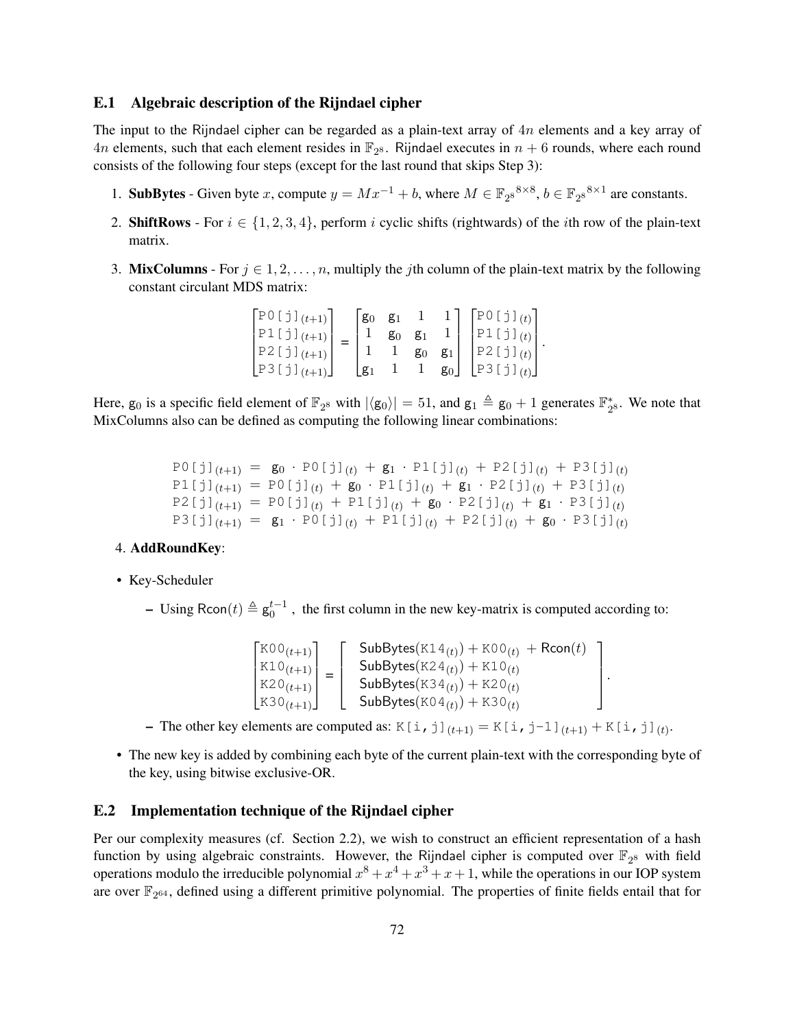## E.1 Algebraic description of the Rijndael cipher

The input to the Rijndael cipher can be regarded as a plain-text array of $4n$ elements and a key array of $4n$ elements, such that each element resides in $\mathbb{F}_{2^8}$. Rijndael executes in $n+6$ rounds, where each round consists of the following four steps (except for the last round that skips Step 3):

1. **SubBytes** - Given byte $x$, compute $y = Mx^{-1} + b$, where $M \in \mathbb{F}_{2^8}{}^{8\times 8}$, $b \in \mathbb{F}_{2^8}{}^{8\times 1}$ are constants.
2. **ShiftRows** - For $i \in \{1, 2, 3, 4\}$, perform $i$ cyclic shifts (rightwards) of the $i$th row of the plain-text matrix.
3. **MixColumns** - For $j \in 1, 2, \ldots, n$, multiply the $j$th column of the plain-text matrix by the following constant circulant MDS matrix:

$$\begin{bmatrix} \texttt{P0[j]}_{(t+1)} \\ \texttt{P1[j]}_{(t+1)} \\ \texttt{P2[j]}_{(t+1)} \\ \texttt{P3[j]}_{(t+1)} \end{bmatrix} = \begin{bmatrix} \mathsf{g}_0 & \mathsf{g}_1 & 1 & 1 \\ 1 & \mathsf{g}_0 & \mathsf{g}_1 & 1 \\ 1 & 1 & \mathsf{g}_0 & \mathsf{g}_1 \\ \mathsf{g}_1 & 1 & 1 & \mathsf{g}_0 \end{bmatrix} \begin{bmatrix} \texttt{P0[j]}_{(t)} \\ \texttt{P1[j]}_{(t)} \\ \texttt{P2[j]}_{(t)} \\ \texttt{P3[j]}_{(t)} \end{bmatrix}.$$

Here, $\mathsf{g}_0$ is a specific field element of $\mathbb{F}_{2^8}$ with $|\langle \mathsf{g}_0 \rangle| = 51$, and $\mathsf{g}_1 \triangleq \mathsf{g}_0 + 1$ generates $\mathbb{F}_{2^8}^*$. We note that MixColumns also can be defined as computing the following linear combinations:

$$\begin{aligned}
\texttt{P0[j]}_{(t+1)} &= \mathsf{g}_0 \cdot \texttt{P0[j]}_{(t)} + \mathsf{g}_1 \cdot \texttt{P1[j]}_{(t)} + \texttt{P2[j]}_{(t)} + \texttt{P3[j]}_{(t)} \\
\texttt{P1[j]}_{(t+1)} &= \texttt{P0[j]}_{(t)} + \mathsf{g}_0 \cdot \texttt{P1[j]}_{(t)} + \mathsf{g}_1 \cdot \texttt{P2[j]}_{(t)} + \texttt{P3[j]}_{(t)} \\
\texttt{P2[j]}_{(t+1)} &= \texttt{P0[j]}_{(t)} + \texttt{P1[j]}_{(t)} + \mathsf{g}_0 \cdot \texttt{P2[j]}_{(t)} + \mathsf{g}_1 \cdot \texttt{P3[j]}_{(t)} \\
\texttt{P3[j]}_{(t+1)} &= \mathsf{g}_1 \cdot \texttt{P0[j]}_{(t)} + \texttt{P1[j]}_{(t)} + \texttt{P2[j]}_{(t)} + \mathsf{g}_0 \cdot \texttt{P3[j]}_{(t)}
\end{aligned}$$

4. **AddRoundKey**:

- Key-Scheduler
  - Using $\mathsf{Rcon}(t) \triangleq \mathsf{g}_0^{t-1}$ , the first column in the new key-matrix is computed according to:

$$\begin{bmatrix} \texttt{K00}_{(t+1)} \\ \texttt{K10}_{(t+1)} \\ \texttt{K20}_{(t+1)} \\ \texttt{K30}_{(t+1)} \end{bmatrix} = \begin{bmatrix} \mathsf{SubBytes}(\texttt{K14}_{(t)}) + \texttt{K00}_{(t)} + \mathsf{Rcon}(t) \\ \mathsf{SubBytes}(\texttt{K24}_{(t)}) + \texttt{K10}_{(t)} \\ \mathsf{SubBytes}(\texttt{K34}_{(t)}) + \texttt{K20}_{(t)} \\ \mathsf{SubBytes}(\texttt{K04}_{(t)}) + \texttt{K30}_{(t)} \end{bmatrix}.$$

  - The other key elements are computed as: $\texttt{K[i,j]}_{(t+1)} = \texttt{K[i,j-1]}_{(t+1)} + \texttt{K[i,j]}_{(t)}$.
- The new key is added by combining each byte of the current plain-text with the corresponding byte of the key, using bitwise exclusive-OR.

## E.2 Implementation technique of the Rijndael cipher

Per our complexity measures (cf. Section 2.2), we wish to construct an efficient representation of a hash function by using algebraic constraints. However, the Rijndael cipher is computed over $\mathbb{F}_{2^8}$ with field operations modulo the irreducible polynomial $x^8 + x^4 + x^3 + x + 1$, while the operations in our IOP system are over $\mathbb{F}_{2^{64}}$, defined using a different primitive polynomial. The properties of finite fields entail that for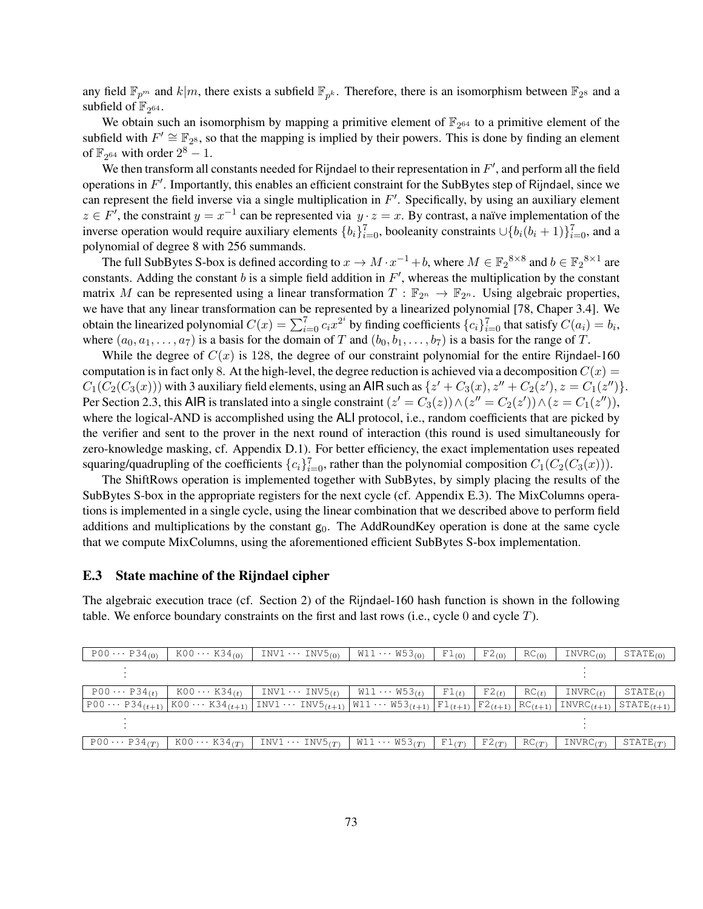any field $\mathbb{F}_{p^m}$ and $k|m$, there exists a subfield $\mathbb{F}_{p^k}$. Therefore, there is an isomorphism between $\mathbb{F}_{2^8}$ and a subfield of $\mathbb{F}_{2^{64}}$.

We obtain such an isomorphism by mapping a primitive element of $\mathbb{F}_{2^{64}}$ to a primitive element of the subfield with $F' \cong \mathbb{F}_{2^8}$, so that the mapping is implied by their powers. This is done by finding an element of $\mathbb{F}_{2^{64}}$ with order $2^8 - 1$.

We then transform all constants needed for Rijndael to their representation in $F'$, and perform all the field operations in $F'$. Importantly, this enables an efficient constraint for the SubBytes step of Rijndael, since we can represent the field inverse via a single multiplication in $F'$. Specifically, by using an auxiliary element $z \in F'$, the constraint $y = x^{-1}$ can be represented via $y \cdot z = x$. By contrast, a naïve implementation of the inverse operation would require auxiliary elements $\{b_i\}_{i=0}^{7}$, booleanity constraints $\cup\{b_i(b_i+1)\}_{i=0}^{7}$, and a polynomial of degree 8 with 256 summands.

The full SubBytes S-box is defined according to $x \to M \cdot x^{-1} + b$, where $M \in \mathbb{F}_2{}^{8\times 8}$ and $b \in \mathbb{F}_2{}^{8\times 1}$ are constants. Adding the constant $b$ is a simple field addition in $F'$, whereas the multiplication by the constant matrix $M$ can be represented using a linear transformation $T : \mathbb{F}_{2^n} \to \mathbb{F}_{2^n}$. Using algebraic properties, we have that any linear transformation can be represented by a linearized polynomial [78, Chaper 3.4]. We obtain the linearized polynomial $C(x) = \sum_{i=0}^{7} c_i x^{2^i}$ by finding coefficients $\{c_i\}_{i=0}^{7}$ that satisfy $C(a_i) = b_i$, where $(a_0, a_1, \ldots, a_7)$ is a basis for the domain of $T$ and $(b_0, b_1, \ldots, b_7)$ is a basis for the range of $T$.

While the degree of $C(x)$ is 128, the degree of our constraint polynomial for the entire Rijndael-160 computation is in fact only 8. At the high-level, the degree reduction is achieved via a decomposition $C(x) = C_1(C_2(C_3(x)))$ with 3 auxiliary field elements, using an AIR such as $\{z' + C_3(x), z'' + C_2(z'), z = C_1(z'')\}$. Per Section 2.3, this AIR is translated into a single constraint $(z' = C_3(z)) \wedge (z'' = C_2(z')) \wedge (z = C_1(z''))$, where the logical-AND is accomplished using the ALI protocol, i.e., random coefficients that are picked by the verifier and sent to the prover in the next round of interaction (this round is used simultaneously for zero-knowledge masking, cf. Appendix D.1). For better efficiency, the exact implementation uses repeated squaring/quadrupling of the coefficients $\{c_i\}_{i=0}^{7}$, rather than the polynomial composition $C_1(C_2(C_3(x)))$.

The ShiftRows operation is implemented together with SubBytes, by simply placing the results of the SubBytes S-box in the appropriate registers for the next cycle (cf. Appendix E.3). The MixColumns operations is implemented in a single cycle, using the linear combination that we described above to perform field additions and multiplications by the constant $g_0$. The AddRoundKey operation is done at the same cycle that we compute MixColumns, using the aforementioned efficient SubBytes S-box implementation.

### E.3 State machine of the Rijndael cipher

The algebraic execution trace (cf. Section 2) of the Rijndael-160 hash function is shown in the following table. We enforce boundary constraints on the first and last rows (i.e., cycle 0 and cycle $T$).

| | | | | | | | | |
|---|---|---|---|---|---|---|---|---|
| $\texttt{P00}\cdots\texttt{P34}_{(0)}$ | $\texttt{K00}\cdots\texttt{K34}_{(0)}$ | $\texttt{INV1}\cdots\texttt{INV5}_{(0)}$ | $\texttt{W11}\cdots\texttt{W53}_{(0)}$ | $\texttt{F1}_{(0)}$ | $\texttt{F2}_{(0)}$ | $\texttt{RC}_{(0)}$ | $\texttt{INVRC}_{(0)}$ | $\texttt{STATE}_{(0)}$ |
| ⋮ | | | | | | | ⋮ | |
| $\texttt{P00}\cdots\texttt{P34}_{(t)}$ | $\texttt{K00}\cdots\texttt{K34}_{(t)}$ | $\texttt{INV1}\cdots\texttt{INV5}_{(t)}$ | $\texttt{W11}\cdots\texttt{W53}_{(t)}$ | $\texttt{F1}_{(t)}$ | $\texttt{F2}_{(t)}$ | $\texttt{RC}_{(t)}$ | $\texttt{INVRC}_{(t)}$ | $\texttt{STATE}_{(t)}$ |
| $\texttt{P00}\cdots\texttt{P34}_{(t+1)}$ | $\texttt{K00}\cdots\texttt{K34}_{(t+1)}$ | $\texttt{INV1}\cdots\texttt{INV5}_{(t+1)}$ | $\texttt{W11}\cdots\texttt{W53}_{(t+1)}$ | $\texttt{F1}_{(t+1)}$ | $\texttt{F2}_{(t+1)}$ | $\texttt{RC}_{(t+1)}$ | $\texttt{INVRC}_{(t+1)}$ | $\texttt{STATE}_{(t+1)}$ |
| ⋮ | | | | | | | ⋮ | |
| $\texttt{P00}\cdots\texttt{P34}_{(T)}$ | $\texttt{K00}\cdots\texttt{K34}_{(T)}$ | $\texttt{INV1}\cdots\texttt{INV5}_{(T)}$ | $\texttt{W11}\cdots\texttt{W53}_{(T)}$ | $\texttt{F1}_{(T)}$ | $\texttt{F2}_{(T)}$ | $\texttt{RC}_{(T)}$ | $\texttt{INVRC}_{(T)}$ | $\texttt{STATE}_{(T)}$ |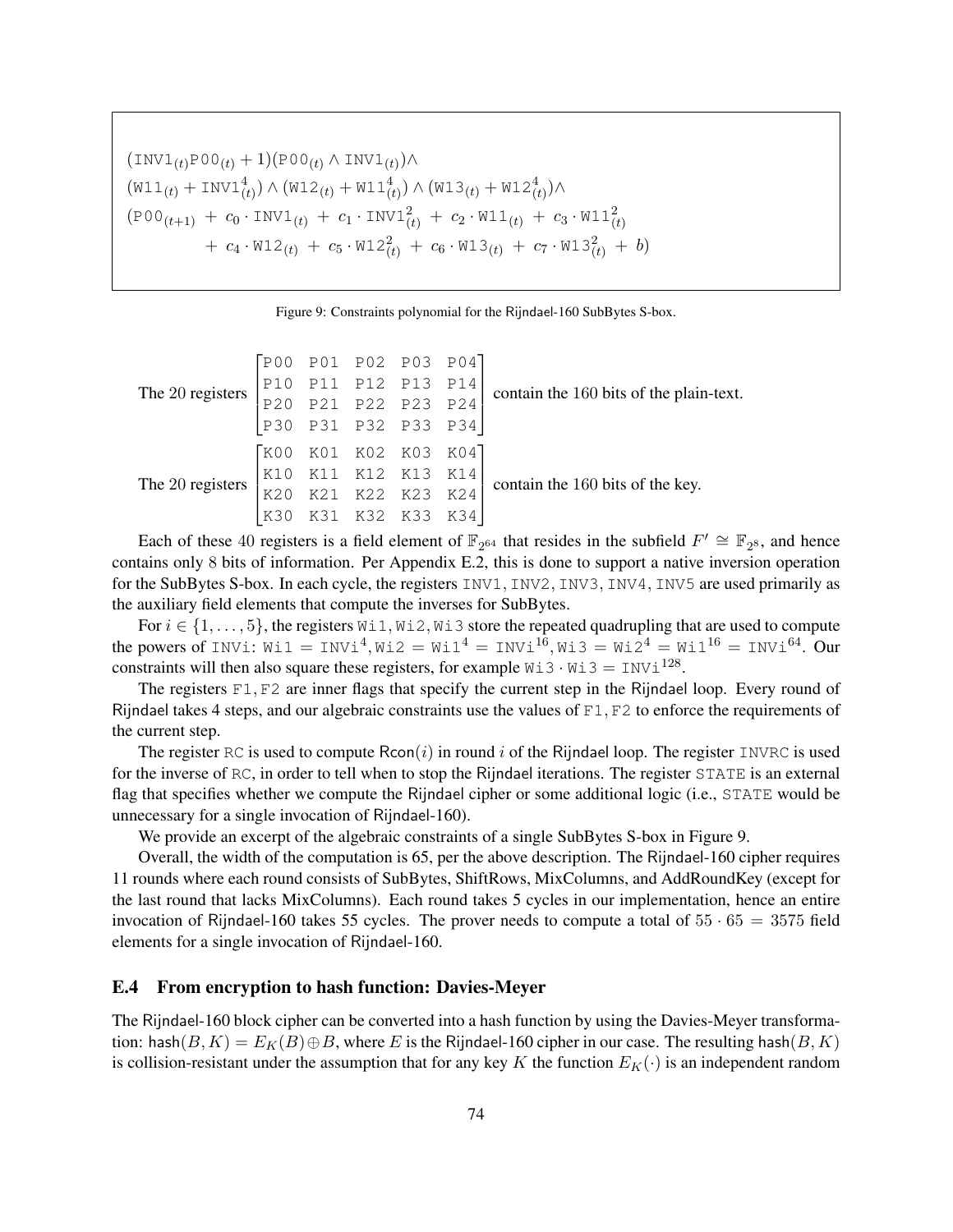$$
\begin{aligned}
&(\mathtt{INV1}_{(t)}\mathtt{P00}_{(t)} + 1)(\mathtt{P00}_{(t)} \wedge \mathtt{INV1}_{(t)}) \wedge \\
&(\mathtt{W11}_{(t)} + \mathtt{INV1}^4_{(t)}) \wedge (\mathtt{W12}_{(t)} + \mathtt{W11}^4_{(t)}) \wedge (\mathtt{W13}_{(t)} + \mathtt{W12}^4_{(t)}) \wedge \\
&(\mathtt{P00}_{(t+1)} \;+\; c_0 \cdot \mathtt{INV1}_{(t)} \;+\; c_1 \cdot \mathtt{INV1}^2_{(t)} \;+\; c_2 \cdot \mathtt{W11}_{(t)} \;+\; c_3 \cdot \mathtt{W11}^2_{(t)} \\
&\qquad +\; c_4 \cdot \mathtt{W12}_{(t)} \;+\; c_5 \cdot \mathtt{W12}^2_{(t)} \;+\; c_6 \cdot \mathtt{W13}_{(t)} \;+\; c_7 \cdot \mathtt{W13}^2_{(t)} \;+\; b)
\end{aligned}
$$

Figure 9: Constraints polynomial for the Rijndael-160 SubBytes S-box.

The 20 registers $\begin{bmatrix} \mathtt{P00} & \mathtt{P01} & \mathtt{P02} & \mathtt{P03} & \mathtt{P04} \\ \mathtt{P10} & \mathtt{P11} & \mathtt{P12} & \mathtt{P13} & \mathtt{P14} \\ \mathtt{P20} & \mathtt{P21} & \mathtt{P22} & \mathtt{P23} & \mathtt{P24} \\ \mathtt{P30} & \mathtt{P31} & \mathtt{P32} & \mathtt{P33} & \mathtt{P34} \end{bmatrix}$ contain the 160 bits of the plain-text.

The 20 registers $\begin{bmatrix} \mathtt{K00} & \mathtt{K01} & \mathtt{K02} & \mathtt{K03} & \mathtt{K04} \\ \mathtt{K10} & \mathtt{K11} & \mathtt{K12} & \mathtt{K13} & \mathtt{K14} \\ \mathtt{K20} & \mathtt{K21} & \mathtt{K22} & \mathtt{K23} & \mathtt{K24} \\ \mathtt{K30} & \mathtt{K31} & \mathtt{K32} & \mathtt{K33} & \mathtt{K34} \end{bmatrix}$ contain the 160 bits of the key.

Each of these 40 registers is a field element of $\mathbb{F}_{2^{64}}$ that resides in the subfield $F' \cong \mathbb{F}_{2^8}$, and hence contains only 8 bits of information. Per Appendix E.2, this is done to support a native inversion operation for the SubBytes S-box. In each cycle, the registers INV1, INV2, INV3, INV4, INV5 are used primarily as the auxiliary field elements that compute the inverses for SubBytes.

For $i \in \{1, \ldots, 5\}$, the registers Wi1, Wi2, Wi3 store the repeated quadrupling that are used to compute the powers of INVi: $\mathtt{Wi1} = \mathtt{INVi}^4, \mathtt{Wi2} = \mathtt{Wi1}^4 = \mathtt{INVi}^{16}, \mathtt{Wi3} = \mathtt{Wi2}^4 = \mathtt{Wi1}^{16} = \mathtt{INVi}^{64}$. Our constraints will then also square these registers, for example $\mathtt{Wi3} \cdot \mathtt{Wi3} = \mathtt{INVi}^{128}$.

The registers F1, F2 are inner flags that specify the current step in the Rijndael loop. Every round of Rijndael takes 4 steps, and our algebraic constraints use the values of F1, F2 to enforce the requirements of the current step.

The register RC is used to compute $\mathsf{Rcon}(i)$ in round $i$ of the Rijndael loop. The register INVRC is used for the inverse of RC, in order to tell when to stop the Rijndael iterations. The register STATE is an external flag that specifies whether we compute the Rijndael cipher or some additional logic (i.e., STATE would be unnecessary for a single invocation of Rijndael-160).

We provide an excerpt of the algebraic constraints of a single SubBytes S-box in Figure 9.

Overall, the width of the computation is 65, per the above description. The Rijndael-160 cipher requires 11 rounds where each round consists of SubBytes, ShiftRows, MixColumns, and AddRoundKey (except for the last round that lacks MixColumns). Each round takes 5 cycles in our implementation, hence an entire invocation of Rijndael-160 takes 55 cycles. The prover needs to compute a total of $55 \cdot 65 = 3575$ field elements for a single invocation of Rijndael-160.

### E.4 From encryption to hash function: Davies-Meyer

The Rijndael-160 block cipher can be converted into a hash function by using the Davies-Meyer transformation: $\mathsf{hash}(B, K) = E_K(B) \oplus B$, where $E$ is the Rijndael-160 cipher in our case. The resulting $\mathsf{hash}(B, K)$ is collision-resistant under the assumption that for any key $K$ the function $E_K(\cdot)$ is an independent random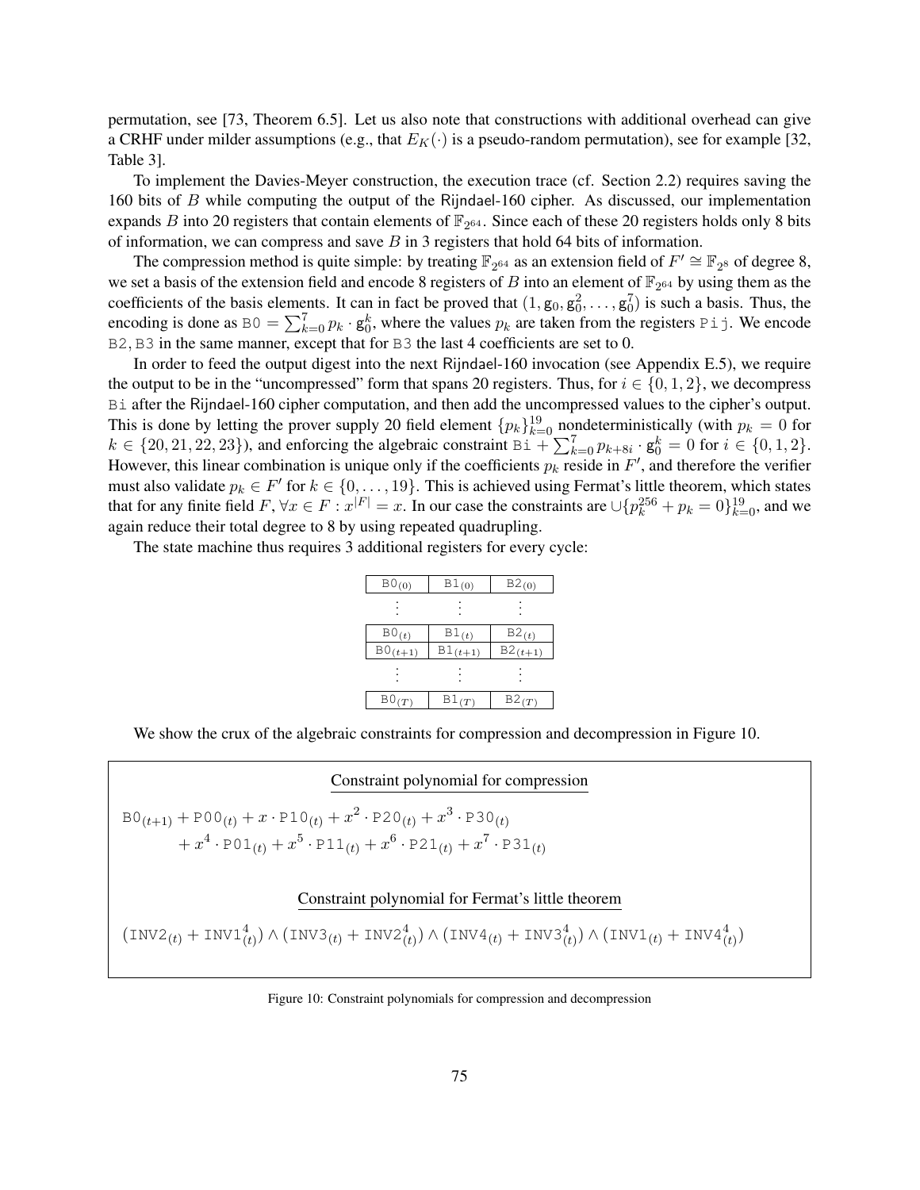permutation, see [73, Theorem 6.5]. Let us also note that constructions with additional overhead can give a CRHF under milder assumptions (e.g., that $E_K(\cdot)$ is a pseudo-random permutation), see for example [32, Table 3].

To implement the Davies-Meyer construction, the execution trace (cf. Section 2.2) requires saving the 160 bits of $B$ while computing the output of the Rijndael-160 cipher. As discussed, our implementation expands $B$ into 20 registers that contain elements of $\mathbb{F}_{2^{64}}$. Since each of these 20 registers holds only 8 bits of information, we can compress and save $B$ in 3 registers that hold 64 bits of information.

The compression method is quite simple: by treating $\mathbb{F}_{2^{64}}$ as an extension field of $F' \cong \mathbb{F}_{2^8}$ of degree 8, we set a basis of the extension field and encode 8 registers of $B$ into an element of $\mathbb{F}_{2^{64}}$ by using them as the coefficients of the basis elements. It can in fact be proved that $(1, \mathsf{g}_0, \mathsf{g}_0^2, \ldots, \mathsf{g}_0^7)$ is such a basis. Thus, the encoding is done as $\texttt{B0} = \sum_{k=0}^{7} p_k \cdot \mathsf{g}_0^k$, where the values $p_k$ are taken from the registers `Pij`. We encode `B2`, `B3` in the same manner, except that for `B3` the last 4 coefficients are set to 0.

In order to feed the output digest into the next Rijndael-160 invocation (see Appendix E.5), we require the output to be in the "uncompressed" form that spans 20 registers. Thus, for $i \in \{0, 1, 2\}$, we decompress `Bi` after the Rijndael-160 cipher computation, and then add the uncompressed values to the cipher's output. This is done by letting the prover supply 20 field element $\{p_k\}_{k=0}^{19}$ nondeterministically (with $p_k = 0$ for $k \in \{20, 21, 22, 23\}$), and enforcing the algebraic constraint $\texttt{Bi} + \sum_{k=0}^{7} p_{k+8i} \cdot \mathsf{g}_0^k = 0$ for $i \in \{0, 1, 2\}$. However, this linear combination is unique only if the coefficients $p_k$ reside in $F'$, and therefore the verifier must also validate $p_k \in F'$ for $k \in \{0, \ldots, 19\}$. This is achieved using Fermat's little theorem, which states that for any finite field $F$, $\forall x \in F : x^{|F|} = x$. In our case the constraints are $\cup\{p_k^{256} + p_k = 0\}_{k=0}^{19}$, and we again reduce their total degree to 8 by using repeated quadrupling.

The state machine thus requires 3 additional registers for every cycle:

| | | |
|---|---|---|
| $\texttt{B0}_{(0)}$ | $\texttt{B1}_{(0)}$ | $\texttt{B2}_{(0)}$ |
| $\vdots$ | $\vdots$ | $\vdots$ |
| $\texttt{B0}_{(t)}$ | $\texttt{B1}_{(t)}$ | $\texttt{B2}_{(t)}$ |
| $\texttt{B0}_{(t+1)}$ | $\texttt{B1}_{(t+1)}$ | $\texttt{B2}_{(t+1)}$ |
| $\vdots$ | $\vdots$ | $\vdots$ |
| $\texttt{B0}_{(T)}$ | $\texttt{B1}_{(T)}$ | $\texttt{B2}_{(T)}$ |

We show the crux of the algebraic constraints for compression and decompression in Figure 10.

Constraint polynomial for compression

$$\begin{aligned}\texttt{B0}_{(t+1)} &+ \texttt{P00}_{(t)} + x \cdot \texttt{P10}_{(t)} + x^2 \cdot \texttt{P20}_{(t)} + x^3 \cdot \texttt{P30}_{(t)} \\ &+ x^4 \cdot \texttt{P01}_{(t)} + x^5 \cdot \texttt{P11}_{(t)} + x^6 \cdot \texttt{P21}_{(t)} + x^7 \cdot \texttt{P31}_{(t)}\end{aligned}$$

Constraint polynomial for Fermat's little theorem

$$(\texttt{INV2}_{(t)} + \texttt{INV1}_{(t)}^4) \wedge (\texttt{INV3}_{(t)} + \texttt{INV2}_{(t)}^4) \wedge (\texttt{INV4}_{(t)} + \texttt{INV3}_{(t)}^4) \wedge (\texttt{INV1}_{(t)} + \texttt{INV4}_{(t)}^4)$$

Figure 10: Constraint polynomials for compression and decompression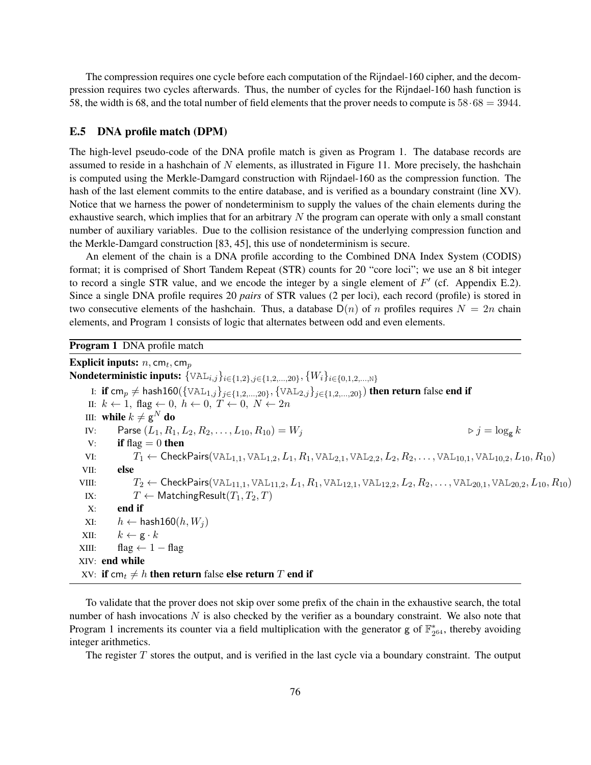The compression requires one cycle before each computation of the Rijndael-160 cipher, and the decompression requires two cycles afterwards. Thus, the number of cycles for the Rijndael-160 hash function is 58, the width is 68, and the total number of field elements that the prover needs to compute is $58 \cdot 68 = 3944$.

### E.5 DNA profile match (DPM)

The high-level pseudo-code of the DNA profile match is given as Program 1. The database records are assumed to reside in a hashchain of $N$ elements, as illustrated in Figure 11. More precisely, the hashchain is computed using the Merkle-Damgard construction with Rijndael-160 as the compression function. The hash of the last element commits to the entire database, and is verified as a boundary constraint (line XV). Notice that we harness the power of nondeterminism to supply the values of the chain elements during the exhaustive search, which implies that for an arbitrary $N$ the program can operate with only a small constant number of auxiliary variables. Due to the collision resistance of the underlying compression function and the Merkle-Damgard construction [83, 45], this use of nondeterminism is secure.

An element of the chain is a DNA profile according to the Combined DNA Index System (CODIS) format; it is comprised of Short Tandem Repeat (STR) counts for 20 "core loci"; we use an 8 bit integer to record a single STR value, and we encode the integer by a single element of $F'$ (cf. Appendix E.2). Since a single DNA profile requires 20 *pairs* of STR values (2 per loci), each record (profile) is stored in two consecutive elements of the hashchain. Thus, a database $\mathsf{D}(n)$ of $n$ profiles requires $N = 2n$ chain elements, and Program 1 consists of logic that alternates between odd and even elements.

**Program 1** DNA profile match

**Explicit inputs:** $n, \mathsf{cm}_t, \mathsf{cm}_p$
**Nondeterministic inputs:** $\{\mathtt{VAL}_{i,j}\}_{i\in\{1,2\},j\in\{1,2,\ldots,20\}}, \{W_i\}_{i\in\{0,1,2,\ldots,\mathtt{N}\}}$

```
I:    if cm_p ≠ hash160({VAL_{1,j}}_{j∈{1,2,...,20}}, {VAL_{2,j}}_{j∈{1,2,...,20}}) then return false end if
II:   k ← 1, flag ← 0, h ← 0, T ← 0, N ← 2n
III:  while k ≠ g^N do
IV:       Parse (L_1, R_1, L_2, R_2, ..., L_10, R_10) = W_j                         ▷ j = log_g k
V:        if flag = 0 then
VI:           T_1 ← CheckPairs(VAL_{1,1}, VAL_{1,2}, L_1, R_1, VAL_{2,1}, VAL_{2,2}, L_2, R_2, ..., VAL_{10,1}, VAL_{10,2}, L_10, R_10)
VII:      else
VIII:         T_2 ← CheckPairs(VAL_{11,1}, VAL_{11,2}, L_1, R_1, VAL_{12,1}, VAL_{12,2}, L_2, R_2, ..., VAL_{20,1}, VAL_{20,2}, L_10, R_10)
IX:           T ← MatchingResult(T_1, T_2, T)
X:        end if
XI:       h ← hash160(h, W_j)
XII:      k ← g · k
XIII:     flag ← 1 − flag
XIV:  end while
XV:   if cm_t ≠ h then return false else return T end if
```

To validate that the prover does not skip over some prefix of the chain in the exhaustive search, the total number of hash invocations $N$ is also checked by the verifier as a boundary constraint. We also note that Program 1 increments its counter via a field multiplication with the generator $\mathsf{g}$ of $\mathbb{F}^*_{2^{64}}$, thereby avoiding integer arithmetics.

The register $T$ stores the output, and is verified in the last cycle via a boundary constraint. The output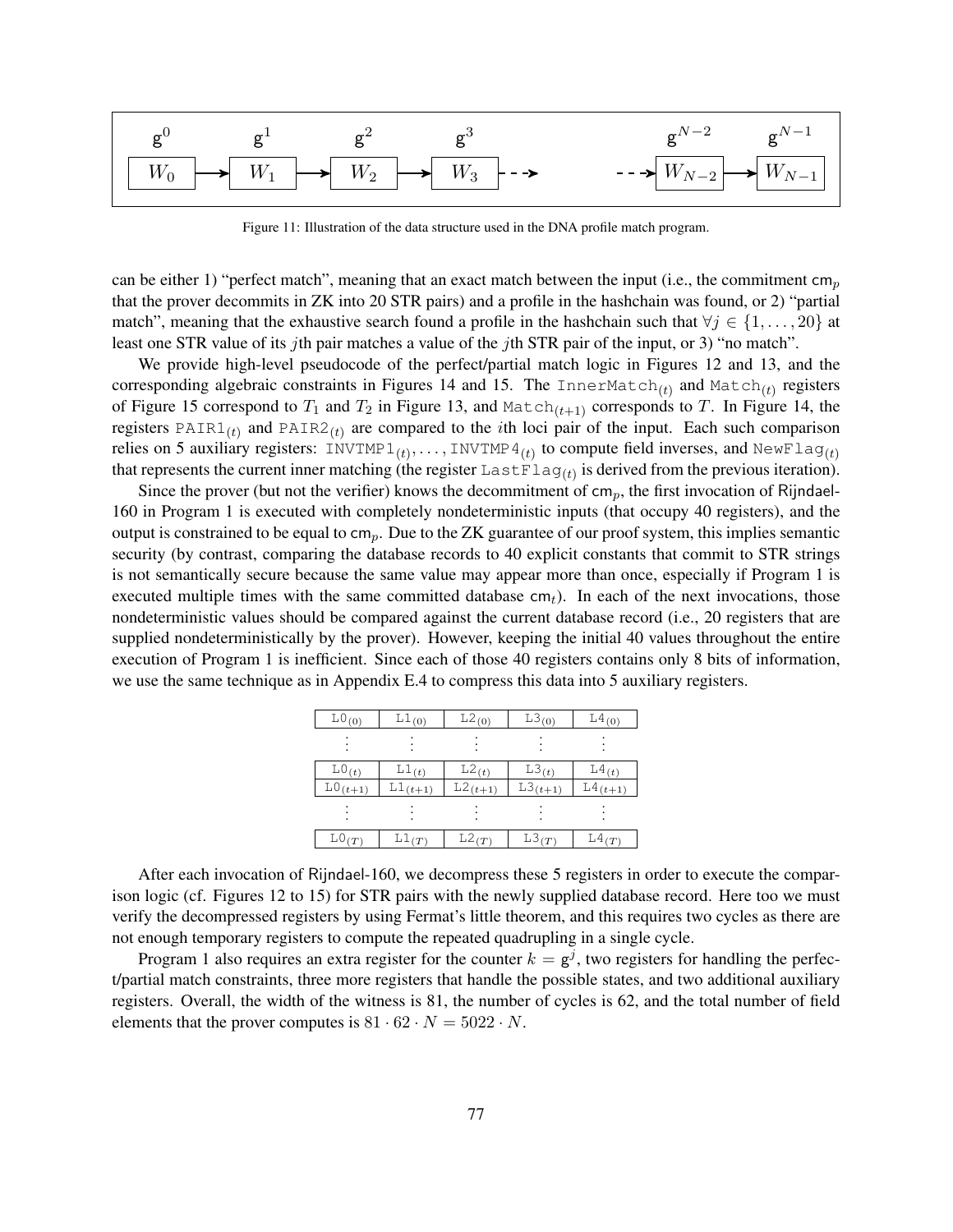$\mathsf{g}^0$ $\mathsf{g}^1$ $\mathsf{g}^2$ $\mathsf{g}^3$ $\mathsf{g}^{N-2}$ $\mathsf{g}^{N-1}$

$W_0$ → $W_1$ → $W_2$ → $W_3$ - - → - - → $W_{N-2}$ → $W_{N-1}$

Figure 11: Illustration of the data structure used in the DNA profile match program.

can be either 1) "perfect match", meaning that an exact match between the input (i.e., the commitment $\mathsf{cm}_p$ that the prover decommits in ZK into 20 STR pairs) and a profile in the hashchain was found, or 2) "partial match", meaning that the exhaustive search found a profile in the hashchain such that $\forall j \in \{1, \ldots, 20\}$ at least one STR value of its $j$th pair matches a value of the $j$th STR pair of the input, or 3) "no match".

We provide high-level pseudocode of the perfect/partial match logic in Figures 12 and 13, and the corresponding algebraic constraints in Figures 14 and 15. The $\texttt{InnerMatch}_{(t)}$ and $\texttt{Match}_{(t)}$ registers of Figure 15 correspond to $T_1$ and $T_2$ in Figure 13, and $\texttt{Match}_{(t+1)}$ corresponds to $T$. In Figure 14, the registers $\texttt{PAIR1}_{(t)}$ and $\texttt{PAIR2}_{(t)}$ are compared to the $i$th loci pair of the input. Each such comparison relies on 5 auxiliary registers: $\texttt{INVTMP1}_{(t)}, \ldots, \texttt{INVTMP4}_{(t)}$ to compute field inverses, and $\texttt{NewFlag}_{(t)}$ that represents the current inner matching (the register $\texttt{LastFlag}_{(t)}$ is derived from the previous iteration).

Since the prover (but not the verifier) knows the decommitment of $\mathsf{cm}_p$, the first invocation of Rijndael-160 in Program 1 is executed with completely nondeterministic inputs (that occupy 40 registers), and the output is constrained to be equal to $\mathsf{cm}_p$. Due to the ZK guarantee of our proof system, this implies semantic security (by contrast, comparing the database records to 40 explicit constants that commit to STR strings is not semantically secure because the same value may appear more than once, especially if Program 1 is executed multiple times with the same committed database $\mathsf{cm}_t$). In each of the next invocations, those nondeterministic values should be compared against the current database record (i.e., 20 registers that are supplied nondeterministically by the prover). However, keeping the initial 40 values throughout the entire execution of Program 1 is inefficient. Since each of those 40 registers contains only 8 bits of information, we use the same technique as in Appendix E.4 to compress this data into 5 auxiliary registers.

| | | | | |
|---|---|---|---|---|
| $\texttt{L0}_{(0)}$ | $\texttt{L1}_{(0)}$ | $\texttt{L2}_{(0)}$ | $\texttt{L3}_{(0)}$ | $\texttt{L4}_{(0)}$ |
| ⋮ | ⋮ | ⋮ | ⋮ | ⋮ |
| $\texttt{L0}_{(t)}$ | $\texttt{L1}_{(t)}$ | $\texttt{L2}_{(t)}$ | $\texttt{L3}_{(t)}$ | $\texttt{L4}_{(t)}$ |
| $\texttt{L0}_{(t+1)}$ | $\texttt{L1}_{(t+1)}$ | $\texttt{L2}_{(t+1)}$ | $\texttt{L3}_{(t+1)}$ | $\texttt{L4}_{(t+1)}$ |
| ⋮ | ⋮ | ⋮ | ⋮ | ⋮ |
| $\texttt{L0}_{(T)}$ | $\texttt{L1}_{(T)}$ | $\texttt{L2}_{(T)}$ | $\texttt{L3}_{(T)}$ | $\texttt{L4}_{(T)}$ |

After each invocation of Rijndael-160, we decompress these 5 registers in order to execute the comparison logic (cf. Figures 12 to 15) for STR pairs with the newly supplied database record. Here too we must verify the decompressed registers by using Fermat's little theorem, and this requires two cycles as there are not enough temporary registers to compute the repeated quadrupling in a single cycle.

Program 1 also requires an extra register for the counter $k = \mathsf{g}^j$, two registers for handling the perfect/partial match constraints, three more registers that handle the possible states, and two additional auxiliary registers. Overall, the width of the witness is 81, the number of cycles is 62, and the total number of field elements that the prover computes is $81 \cdot 62 \cdot N = 5022 \cdot N$.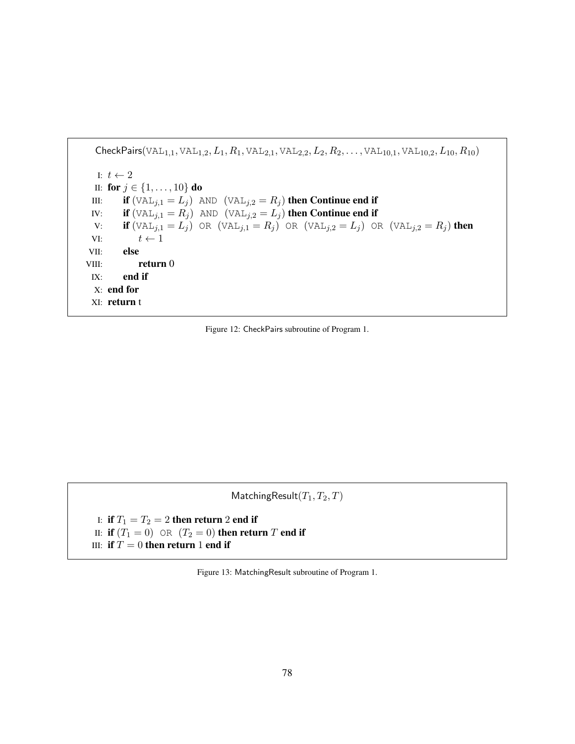$\text{CheckPairs}(\texttt{VAL}_{1,1}, \texttt{VAL}_{1,2}, L_1, R_1, \texttt{VAL}_{2,1}, \texttt{VAL}_{2,2}, L_2, R_2, \ldots, \texttt{VAL}_{10,1}, \texttt{VAL}_{10,2}, L_{10}, R_{10})$

I: $t \leftarrow 2$
II: **for** $j \in \{1, \ldots, 10\}$ **do**
III: **if** $(\texttt{VAL}_{j,1} = L_j)$ AND $(\texttt{VAL}_{j,2} = R_j)$ **then Continue end if**
IV: **if** $(\texttt{VAL}_{j,1} = R_j)$ AND $(\texttt{VAL}_{j,2} = L_j)$ **then Continue end if**
V: **if** $(\texttt{VAL}_{j,1} = L_j)$ OR $(\texttt{VAL}_{j,1} = R_j)$ OR $(\texttt{VAL}_{j,2} = L_j)$ OR $(\texttt{VAL}_{j,2} = R_j)$ **then**
VI: $t \leftarrow 1$
VII: **else**
VIII: **return** $0$
IX: **end if**
X: **end for**
XI: **return** t

Figure 12: CheckPairs subroutine of Program 1.

$\text{MatchingResult}(T_1, T_2, T)$

I: **if** $T_1 = T_2 = 2$ **then return** $2$ **end if**
II: **if** $(T_1 = 0)$ OR $(T_2 = 0)$ **then return** $T$ **end if**
III: **if** $T = 0$ **then return** $1$ **end if**

Figure 13: MatchingResult subroutine of Program 1.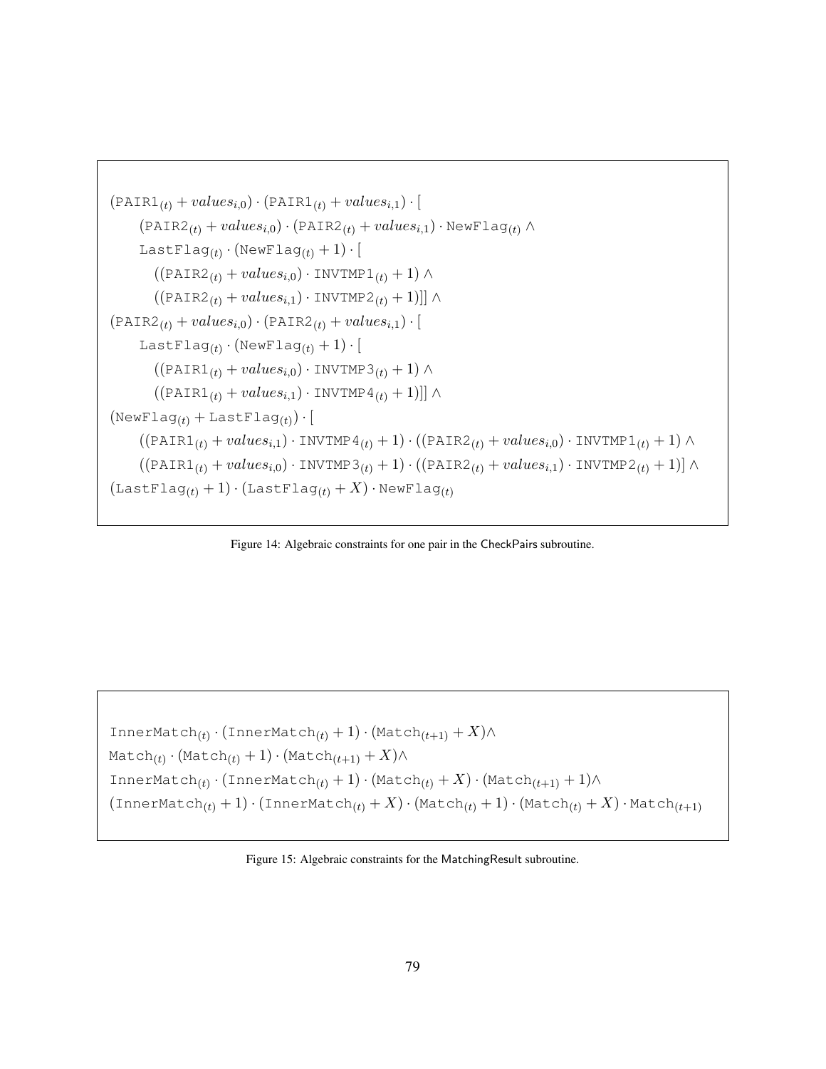$$
\begin{aligned}
&(\texttt{PAIR1}_{(t)} + values_{i,0}) \cdot (\texttt{PAIR1}_{(t)} + values_{i,1}) \cdot [ \\
&\quad (\texttt{PAIR2}_{(t)} + values_{i,0}) \cdot (\texttt{PAIR2}_{(t)} + values_{i,1}) \cdot \texttt{NewFlag}_{(t)} \wedge \\
&\quad \texttt{LastFlag}_{(t)} \cdot (\texttt{NewFlag}_{(t)} + 1) \cdot [ \\
&\qquad ((\texttt{PAIR2}_{(t)} + values_{i,0}) \cdot \texttt{INVTMP1}_{(t)} + 1) \wedge \\
&\qquad ((\texttt{PAIR2}_{(t)} + values_{i,1}) \cdot \texttt{INVTMP2}_{(t)} + 1)]] \wedge \\
&(\texttt{PAIR2}_{(t)} + values_{i,0}) \cdot (\texttt{PAIR2}_{(t)} + values_{i,1}) \cdot [ \\
&\quad \texttt{LastFlag}_{(t)} \cdot (\texttt{NewFlag}_{(t)} + 1) \cdot [ \\
&\qquad ((\texttt{PAIR1}_{(t)} + values_{i,0}) \cdot \texttt{INVTMP3}_{(t)} + 1) \wedge \\
&\qquad ((\texttt{PAIR1}_{(t)} + values_{i,1}) \cdot \texttt{INVTMP4}_{(t)} + 1)]] \wedge \\
&(\texttt{NewFlag}_{(t)} + \texttt{LastFlag}_{(t)}) \cdot [ \\
&\quad ((\texttt{PAIR1}_{(t)} + values_{i,1}) \cdot \texttt{INVTMP4}_{(t)} + 1) \cdot ((\texttt{PAIR2}_{(t)} + values_{i,0}) \cdot \texttt{INVTMP1}_{(t)} + 1) \wedge \\
&\quad ((\texttt{PAIR1}_{(t)} + values_{i,0}) \cdot \texttt{INVTMP3}_{(t)} + 1) \cdot ((\texttt{PAIR2}_{(t)} + values_{i,1}) \cdot \texttt{INVTMP2}_{(t)} + 1)] \wedge \\
&(\texttt{LastFlag}_{(t)} + 1) \cdot (\texttt{LastFlag}_{(t)} + X) \cdot \texttt{NewFlag}_{(t)}
\end{aligned}
$$

Figure 14: Algebraic constraints for one pair in the CheckPairs subroutine.

$$
\begin{aligned}
&\texttt{InnerMatch}_{(t)} \cdot (\texttt{InnerMatch}_{(t)} + 1) \cdot (\texttt{Match}_{(t+1)} + X) \wedge \\
&\texttt{Match}_{(t)} \cdot (\texttt{Match}_{(t)} + 1) \cdot (\texttt{Match}_{(t+1)} + X) \wedge \\
&\texttt{InnerMatch}_{(t)} \cdot (\texttt{InnerMatch}_{(t)} + 1) \cdot (\texttt{Match}_{(t)} + X) \cdot (\texttt{Match}_{(t+1)} + 1) \wedge \\
&(\texttt{InnerMatch}_{(t)} + 1) \cdot (\texttt{InnerMatch}_{(t)} + X) \cdot (\texttt{Match}_{(t)} + 1) \cdot (\texttt{Match}_{(t)} + X) \cdot \texttt{Match}_{(t+1)}
\end{aligned}
$$

Figure 15: Algebraic constraints for the MatchingResult subroutine.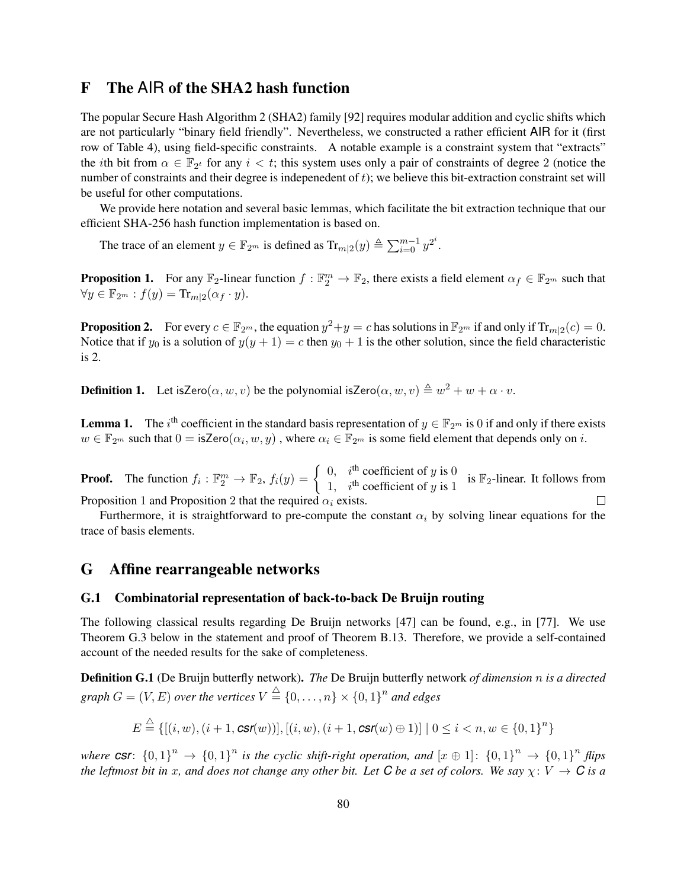# F The AIR of the SHA2 hash function

The popular Secure Hash Algorithm 2 (SHA2) family [92] requires modular addition and cyclic shifts which are not particularly "binary field friendly". Nevertheless, we constructed a rather efficient AIR for it (first row of Table 4), using field-specific constraints. A notable example is a constraint system that "extracts" the $i$th bit from $\alpha \in \mathbb{F}_{2^t}$ for any $i < t$; this system uses only a pair of constraints of degree 2 (notice the number of constraints and their degree is indepenedent of $t$); we believe this bit-extraction constraint set will be useful for other computations.

We provide here notation and several basic lemmas, which facilitate the bit extraction technique that our efficient SHA-256 hash function implementation is based on.

The trace of an element $y \in \mathbb{F}_{2^m}$ is defined as $\mathrm{Tr}_{m|2}(y) \triangleq \sum_{i=0}^{m-1} y^{2^i}$.

**Proposition 1.** For any $\mathbb{F}_2$-linear function $f : \mathbb{F}_2^m \to \mathbb{F}_2$, there exists a field element $\alpha_f \in \mathbb{F}_{2^m}$ such that $\forall y \in \mathbb{F}_{2^m} : f(y) = \mathrm{Tr}_{m|2}(\alpha_f \cdot y)$.

**Proposition 2.** For every $c \in \mathbb{F}_{2^m}$, the equation $y^2 + y = c$ has solutions in $\mathbb{F}_{2^m}$ if and only if $\mathrm{Tr}_{m|2}(c) = 0$. Notice that if $y_0$ is a solution of $y(y+1) = c$ then $y_0 + 1$ is the other solution, since the field characteristic is 2.

**Definition 1.** Let $\mathsf{isZero}(\alpha, w, v)$ be the polynomial $\mathsf{isZero}(\alpha, w, v) \triangleq w^2 + w + \alpha \cdot v$.

**Lemma 1.** The $i^{\text{th}}$ coefficient in the standard basis representation of $y \in \mathbb{F}_{2^m}$ is 0 if and only if there exists $w \in \mathbb{F}_{2^m}$ such that $0 = \mathsf{isZero}(\alpha_i, w, y)$ , where $\alpha_i \in \mathbb{F}_{2^m}$ is some field element that depends only on $i$.

**Proof.** The function $f_i : \mathbb{F}_2^m \to \mathbb{F}_2$, $f_i(y) = \begin{cases} 0, & i^{\text{th}} \text{ coefficient of } y \text{ is } 0 \\ 1, & i^{\text{th}} \text{ coefficient of } y \text{ is } 1 \end{cases}$ is $\mathbb{F}_2$-linear. It follows from Proposition 1 and Proposition 2 that the required $\alpha_i$ exists. □

Furthermore, it is straightforward to pre-compute the constant $\alpha_i$ by solving linear equations for the trace of basis elements.

# G Affine rearrangeable networks

## G.1 Combinatorial representation of back-to-back De Bruijn routing

The following classical results regarding De Bruijn networks [47] can be found, e.g., in [77]. We use Theorem G.3 below in the statement and proof of Theorem B.13. Therefore, we provide a self-contained account of the needed results for the sake of completeness.

**Definition G.1** (De Bruijn butterfly network). *The* De Bruijn butterfly network *of dimension $n$ is a directed graph $G = (V, E)$ over the vertices $V \overset{\triangle}{=} \{0, \ldots, n\} \times \{0,1\}^n$ and edges*

$$E \overset{\triangle}{=} \{[(i, w), (i+1, \mathit{csr}(w))], [(i, w), (i+1, \mathit{csr}(w) \oplus 1)] \mid 0 \leq i < n, w \in \{0,1\}^n\}$$

*where $\mathit{csr}$: $\{0,1\}^n \to \{0,1\}^n$ is the cyclic shift-right operation, and $[x \oplus 1]$: $\{0,1\}^n \to \{0,1\}^n$ flips the leftmost bit in $x$, and does not change any other bit. Let $C$ be a set of colors. We say $\chi \colon V \to C$ is a*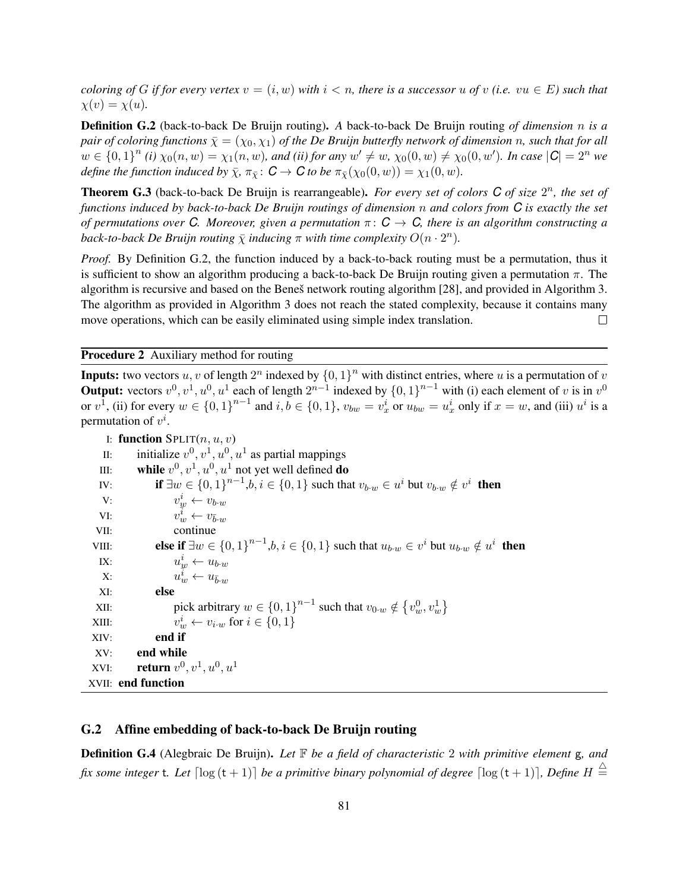*coloring of $G$ if for every vertex $v = (i, w)$ with $i < n$, there is a successor $u$ of $v$ (i.e. $vu \in E$) such that $\chi(v) = \chi(u)$.*

**Definition G.2** (back-to-back De Bruijn routing)**.** *A* back-to-back De Bruijn routing *of dimension $n$ is a pair of coloring functions $\bar{\chi} = (\chi_0, \chi_1)$ of the De Bruijn butterfly network of dimension $n$, such that for all $w \in \{0,1\}^n$ (i) $\chi_0(n, w) = \chi_1(n, w)$, and (ii) for any $w' \neq w$, $\chi_0(0, w) \neq \chi_0(0, w')$. In case $|\mathsf{C}| = 2^n$ we define the function induced by $\bar{\chi}$, $\pi_{\bar{\chi}} \colon \mathsf{C} \to \mathsf{C}$ to be $\pi_{\bar{\chi}}(\chi_0(0, w)) = \chi_1(0, w)$.*

**Theorem G.3** (back-to-back De Bruijn is rearrangeable)**.** *For every set of colors $\mathsf{C}$ of size $2^n$, the set of functions induced by back-to-back De Bruijn routings of dimension $n$ and colors from $\mathsf{C}$ is exactly the set of permutations over $\mathsf{C}$. Moreover, given a permutation $\pi \colon \mathsf{C} \to \mathsf{C}$, there is an algorithm constructing a back-to-back De Bruijn routing $\bar{\chi}$ inducing $\pi$ with time complexity $O(n \cdot 2^n)$.*

*Proof.* By Definition G.2, the function induced by a back-to-back routing must be a permutation, thus it is sufficient to show an algorithm producing a back-to-back De Bruijn routing given a permutation $\pi$. The algorithm is recursive and based on the Beneš network routing algorithm [28], and provided in Algorithm 3. The algorithm as provided in Algorithm 3 does not reach the stated complexity, because it contains many move operations, which can be easily eliminated using simple index translation. ☐

**Procedure 2** Auxiliary method for routing

**Inputs:** two vectors $u, v$ of length $2^n$ indexed by $\{0,1\}^n$ with distinct entries, where $u$ is a permutation of $v$
**Output:** vectors $v^0, v^1, u^0, u^1$ each of length $2^{n-1}$ indexed by $\{0,1\}^{n-1}$ with (i) each element of $v$ is in $v^0$ or $v^1$, (ii) for every $w \in \{0,1\}^{n-1}$ and $i, b \in \{0,1\}$, $v_{bw} = v^i_x$ or $u_{bw} = u^i_x$ only if $x = w$, and (iii) $u^i$ is a permutation of $v^i$.

```
I:     function SPLIT(n, u, v)
II:        initialize v^0, v^1, u^0, u^1 as partial mappings
III:       while v^0, v^1, u^0, u^1 not yet well defined do
IV:            if ∃w ∈ {0,1}^{n-1}, b, i ∈ {0,1} such that v_{b·w} ∈ u^i but v_{b·w} ∉ v^i then
V:                 v^i_w ← v_{b·w}
VI:                v^{ī}_w ← v_{b̄·w}
VII:               continue
VIII:          else if ∃w ∈ {0,1}^{n-1}, b, i ∈ {0,1} such that u_{b·w} ∈ v^i but u_{b·w} ∉ u^i then
IX:                u^i_w ← u_{b·w}
X:                 u^{ī}_w ← u_{b̄·w}
XI:            else
XII:               pick arbitrary w ∈ {0,1}^{n-1} such that v_{0·w} ∉ {v^0_w, v^1_w}
XIII:              v^i_w ← v_{i·w} for i ∈ {0,1}
XIV:           end if
XV:        end while
XVI:       return v^0, v^1, u^0, u^1
XVII:  end function
```

## G.2 Affine embedding of back-to-back De Bruijn routing

**Definition G.4** (Alegbraic De Bruijn)**.** *Let $\mathbb{F}$ be a field of characteristic 2 with primitive element $\mathsf{g}$, and fix some integer $\mathsf{t}$. Let $\lceil \log(\mathsf{t}+1) \rceil$ be a primitive binary polynomial of degree $\lceil \log(\mathsf{t}+1) \rceil$, Define $H \stackrel{\triangle}{=}$*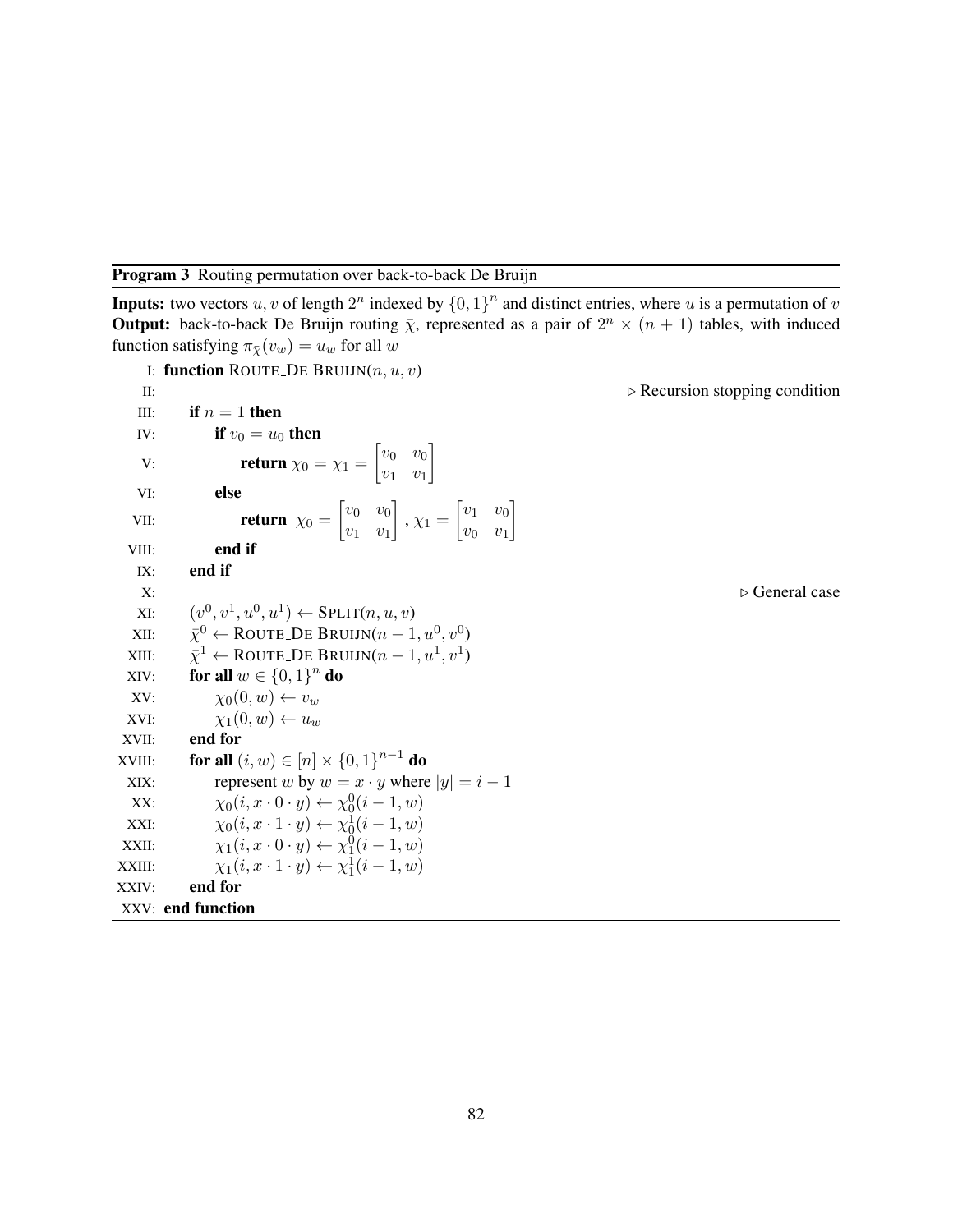**Program 3** Routing permutation over back-to-back De Bruijn

**Inputs:** two vectors $u, v$ of length $2^n$ indexed by $\{0,1\}^n$ and distinct entries, where $u$ is a permutation of $v$
**Output:** back-to-back De Bruijn routing $\bar{\chi}$, represented as a pair of $2^n \times (n+1)$ tables, with induced function satisfying $\pi_{\bar{\chi}}(v_w) = u_w$ for all $w$

```
I:      function ROUTE_DE BRUIJN(n, u, v)
II:                                                        ▷ Recursion stopping condition
III:        if n = 1 then
IV:             if v_0 = u_0 then
V:                  return χ_0 = χ_1 = [v_0  v_0]
                                       [v_1  v_1]
VI:             else
VII:                return χ_0 = [v_0  v_0] , χ_1 = [v_1  v_0]
                                 [v_1  v_1]         [v_0  v_1]
VIII:           end if
IX:         end if
X:                                                         ▷ General case
XI:         (v^0, v^1, u^0, u^1) ← SPLIT(n, u, v)
XII:        χ̄^0 ← ROUTE_DE BRUIJN(n − 1, u^0, v^0)
XIII:       χ̄^1 ← ROUTE_DE BRUIJN(n − 1, u^1, v^1)
XIV:        for all w ∈ {0,1}^n do
XV:             χ_0(0, w) ← v_w
XVI:            χ_1(0, w) ← u_w
XVII:       end for
XVIII:      for all (i, w) ∈ [n] × {0,1}^{n−1} do
XIX:            represent w by w = x · y where |y| = i − 1
XX:             χ_0(i, x · 0 · y) ← χ_0^0(i − 1, w)
XXI:            χ_0(i, x · 1 · y) ← χ_0^1(i − 1, w)
XXII:           χ_1(i, x · 0 · y) ← χ_1^0(i − 1, w)
XXIII:          χ_1(i, x · 1 · y) ← χ_1^1(i − 1, w)
XXIV:       end for
XXV:    end function
```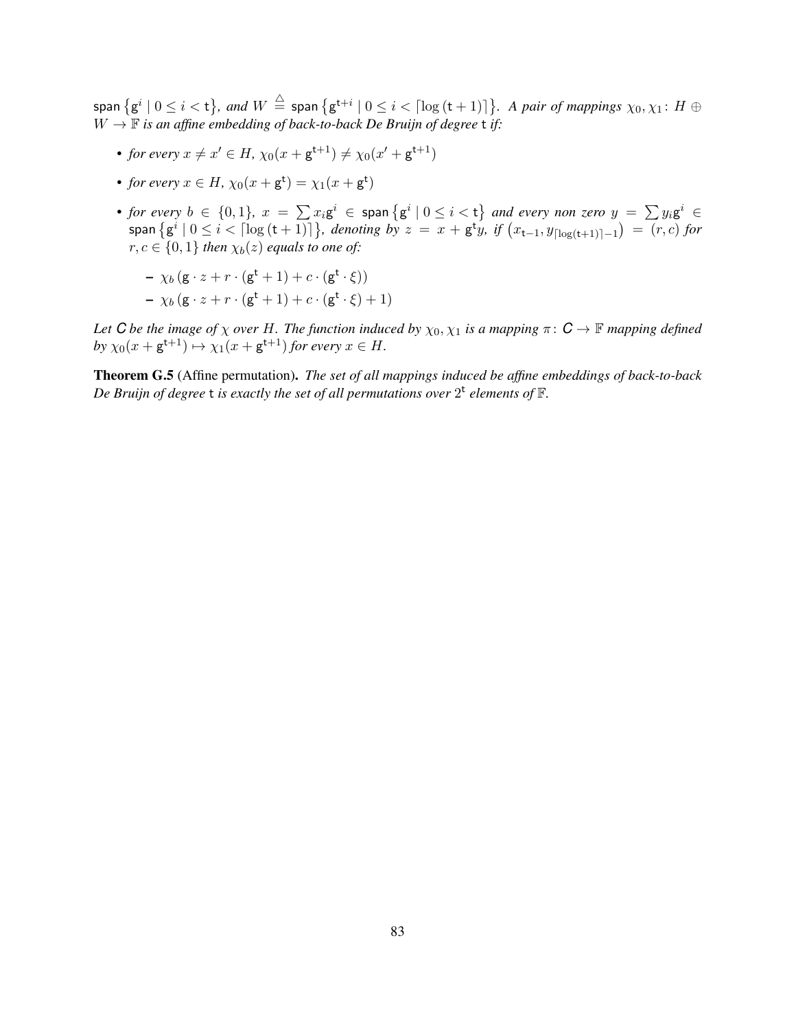span $\left\{\mathsf{g}^i \mid 0 \leq i < \mathsf{t}\right\}$, *and* $W \overset{\triangle}{=}$ span $\left\{\mathsf{g}^{\mathsf{t}+i} \mid 0 \leq i < \lceil \log\left(\mathsf{t}+1\right)\rceil\right\}$. *A pair of mappings* $\chi_0, \chi_1 \colon H \oplus W \to \mathbb{F}$ *is an affine embedding of back-to-back De Bruijn of degree* $\mathsf{t}$ *if:*

- *for every* $x \neq x' \in H$, $\chi_0(x + \mathsf{g}^{\mathsf{t}+1}) \neq \chi_0(x' + \mathsf{g}^{\mathsf{t}+1})$
- *for every* $x \in H$, $\chi_0(x + \mathsf{g}^{\mathsf{t}}) = \chi_1(x + \mathsf{g}^{\mathsf{t}})$
- *for every* $b \in \{0,1\}$, $x = \sum x_i \mathsf{g}^i \in$ span $\left\{\mathsf{g}^i \mid 0 \leq i < \mathsf{t}\right\}$ *and every non zero* $y = \sum y_i \mathsf{g}^i \in$ span $\left\{\mathsf{g}^i \mid 0 \leq i < \lceil \log\left(\mathsf{t}+1\right)\rceil\right\}$, *denoting by* $z = x + \mathsf{g}^{\mathsf{t}} y$, *if* $\left(x_{\mathsf{t}-1}, y_{\lceil \log(\mathsf{t}+1)\rceil - 1}\right) = (r, c)$ *for* $r, c \in \{0,1\}$ *then* $\chi_b(z)$ *equals to one of:*
  - $\chi_b\left(\mathsf{g} \cdot z + r \cdot (\mathsf{g}^{\mathsf{t}} + 1) + c \cdot (\mathsf{g}^{\mathsf{t}} \cdot \xi)\right)$
  - $\chi_b\left(\mathsf{g} \cdot z + r \cdot (\mathsf{g}^{\mathsf{t}} + 1) + c \cdot (\mathsf{g}^{\mathsf{t}} \cdot \xi) + 1\right)$

*Let* $C$ *be the image of* $\chi$ *over* $H$. *The function induced by* $\chi_0, \chi_1$ *is a mapping* $\pi \colon C \to \mathbb{F}$ *mapping defined by* $\chi_0(x + \mathsf{g}^{\mathsf{t}+1}) \mapsto \chi_1(x + \mathsf{g}^{\mathsf{t}+1})$ *for every* $x \in H$.

**Theorem G.5** (Affine permutation)**.** *The set of all mappings induced be affine embeddings of back-to-back De Bruijn of degree* $\mathsf{t}$ *is exactly the set of all permutations over* $2^{\mathsf{t}}$ *elements of* $\mathbb{F}$.